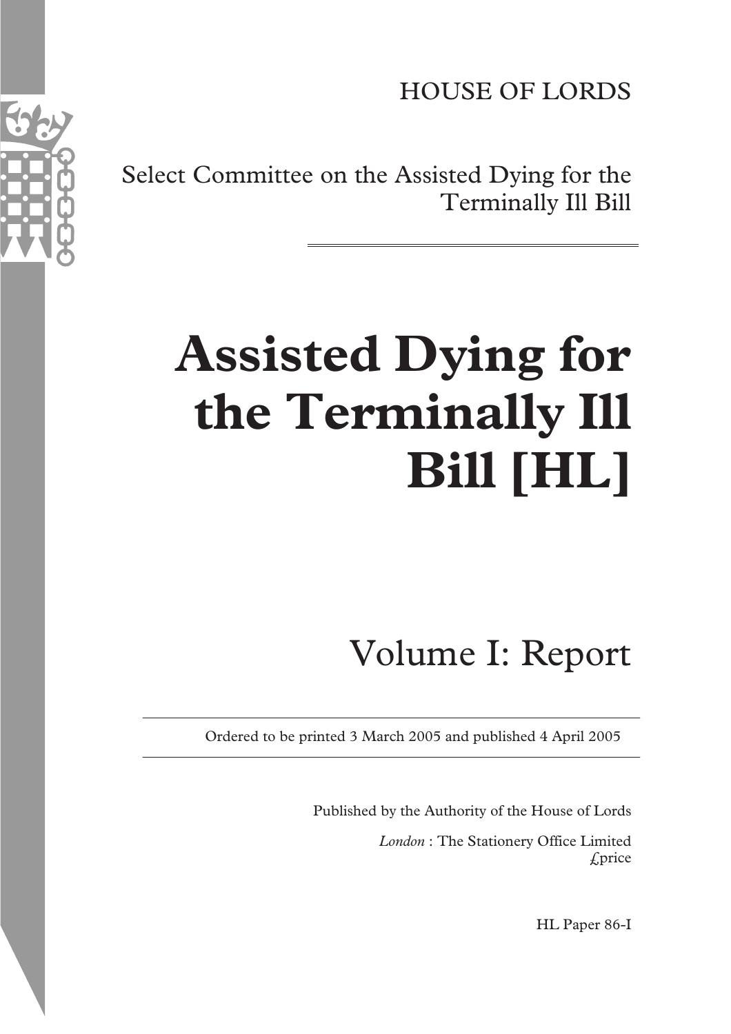HOUSE OF LORDS

Select Committee on the Assisted Dying for the Terminally Ill Bill

# Assisted Dying for the Terminally Ill Bill [HL]

## Volume I: Report

Ordered to be printed 3 March 2005 and published 4 April 2005

Published by the Authority of the House of Lords

*London* : The Stationery Office Limited
£price

HL Paper 86-I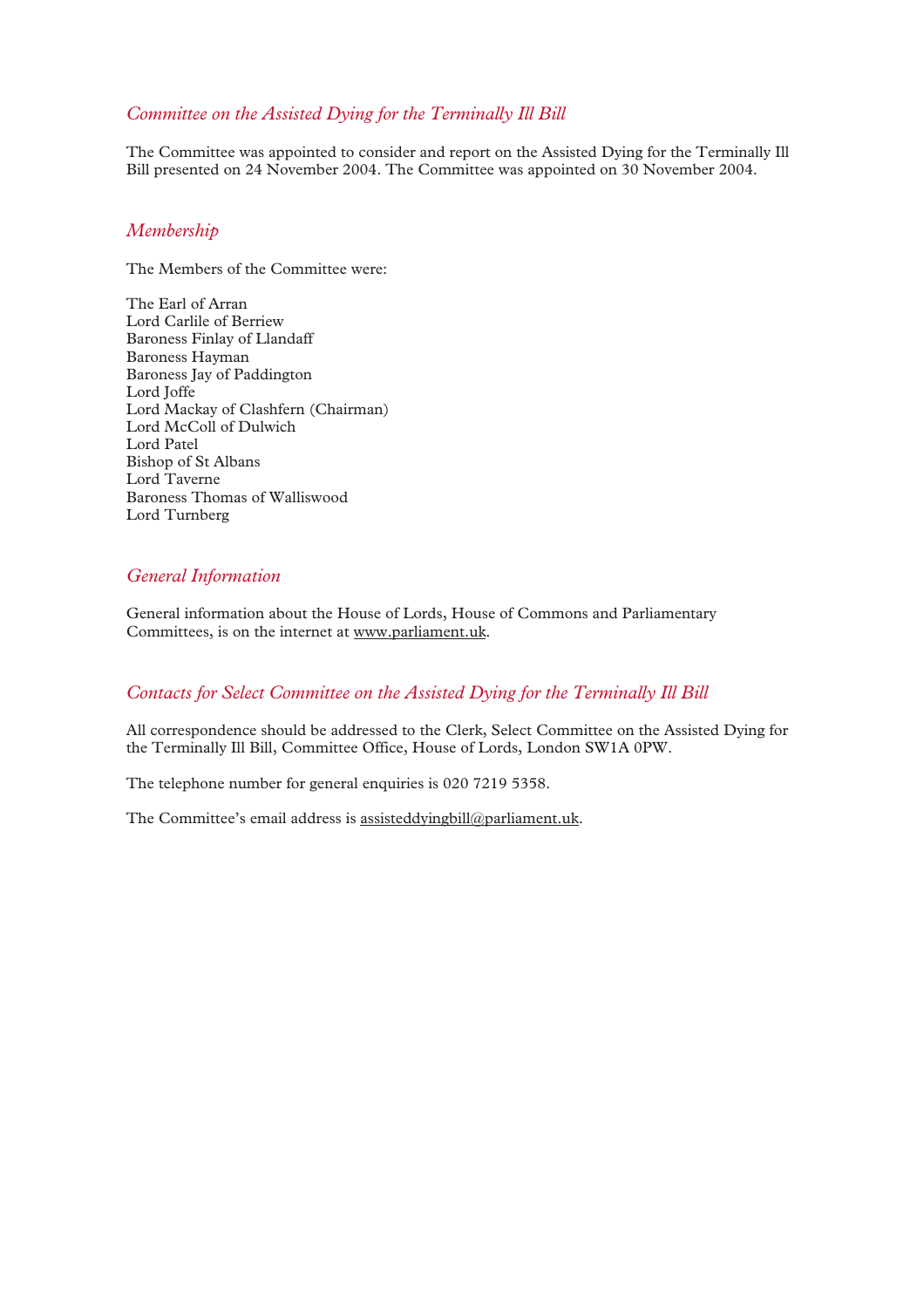## *Committee on the Assisted Dying for the Terminally Ill Bill*

The Committee was appointed to consider and report on the Assisted Dying for the Terminally Ill Bill presented on 24 November 2004. The Committee was appointed on 30 November 2004.

## *Membership*

The Members of the Committee were:

The Earl of Arran
Lord Carlile of Berriew
Baroness Finlay of Llandaff
Baroness Hayman
Baroness Jay of Paddington
Lord Joffe
Lord Mackay of Clashfern (Chairman)
Lord McColl of Dulwich
Lord Patel
Bishop of St Albans
Lord Taverne
Baroness Thomas of Walliswood
Lord Turnberg

## *General Information*

General information about the House of Lords, House of Commons and Parliamentary Committees, is on the internet at www.parliament.uk.

## *Contacts for Select Committee on the Assisted Dying for the Terminally Ill Bill*

All correspondence should be addressed to the Clerk, Select Committee on the Assisted Dying for the Terminally Ill Bill, Committee Office, House of Lords, London SW1A 0PW.

The telephone number for general enquiries is 020 7219 5358.

The Committee's email address is assisteddyingbill@parliament.uk.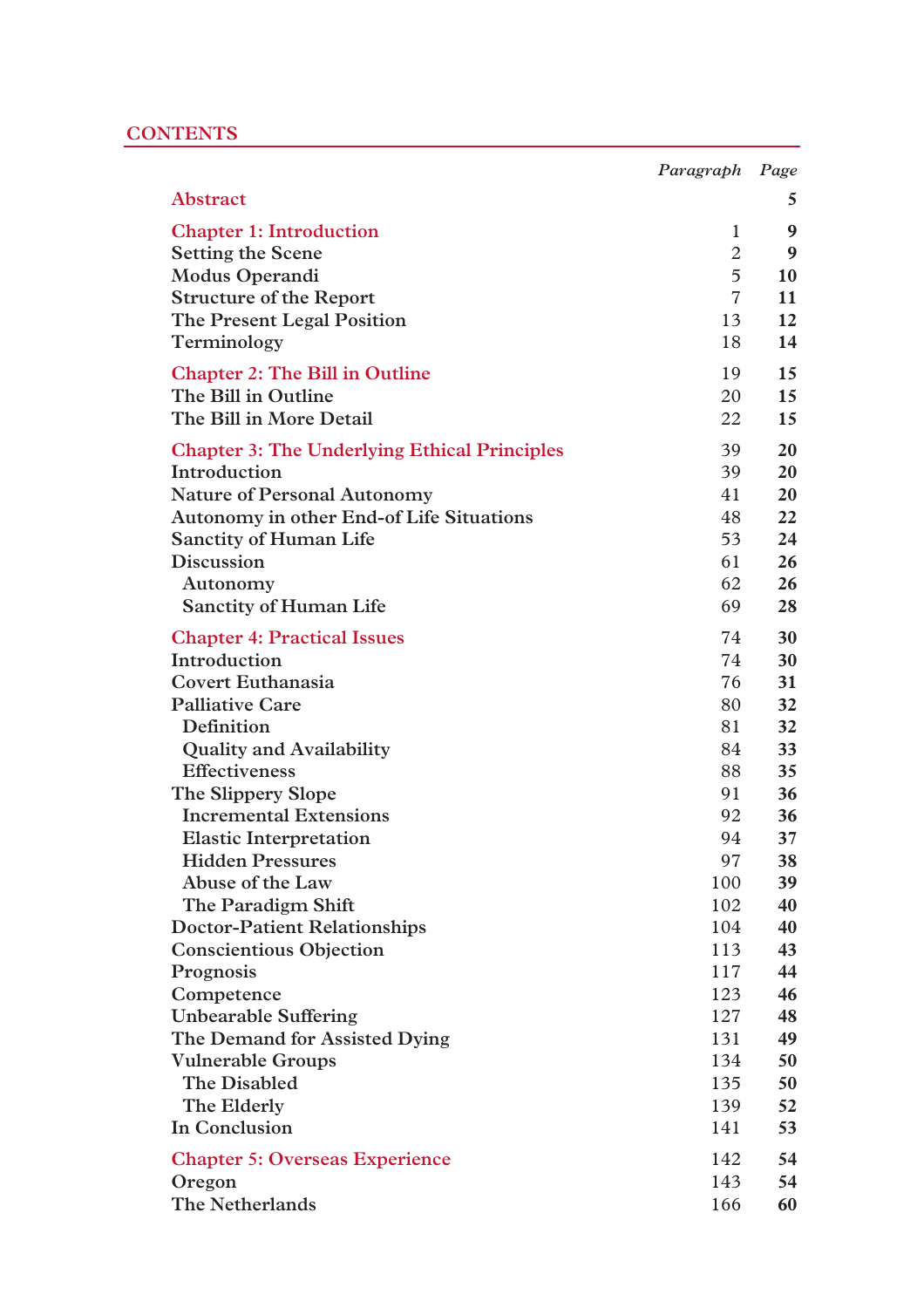# CONTENTS

| | Paragraph | Page |
|---|---|---|
| **Abstract** | | **5** |
| **Chapter 1: Introduction** | 1 | **9** |
| Setting the Scene | 2 | **9** |
| Modus Operandi | 5 | **10** |
| Structure of the Report | 7 | **11** |
| The Present Legal Position | 13 | **12** |
| Terminology | 18 | **14** |
| **Chapter 2: The Bill in Outline** | 19 | **15** |
| The Bill in Outline | 20 | **15** |
| The Bill in More Detail | 22 | **15** |
| **Chapter 3: The Underlying Ethical Principles** | 39 | **20** |
| Introduction | 39 | **20** |
| Nature of Personal Autonomy | 41 | **20** |
| Autonomy in other End-of Life Situations | 48 | **22** |
| Sanctity of Human Life | 53 | **24** |
| Discussion | 61 | **26** |
| Autonomy | 62 | **26** |
| Sanctity of Human Life | 69 | **28** |
| **Chapter 4: Practical Issues** | 74 | **30** |
| Introduction | 74 | **30** |
| Covert Euthanasia | 76 | **31** |
| Palliative Care | 80 | **32** |
| Definition | 81 | **32** |
| Quality and Availability | 84 | **33** |
| Effectiveness | 88 | **35** |
| The Slippery Slope | 91 | **36** |
| Incremental Extensions | 92 | **36** |
| Elastic Interpretation | 94 | **37** |
| Hidden Pressures | 97 | **38** |
| Abuse of the Law | 100 | **39** |
| The Paradigm Shift | 102 | **40** |
| Doctor-Patient Relationships | 104 | **40** |
| Conscientious Objection | 113 | **43** |
| Prognosis | 117 | **44** |
| Competence | 123 | **46** |
| Unbearable Suffering | 127 | **48** |
| The Demand for Assisted Dying | 131 | **49** |
| Vulnerable Groups | 134 | **50** |
| The Disabled | 135 | **50** |
| The Elderly | 139 | **52** |
| In Conclusion | 141 | **53** |
| **Chapter 5: Overseas Experience** | 142 | **54** |
| Oregon | 143 | **54** |
| The Netherlands | 166 | **60** |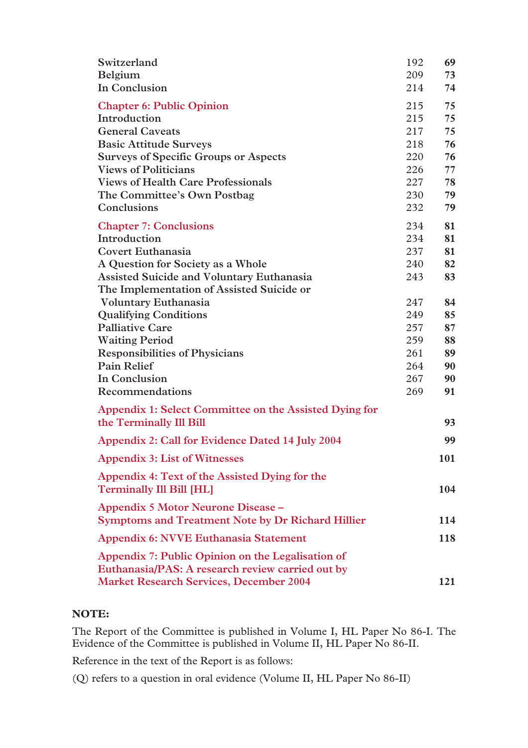| | | |
|---|---|---|
| Switzerland | 192 | **69** |
| Belgium | 209 | **73** |
| In Conclusion | 214 | **74** |
| **Chapter 6: Public Opinion** | 215 | **75** |
| Introduction | 215 | **75** |
| General Caveats | 217 | **75** |
| Basic Attitude Surveys | 218 | **76** |
| Surveys of Specific Groups or Aspects | 220 | **76** |
| Views of Politicians | 226 | **77** |
| Views of Health Care Professionals | 227 | **78** |
| The Committee's Own Postbag | 230 | **79** |
| Conclusions | 232 | **79** |
| **Chapter 7: Conclusions** | 234 | **81** |
| Introduction | 234 | **81** |
| Covert Euthanasia | 237 | **81** |
| A Question for Society as a Whole | 240 | **82** |
| Assisted Suicide and Voluntary Euthanasia | 243 | **83** |
| The Implementation of Assisted Suicide or Voluntary Euthanasia | 247 | **84** |
| Qualifying Conditions | 249 | **85** |
| Palliative Care | 257 | **87** |
| Waiting Period | 259 | **88** |
| Responsibilities of Physicians | 261 | **89** |
| Pain Relief | 264 | **90** |
| In Conclusion | 267 | **90** |
| Recommendations | 269 | **91** |
| **Appendix 1: Select Committee on the Assisted Dying for the Terminally Ill Bill** | | **93** |
| **Appendix 2: Call for Evidence Dated 14 July 2004** | | **99** |
| **Appendix 3: List of Witnesses** | | **101** |
| **Appendix 4: Text of the Assisted Dying for the Terminally Ill Bill [HL]** | | **104** |
| **Appendix 5 Motor Neurone Disease – Symptoms and Treatment Note by Dr Richard Hillier** | | **114** |
| **Appendix 6: NVVE Euthanasia Statement** | | **118** |
| **Appendix 7: Public Opinion on the Legalisation of Euthanasia/PAS: A research review carried out by Market Research Services, December 2004** | | **121** |

**NOTE:**

The Report of the Committee is published in Volume I, HL Paper No 86-I. The Evidence of the Committee is published in Volume II, HL Paper No 86-II.

Reference in the text of the Report is as follows:

(Q) refers to a question in oral evidence (Volume II, HL Paper No 86-II)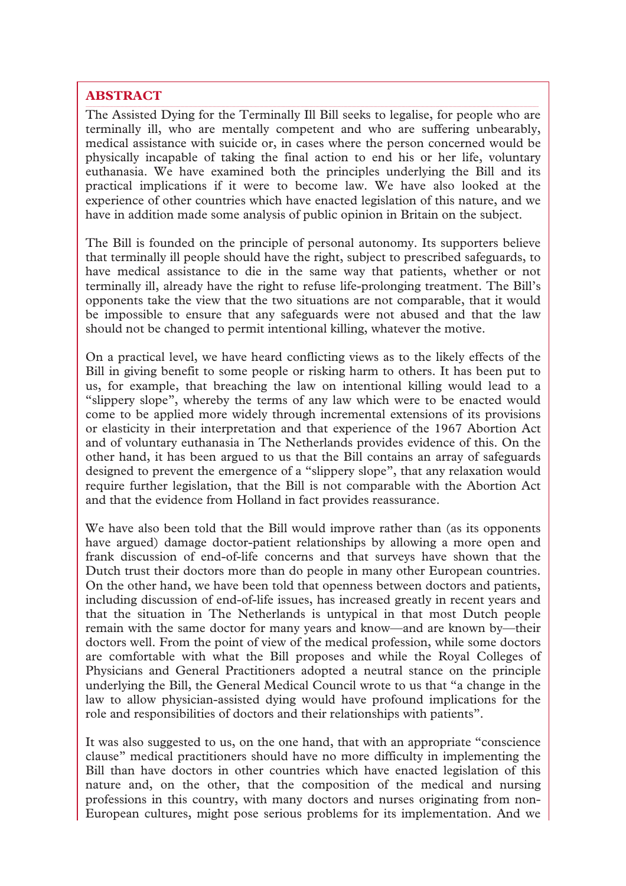## ABSTRACT

The Assisted Dying for the Terminally Ill Bill seeks to legalise, for people who are terminally ill, who are mentally competent and who are suffering unbearably, medical assistance with suicide or, in cases where the person concerned would be physically incapable of taking the final action to end his or her life, voluntary euthanasia. We have examined both the principles underlying the Bill and its practical implications if it were to become law. We have also looked at the experience of other countries which have enacted legislation of this nature, and we have in addition made some analysis of public opinion in Britain on the subject.

The Bill is founded on the principle of personal autonomy. Its supporters believe that terminally ill people should have the right, subject to prescribed safeguards, to have medical assistance to die in the same way that patients, whether or not terminally ill, already have the right to refuse life-prolonging treatment. The Bill's opponents take the view that the two situations are not comparable, that it would be impossible to ensure that any safeguards were not abused and that the law should not be changed to permit intentional killing, whatever the motive.

On a practical level, we have heard conflicting views as to the likely effects of the Bill in giving benefit to some people or risking harm to others. It has been put to us, for example, that breaching the law on intentional killing would lead to a "slippery slope", whereby the terms of any law which were to be enacted would come to be applied more widely through incremental extensions of its provisions or elasticity in their interpretation and that experience of the 1967 Abortion Act and of voluntary euthanasia in The Netherlands provides evidence of this. On the other hand, it has been argued to us that the Bill contains an array of safeguards designed to prevent the emergence of a "slippery slope", that any relaxation would require further legislation, that the Bill is not comparable with the Abortion Act and that the evidence from Holland in fact provides reassurance.

We have also been told that the Bill would improve rather than (as its opponents have argued) damage doctor-patient relationships by allowing a more open and frank discussion of end-of-life concerns and that surveys have shown that the Dutch trust their doctors more than do people in many other European countries. On the other hand, we have been told that openness between doctors and patients, including discussion of end-of-life issues, has increased greatly in recent years and that the situation in The Netherlands is untypical in that most Dutch people remain with the same doctor for many years and know—and are known by—their doctors well. From the point of view of the medical profession, while some doctors are comfortable with what the Bill proposes and while the Royal Colleges of Physicians and General Practitioners adopted a neutral stance on the principle underlying the Bill, the General Medical Council wrote to us that "a change in the law to allow physician-assisted dying would have profound implications for the role and responsibilities of doctors and their relationships with patients".

It was also suggested to us, on the one hand, that with an appropriate "conscience clause" medical practitioners should have no more difficulty in implementing the Bill than have doctors in other countries which have enacted legislation of this nature and, on the other, that the composition of the medical and nursing professions in this country, with many doctors and nurses originating from non-European cultures, might pose serious problems for its implementation. And we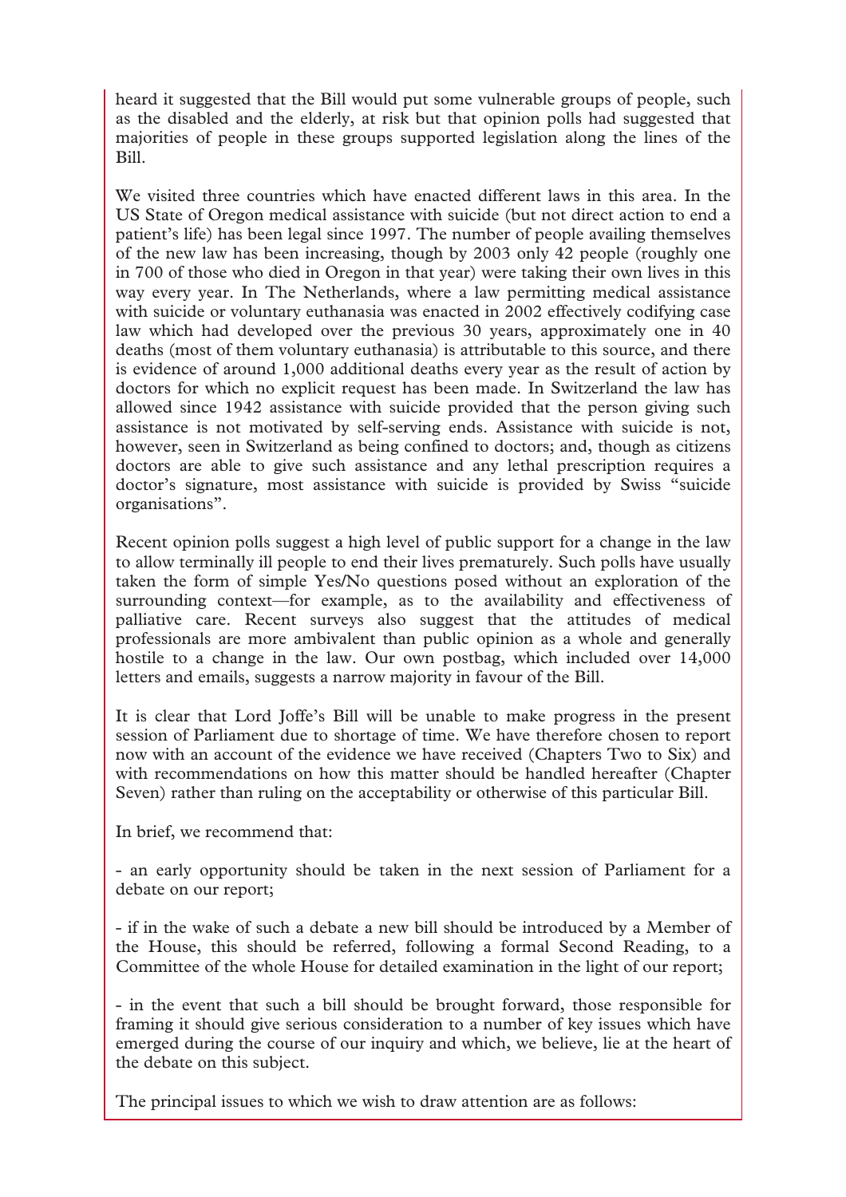heard it suggested that the Bill would put some vulnerable groups of people, such as the disabled and the elderly, at risk but that opinion polls had suggested that majorities of people in these groups supported legislation along the lines of the Bill.

We visited three countries which have enacted different laws in this area. In the US State of Oregon medical assistance with suicide (but not direct action to end a patient's life) has been legal since 1997. The number of people availing themselves of the new law has been increasing, though by 2003 only 42 people (roughly one in 700 of those who died in Oregon in that year) were taking their own lives in this way every year. In The Netherlands, where a law permitting medical assistance with suicide or voluntary euthanasia was enacted in 2002 effectively codifying case law which had developed over the previous 30 years, approximately one in 40 deaths (most of them voluntary euthanasia) is attributable to this source, and there is evidence of around 1,000 additional deaths every year as the result of action by doctors for which no explicit request has been made. In Switzerland the law has allowed since 1942 assistance with suicide provided that the person giving such assistance is not motivated by self-serving ends. Assistance with suicide is not, however, seen in Switzerland as being confined to doctors; and, though as citizens doctors are able to give such assistance and any lethal prescription requires a doctor's signature, most assistance with suicide is provided by Swiss "suicide organisations".

Recent opinion polls suggest a high level of public support for a change in the law to allow terminally ill people to end their lives prematurely. Such polls have usually taken the form of simple Yes/No questions posed without an exploration of the surrounding context—for example, as to the availability and effectiveness of palliative care. Recent surveys also suggest that the attitudes of medical professionals are more ambivalent than public opinion as a whole and generally hostile to a change in the law. Our own postbag, which included over 14,000 letters and emails, suggests a narrow majority in favour of the Bill.

It is clear that Lord Joffe's Bill will be unable to make progress in the present session of Parliament due to shortage of time. We have therefore chosen to report now with an account of the evidence we have received (Chapters Two to Six) and with recommendations on how this matter should be handled hereafter (Chapter Seven) rather than ruling on the acceptability or otherwise of this particular Bill.

In brief, we recommend that:

- an early opportunity should be taken in the next session of Parliament for a debate on our report;

- if in the wake of such a debate a new bill should be introduced by a Member of the House, this should be referred, following a formal Second Reading, to a Committee of the whole House for detailed examination in the light of our report;

- in the event that such a bill should be brought forward, those responsible for framing it should give serious consideration to a number of key issues which have emerged during the course of our inquiry and which, we believe, lie at the heart of the debate on this subject.

The principal issues to which we wish to draw attention are as follows: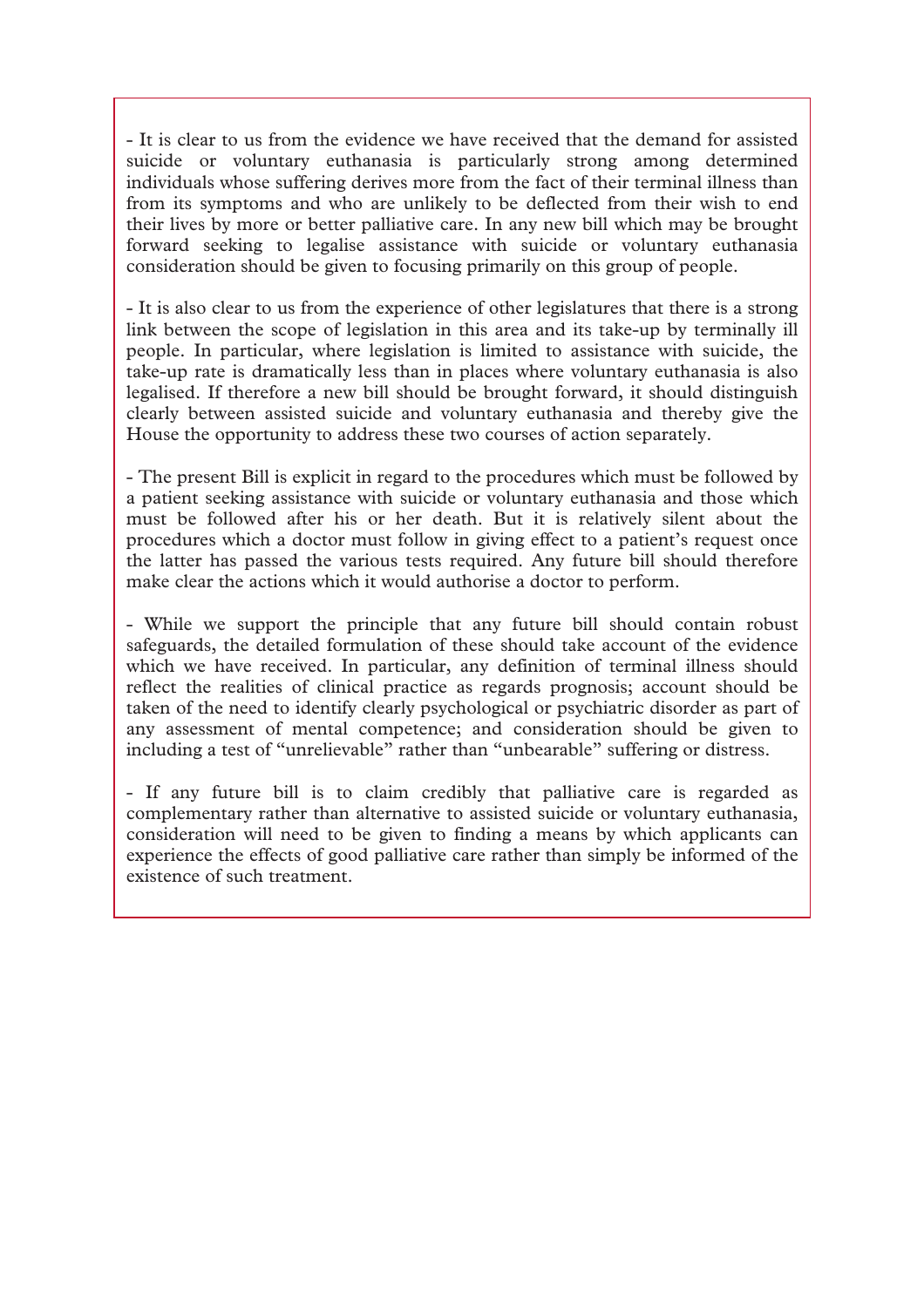- It is clear to us from the evidence we have received that the demand for assisted suicide or voluntary euthanasia is particularly strong among determined individuals whose suffering derives more from the fact of their terminal illness than from its symptoms and who are unlikely to be deflected from their wish to end their lives by more or better palliative care. In any new bill which may be brought forward seeking to legalise assistance with suicide or voluntary euthanasia consideration should be given to focusing primarily on this group of people.

- It is also clear to us from the experience of other legislatures that there is a strong link between the scope of legislation in this area and its take-up by terminally ill people. In particular, where legislation is limited to assistance with suicide, the take-up rate is dramatically less than in places where voluntary euthanasia is also legalised. If therefore a new bill should be brought forward, it should distinguish clearly between assisted suicide and voluntary euthanasia and thereby give the House the opportunity to address these two courses of action separately.

- The present Bill is explicit in regard to the procedures which must be followed by a patient seeking assistance with suicide or voluntary euthanasia and those which must be followed after his or her death. But it is relatively silent about the procedures which a doctor must follow in giving effect to a patient's request once the latter has passed the various tests required. Any future bill should therefore make clear the actions which it would authorise a doctor to perform.

- While we support the principle that any future bill should contain robust safeguards, the detailed formulation of these should take account of the evidence which we have received. In particular, any definition of terminal illness should reflect the realities of clinical practice as regards prognosis; account should be taken of the need to identify clearly psychological or psychiatric disorder as part of any assessment of mental competence; and consideration should be given to including a test of "unrelievable" rather than "unbearable" suffering or distress.

- If any future bill is to claim credibly that palliative care is regarded as complementary rather than alternative to assisted suicide or voluntary euthanasia, consideration will need to be given to finding a means by which applicants can experience the effects of good palliative care rather than simply be informed of the existence of such treatment.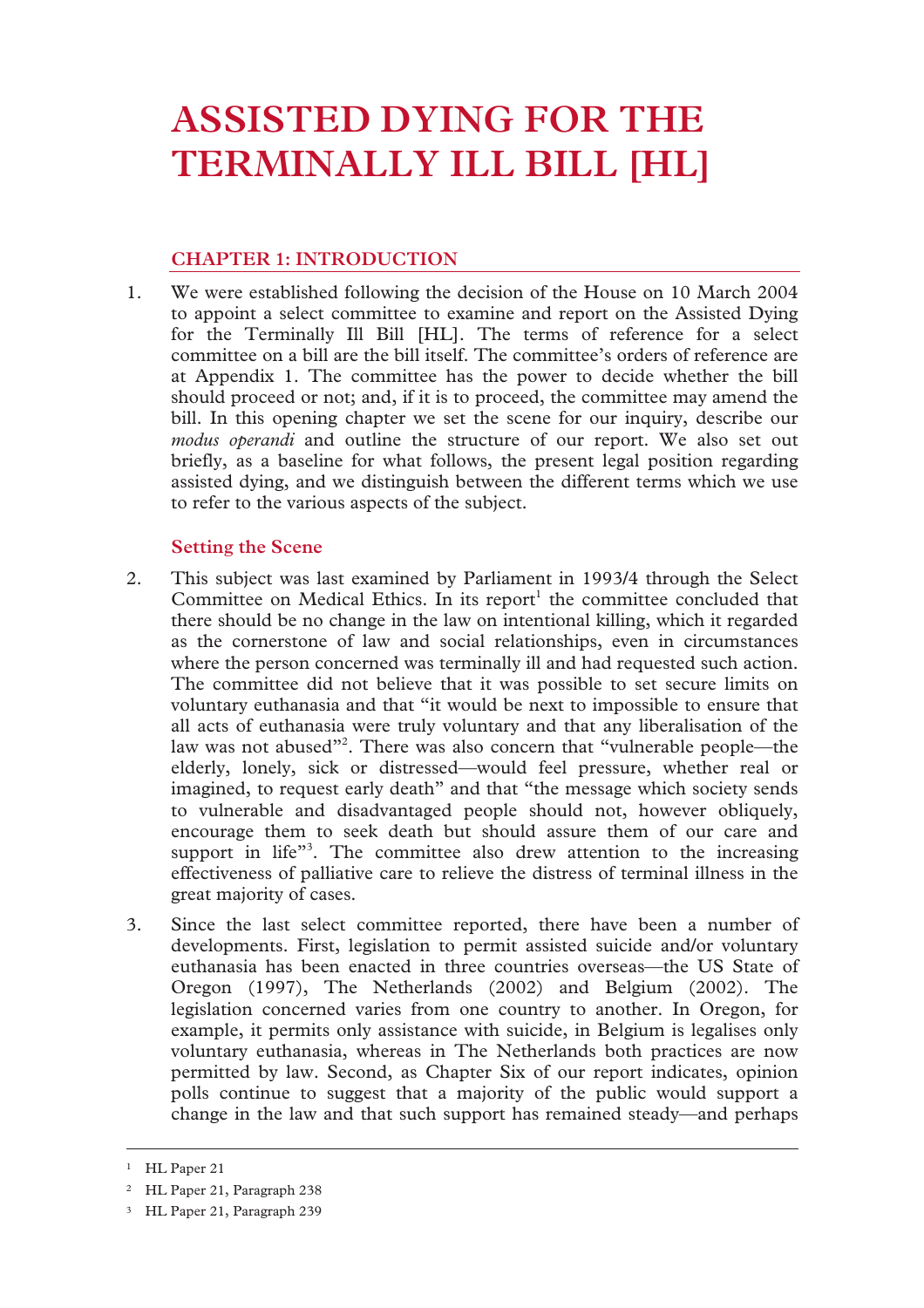# ASSISTED DYING FOR THE TERMINALLY ILL BILL [HL]

## CHAPTER 1: INTRODUCTION

1. We were established following the decision of the House on 10 March 2004 to appoint a select committee to examine and report on the Assisted Dying for the Terminally Ill Bill [HL]. The terms of reference for a select committee on a bill are the bill itself. The committee's orders of reference are at Appendix 1. The committee has the power to decide whether the bill should proceed or not; and, if it is to proceed, the committee may amend the bill. In this opening chapter we set the scene for our inquiry, describe our *modus operandi* and outline the structure of our report. We also set out briefly, as a baseline for what follows, the present legal position regarding assisted dying, and we distinguish between the different terms which we use to refer to the various aspects of the subject.

### Setting the Scene

2. This subject was last examined by Parliament in 1993/4 through the Select Committee on Medical Ethics. In its report[1] the committee concluded that there should be no change in the law on intentional killing, which it regarded as the cornerstone of law and social relationships, even in circumstances where the person concerned was terminally ill and had requested such action. The committee did not believe that it was possible to set secure limits on voluntary euthanasia and that "it would be next to impossible to ensure that all acts of euthanasia were truly voluntary and that any liberalisation of the law was not abused"[2]. There was also concern that "vulnerable people—the elderly, lonely, sick or distressed—would feel pressure, whether real or imagined, to request early death" and that "the message which society sends to vulnerable and disadvantaged people should not, however obliquely, encourage them to seek death but should assure them of our care and support in life"[3]. The committee also drew attention to the increasing effectiveness of palliative care to relieve the distress of terminal illness in the great majority of cases.

3. Since the last select committee reported, there have been a number of developments. First, legislation to permit assisted suicide and/or voluntary euthanasia has been enacted in three countries overseas—the US State of Oregon (1997), The Netherlands (2002) and Belgium (2002). The legislation concerned varies from one country to another. In Oregon, for example, it permits only assistance with suicide, in Belgium is legalises only voluntary euthanasia, whereas in The Netherlands both practices are now permitted by law. Second, as Chapter Six of our report indicates, opinion polls continue to suggest that a majority of the public would support a change in the law and that such support has remained steady—and perhaps

---

[1] HL Paper 21

[2] HL Paper 21, Paragraph 238

[3] HL Paper 21, Paragraph 239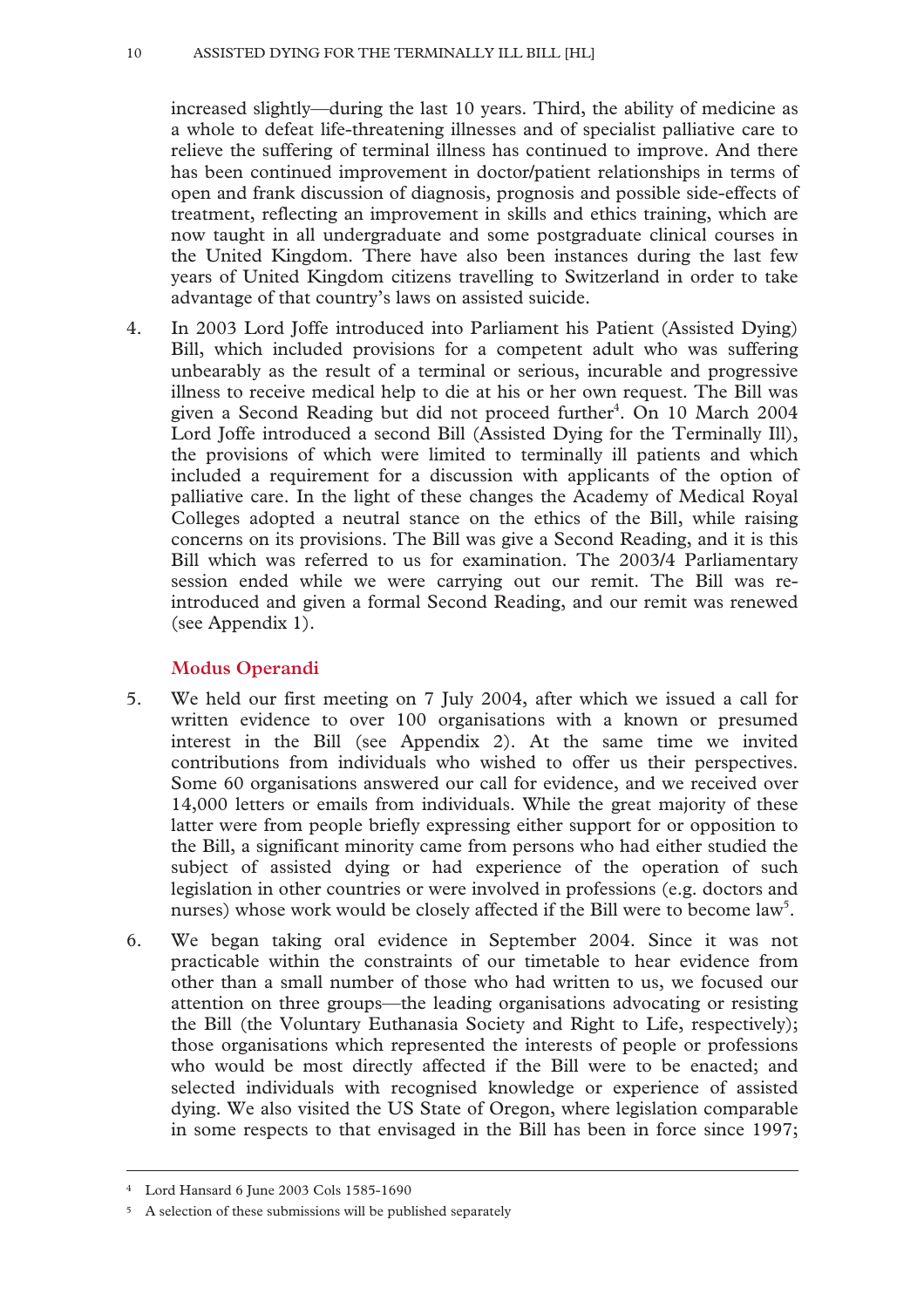increased slightly—during the last 10 years. Third, the ability of medicine as a whole to defeat life-threatening illnesses and of specialist palliative care to relieve the suffering of terminal illness has continued to improve. And there has been continued improvement in doctor/patient relationships in terms of open and frank discussion of diagnosis, prognosis and possible side-effects of treatment, reflecting an improvement in skills and ethics training, which are now taught in all undergraduate and some postgraduate clinical courses in the United Kingdom. There have also been instances during the last few years of United Kingdom citizens travelling to Switzerland in order to take advantage of that country's laws on assisted suicide.

4. In 2003 Lord Joffe introduced into Parliament his Patient (Assisted Dying) Bill, which included provisions for a competent adult who was suffering unbearably as the result of a terminal or serious, incurable and progressive illness to receive medical help to die at his or her own request. The Bill was given a Second Reading but did not proceed further[4]. On 10 March 2004 Lord Joffe introduced a second Bill (Assisted Dying for the Terminally Ill), the provisions of which were limited to terminally ill patients and which included a requirement for a discussion with applicants of the option of palliative care. In the light of these changes the Academy of Medical Royal Colleges adopted a neutral stance on the ethics of the Bill, while raising concerns on its provisions. The Bill was give a Second Reading, and it is this Bill which was referred to us for examination. The 2003/4 Parliamentary session ended while we were carrying out our remit. The Bill was re-introduced and given a formal Second Reading, and our remit was renewed (see Appendix 1).

## Modus Operandi

5. We held our first meeting on 7 July 2004, after which we issued a call for written evidence to over 100 organisations with a known or presumed interest in the Bill (see Appendix 2). At the same time we invited contributions from individuals who wished to offer us their perspectives. Some 60 organisations answered our call for evidence, and we received over 14,000 letters or emails from individuals. While the great majority of these latter were from people briefly expressing either support for or opposition to the Bill, a significant minority came from persons who had either studied the subject of assisted dying or had experience of the operation of such legislation in other countries or were involved in professions (e.g. doctors and nurses) whose work would be closely affected if the Bill were to become law[5].

6. We began taking oral evidence in September 2004. Since it was not practicable within the constraints of our timetable to hear evidence from other than a small number of those who had written to us, we focused our attention on three groups—the leading organisations advocating or resisting the Bill (the Voluntary Euthanasia Society and Right to Life, respectively); those organisations which represented the interests of people or professions who would be most directly affected if the Bill were to be enacted; and selected individuals with recognised knowledge or experience of assisted dying. We also visited the US State of Oregon, where legislation comparable in some respects to that envisaged in the Bill has been in force since 1997;

---

[4] Lord Hansard 6 June 2003 Cols 1585-1690

[5] A selection of these submissions will be published separately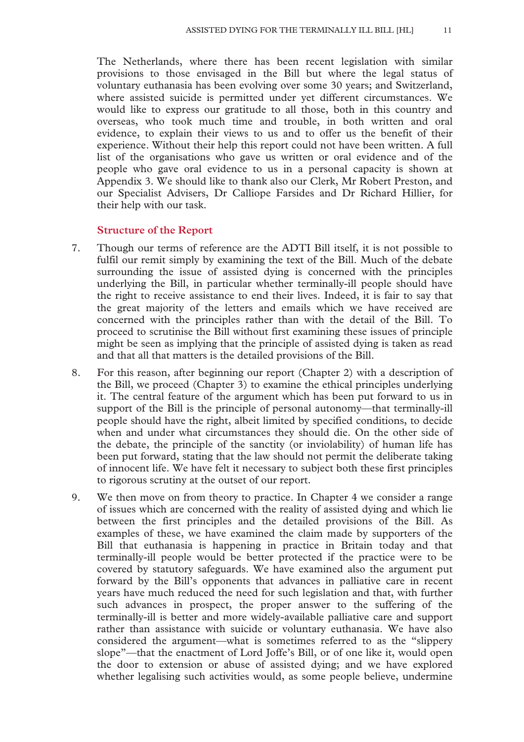The Netherlands, where there has been recent legislation with similar provisions to those envisaged in the Bill but where the legal status of voluntary euthanasia has been evolving over some 30 years; and Switzerland, where assisted suicide is permitted under yet different circumstances. We would like to express our gratitude to all those, both in this country and overseas, who took much time and trouble, in both written and oral evidence, to explain their views to us and to offer us the benefit of their experience. Without their help this report could not have been written. A full list of the organisations who gave us written or oral evidence and of the people who gave oral evidence to us in a personal capacity is shown at Appendix 3. We should like to thank also our Clerk, Mr Robert Preston, and our Specialist Advisers, Dr Calliope Farsides and Dr Richard Hillier, for their help with our task.

### Structure of the Report

7. Though our terms of reference are the ADTI Bill itself, it is not possible to fulfil our remit simply by examining the text of the Bill. Much of the debate surrounding the issue of assisted dying is concerned with the principles underlying the Bill, in particular whether terminally-ill people should have the right to receive assistance to end their lives. Indeed, it is fair to say that the great majority of the letters and emails which we have received are concerned with the principles rather than with the detail of the Bill. To proceed to scrutinise the Bill without first examining these issues of principle might be seen as implying that the principle of assisted dying is taken as read and that all that matters is the detailed provisions of the Bill.

8. For this reason, after beginning our report (Chapter 2) with a description of the Bill, we proceed (Chapter 3) to examine the ethical principles underlying it. The central feature of the argument which has been put forward to us in support of the Bill is the principle of personal autonomy—that terminally-ill people should have the right, albeit limited by specified conditions, to decide when and under what circumstances they should die. On the other side of the debate, the principle of the sanctity (or inviolability) of human life has been put forward, stating that the law should not permit the deliberate taking of innocent life. We have felt it necessary to subject both these first principles to rigorous scrutiny at the outset of our report.

9. We then move on from theory to practice. In Chapter 4 we consider a range of issues which are concerned with the reality of assisted dying and which lie between the first principles and the detailed provisions of the Bill. As examples of these, we have examined the claim made by supporters of the Bill that euthanasia is happening in practice in Britain today and that terminally-ill people would be better protected if the practice were to be covered by statutory safeguards. We have examined also the argument put forward by the Bill's opponents that advances in palliative care in recent years have much reduced the need for such legislation and that, with further such advances in prospect, the proper answer to the suffering of the terminally-ill is better and more widely-available palliative care and support rather than assistance with suicide or voluntary euthanasia. We have also considered the argument—what is sometimes referred to as the "slippery slope"—that the enactment of Lord Joffe's Bill, or of one like it, would open the door to extension or abuse of assisted dying; and we have explored whether legalising such activities would, as some people believe, undermine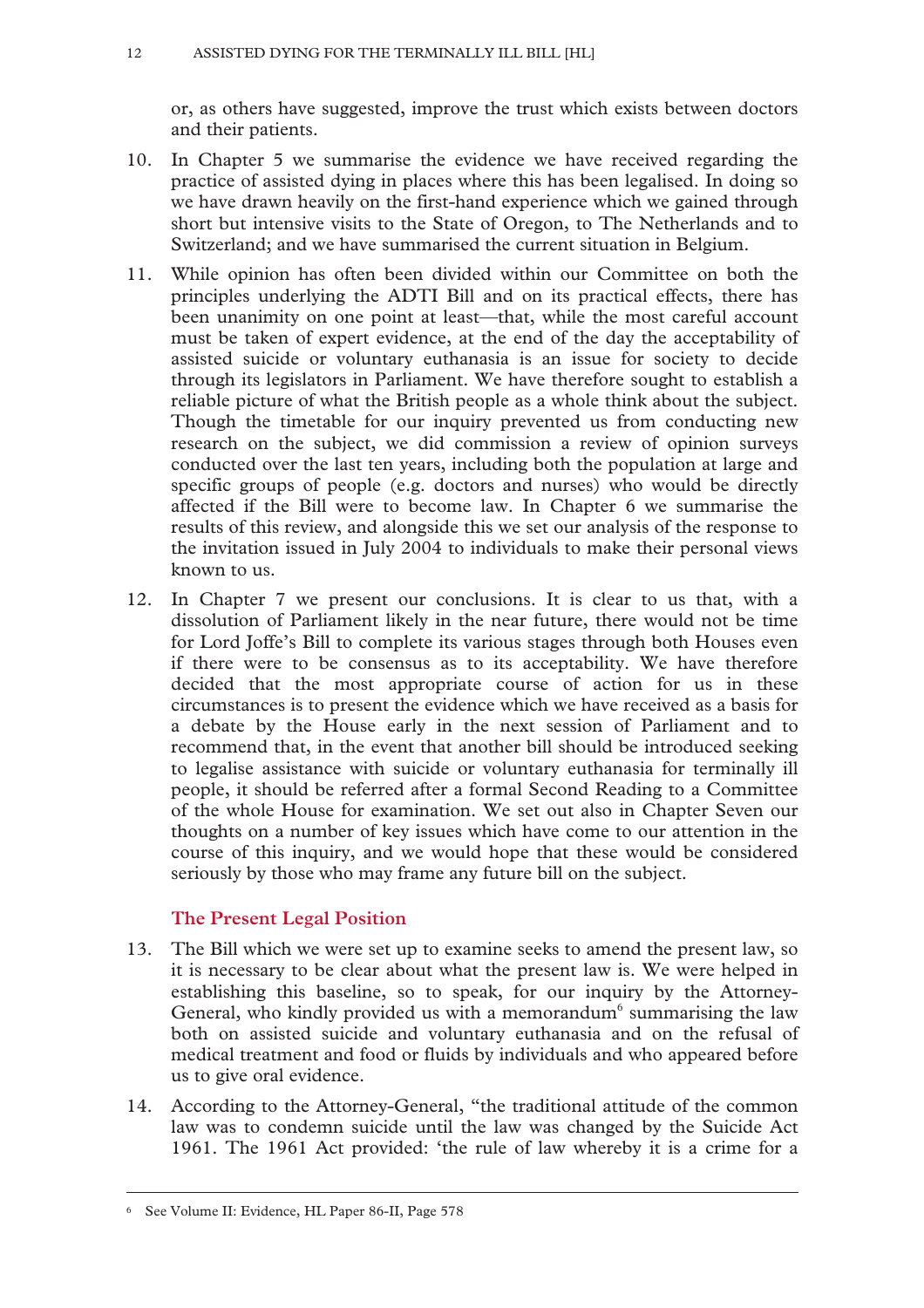or, as others have suggested, improve the trust which exists between doctors and their patients.

10. In Chapter 5 we summarise the evidence we have received regarding the practice of assisted dying in places where this has been legalised. In doing so we have drawn heavily on the first-hand experience which we gained through short but intensive visits to the State of Oregon, to The Netherlands and to Switzerland; and we have summarised the current situation in Belgium.

11. While opinion has often been divided within our Committee on both the principles underlying the ADTI Bill and on its practical effects, there has been unanimity on one point at least—that, while the most careful account must be taken of expert evidence, at the end of the day the acceptability of assisted suicide or voluntary euthanasia is an issue for society to decide through its legislators in Parliament. We have therefore sought to establish a reliable picture of what the British people as a whole think about the subject. Though the timetable for our inquiry prevented us from conducting new research on the subject, we did commission a review of opinion surveys conducted over the last ten years, including both the population at large and specific groups of people (e.g. doctors and nurses) who would be directly affected if the Bill were to become law. In Chapter 6 we summarise the results of this review, and alongside this we set our analysis of the response to the invitation issued in July 2004 to individuals to make their personal views known to us.

12. In Chapter 7 we present our conclusions. It is clear to us that, with a dissolution of Parliament likely in the near future, there would not be time for Lord Joffe's Bill to complete its various stages through both Houses even if there were to be consensus as to its acceptability. We have therefore decided that the most appropriate course of action for us in these circumstances is to present the evidence which we have received as a basis for a debate by the House early in the next session of Parliament and to recommend that, in the event that another bill should be introduced seeking to legalise assistance with suicide or voluntary euthanasia for terminally ill people, it should be referred after a formal Second Reading to a Committee of the whole House for examination. We set out also in Chapter Seven our thoughts on a number of key issues which have come to our attention in the course of this inquiry, and we would hope that these would be considered seriously by those who may frame any future bill on the subject.

## The Present Legal Position

13. The Bill which we were set up to examine seeks to amend the present law, so it is necessary to be clear about what the present law is. We were helped in establishing this baseline, so to speak, for our inquiry by the Attorney-General, who kindly provided us with a memorandum[6] summarising the law both on assisted suicide and voluntary euthanasia and on the refusal of medical treatment and food or fluids by individuals and who appeared before us to give oral evidence.

14. According to the Attorney-General, "the traditional attitude of the common law was to condemn suicide until the law was changed by the Suicide Act 1961. The 1961 Act provided: 'the rule of law whereby it is a crime for a

[6] See Volume II: Evidence, HL Paper 86-II, Page 578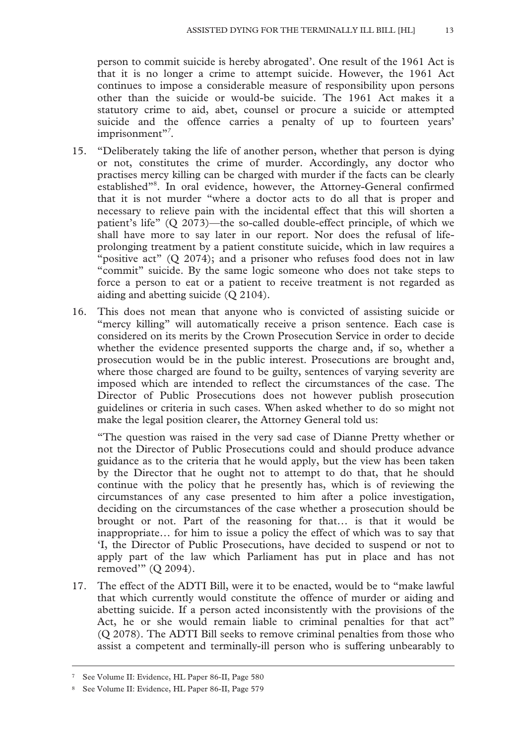person to commit suicide is hereby abrogated'. One result of the 1961 Act is that it is no longer a crime to attempt suicide. However, the 1961 Act continues to impose a considerable measure of responsibility upon persons other than the suicide or would-be suicide. The 1961 Act makes it a statutory crime to aid, abet, counsel or procure a suicide or attempted suicide and the offence carries a penalty of up to fourteen years' imprisonment"[7].

15. "Deliberately taking the life of another person, whether that person is dying or not, constitutes the crime of murder. Accordingly, any doctor who practises mercy killing can be charged with murder if the facts can be clearly established"[8]. In oral evidence, however, the Attorney-General confirmed that it is not murder "where a doctor acts to do all that is proper and necessary to relieve pain with the incidental effect that this will shorten a patient's life" (Q 2073)—the so-called double-effect principle, of which we shall have more to say later in our report. Nor does the refusal of life-prolonging treatment by a patient constitute suicide, which in law requires a "positive act" (Q 2074); and a prisoner who refuses food does not in law "commit" suicide. By the same logic someone who does not take steps to force a person to eat or a patient to receive treatment is not regarded as aiding and abetting suicide (Q 2104).

16. This does not mean that anyone who is convicted of assisting suicide or "mercy killing" will automatically receive a prison sentence. Each case is considered on its merits by the Crown Prosecution Service in order to decide whether the evidence presented supports the charge and, if so, whether a prosecution would be in the public interest. Prosecutions are brought and, where those charged are found to be guilty, sentences of varying severity are imposed which are intended to reflect the circumstances of the case. The Director of Public Prosecutions does not however publish prosecution guidelines or criteria in such cases. When asked whether to do so might not make the legal position clearer, the Attorney General told us:

    "The question was raised in the very sad case of Dianne Pretty whether or not the Director of Public Prosecutions could and should produce advance guidance as to the criteria that he would apply, but the view has been taken by the Director that he ought not to attempt to do that, that he should continue with the policy that he presently has, which is of reviewing the circumstances of any case presented to him after a police investigation, deciding on the circumstances of the case whether a prosecution should be brought or not. Part of the reasoning for that… is that it would be inappropriate… for him to issue a policy the effect of which was to say that 'I, the Director of Public Prosecutions, have decided to suspend or not to apply part of the law which Parliament has put in place and has not removed'" (Q 2094).

17. The effect of the ADTI Bill, were it to be enacted, would be to "make lawful that which currently would constitute the offence of murder or aiding and abetting suicide. If a person acted inconsistently with the provisions of the Act, he or she would remain liable to criminal penalties for that act" (Q 2078). The ADTI Bill seeks to remove criminal penalties from those who assist a competent and terminally-ill person who is suffering unbearably to

---

[7] See Volume II: Evidence, HL Paper 86-II, Page 580

[8] See Volume II: Evidence, HL Paper 86-II, Page 579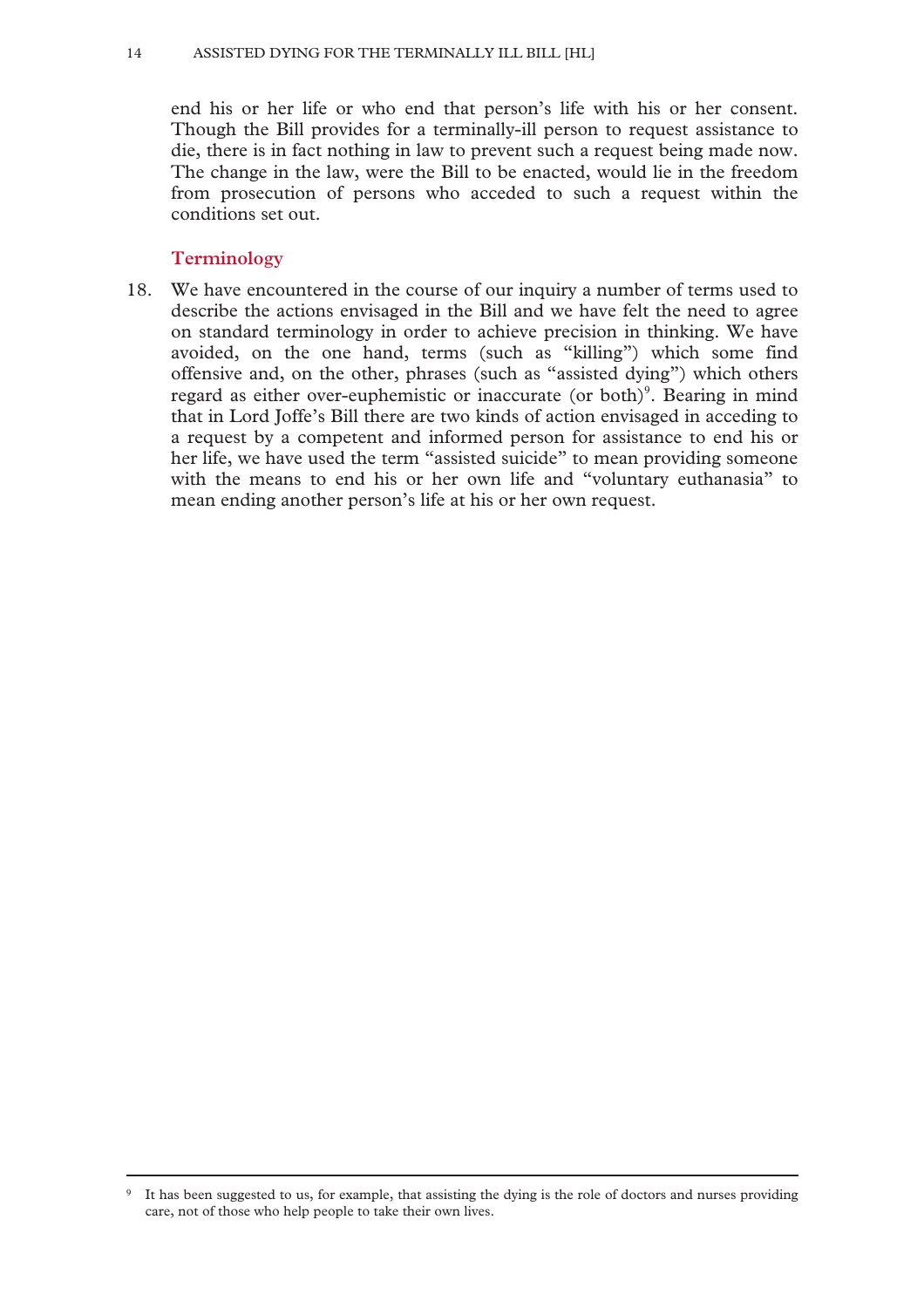end his or her life or who end that person's life with his or her consent. Though the Bill provides for a terminally-ill person to request assistance to die, there is in fact nothing in law to prevent such a request being made now. The change in the law, were the Bill to be enacted, would lie in the freedom from prosecution of persons who acceded to such a request within the conditions set out.

### Terminology

18. We have encountered in the course of our inquiry a number of terms used to describe the actions envisaged in the Bill and we have felt the need to agree on standard terminology in order to achieve precision in thinking. We have avoided, on the one hand, terms (such as "killing") which some find offensive and, on the other, phrases (such as "assisted dying") which others regard as either over-euphemistic or inaccurate (or both)[9]. Bearing in mind that in Lord Joffe's Bill there are two kinds of action envisaged in acceding to a request by a competent and informed person for assistance to end his or her life, we have used the term "assisted suicide" to mean providing someone with the means to end his or her own life and "voluntary euthanasia" to mean ending another person's life at his or her own request.

---

[9] It has been suggested to us, for example, that assisting the dying is the role of doctors and nurses providing care, not of those who help people to take their own lives.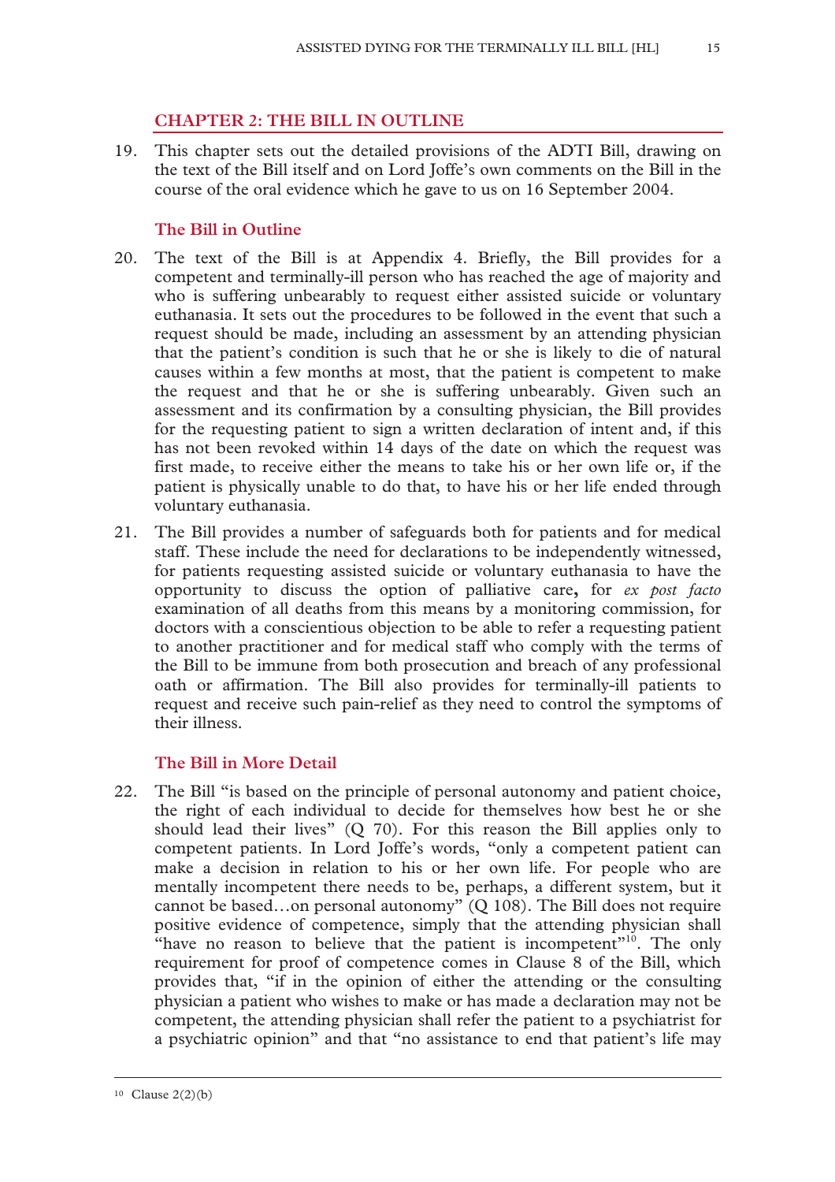## CHAPTER 2: THE BILL IN OUTLINE

19. This chapter sets out the detailed provisions of the ADTI Bill, drawing on the text of the Bill itself and on Lord Joffe's own comments on the Bill in the course of the oral evidence which he gave to us on 16 September 2004.

### The Bill in Outline

20. The text of the Bill is at Appendix 4. Briefly, the Bill provides for a competent and terminally-ill person who has reached the age of majority and who is suffering unbearably to request either assisted suicide or voluntary euthanasia. It sets out the procedures to be followed in the event that such a request should be made, including an assessment by an attending physician that the patient's condition is such that he or she is likely to die of natural causes within a few months at most, that the patient is competent to make the request and that he or she is suffering unbearably. Given such an assessment and its confirmation by a consulting physician, the Bill provides for the requesting patient to sign a written declaration of intent and, if this has not been revoked within 14 days of the date on which the request was first made, to receive either the means to take his or her own life or, if the patient is physically unable to do that, to have his or her life ended through voluntary euthanasia.

21. The Bill provides a number of safeguards both for patients and for medical staff. These include the need for declarations to be independently witnessed, for patients requesting assisted suicide or voluntary euthanasia to have the opportunity to discuss the option of palliative care**,** for *ex post facto* examination of all deaths from this means by a monitoring commission, for doctors with a conscientious objection to be able to refer a requesting patient to another practitioner and for medical staff who comply with the terms of the Bill to be immune from both prosecution and breach of any professional oath or affirmation. The Bill also provides for terminally-ill patients to request and receive such pain-relief as they need to control the symptoms of their illness.

### The Bill in More Detail

22. The Bill "is based on the principle of personal autonomy and patient choice, the right of each individual to decide for themselves how best he or she should lead their lives" (Q 70). For this reason the Bill applies only to competent patients. In Lord Joffe's words, "only a competent patient can make a decision in relation to his or her own life. For people who are mentally incompetent there needs to be, perhaps, a different system, but it cannot be based…on personal autonomy" (Q 108). The Bill does not require positive evidence of competence, simply that the attending physician shall "have no reason to believe that the patient is incompetent"[10]. The only requirement for proof of competence comes in Clause 8 of the Bill, which provides that, "if in the opinion of either the attending or the consulting physician a patient who wishes to make or has made a declaration may not be competent, the attending physician shall refer the patient to a psychiatrist for a psychiatric opinion" and that "no assistance to end that patient's life may

---

[10] Clause 2(2)(b)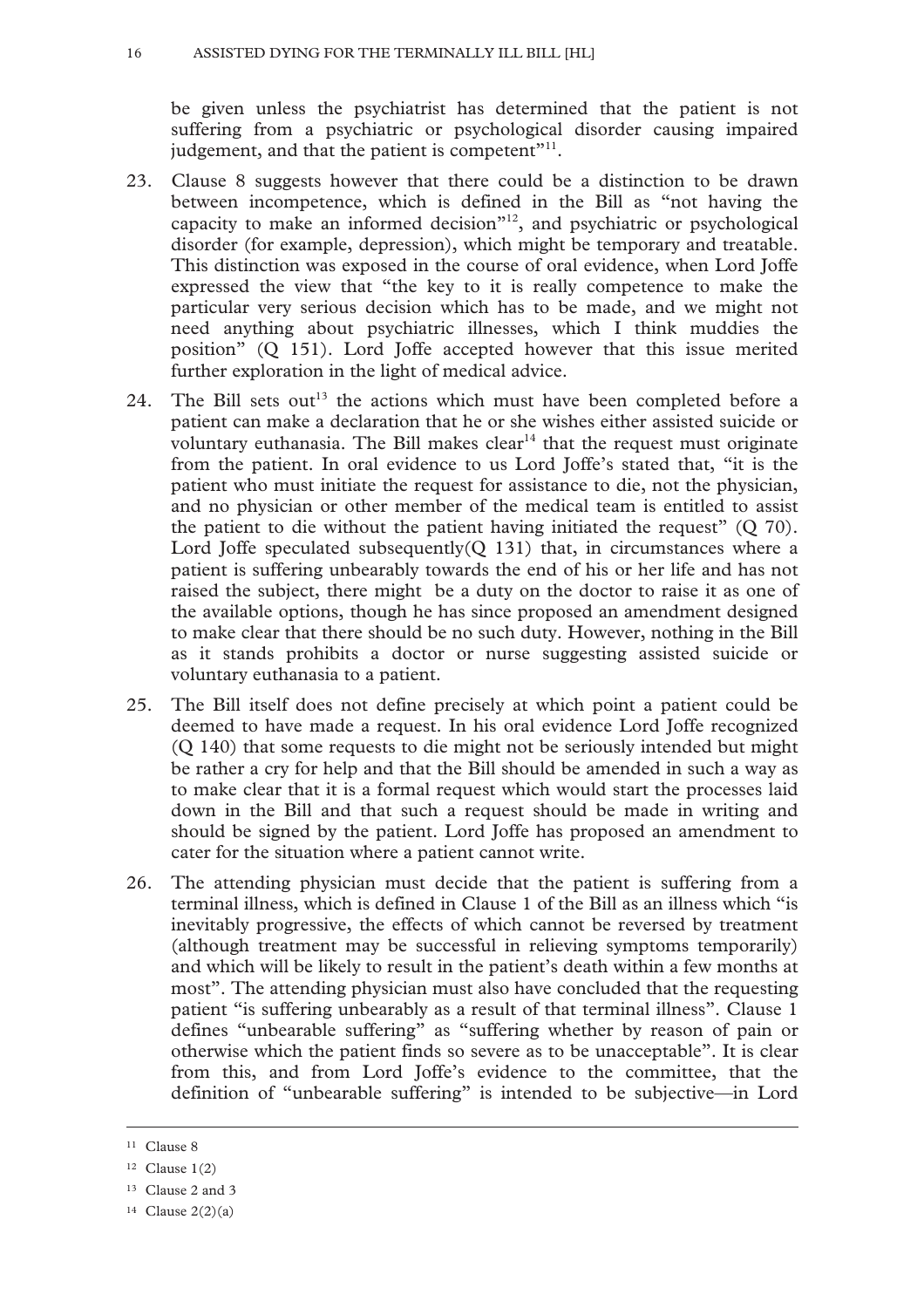be given unless the psychiatrist has determined that the patient is not suffering from a psychiatric or psychological disorder causing impaired judgement, and that the patient is competent"[11].

23. Clause 8 suggests however that there could be a distinction to be drawn between incompetence, which is defined in the Bill as "not having the capacity to make an informed decision"[12], and psychiatric or psychological disorder (for example, depression), which might be temporary and treatable. This distinction was exposed in the course of oral evidence, when Lord Joffe expressed the view that "the key to it is really competence to make the particular very serious decision which has to be made, and we might not need anything about psychiatric illnesses, which I think muddies the position" (Q 151). Lord Joffe accepted however that this issue merited further exploration in the light of medical advice.

24. The Bill sets out[13] the actions which must have been completed before a patient can make a declaration that he or she wishes either assisted suicide or voluntary euthanasia. The Bill makes clear[14] that the request must originate from the patient. In oral evidence to us Lord Joffe's stated that, "it is the patient who must initiate the request for assistance to die, not the physician, and no physician or other member of the medical team is entitled to assist the patient to die without the patient having initiated the request" (Q 70). Lord Joffe speculated subsequently(Q 131) that, in circumstances where a patient is suffering unbearably towards the end of his or her life and has not raised the subject, there might be a duty on the doctor to raise it as one of the available options, though he has since proposed an amendment designed to make clear that there should be no such duty. However, nothing in the Bill as it stands prohibits a doctor or nurse suggesting assisted suicide or voluntary euthanasia to a patient.

25. The Bill itself does not define precisely at which point a patient could be deemed to have made a request. In his oral evidence Lord Joffe recognized (Q 140) that some requests to die might not be seriously intended but might be rather a cry for help and that the Bill should be amended in such a way as to make clear that it is a formal request which would start the processes laid down in the Bill and that such a request should be made in writing and should be signed by the patient. Lord Joffe has proposed an amendment to cater for the situation where a patient cannot write.

26. The attending physician must decide that the patient is suffering from a terminal illness, which is defined in Clause 1 of the Bill as an illness which "is inevitably progressive, the effects of which cannot be reversed by treatment (although treatment may be successful in relieving symptoms temporarily) and which will be likely to result in the patient's death within a few months at most". The attending physician must also have concluded that the requesting patient "is suffering unbearably as a result of that terminal illness". Clause 1 defines "unbearable suffering" as "suffering whether by reason of pain or otherwise which the patient finds so severe as to be unacceptable". It is clear from this, and from Lord Joffe's evidence to the committee, that the definition of "unbearable suffering" is intended to be subjective—in Lord

---

[11] Clause 8

[12] Clause 1(2)

[13] Clause 2 and 3

[14] Clause 2(2)(a)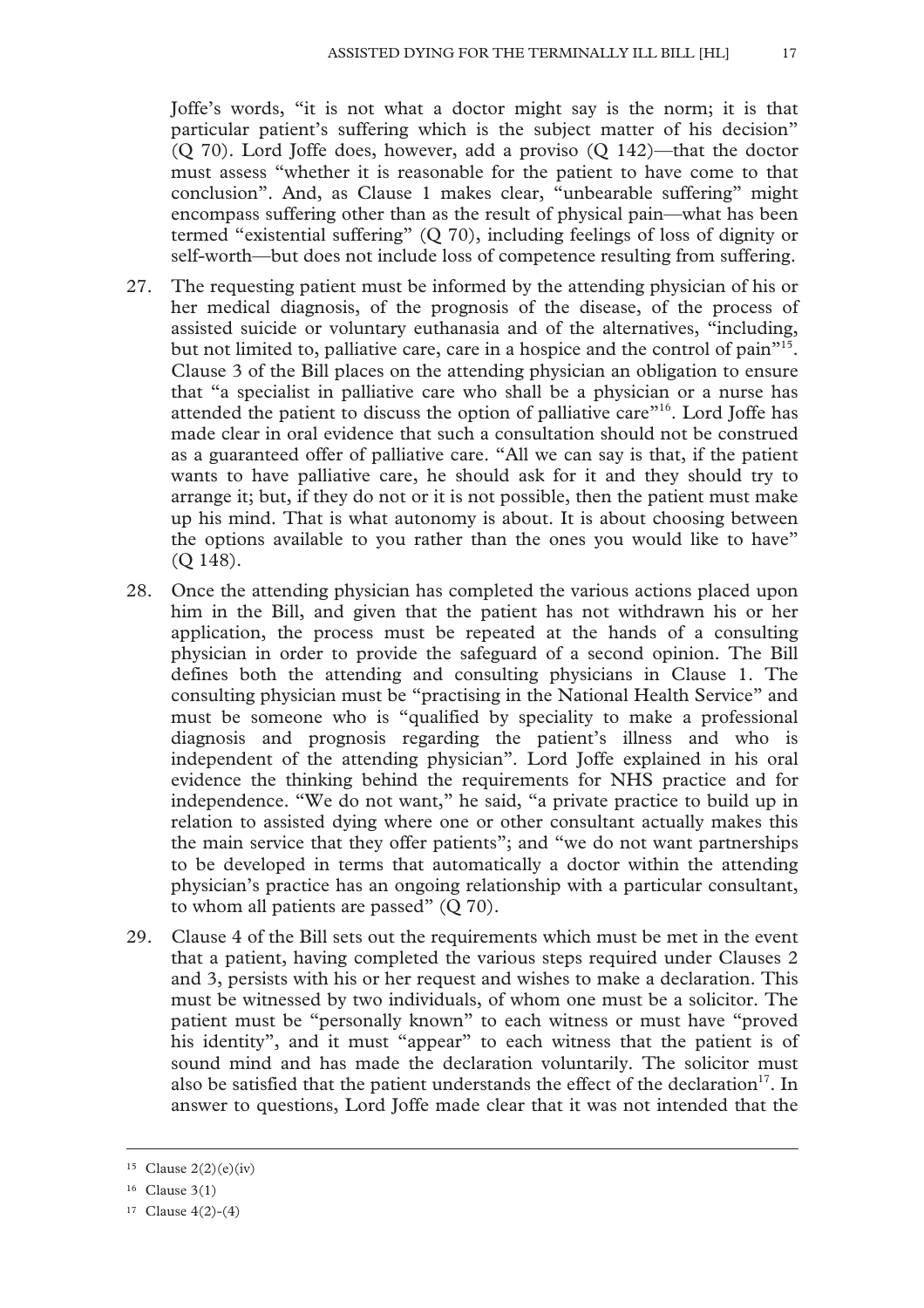Joffe's words, "it is not what a doctor might say is the norm; it is that particular patient's suffering which is the subject matter of his decision" (Q 70). Lord Joffe does, however, add a proviso (Q 142)—that the doctor must assess "whether it is reasonable for the patient to have come to that conclusion". And, as Clause 1 makes clear, "unbearable suffering" might encompass suffering other than as the result of physical pain—what has been termed "existential suffering" (Q 70), including feelings of loss of dignity or self-worth—but does not include loss of competence resulting from suffering.

27. The requesting patient must be informed by the attending physician of his or her medical diagnosis, of the prognosis of the disease, of the process of assisted suicide or voluntary euthanasia and of the alternatives, "including, but not limited to, palliative care, care in a hospice and the control of pain"[15]. Clause 3 of the Bill places on the attending physician an obligation to ensure that "a specialist in palliative care who shall be a physician or a nurse has attended the patient to discuss the option of palliative care"[16]. Lord Joffe has made clear in oral evidence that such a consultation should not be construed as a guaranteed offer of palliative care. "All we can say is that, if the patient wants to have palliative care, he should ask for it and they should try to arrange it; but, if they do not or it is not possible, then the patient must make up his mind. That is what autonomy is about. It is about choosing between the options available to you rather than the ones you would like to have" (Q 148).

28. Once the attending physician has completed the various actions placed upon him in the Bill, and given that the patient has not withdrawn his or her application, the process must be repeated at the hands of a consulting physician in order to provide the safeguard of a second opinion. The Bill defines both the attending and consulting physicians in Clause 1. The consulting physician must be "practising in the National Health Service" and must be someone who is "qualified by speciality to make a professional diagnosis and prognosis regarding the patient's illness and who is independent of the attending physician". Lord Joffe explained in his oral evidence the thinking behind the requirements for NHS practice and for independence. "We do not want," he said, "a private practice to build up in relation to assisted dying where one or other consultant actually makes this the main service that they offer patients"; and "we do not want partnerships to be developed in terms that automatically a doctor within the attending physician's practice has an ongoing relationship with a particular consultant, to whom all patients are passed" (Q 70).

29. Clause 4 of the Bill sets out the requirements which must be met in the event that a patient, having completed the various steps required under Clauses 2 and 3, persists with his or her request and wishes to make a declaration. This must be witnessed by two individuals, of whom one must be a solicitor. The patient must be "personally known" to each witness or must have "proved his identity", and it must "appear" to each witness that the patient is of sound mind and has made the declaration voluntarily. The solicitor must also be satisfied that the patient understands the effect of the declaration[17]. In answer to questions, Lord Joffe made clear that it was not intended that the

---

[15] Clause 2(2)(e)(iv)

[16] Clause 3(1)

[17] Clause 4(2)-(4)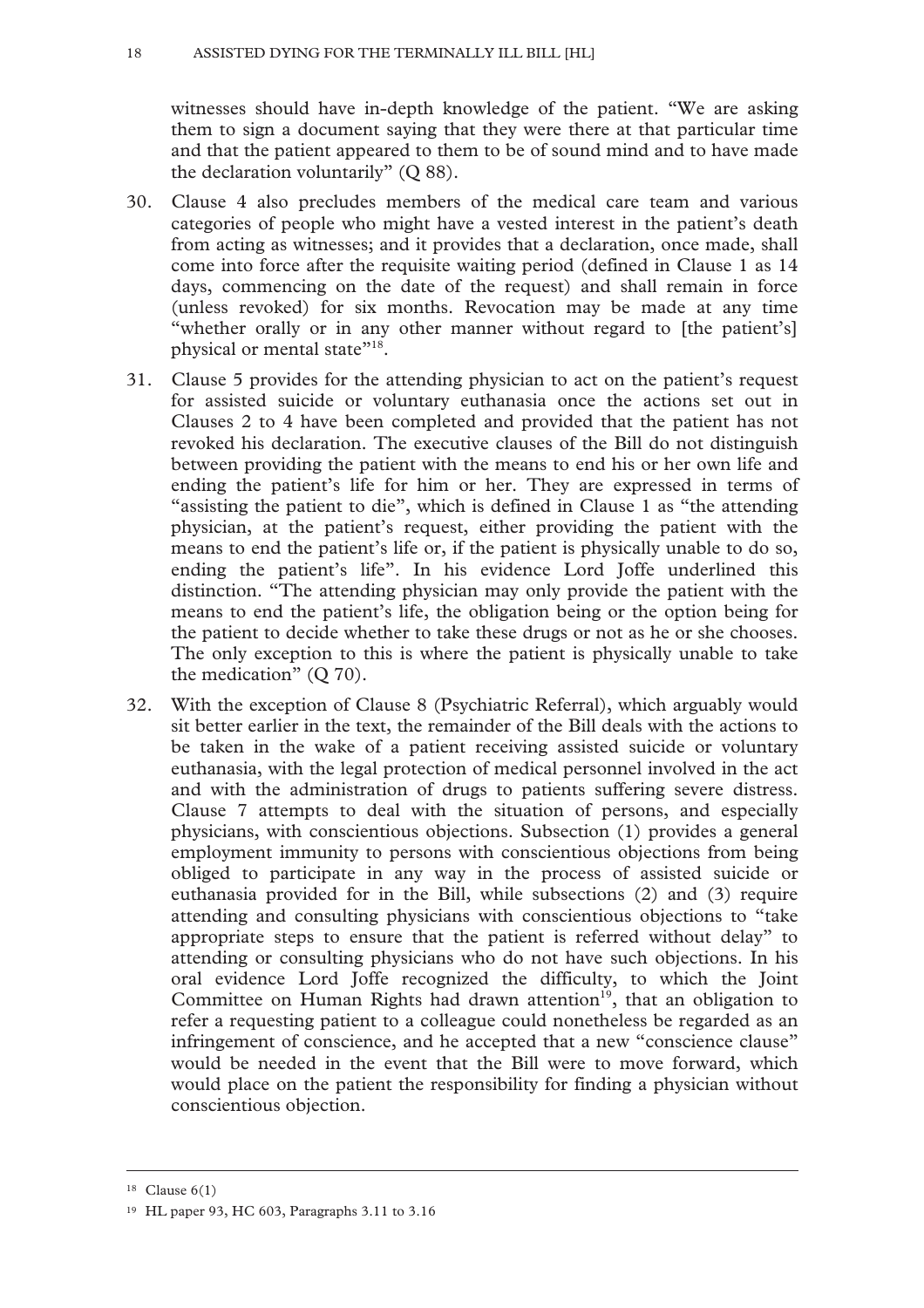witnesses should have in-depth knowledge of the patient. "We are asking them to sign a document saying that they were there at that particular time and that the patient appeared to them to be of sound mind and to have made the declaration voluntarily" (Q 88).

30. Clause 4 also precludes members of the medical care team and various categories of people who might have a vested interest in the patient's death from acting as witnesses; and it provides that a declaration, once made, shall come into force after the requisite waiting period (defined in Clause 1 as 14 days, commencing on the date of the request) and shall remain in force (unless revoked) for six months. Revocation may be made at any time "whether orally or in any other manner without regard to [the patient's] physical or mental state"[18].

31. Clause 5 provides for the attending physician to act on the patient's request for assisted suicide or voluntary euthanasia once the actions set out in Clauses 2 to 4 have been completed and provided that the patient has not revoked his declaration. The executive clauses of the Bill do not distinguish between providing the patient with the means to end his or her own life and ending the patient's life for him or her. They are expressed in terms of "assisting the patient to die", which is defined in Clause 1 as "the attending physician, at the patient's request, either providing the patient with the means to end the patient's life or, if the patient is physically unable to do so, ending the patient's life". In his evidence Lord Joffe underlined this distinction. "The attending physician may only provide the patient with the means to end the patient's life, the obligation being or the option being for the patient to decide whether to take these drugs or not as he or she chooses. The only exception to this is where the patient is physically unable to take the medication" (Q 70).

32. With the exception of Clause 8 (Psychiatric Referral), which arguably would sit better earlier in the text, the remainder of the Bill deals with the actions to be taken in the wake of a patient receiving assisted suicide or voluntary euthanasia, with the legal protection of medical personnel involved in the act and with the administration of drugs to patients suffering severe distress. Clause 7 attempts to deal with the situation of persons, and especially physicians, with conscientious objections. Subsection (1) provides a general employment immunity to persons with conscientious objections from being obliged to participate in any way in the process of assisted suicide or euthanasia provided for in the Bill, while subsections (2) and (3) require attending and consulting physicians with conscientious objections to "take appropriate steps to ensure that the patient is referred without delay" to attending or consulting physicians who do not have such objections. In his oral evidence Lord Joffe recognized the difficulty, to which the Joint Committee on Human Rights had drawn attention[19], that an obligation to refer a requesting patient to a colleague could nonetheless be regarded as an infringement of conscience, and he accepted that a new "conscience clause" would be needed in the event that the Bill were to move forward, which would place on the patient the responsibility for finding a physician without conscientious objection.

---

[18] Clause 6(1)

[19] HL paper 93, HC 603, Paragraphs 3.11 to 3.16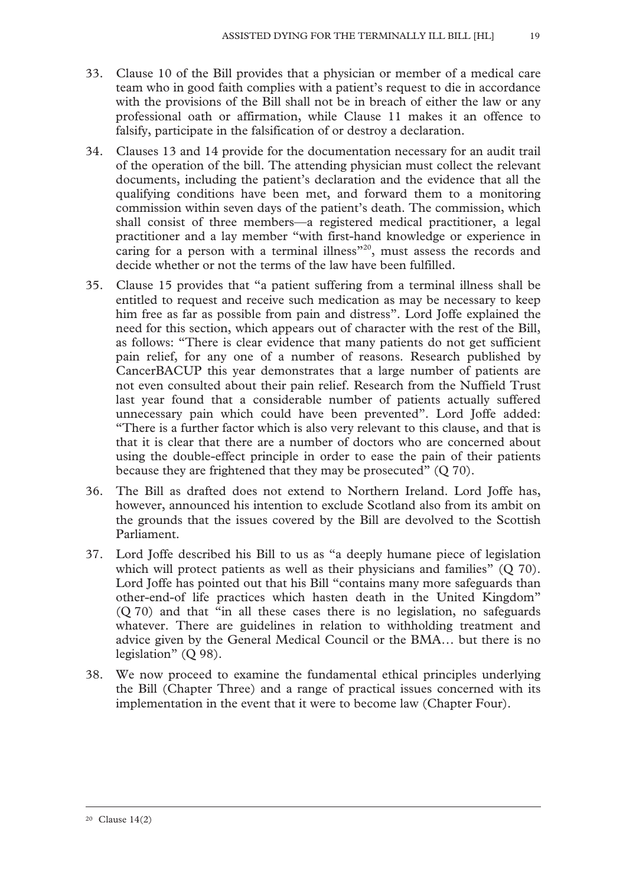33. Clause 10 of the Bill provides that a physician or member of a medical care team who in good faith complies with a patient's request to die in accordance with the provisions of the Bill shall not be in breach of either the law or any professional oath or affirmation, while Clause 11 makes it an offence to falsify, participate in the falsification of or destroy a declaration.

34. Clauses 13 and 14 provide for the documentation necessary for an audit trail of the operation of the bill. The attending physician must collect the relevant documents, including the patient's declaration and the evidence that all the qualifying conditions have been met, and forward them to a monitoring commission within seven days of the patient's death. The commission, which shall consist of three members—a registered medical practitioner, a legal practitioner and a lay member "with first-hand knowledge or experience in caring for a person with a terminal illness"[20], must assess the records and decide whether or not the terms of the law have been fulfilled.

35. Clause 15 provides that "a patient suffering from a terminal illness shall be entitled to request and receive such medication as may be necessary to keep him free as far as possible from pain and distress". Lord Joffe explained the need for this section, which appears out of character with the rest of the Bill, as follows: "There is clear evidence that many patients do not get sufficient pain relief, for any one of a number of reasons. Research published by CancerBACUP this year demonstrates that a large number of patients are not even consulted about their pain relief. Research from the Nuffield Trust last year found that a considerable number of patients actually suffered unnecessary pain which could have been prevented". Lord Joffe added: "There is a further factor which is also very relevant to this clause, and that is that it is clear that there are a number of doctors who are concerned about using the double-effect principle in order to ease the pain of their patients because they are frightened that they may be prosecuted" (Q 70).

36. The Bill as drafted does not extend to Northern Ireland. Lord Joffe has, however, announced his intention to exclude Scotland also from its ambit on the grounds that the issues covered by the Bill are devolved to the Scottish Parliament.

37. Lord Joffe described his Bill to us as "a deeply humane piece of legislation which will protect patients as well as their physicians and families" (Q 70). Lord Joffe has pointed out that his Bill "contains many more safeguards than other-end-of life practices which hasten death in the United Kingdom" (Q 70) and that "in all these cases there is no legislation, no safeguards whatever. There are guidelines in relation to withholding treatment and advice given by the General Medical Council or the BMA… but there is no legislation" (Q 98).

38. We now proceed to examine the fundamental ethical principles underlying the Bill (Chapter Three) and a range of practical issues concerned with its implementation in the event that it were to become law (Chapter Four).

---

[20] Clause 14(2)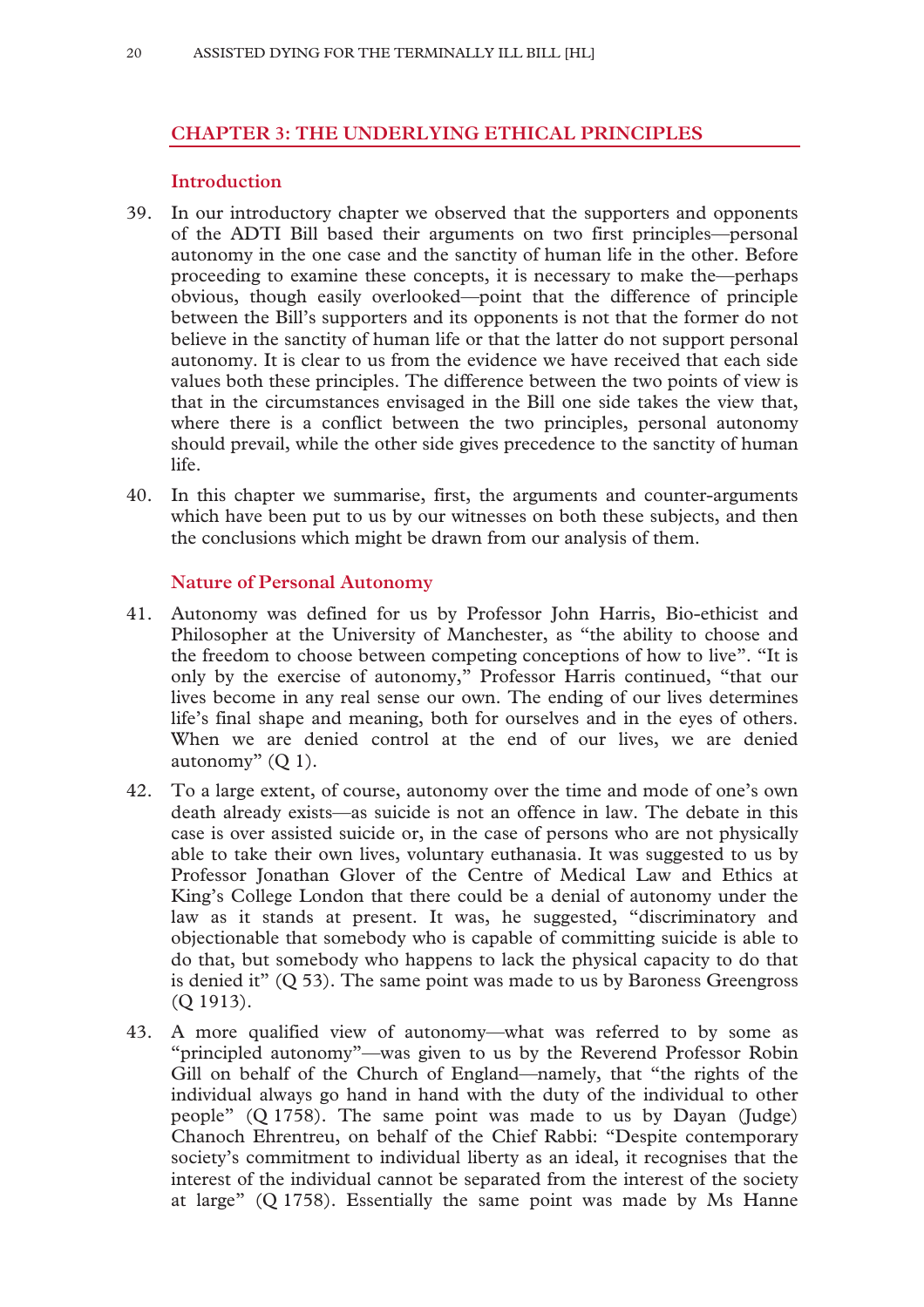## CHAPTER 3: THE UNDERLYING ETHICAL PRINCIPLES

### Introduction

39. In our introductory chapter we observed that the supporters and opponents of the ADTI Bill based their arguments on two first principles—personal autonomy in the one case and the sanctity of human life in the other. Before proceeding to examine these concepts, it is necessary to make the—perhaps obvious, though easily overlooked—point that the difference of principle between the Bill's supporters and its opponents is not that the former do not believe in the sanctity of human life or that the latter do not support personal autonomy. It is clear to us from the evidence we have received that each side values both these principles. The difference between the two points of view is that in the circumstances envisaged in the Bill one side takes the view that, where there is a conflict between the two principles, personal autonomy should prevail, while the other side gives precedence to the sanctity of human life.

40. In this chapter we summarise, first, the arguments and counter-arguments which have been put to us by our witnesses on both these subjects, and then the conclusions which might be drawn from our analysis of them.

### Nature of Personal Autonomy

41. Autonomy was defined for us by Professor John Harris, Bio-ethicist and Philosopher at the University of Manchester, as "the ability to choose and the freedom to choose between competing conceptions of how to live". "It is only by the exercise of autonomy," Professor Harris continued, "that our lives become in any real sense our own. The ending of our lives determines life's final shape and meaning, both for ourselves and in the eyes of others. When we are denied control at the end of our lives, we are denied autonomy" (Q 1).

42. To a large extent, of course, autonomy over the time and mode of one's own death already exists—as suicide is not an offence in law. The debate in this case is over assisted suicide or, in the case of persons who are not physically able to take their own lives, voluntary euthanasia. It was suggested to us by Professor Jonathan Glover of the Centre of Medical Law and Ethics at King's College London that there could be a denial of autonomy under the law as it stands at present. It was, he suggested, "discriminatory and objectionable that somebody who is capable of committing suicide is able to do that, but somebody who happens to lack the physical capacity to do that is denied it" (Q 53). The same point was made to us by Baroness Greengross (Q 1913).

43. A more qualified view of autonomy—what was referred to by some as "principled autonomy"—was given to us by the Reverend Professor Robin Gill on behalf of the Church of England—namely, that "the rights of the individual always go hand in hand with the duty of the individual to other people" (Q 1758). The same point was made to us by Dayan (Judge) Chanoch Ehrentreu, on behalf of the Chief Rabbi: "Despite contemporary society's commitment to individual liberty as an ideal, it recognises that the interest of the individual cannot be separated from the interest of the society at large" (Q 1758). Essentially the same point was made by Ms Hanne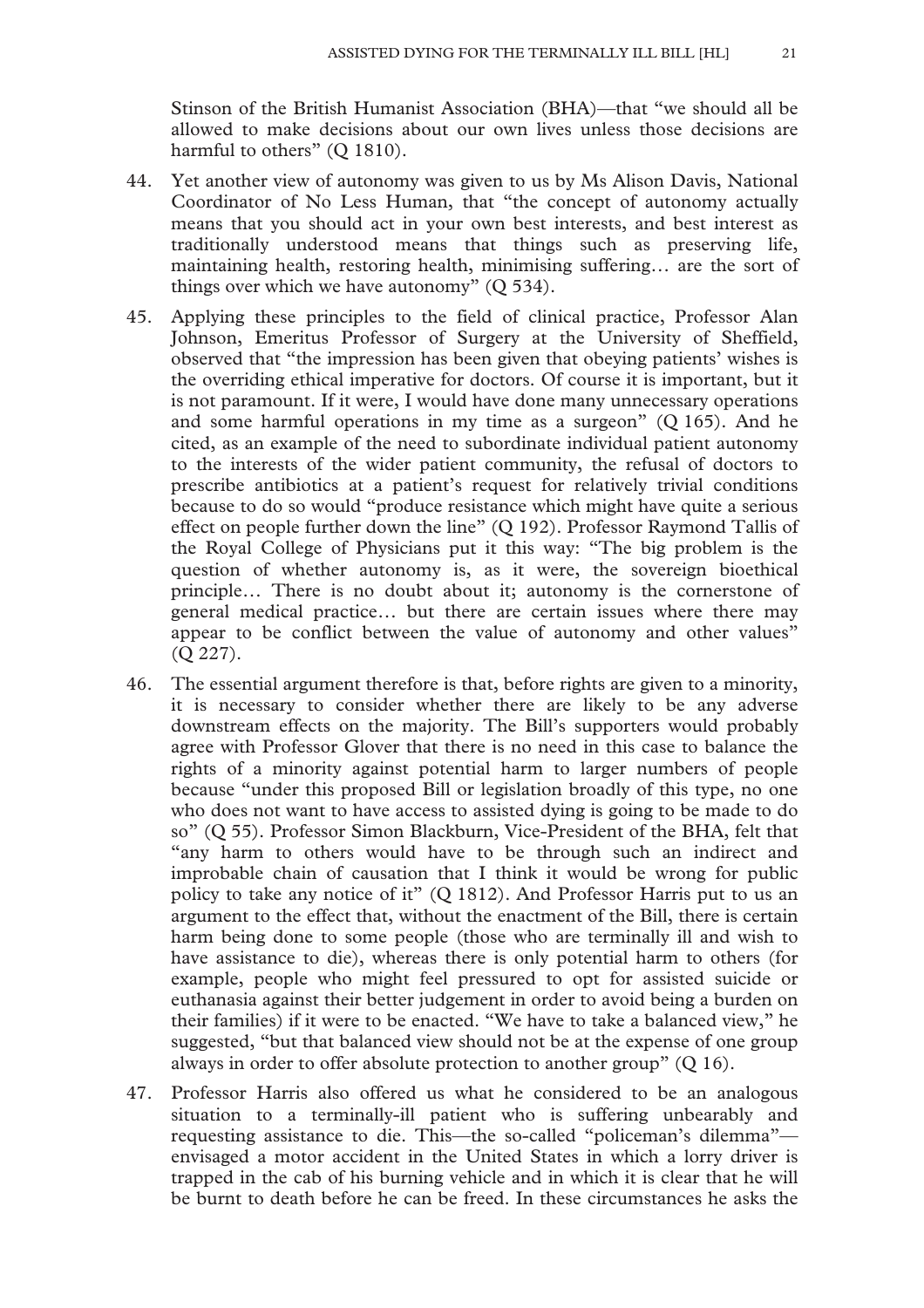Stinson of the British Humanist Association (BHA)—that "we should all be allowed to make decisions about our own lives unless those decisions are harmful to others" (Q 1810).

44. Yet another view of autonomy was given to us by Ms Alison Davis, National Coordinator of No Less Human, that "the concept of autonomy actually means that you should act in your own best interests, and best interest as traditionally understood means that things such as preserving life, maintaining health, restoring health, minimising suffering… are the sort of things over which we have autonomy" (Q 534).

45. Applying these principles to the field of clinical practice, Professor Alan Johnson, Emeritus Professor of Surgery at the University of Sheffield, observed that "the impression has been given that obeying patients' wishes is the overriding ethical imperative for doctors. Of course it is important, but it is not paramount. If it were, I would have done many unnecessary operations and some harmful operations in my time as a surgeon" (Q 165). And he cited, as an example of the need to subordinate individual patient autonomy to the interests of the wider patient community, the refusal of doctors to prescribe antibiotics at a patient's request for relatively trivial conditions because to do so would "produce resistance which might have quite a serious effect on people further down the line" (Q 192). Professor Raymond Tallis of the Royal College of Physicians put it this way: "The big problem is the question of whether autonomy is, as it were, the sovereign bioethical principle… There is no doubt about it; autonomy is the cornerstone of general medical practice… but there are certain issues where there may appear to be conflict between the value of autonomy and other values" (Q 227).

46. The essential argument therefore is that, before rights are given to a minority, it is necessary to consider whether there are likely to be any adverse downstream effects on the majority. The Bill's supporters would probably agree with Professor Glover that there is no need in this case to balance the rights of a minority against potential harm to larger numbers of people because "under this proposed Bill or legislation broadly of this type, no one who does not want to have access to assisted dying is going to be made to do so" (Q 55). Professor Simon Blackburn, Vice-President of the BHA, felt that "any harm to others would have to be through such an indirect and improbable chain of causation that I think it would be wrong for public policy to take any notice of it" (Q 1812). And Professor Harris put to us an argument to the effect that, without the enactment of the Bill, there is certain harm being done to some people (those who are terminally ill and wish to have assistance to die), whereas there is only potential harm to others (for example, people who might feel pressured to opt for assisted suicide or euthanasia against their better judgement in order to avoid being a burden on their families) if it were to be enacted. "We have to take a balanced view," he suggested, "but that balanced view should not be at the expense of one group always in order to offer absolute protection to another group" (Q 16).

47. Professor Harris also offered us what he considered to be an analogous situation to a terminally-ill patient who is suffering unbearably and requesting assistance to die. This—the so-called "policeman's dilemma"—envisaged a motor accident in the United States in which a lorry driver is trapped in the cab of his burning vehicle and in which it is clear that he will be burnt to death before he can be freed. In these circumstances he asks the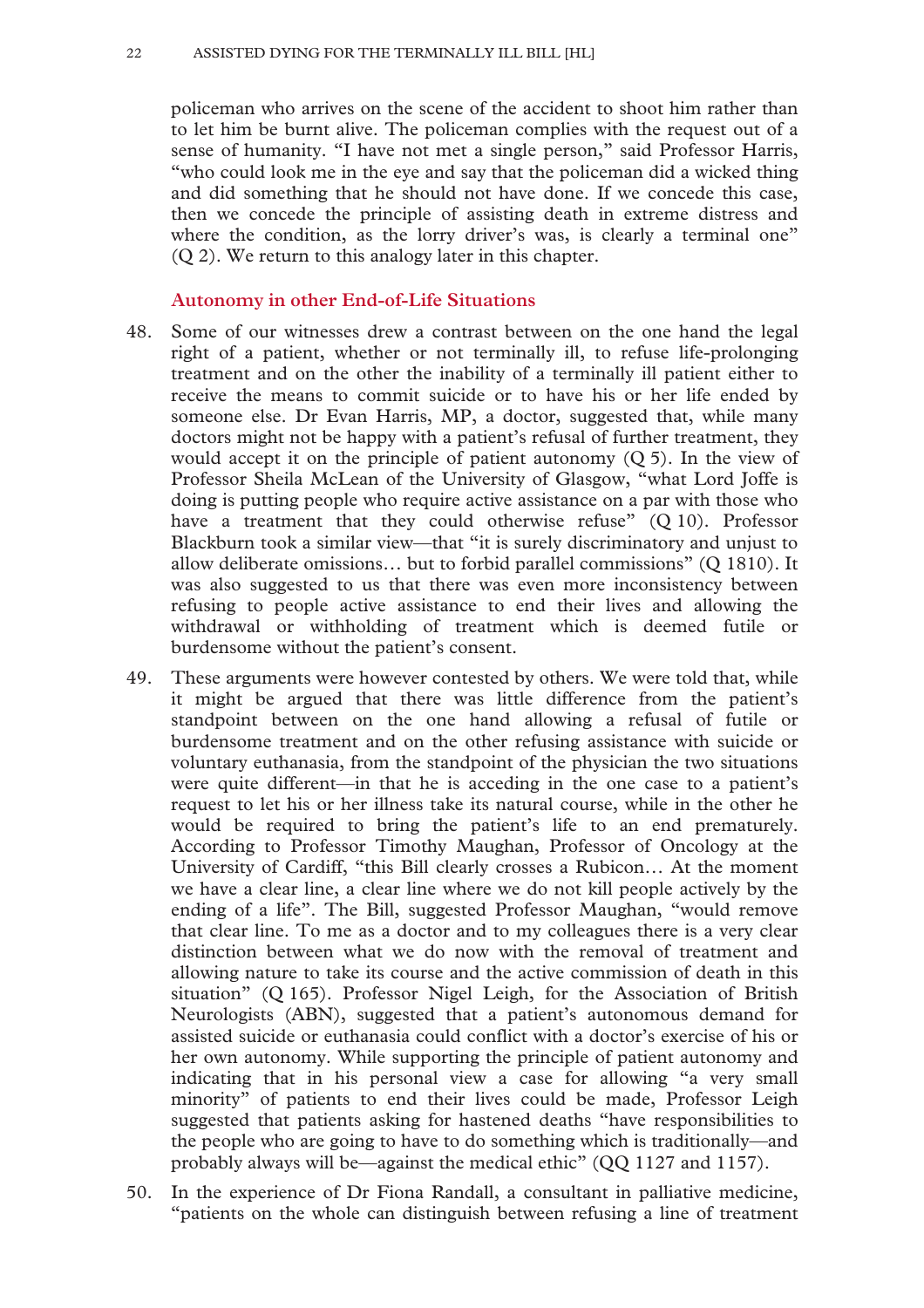policeman who arrives on the scene of the accident to shoot him rather than to let him be burnt alive. The policeman complies with the request out of a sense of humanity. "I have not met a single person," said Professor Harris, "who could look me in the eye and say that the policeman did a wicked thing and did something that he should not have done. If we concede this case, then we concede the principle of assisting death in extreme distress and where the condition, as the lorry driver's was, is clearly a terminal one" (Q 2). We return to this analogy later in this chapter.

### Autonomy in other End-of-Life Situations

48. Some of our witnesses drew a contrast between on the one hand the legal right of a patient, whether or not terminally ill, to refuse life-prolonging treatment and on the other the inability of a terminally ill patient either to receive the means to commit suicide or to have his or her life ended by someone else. Dr Evan Harris, MP, a doctor, suggested that, while many doctors might not be happy with a patient's refusal of further treatment, they would accept it on the principle of patient autonomy (Q 5). In the view of Professor Sheila McLean of the University of Glasgow, "what Lord Joffe is doing is putting people who require active assistance on a par with those who have a treatment that they could otherwise refuse" (Q 10). Professor Blackburn took a similar view—that "it is surely discriminatory and unjust to allow deliberate omissions… but to forbid parallel commissions" (Q 1810). It was also suggested to us that there was even more inconsistency between refusing to people active assistance to end their lives and allowing the withdrawal or withholding of treatment which is deemed futile or burdensome without the patient's consent.

49. These arguments were however contested by others. We were told that, while it might be argued that there was little difference from the patient's standpoint between on the one hand allowing a refusal of futile or burdensome treatment and on the other refusing assistance with suicide or voluntary euthanasia, from the standpoint of the physician the two situations were quite different—in that he is acceding in the one case to a patient's request to let his or her illness take its natural course, while in the other he would be required to bring the patient's life to an end prematurely. According to Professor Timothy Maughan, Professor of Oncology at the University of Cardiff, "this Bill clearly crosses a Rubicon… At the moment we have a clear line, a clear line where we do not kill people actively by the ending of a life". The Bill, suggested Professor Maughan, "would remove that clear line. To me as a doctor and to my colleagues there is a very clear distinction between what we do now with the removal of treatment and allowing nature to take its course and the active commission of death in this situation" (Q 165). Professor Nigel Leigh, for the Association of British Neurologists (ABN), suggested that a patient's autonomous demand for assisted suicide or euthanasia could conflict with a doctor's exercise of his or her own autonomy. While supporting the principle of patient autonomy and indicating that in his personal view a case for allowing "a very small minority" of patients to end their lives could be made, Professor Leigh suggested that patients asking for hastened deaths "have responsibilities to the people who are going to have to do something which is traditionally—and probably always will be—against the medical ethic" (QQ 1127 and 1157).

50. In the experience of Dr Fiona Randall, a consultant in palliative medicine, "patients on the whole can distinguish between refusing a line of treatment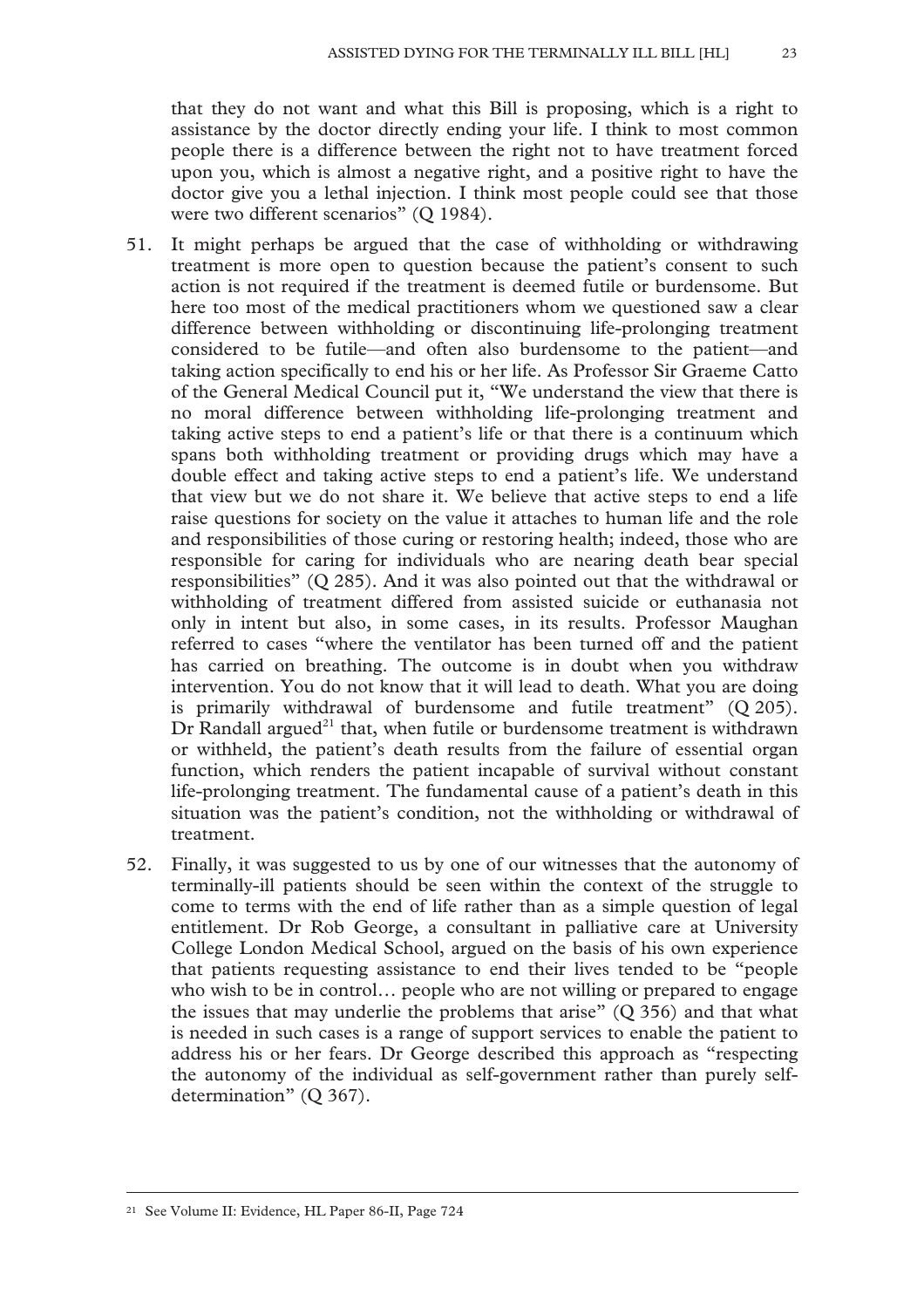that they do not want and what this Bill is proposing, which is a right to assistance by the doctor directly ending your life. I think to most common people there is a difference between the right not to have treatment forced upon you, which is almost a negative right, and a positive right to have the doctor give you a lethal injection. I think most people could see that those were two different scenarios" (Q 1984).

51. It might perhaps be argued that the case of withholding or withdrawing treatment is more open to question because the patient's consent to such action is not required if the treatment is deemed futile or burdensome. But here too most of the medical practitioners whom we questioned saw a clear difference between withholding or discontinuing life-prolonging treatment considered to be futile—and often also burdensome to the patient—and taking action specifically to end his or her life. As Professor Sir Graeme Catto of the General Medical Council put it, "We understand the view that there is no moral difference between withholding life-prolonging treatment and taking active steps to end a patient's life or that there is a continuum which spans both withholding treatment or providing drugs which may have a double effect and taking active steps to end a patient's life. We understand that view but we do not share it. We believe that active steps to end a life raise questions for society on the value it attaches to human life and the role and responsibilities of those curing or restoring health; indeed, those who are responsible for caring for individuals who are nearing death bear special responsibilities" (Q 285). And it was also pointed out that the withdrawal or withholding of treatment differed from assisted suicide or euthanasia not only in intent but also, in some cases, in its results. Professor Maughan referred to cases "where the ventilator has been turned off and the patient has carried on breathing. The outcome is in doubt when you withdraw intervention. You do not know that it will lead to death. What you are doing is primarily withdrawal of burdensome and futile treatment" (Q 205). Dr Randall argued[21] that, when futile or burdensome treatment is withdrawn or withheld, the patient's death results from the failure of essential organ function, which renders the patient incapable of survival without constant life-prolonging treatment. The fundamental cause of a patient's death in this situation was the patient's condition, not the withholding or withdrawal of treatment.

52. Finally, it was suggested to us by one of our witnesses that the autonomy of terminally-ill patients should be seen within the context of the struggle to come to terms with the end of life rather than as a simple question of legal entitlement. Dr Rob George, a consultant in palliative care at University College London Medical School, argued on the basis of his own experience that patients requesting assistance to end their lives tended to be "people who wish to be in control… people who are not willing or prepared to engage the issues that may underlie the problems that arise" (Q 356) and that what is needed in such cases is a range of support services to enable the patient to address his or her fears. Dr George described this approach as "respecting the autonomy of the individual as self-government rather than purely self-determination" (Q 367).

[21] See Volume II: Evidence, HL Paper 86-II, Page 724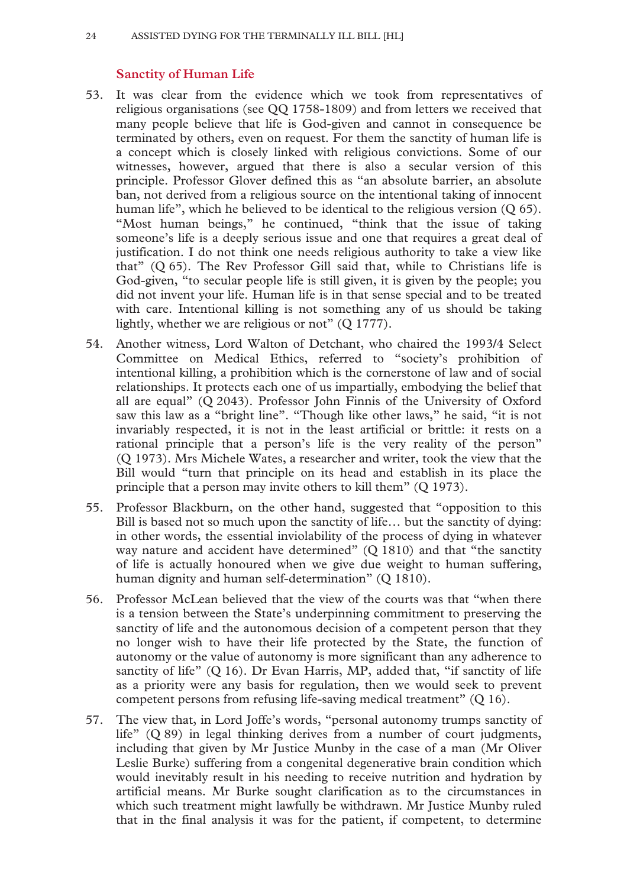### Sanctity of Human Life

53. It was clear from the evidence which we took from representatives of religious organisations (see QQ 1758-1809) and from letters we received that many people believe that life is God-given and cannot in consequence be terminated by others, even on request. For them the sanctity of human life is a concept which is closely linked with religious convictions. Some of our witnesses, however, argued that there is also a secular version of this principle. Professor Glover defined this as "an absolute barrier, an absolute ban, not derived from a religious source on the intentional taking of innocent human life", which he believed to be identical to the religious version (Q 65). "Most human beings," he continued, "think that the issue of taking someone's life is a deeply serious issue and one that requires a great deal of justification. I do not think one needs religious authority to take a view like that" (Q 65). The Rev Professor Gill said that, while to Christians life is God-given, "to secular people life is still given, it is given by the people; you did not invent your life. Human life is in that sense special and to be treated with care. Intentional killing is not something any of us should be taking lightly, whether we are religious or not" (Q 1777).

54. Another witness, Lord Walton of Detchant, who chaired the 1993/4 Select Committee on Medical Ethics, referred to "society's prohibition of intentional killing, a prohibition which is the cornerstone of law and of social relationships. It protects each one of us impartially, embodying the belief that all are equal" (Q 2043). Professor John Finnis of the University of Oxford saw this law as a "bright line". "Though like other laws," he said, "it is not invariably respected, it is not in the least artificial or brittle: it rests on a rational principle that a person's life is the very reality of the person" (Q 1973). Mrs Michele Wates, a researcher and writer, took the view that the Bill would "turn that principle on its head and establish in its place the principle that a person may invite others to kill them" (Q 1973).

55. Professor Blackburn, on the other hand, suggested that "opposition to this Bill is based not so much upon the sanctity of life… but the sanctity of dying: in other words, the essential inviolability of the process of dying in whatever way nature and accident have determined" (Q 1810) and that "the sanctity of life is actually honoured when we give due weight to human suffering, human dignity and human self-determination" (Q 1810).

56. Professor McLean believed that the view of the courts was that "when there is a tension between the State's underpinning commitment to preserving the sanctity of life and the autonomous decision of a competent person that they no longer wish to have their life protected by the State, the function of autonomy or the value of autonomy is more significant than any adherence to sanctity of life" (Q 16). Dr Evan Harris, MP, added that, "if sanctity of life as a priority were any basis for regulation, then we would seek to prevent competent persons from refusing life-saving medical treatment" (Q 16).

57. The view that, in Lord Joffe's words, "personal autonomy trumps sanctity of life" (Q 89) in legal thinking derives from a number of court judgments, including that given by Mr Justice Munby in the case of a man (Mr Oliver Leslie Burke) suffering from a congenital degenerative brain condition which would inevitably result in his needing to receive nutrition and hydration by artificial means. Mr Burke sought clarification as to the circumstances in which such treatment might lawfully be withdrawn. Mr Justice Munby ruled that in the final analysis it was for the patient, if competent, to determine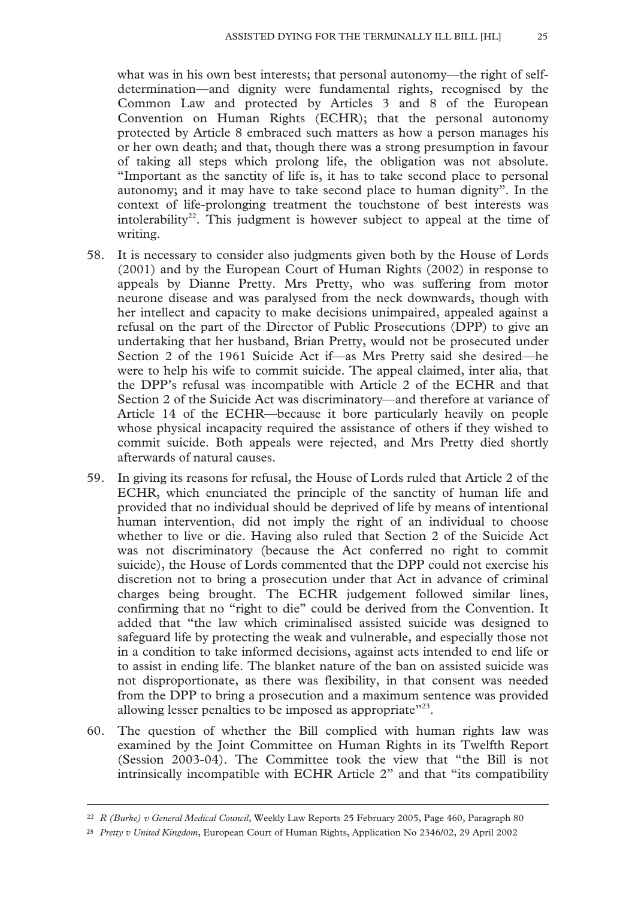what was in his own best interests; that personal autonomy—the right of self-determination—and dignity were fundamental rights, recognised by the Common Law and protected by Articles 3 and 8 of the European Convention on Human Rights (ECHR); that the personal autonomy protected by Article 8 embraced such matters as how a person manages his or her own death; and that, though there was a strong presumption in favour of taking all steps which prolong life, the obligation was not absolute. "Important as the sanctity of life is, it has to take second place to personal autonomy; and it may have to take second place to human dignity". In the context of life-prolonging treatment the touchstone of best interests was intolerability[22]. This judgment is however subject to appeal at the time of writing.

58. It is necessary to consider also judgments given both by the House of Lords (2001) and by the European Court of Human Rights (2002) in response to appeals by Dianne Pretty. Mrs Pretty, who was suffering from motor neurone disease and was paralysed from the neck downwards, though with her intellect and capacity to make decisions unimpaired, appealed against a refusal on the part of the Director of Public Prosecutions (DPP) to give an undertaking that her husband, Brian Pretty, would not be prosecuted under Section 2 of the 1961 Suicide Act if—as Mrs Pretty said she desired—he were to help his wife to commit suicide. The appeal claimed, inter alia, that the DPP's refusal was incompatible with Article 2 of the ECHR and that Section 2 of the Suicide Act was discriminatory—and therefore at variance of Article 14 of the ECHR—because it bore particularly heavily on people whose physical incapacity required the assistance of others if they wished to commit suicide. Both appeals were rejected, and Mrs Pretty died shortly afterwards of natural causes.

59. In giving its reasons for refusal, the House of Lords ruled that Article 2 of the ECHR, which enunciated the principle of the sanctity of human life and provided that no individual should be deprived of life by means of intentional human intervention, did not imply the right of an individual to choose whether to live or die. Having also ruled that Section 2 of the Suicide Act was not discriminatory (because the Act conferred no right to commit suicide), the House of Lords commented that the DPP could not exercise his discretion not to bring a prosecution under that Act in advance of criminal charges being brought. The ECHR judgement followed similar lines, confirming that no "right to die" could be derived from the Convention. It added that "the law which criminalised assisted suicide was designed to safeguard life by protecting the weak and vulnerable, and especially those not in a condition to take informed decisions, against acts intended to end life or to assist in ending life. The blanket nature of the ban on assisted suicide was not disproportionate, as there was flexibility, in that consent was needed from the DPP to bring a prosecution and a maximum sentence was provided allowing lesser penalties to be imposed as appropriate"[23].

60. The question of whether the Bill complied with human rights law was examined by the Joint Committee on Human Rights in its Twelfth Report (Session 2003-04). The Committee took the view that "the Bill is not intrinsically incompatible with ECHR Article 2" and that "its compatibility

---

[22] *R (Burke) v General Medical Council*, Weekly Law Reports 25 February 2005, Page 460, Paragraph 80

[23] *Pretty v United Kingdom*, European Court of Human Rights, Application No 2346/02, 29 April 2002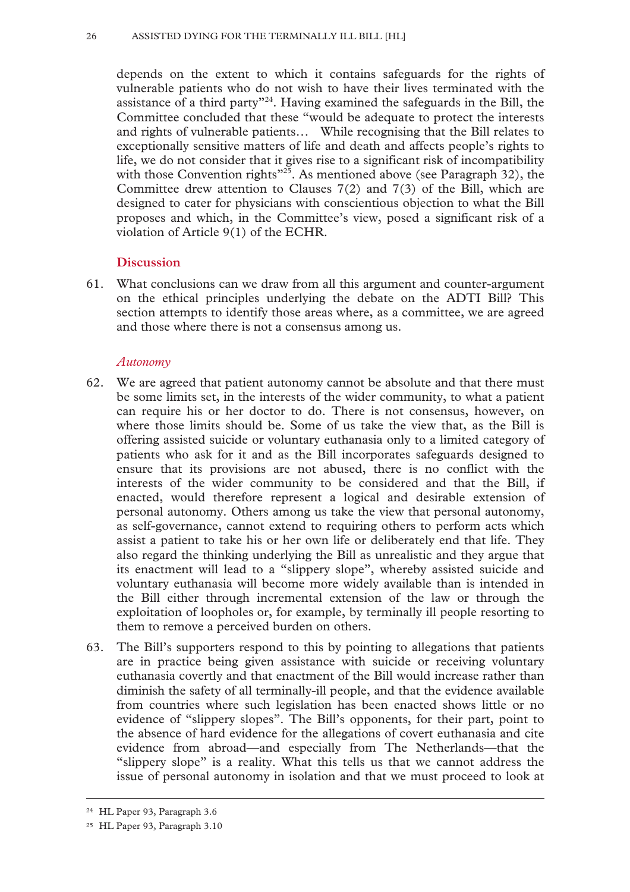depends on the extent to which it contains safeguards for the rights of vulnerable patients who do not wish to have their lives terminated with the assistance of a third party"[24]. Having examined the safeguards in the Bill, the Committee concluded that these "would be adequate to protect the interests and rights of vulnerable patients… While recognising that the Bill relates to exceptionally sensitive matters of life and death and affects people's rights to life, we do not consider that it gives rise to a significant risk of incompatibility with those Convention rights"[25]. As mentioned above (see Paragraph 32), the Committee drew attention to Clauses 7(2) and 7(3) of the Bill, which are designed to cater for physicians with conscientious objection to what the Bill proposes and which, in the Committee's view, posed a significant risk of a violation of Article 9(1) of the ECHR.

## Discussion

61. What conclusions can we draw from all this argument and counter-argument on the ethical principles underlying the debate on the ADTI Bill? This section attempts to identify those areas where, as a committee, we are agreed and those where there is not a consensus among us.

### *Autonomy*

62. We are agreed that patient autonomy cannot be absolute and that there must be some limits set, in the interests of the wider community, to what a patient can require his or her doctor to do. There is not consensus, however, on where those limits should be. Some of us take the view that, as the Bill is offering assisted suicide or voluntary euthanasia only to a limited category of patients who ask for it and as the Bill incorporates safeguards designed to ensure that its provisions are not abused, there is no conflict with the interests of the wider community to be considered and that the Bill, if enacted, would therefore represent a logical and desirable extension of personal autonomy. Others among us take the view that personal autonomy, as self-governance, cannot extend to requiring others to perform acts which assist a patient to take his or her own life or deliberately end that life. They also regard the thinking underlying the Bill as unrealistic and they argue that its enactment will lead to a "slippery slope", whereby assisted suicide and voluntary euthanasia will become more widely available than is intended in the Bill either through incremental extension of the law or through the exploitation of loopholes or, for example, by terminally ill people resorting to them to remove a perceived burden on others.

63. The Bill's supporters respond to this by pointing to allegations that patients are in practice being given assistance with suicide or receiving voluntary euthanasia covertly and that enactment of the Bill would increase rather than diminish the safety of all terminally-ill people, and that the evidence available from countries where such legislation has been enacted shows little or no evidence of "slippery slopes". The Bill's opponents, for their part, point to the absence of hard evidence for the allegations of covert euthanasia and cite evidence from abroad—and especially from The Netherlands—that the "slippery slope" is a reality. What this tells us that we cannot address the issue of personal autonomy in isolation and that we must proceed to look at

---

[24] HL Paper 93, Paragraph 3.6

[25] HL Paper 93, Paragraph 3.10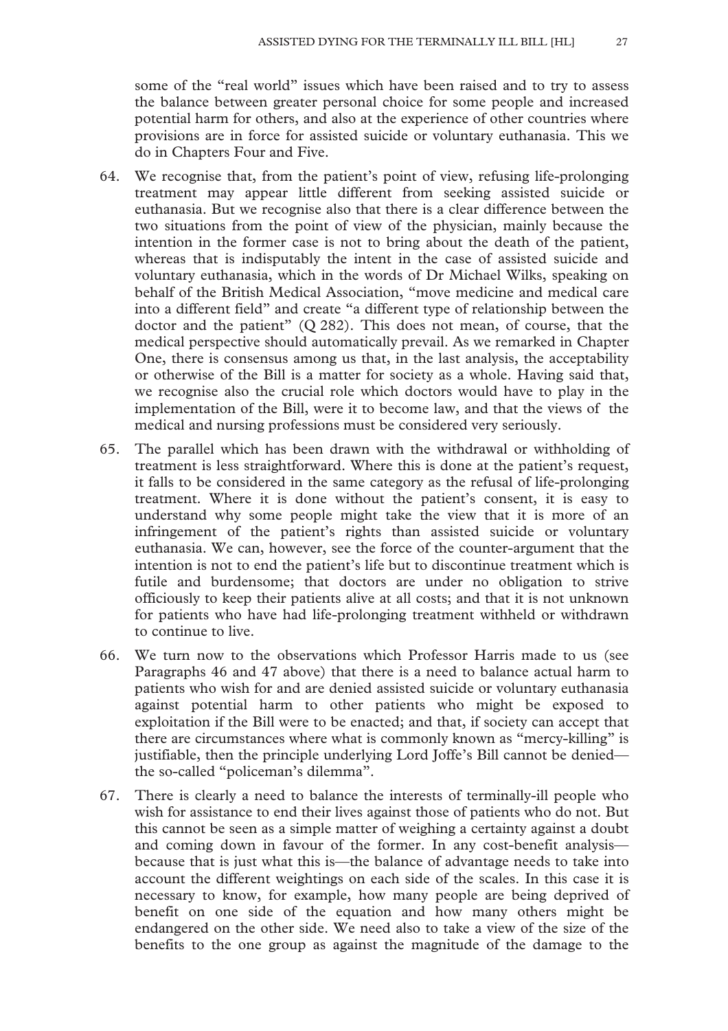some of the "real world" issues which have been raised and to try to assess the balance between greater personal choice for some people and increased potential harm for others, and also at the experience of other countries where provisions are in force for assisted suicide or voluntary euthanasia. This we do in Chapters Four and Five.

64. We recognise that, from the patient's point of view, refusing life-prolonging treatment may appear little different from seeking assisted suicide or euthanasia. But we recognise also that there is a clear difference between the two situations from the point of view of the physician, mainly because the intention in the former case is not to bring about the death of the patient, whereas that is indisputably the intent in the case of assisted suicide and voluntary euthanasia, which in the words of Dr Michael Wilks, speaking on behalf of the British Medical Association, "move medicine and medical care into a different field" and create "a different type of relationship between the doctor and the patient" (Q 282). This does not mean, of course, that the medical perspective should automatically prevail. As we remarked in Chapter One, there is consensus among us that, in the last analysis, the acceptability or otherwise of the Bill is a matter for society as a whole. Having said that, we recognise also the crucial role which doctors would have to play in the implementation of the Bill, were it to become law, and that the views of the medical and nursing professions must be considered very seriously.

65. The parallel which has been drawn with the withdrawal or withholding of treatment is less straightforward. Where this is done at the patient's request, it falls to be considered in the same category as the refusal of life-prolonging treatment. Where it is done without the patient's consent, it is easy to understand why some people might take the view that it is more of an infringement of the patient's rights than assisted suicide or voluntary euthanasia. We can, however, see the force of the counter-argument that the intention is not to end the patient's life but to discontinue treatment which is futile and burdensome; that doctors are under no obligation to strive officiously to keep their patients alive at all costs; and that it is not unknown for patients who have had life-prolonging treatment withheld or withdrawn to continue to live.

66. We turn now to the observations which Professor Harris made to us (see Paragraphs 46 and 47 above) that there is a need to balance actual harm to patients who wish for and are denied assisted suicide or voluntary euthanasia against potential harm to other patients who might be exposed to exploitation if the Bill were to be enacted; and that, if society can accept that there are circumstances where what is commonly known as "mercy-killing" is justifiable, then the principle underlying Lord Joffe's Bill cannot be denied—the so-called "policeman's dilemma".

67. There is clearly a need to balance the interests of terminally-ill people who wish for assistance to end their lives against those of patients who do not. But this cannot be seen as a simple matter of weighing a certainty against a doubt and coming down in favour of the former. In any cost-benefit analysis—because that is just what this is—the balance of advantage needs to take into account the different weightings on each side of the scales. In this case it is necessary to know, for example, how many people are being deprived of benefit on one side of the equation and how many others might be endangered on the other side. We need also to take a view of the size of the benefits to the one group as against the magnitude of the damage to the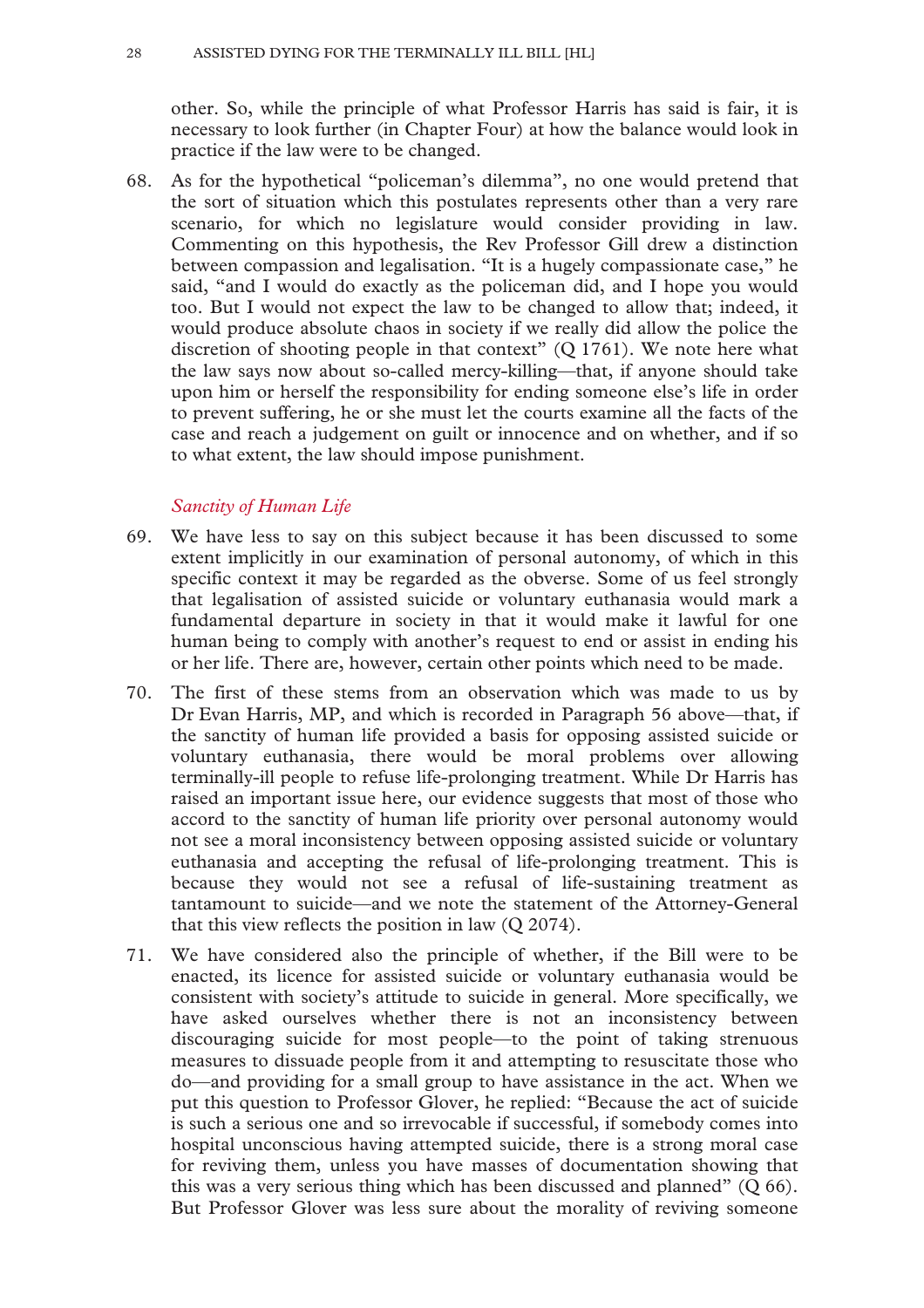other. So, while the principle of what Professor Harris has said is fair, it is necessary to look further (in Chapter Four) at how the balance would look in practice if the law were to be changed.

68. As for the hypothetical "policeman's dilemma", no one would pretend that the sort of situation which this postulates represents other than a very rare scenario, for which no legislature would consider providing in law. Commenting on this hypothesis, the Rev Professor Gill drew a distinction between compassion and legalisation. "It is a hugely compassionate case," he said, "and I would do exactly as the policeman did, and I hope you would too. But I would not expect the law to be changed to allow that; indeed, it would produce absolute chaos in society if we really did allow the police the discretion of shooting people in that context" (Q 1761). We note here what the law says now about so-called mercy-killing—that, if anyone should take upon him or herself the responsibility for ending someone else's life in order to prevent suffering, he or she must let the courts examine all the facts of the case and reach a judgement on guilt or innocence and on whether, and if so to what extent, the law should impose punishment.

### *Sanctity of Human Life*

69. We have less to say on this subject because it has been discussed to some extent implicitly in our examination of personal autonomy, of which in this specific context it may be regarded as the obverse. Some of us feel strongly that legalisation of assisted suicide or voluntary euthanasia would mark a fundamental departure in society in that it would make it lawful for one human being to comply with another's request to end or assist in ending his or her life. There are, however, certain other points which need to be made.

70. The first of these stems from an observation which was made to us by Dr Evan Harris, MP, and which is recorded in Paragraph 56 above—that, if the sanctity of human life provided a basis for opposing assisted suicide or voluntary euthanasia, there would be moral problems over allowing terminally-ill people to refuse life-prolonging treatment. While Dr Harris has raised an important issue here, our evidence suggests that most of those who accord to the sanctity of human life priority over personal autonomy would not see a moral inconsistency between opposing assisted suicide or voluntary euthanasia and accepting the refusal of life-prolonging treatment. This is because they would not see a refusal of life-sustaining treatment as tantamount to suicide—and we note the statement of the Attorney-General that this view reflects the position in law (Q 2074).

71. We have considered also the principle of whether, if the Bill were to be enacted, its licence for assisted suicide or voluntary euthanasia would be consistent with society's attitude to suicide in general. More specifically, we have asked ourselves whether there is not an inconsistency between discouraging suicide for most people—to the point of taking strenuous measures to dissuade people from it and attempting to resuscitate those who do—and providing for a small group to have assistance in the act. When we put this question to Professor Glover, he replied: "Because the act of suicide is such a serious one and so irrevocable if successful, if somebody comes into hospital unconscious having attempted suicide, there is a strong moral case for reviving them, unless you have masses of documentation showing that this was a very serious thing which has been discussed and planned" (Q 66). But Professor Glover was less sure about the morality of reviving someone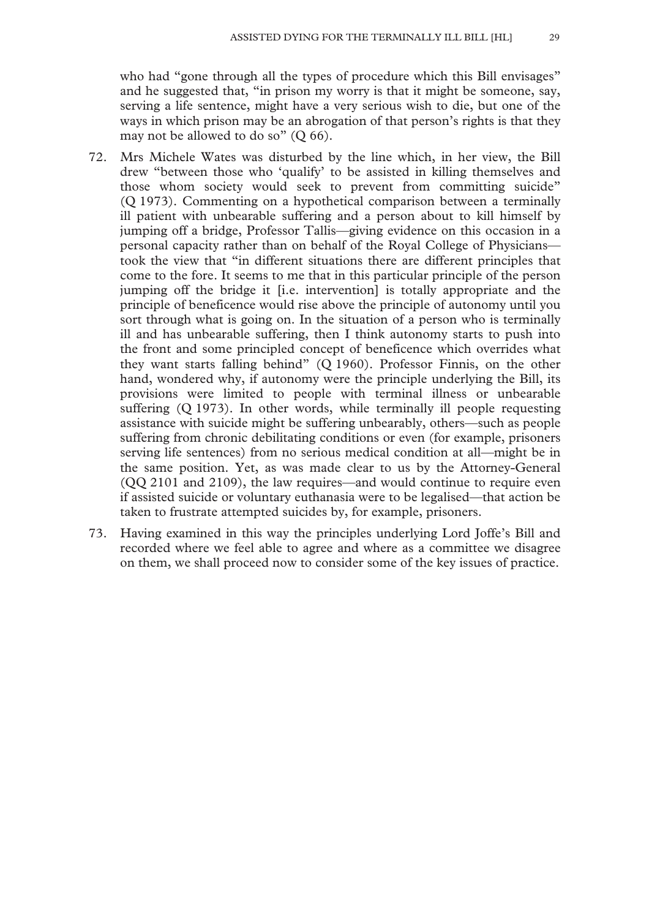who had "gone through all the types of procedure which this Bill envisages" and he suggested that, "in prison my worry is that it might be someone, say, serving a life sentence, might have a very serious wish to die, but one of the ways in which prison may be an abrogation of that person's rights is that they may not be allowed to do so" (Q 66).

72. Mrs Michele Wates was disturbed by the line which, in her view, the Bill drew "between those who 'qualify' to be assisted in killing themselves and those whom society would seek to prevent from committing suicide" (Q 1973). Commenting on a hypothetical comparison between a terminally ill patient with unbearable suffering and a person about to kill himself by jumping off a bridge, Professor Tallis—giving evidence on this occasion in a personal capacity rather than on behalf of the Royal College of Physicians—took the view that "in different situations there are different principles that come to the fore. It seems to me that in this particular principle of the person jumping off the bridge it [i.e. intervention] is totally appropriate and the principle of beneficence would rise above the principle of autonomy until you sort through what is going on. In the situation of a person who is terminally ill and has unbearable suffering, then I think autonomy starts to push into the front and some principled concept of beneficence which overrides what they want starts falling behind" (Q 1960). Professor Finnis, on the other hand, wondered why, if autonomy were the principle underlying the Bill, its provisions were limited to people with terminal illness or unbearable suffering (Q 1973). In other words, while terminally ill people requesting assistance with suicide might be suffering unbearably, others—such as people suffering from chronic debilitating conditions or even (for example, prisoners serving life sentences) from no serious medical condition at all—might be in the same position. Yet, as was made clear to us by the Attorney-General (QQ 2101 and 2109), the law requires—and would continue to require even if assisted suicide or voluntary euthanasia were to be legalised—that action be taken to frustrate attempted suicides by, for example, prisoners.

73. Having examined in this way the principles underlying Lord Joffe's Bill and recorded where we feel able to agree and where as a committee we disagree on them, we shall proceed now to consider some of the key issues of practice.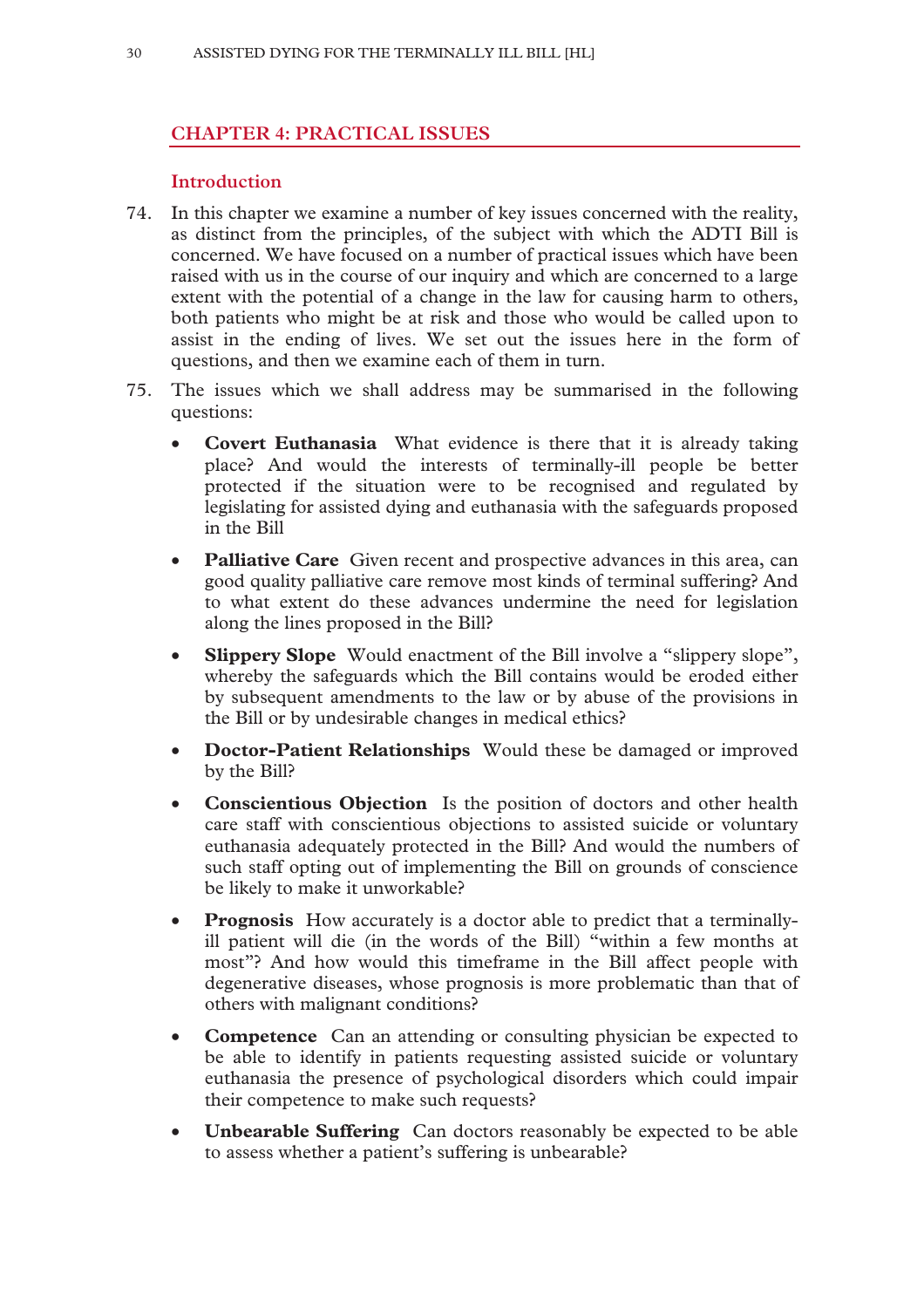## CHAPTER 4: PRACTICAL ISSUES

### Introduction

74. In this chapter we examine a number of key issues concerned with the reality, as distinct from the principles, of the subject with which the ADTI Bill is concerned. We have focused on a number of practical issues which have been raised with us in the course of our inquiry and which are concerned to a large extent with the potential of a change in the law for causing harm to others, both patients who might be at risk and those who would be called upon to assist in the ending of lives. We set out the issues here in the form of questions, and then we examine each of them in turn.

75. The issues which we shall address may be summarised in the following questions:

- **Covert Euthanasia** What evidence is there that it is already taking place? And would the interests of terminally-ill people be better protected if the situation were to be recognised and regulated by legislating for assisted dying and euthanasia with the safeguards proposed in the Bill
- **Palliative Care** Given recent and prospective advances in this area, can good quality palliative care remove most kinds of terminal suffering? And to what extent do these advances undermine the need for legislation along the lines proposed in the Bill?
- **Slippery Slope** Would enactment of the Bill involve a "slippery slope", whereby the safeguards which the Bill contains would be eroded either by subsequent amendments to the law or by abuse of the provisions in the Bill or by undesirable changes in medical ethics?
- **Doctor-Patient Relationships** Would these be damaged or improved by the Bill?
- **Conscientious Objection** Is the position of doctors and other health care staff with conscientious objections to assisted suicide or voluntary euthanasia adequately protected in the Bill? And would the numbers of such staff opting out of implementing the Bill on grounds of conscience be likely to make it unworkable?
- **Prognosis** How accurately is a doctor able to predict that a terminally-ill patient will die (in the words of the Bill) "within a few months at most"? And how would this timeframe in the Bill affect people with degenerative diseases, whose prognosis is more problematic than that of others with malignant conditions?
- **Competence** Can an attending or consulting physician be expected to be able to identify in patients requesting assisted suicide or voluntary euthanasia the presence of psychological disorders which could impair their competence to make such requests?
- **Unbearable Suffering** Can doctors reasonably be expected to be able to assess whether a patient's suffering is unbearable?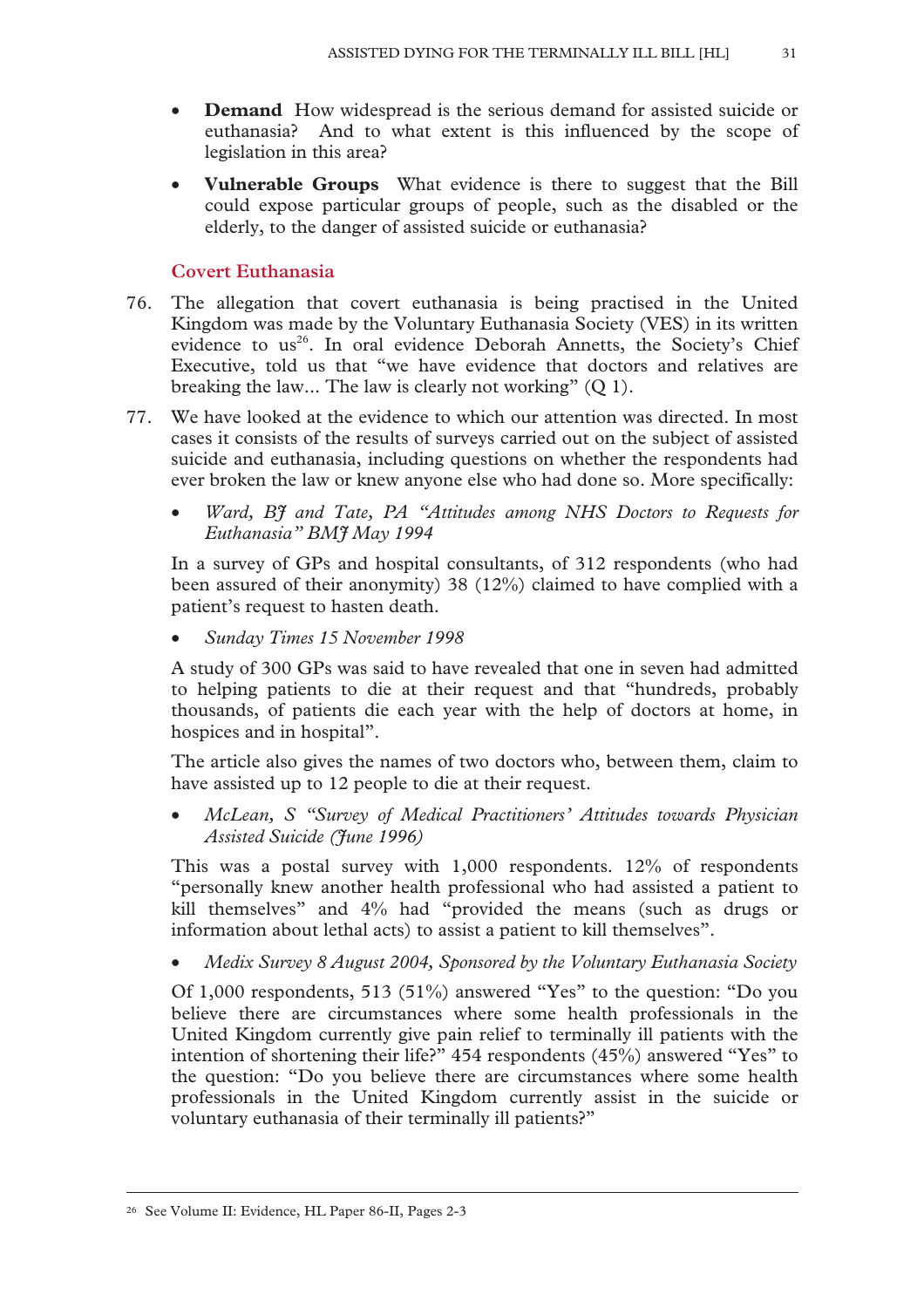- **Demand** How widespread is the serious demand for assisted suicide or euthanasia? And to what extent is this influenced by the scope of legislation in this area?
- **Vulnerable Groups** What evidence is there to suggest that the Bill could expose particular groups of people, such as the disabled or the elderly, to the danger of assisted suicide or euthanasia?

### Covert Euthanasia

76. The allegation that covert euthanasia is being practised in the United Kingdom was made by the Voluntary Euthanasia Society (VES) in its written evidence to us[26]. In oral evidence Deborah Annetts, the Society's Chief Executive, told us that "we have evidence that doctors and relatives are breaking the law... The law is clearly not working" (Q 1).

77. We have looked at the evidence to which our attention was directed. In most cases it consists of the results of surveys carried out on the subject of assisted suicide and euthanasia, including questions on whether the respondents had ever broken the law or knew anyone else who had done so. More specifically:

    - *Ward, BJ and Tate, PA "Attitudes among NHS Doctors to Requests for Euthanasia" BMJ May 1994*

    In a survey of GPs and hospital consultants, of 312 respondents (who had been assured of their anonymity) 38 (12%) claimed to have complied with a patient's request to hasten death.

    - *Sunday Times 15 November 1998*

    A study of 300 GPs was said to have revealed that one in seven had admitted to helping patients to die at their request and that "hundreds, probably thousands, of patients die each year with the help of doctors at home, in hospices and in hospital".

    The article also gives the names of two doctors who, between them, claim to have assisted up to 12 people to die at their request.

    - *McLean, S "Survey of Medical Practitioners' Attitudes towards Physician Assisted Suicide (June 1996)*

    This was a postal survey with 1,000 respondents. 12% of respondents "personally knew another health professional who had assisted a patient to kill themselves" and 4% had "provided the means (such as drugs or information about lethal acts) to assist a patient to kill themselves".

    - *Medix Survey 8 August 2004, Sponsored by the Voluntary Euthanasia Society*

    Of 1,000 respondents, 513 (51%) answered "Yes" to the question: "Do you believe there are circumstances where some health professionals in the United Kingdom currently give pain relief to terminally ill patients with the intention of shortening their life?" 454 respondents (45%) answered "Yes" to the question: "Do you believe there are circumstances where some health professionals in the United Kingdom currently assist in the suicide or voluntary euthanasia of their terminally ill patients?"

---

[26] See Volume II: Evidence, HL Paper 86-II, Pages 2-3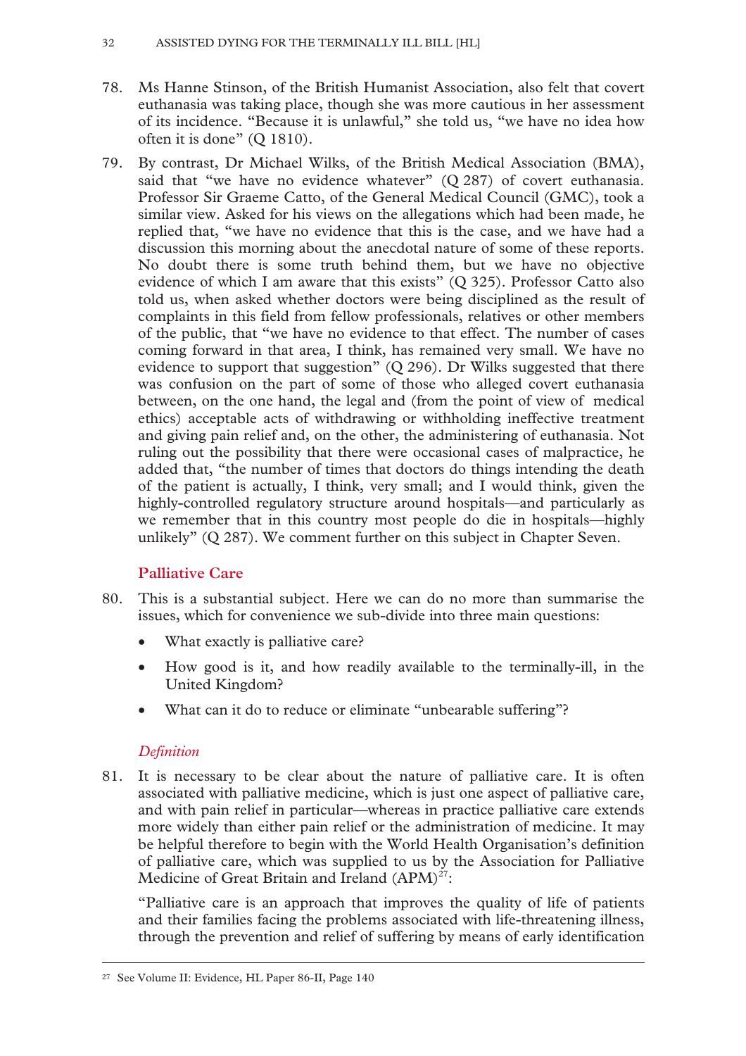78. Ms Hanne Stinson, of the British Humanist Association, also felt that covert euthanasia was taking place, though she was more cautious in her assessment of its incidence. "Because it is unlawful," she told us, "we have no idea how often it is done" (Q 1810).

79. By contrast, Dr Michael Wilks, of the British Medical Association (BMA), said that "we have no evidence whatever" (Q 287) of covert euthanasia. Professor Sir Graeme Catto, of the General Medical Council (GMC), took a similar view. Asked for his views on the allegations which had been made, he replied that, "we have no evidence that this is the case, and we have had a discussion this morning about the anecdotal nature of some of these reports. No doubt there is some truth behind them, but we have no objective evidence of which I am aware that this exists" (Q 325). Professor Catto also told us, when asked whether doctors were being disciplined as the result of complaints in this field from fellow professionals, relatives or other members of the public, that "we have no evidence to that effect. The number of cases coming forward in that area, I think, has remained very small. We have no evidence to support that suggestion" (Q 296). Dr Wilks suggested that there was confusion on the part of some of those who alleged covert euthanasia between, on the one hand, the legal and (from the point of view of medical ethics) acceptable acts of withdrawing or withholding ineffective treatment and giving pain relief and, on the other, the administering of euthanasia. Not ruling out the possibility that there were occasional cases of malpractice, he added that, "the number of times that doctors do things intending the death of the patient is actually, I think, very small; and I would think, given the highly-controlled regulatory structure around hospitals—and particularly as we remember that in this country most people do die in hospitals—highly unlikely" (Q 287). We comment further on this subject in Chapter Seven.

## Palliative Care

80. This is a substantial subject. Here we can do no more than summarise the issues, which for convenience we sub-divide into three main questions:

- What exactly is palliative care?
- How good is it, and how readily available to the terminally-ill, in the United Kingdom?
- What can it do to reduce or eliminate "unbearable suffering"?

### *Definition*

81. It is necessary to be clear about the nature of palliative care. It is often associated with palliative medicine, which is just one aspect of palliative care, and with pain relief in particular—whereas in practice palliative care extends more widely than either pain relief or the administration of medicine. It may be helpful therefore to begin with the World Health Organisation's definition of palliative care, which was supplied to us by the Association for Palliative Medicine of Great Britain and Ireland (APM)[27]:

"Palliative care is an approach that improves the quality of life of patients and their families facing the problems associated with life-threatening illness, through the prevention and relief of suffering by means of early identification

---

[27] See Volume II: Evidence, HL Paper 86-II, Page 140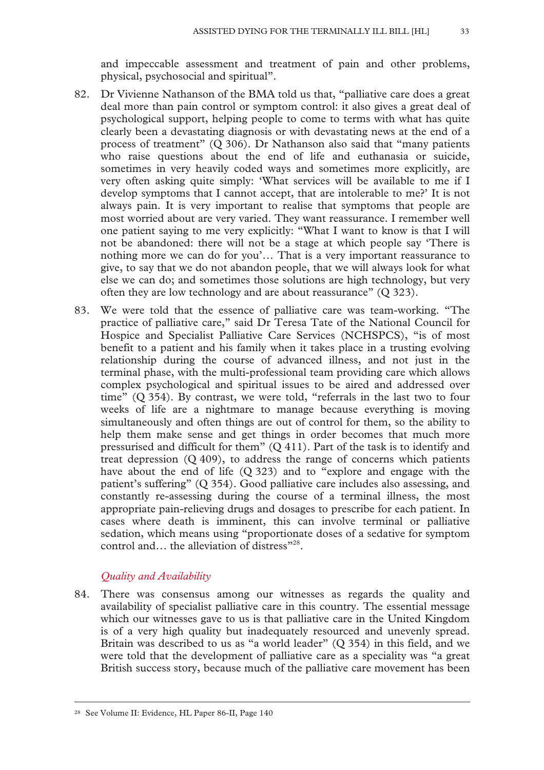and impeccable assessment and treatment of pain and other problems, physical, psychosocial and spiritual".

82. Dr Vivienne Nathanson of the BMA told us that, "palliative care does a great deal more than pain control or symptom control: it also gives a great deal of psychological support, helping people to come to terms with what has quite clearly been a devastating diagnosis or with devastating news at the end of a process of treatment" (Q 306). Dr Nathanson also said that "many patients who raise questions about the end of life and euthanasia or suicide, sometimes in very heavily coded ways and sometimes more explicitly, are very often asking quite simply: 'What services will be available to me if I develop symptoms that I cannot accept, that are intolerable to me?' It is not always pain. It is very important to realise that symptoms that people are most worried about are very varied. They want reassurance. I remember well one patient saying to me very explicitly: "What I want to know is that I will not be abandoned: there will not be a stage at which people say 'There is nothing more we can do for you'… That is a very important reassurance to give, to say that we do not abandon people, that we will always look for what else we can do; and sometimes those solutions are high technology, but very often they are low technology and are about reassurance" (Q 323).

83. We were told that the essence of palliative care was team-working. "The practice of palliative care," said Dr Teresa Tate of the National Council for Hospice and Specialist Palliative Care Services (NCHSPCS), "is of most benefit to a patient and his family when it takes place in a trusting evolving relationship during the course of advanced illness, and not just in the terminal phase, with the multi-professional team providing care which allows complex psychological and spiritual issues to be aired and addressed over time" (Q 354). By contrast, we were told, "referrals in the last two to four weeks of life are a nightmare to manage because everything is moving simultaneously and often things are out of control for them, so the ability to help them make sense and get things in order becomes that much more pressurised and difficult for them" (Q 411). Part of the task is to identify and treat depression (Q 409), to address the range of concerns which patients have about the end of life (Q 323) and to "explore and engage with the patient's suffering" (Q 354). Good palliative care includes also assessing, and constantly re-assessing during the course of a terminal illness, the most appropriate pain-relieving drugs and dosages to prescribe for each patient. In cases where death is imminent, this can involve terminal or palliative sedation, which means using "proportionate doses of a sedative for symptom control and… the alleviation of distress"[28].

### *Quality and Availability*

84. There was consensus among our witnesses as regards the quality and availability of specialist palliative care in this country. The essential message which our witnesses gave to us is that palliative care in the United Kingdom is of a very high quality but inadequately resourced and unevenly spread. Britain was described to us as "a world leader" (Q 354) in this field, and we were told that the development of palliative care as a speciality was "a great British success story, because much of the palliative care movement has been

---

[28] See Volume II: Evidence, HL Paper 86-II, Page 140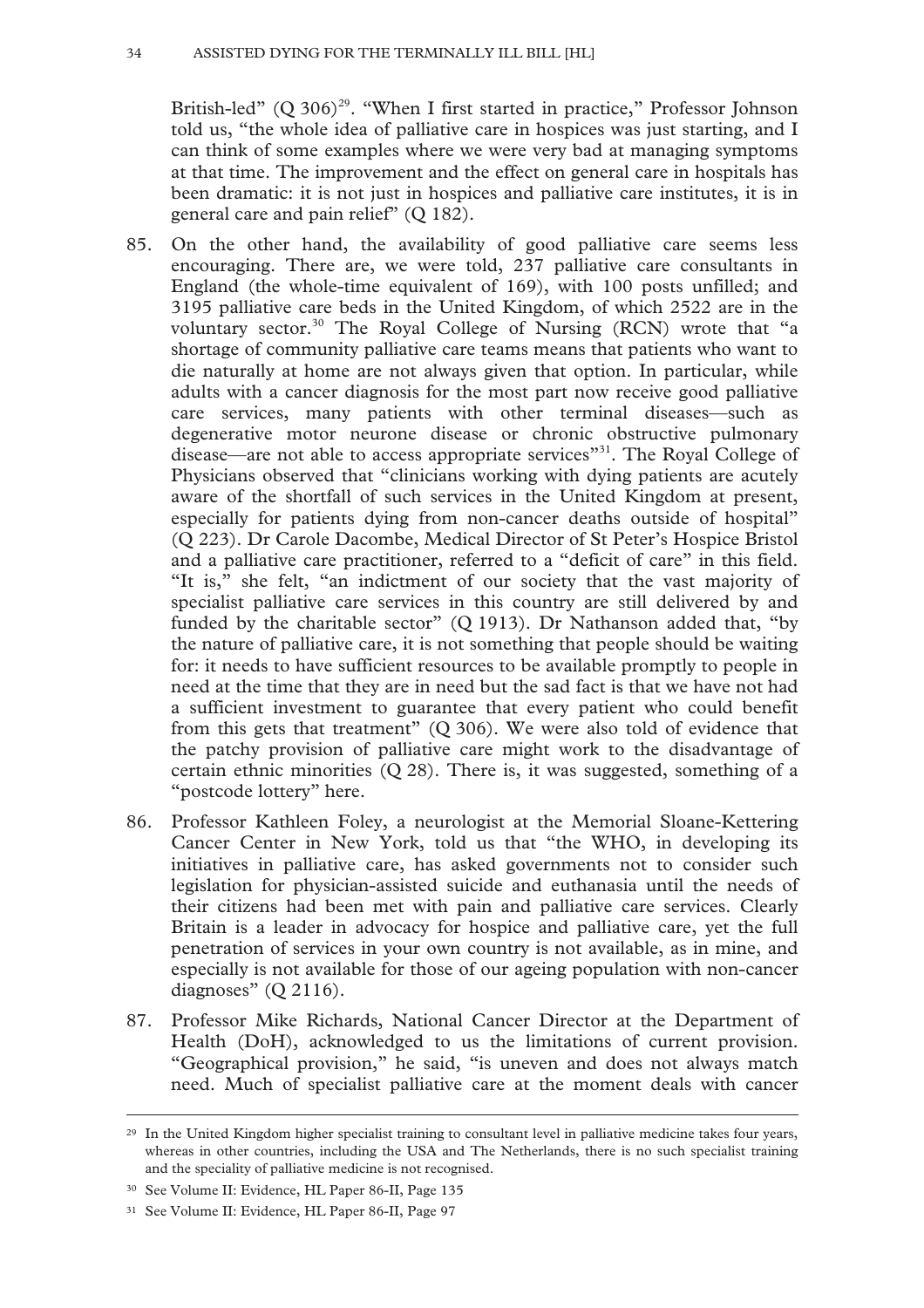British-led" (Q 306)[29]. "When I first started in practice," Professor Johnson told us, "the whole idea of palliative care in hospices was just starting, and I can think of some examples where we were very bad at managing symptoms at that time. The improvement and the effect on general care in hospitals has been dramatic: it is not just in hospices and palliative care institutes, it is in general care and pain relief" (Q 182).

85. On the other hand, the availability of good palliative care seems less encouraging. There are, we were told, 237 palliative care consultants in England (the whole-time equivalent of 169), with 100 posts unfilled; and 3195 palliative care beds in the United Kingdom, of which 2522 are in the voluntary sector.[30] The Royal College of Nursing (RCN) wrote that "a shortage of community palliative care teams means that patients who want to die naturally at home are not always given that option. In particular, while adults with a cancer diagnosis for the most part now receive good palliative care services, many patients with other terminal diseases—such as degenerative motor neurone disease or chronic obstructive pulmonary disease—are not able to access appropriate services"[31]. The Royal College of Physicians observed that "clinicians working with dying patients are acutely aware of the shortfall of such services in the United Kingdom at present, especially for patients dying from non-cancer deaths outside of hospital" (Q 223). Dr Carole Dacombe, Medical Director of St Peter's Hospice Bristol and a palliative care practitioner, referred to a "deficit of care" in this field. "It is," she felt, "an indictment of our society that the vast majority of specialist palliative care services in this country are still delivered by and funded by the charitable sector" (Q 1913). Dr Nathanson added that, "by the nature of palliative care, it is not something that people should be waiting for: it needs to have sufficient resources to be available promptly to people in need at the time that they are in need but the sad fact is that we have not had a sufficient investment to guarantee that every patient who could benefit from this gets that treatment" (Q 306). We were also told of evidence that the patchy provision of palliative care might work to the disadvantage of certain ethnic minorities (Q 28). There is, it was suggested, something of a "postcode lottery" here.

86. Professor Kathleen Foley, a neurologist at the Memorial Sloane-Kettering Cancer Center in New York, told us that "the WHO, in developing its initiatives in palliative care, has asked governments not to consider such legislation for physician-assisted suicide and euthanasia until the needs of their citizens had been met with pain and palliative care services. Clearly Britain is a leader in advocacy for hospice and palliative care, yet the full penetration of services in your own country is not available, as in mine, and especially is not available for those of our ageing population with non-cancer diagnoses" (Q 2116).

87. Professor Mike Richards, National Cancer Director at the Department of Health (DoH), acknowledged to us the limitations of current provision. "Geographical provision," he said, "is uneven and does not always match need. Much of specialist palliative care at the moment deals with cancer

---

[29] In the United Kingdom higher specialist training to consultant level in palliative medicine takes four years, whereas in other countries, including the USA and The Netherlands, there is no such specialist training and the speciality of palliative medicine is not recognised.

[30] See Volume II: Evidence, HL Paper 86-II, Page 135

[31] See Volume II: Evidence, HL Paper 86-II, Page 97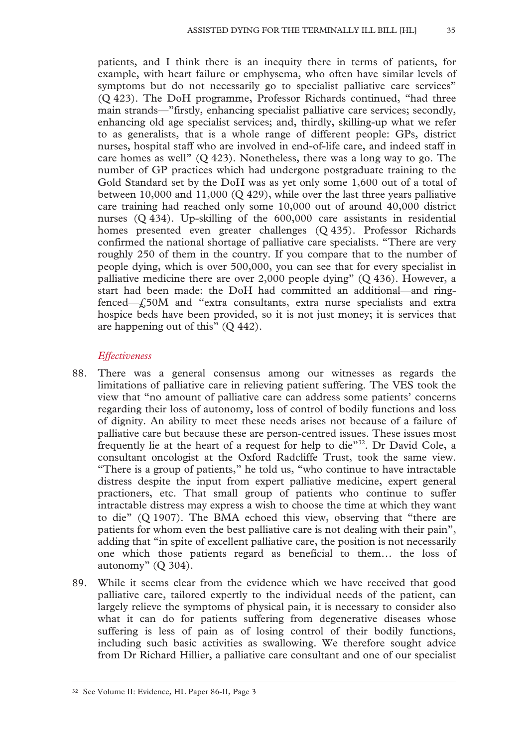patients, and I think there is an inequity there in terms of patients, for example, with heart failure or emphysema, who often have similar levels of symptoms but do not necessarily go to specialist palliative care services" (Q 423). The DoH programme, Professor Richards continued, "had three main strands—"firstly, enhancing specialist palliative care services; secondly, enhancing old age specialist services; and, thirdly, skilling-up what we refer to as generalists, that is a whole range of different people: GPs, district nurses, hospital staff who are involved in end-of-life care, and indeed staff in care homes as well" (Q 423). Nonetheless, there was a long way to go. The number of GP practices which had undergone postgraduate training to the Gold Standard set by the DoH was as yet only some 1,600 out of a total of between 10,000 and 11,000 (Q 429), while over the last three years palliative care training had reached only some 10,000 out of around 40,000 district nurses (Q 434). Up-skilling of the 600,000 care assistants in residential homes presented even greater challenges (Q 435). Professor Richards confirmed the national shortage of palliative care specialists. "There are very roughly 250 of them in the country. If you compare that to the number of people dying, which is over 500,000, you can see that for every specialist in palliative medicine there are over 2,000 people dying" (Q 436). However, a start had been made: the DoH had committed an additional—and ring-fenced—£50M and "extra consultants, extra nurse specialists and extra hospice beds have been provided, so it is not just money; it is services that are happening out of this" (Q 442).

### *Effectiveness*

88. There was a general consensus among our witnesses as regards the limitations of palliative care in relieving patient suffering. The VES took the view that "no amount of palliative care can address some patients' concerns regarding their loss of autonomy, loss of control of bodily functions and loss of dignity. An ability to meet these needs arises not because of a failure of palliative care but because these are person-centred issues. These issues most frequently lie at the heart of a request for help to die"[32]. Dr David Cole, a consultant oncologist at the Oxford Radcliffe Trust, took the same view. "There is a group of patients," he told us, "who continue to have intractable distress despite the input from expert palliative medicine, expert general practioners, etc. That small group of patients who continue to suffer intractable distress may express a wish to choose the time at which they want to die" (Q 1907). The BMA echoed this view, observing that "there are patients for whom even the best palliative care is not dealing with their pain", adding that "in spite of excellent palliative care, the position is not necessarily one which those patients regard as beneficial to them… the loss of autonomy" (Q 304).

89. While it seems clear from the evidence which we have received that good palliative care, tailored expertly to the individual needs of the patient, can largely relieve the symptoms of physical pain, it is necessary to consider also what it can do for patients suffering from degenerative diseases whose suffering is less of pain as of losing control of their bodily functions, including such basic activities as swallowing. We therefore sought advice from Dr Richard Hillier, a palliative care consultant and one of our specialist

---

[32] See Volume II: Evidence, HL Paper 86-II, Page 3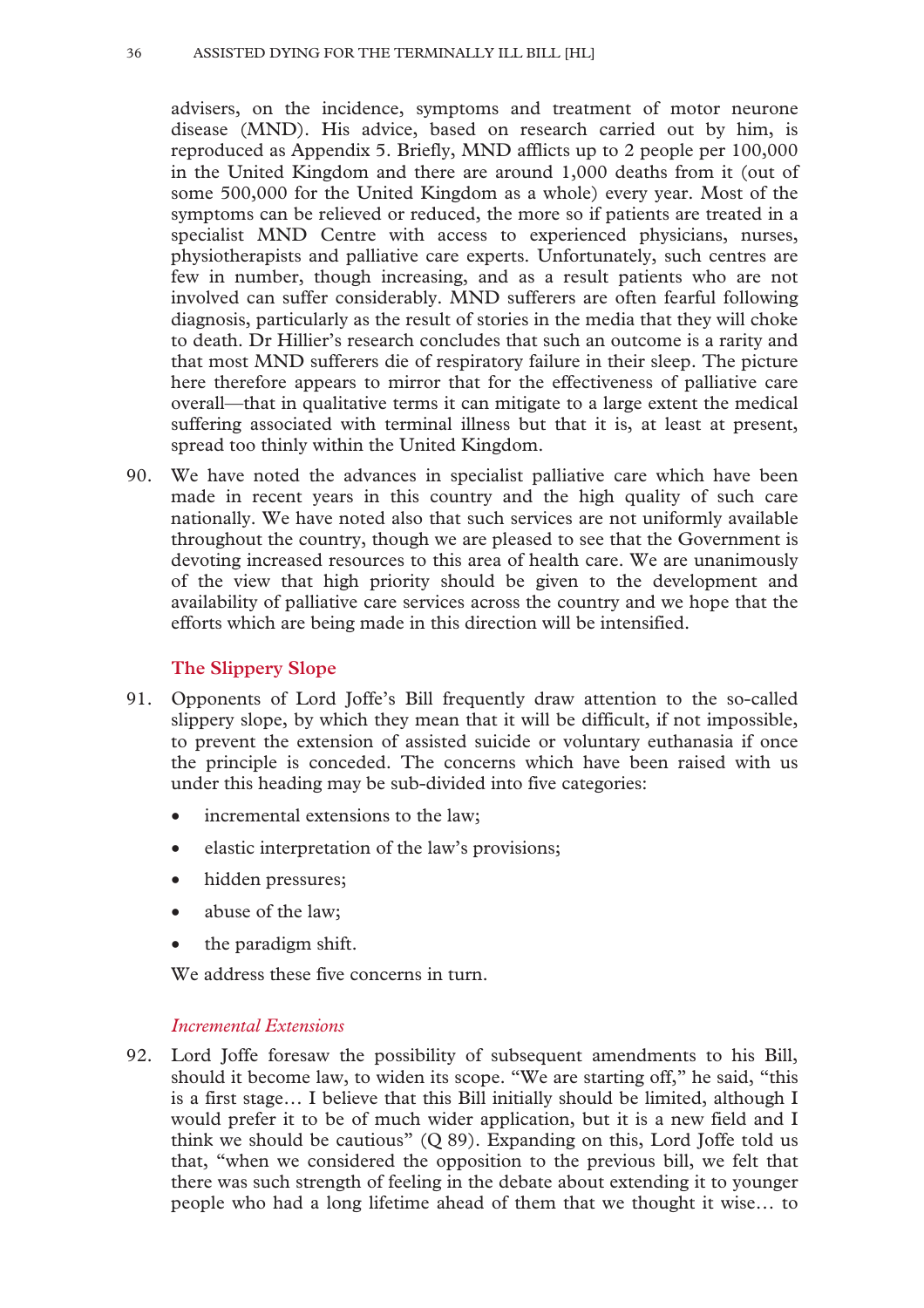advisers, on the incidence, symptoms and treatment of motor neurone disease (MND). His advice, based on research carried out by him, is reproduced as Appendix 5. Briefly, MND afflicts up to 2 people per 100,000 in the United Kingdom and there are around 1,000 deaths from it (out of some 500,000 for the United Kingdom as a whole) every year. Most of the symptoms can be relieved or reduced, the more so if patients are treated in a specialist MND Centre with access to experienced physicians, nurses, physiotherapists and palliative care experts. Unfortunately, such centres are few in number, though increasing, and as a result patients who are not involved can suffer considerably. MND sufferers are often fearful following diagnosis, particularly as the result of stories in the media that they will choke to death. Dr Hillier's research concludes that such an outcome is a rarity and that most MND sufferers die of respiratory failure in their sleep. The picture here therefore appears to mirror that for the effectiveness of palliative care overall—that in qualitative terms it can mitigate to a large extent the medical suffering associated with terminal illness but that it is, at least at present, spread too thinly within the United Kingdom.

90. We have noted the advances in specialist palliative care which have been made in recent years in this country and the high quality of such care nationally. We have noted also that such services are not uniformly available throughout the country, though we are pleased to see that the Government is devoting increased resources to this area of health care. We are unanimously of the view that high priority should be given to the development and availability of palliative care services across the country and we hope that the efforts which are being made in this direction will be intensified.

## The Slippery Slope

91. Opponents of Lord Joffe's Bill frequently draw attention to the so-called slippery slope, by which they mean that it will be difficult, if not impossible, to prevent the extension of assisted suicide or voluntary euthanasia if once the principle is conceded. The concerns which have been raised with us under this heading may be sub-divided into five categories:

- incremental extensions to the law;
- elastic interpretation of the law's provisions;
- hidden pressures;
- abuse of the law;
- the paradigm shift.

We address these five concerns in turn.

### *Incremental Extensions*

92. Lord Joffe foresaw the possibility of subsequent amendments to his Bill, should it become law, to widen its scope. "We are starting off," he said, "this is a first stage… I believe that this Bill initially should be limited, although I would prefer it to be of much wider application, but it is a new field and I think we should be cautious" (Q 89). Expanding on this, Lord Joffe told us that, "when we considered the opposition to the previous bill, we felt that there was such strength of feeling in the debate about extending it to younger people who had a long lifetime ahead of them that we thought it wise… to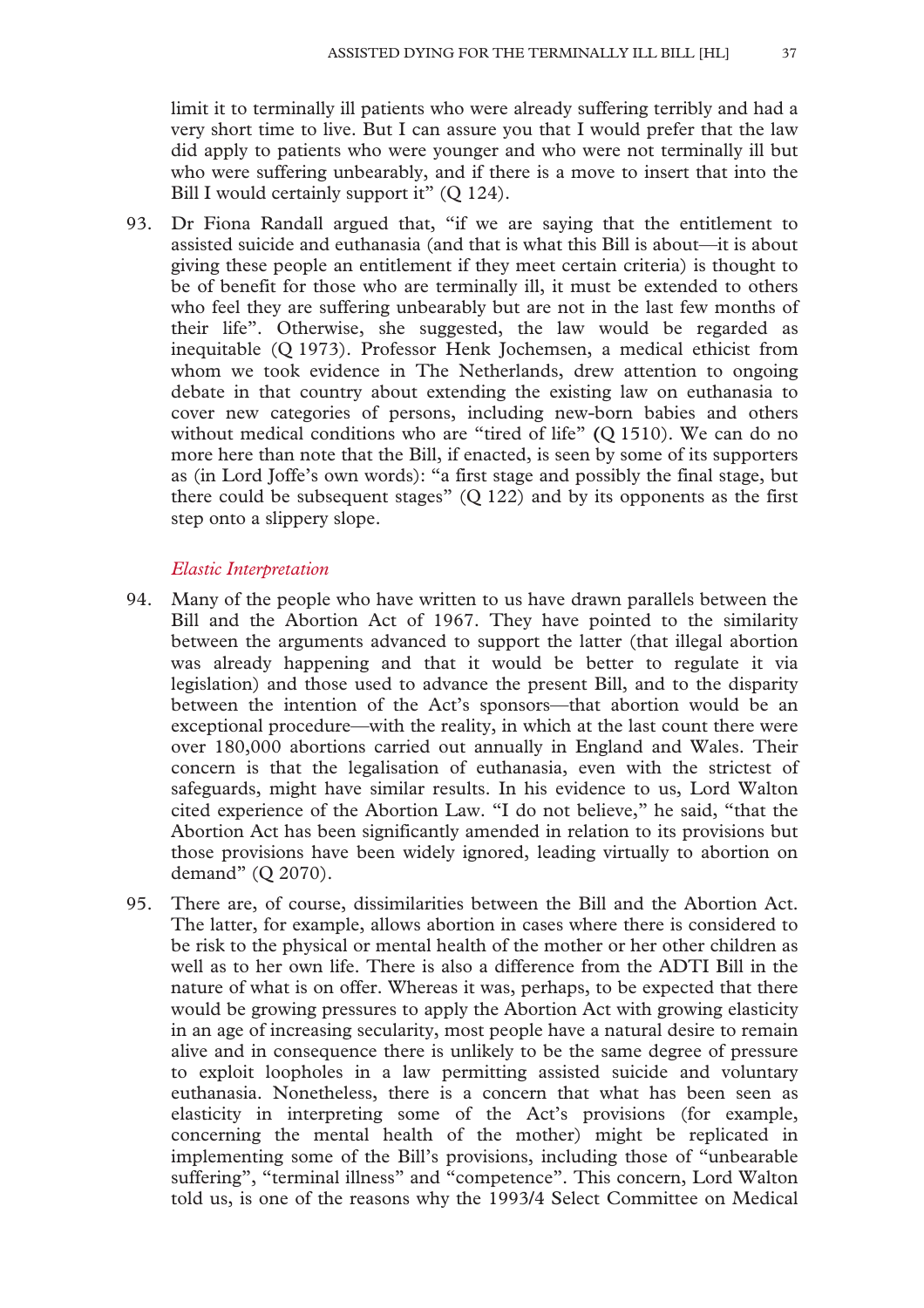limit it to terminally ill patients who were already suffering terribly and had a very short time to live. But I can assure you that I would prefer that the law did apply to patients who were younger and who were not terminally ill but who were suffering unbearably, and if there is a move to insert that into the Bill I would certainly support it" (Q 124).

93. Dr Fiona Randall argued that, "if we are saying that the entitlement to assisted suicide and euthanasia (and that is what this Bill is about—it is about giving these people an entitlement if they meet certain criteria) is thought to be of benefit for those who are terminally ill, it must be extended to others who feel they are suffering unbearably but are not in the last few months of their life". Otherwise, she suggested, the law would be regarded as inequitable (Q 1973). Professor Henk Jochemsen, a medical ethicist from whom we took evidence in The Netherlands, drew attention to ongoing debate in that country about extending the existing law on euthanasia to cover new categories of persons, including new-born babies and others without medical conditions who are "tired of life" (Q 1510). We can do no more here than note that the Bill, if enacted, is seen by some of its supporters as (in Lord Joffe's own words): "a first stage and possibly the final stage, but there could be subsequent stages" (Q 122) and by its opponents as the first step onto a slippery slope.

### *Elastic Interpretation*

94. Many of the people who have written to us have drawn parallels between the Bill and the Abortion Act of 1967. They have pointed to the similarity between the arguments advanced to support the latter (that illegal abortion was already happening and that it would be better to regulate it via legislation) and those used to advance the present Bill, and to the disparity between the intention of the Act's sponsors—that abortion would be an exceptional procedure—with the reality, in which at the last count there were over 180,000 abortions carried out annually in England and Wales. Their concern is that the legalisation of euthanasia, even with the strictest of safeguards, might have similar results. In his evidence to us, Lord Walton cited experience of the Abortion Law. "I do not believe," he said, "that the Abortion Act has been significantly amended in relation to its provisions but those provisions have been widely ignored, leading virtually to abortion on demand" (Q 2070).

95. There are, of course, dissimilarities between the Bill and the Abortion Act. The latter, for example, allows abortion in cases where there is considered to be risk to the physical or mental health of the mother or her other children as well as to her own life. There is also a difference from the ADTI Bill in the nature of what is on offer. Whereas it was, perhaps, to be expected that there would be growing pressures to apply the Abortion Act with growing elasticity in an age of increasing secularity, most people have a natural desire to remain alive and in consequence there is unlikely to be the same degree of pressure to exploit loopholes in a law permitting assisted suicide and voluntary euthanasia. Nonetheless, there is a concern that what has been seen as elasticity in interpreting some of the Act's provisions (for example, concerning the mental health of the mother) might be replicated in implementing some of the Bill's provisions, including those of "unbearable suffering", "terminal illness" and "competence". This concern, Lord Walton told us, is one of the reasons why the 1993/4 Select Committee on Medical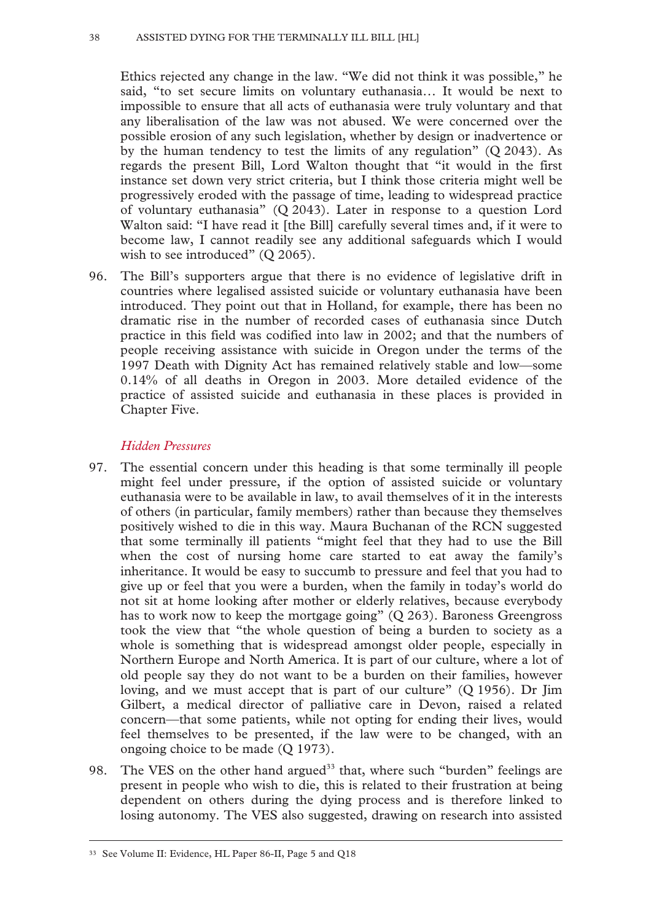Ethics rejected any change in the law. "We did not think it was possible," he said, "to set secure limits on voluntary euthanasia… It would be next to impossible to ensure that all acts of euthanasia were truly voluntary and that any liberalisation of the law was not abused. We were concerned over the possible erosion of any such legislation, whether by design or inadvertence or by the human tendency to test the limits of any regulation" (Q 2043). As regards the present Bill, Lord Walton thought that "it would in the first instance set down very strict criteria, but I think those criteria might well be progressively eroded with the passage of time, leading to widespread practice of voluntary euthanasia" (Q 2043). Later in response to a question Lord Walton said: "I have read it [the Bill] carefully several times and, if it were to become law, I cannot readily see any additional safeguards which I would wish to see introduced" (Q 2065).

96. The Bill's supporters argue that there is no evidence of legislative drift in countries where legalised assisted suicide or voluntary euthanasia have been introduced. They point out that in Holland, for example, there has been no dramatic rise in the number of recorded cases of euthanasia since Dutch practice in this field was codified into law in 2002; and that the numbers of people receiving assistance with suicide in Oregon under the terms of the 1997 Death with Dignity Act has remained relatively stable and low—some 0.14% of all deaths in Oregon in 2003. More detailed evidence of the practice of assisted suicide and euthanasia in these places is provided in Chapter Five.

### *Hidden Pressures*

97. The essential concern under this heading is that some terminally ill people might feel under pressure, if the option of assisted suicide or voluntary euthanasia were to be available in law, to avail themselves of it in the interests of others (in particular, family members) rather than because they themselves positively wished to die in this way. Maura Buchanan of the RCN suggested that some terminally ill patients "might feel that they had to use the Bill when the cost of nursing home care started to eat away the family's inheritance. It would be easy to succumb to pressure and feel that you had to give up or feel that you were a burden, when the family in today's world do not sit at home looking after mother or elderly relatives, because everybody has to work now to keep the mortgage going" (Q 263). Baroness Greengross took the view that "the whole question of being a burden to society as a whole is something that is widespread amongst older people, especially in Northern Europe and North America. It is part of our culture, where a lot of old people say they do not want to be a burden on their families, however loving, and we must accept that is part of our culture" (Q 1956). Dr Jim Gilbert, a medical director of palliative care in Devon, raised a related concern—that some patients, while not opting for ending their lives, would feel themselves to be presented, if the law were to be changed, with an ongoing choice to be made (Q 1973).

98. The VES on the other hand argued[33] that, where such "burden" feelings are present in people who wish to die, this is related to their frustration at being dependent on others during the dying process and is therefore linked to losing autonomy. The VES also suggested, drawing on research into assisted

---

[33] See Volume II: Evidence, HL Paper 86-II, Page 5 and Q18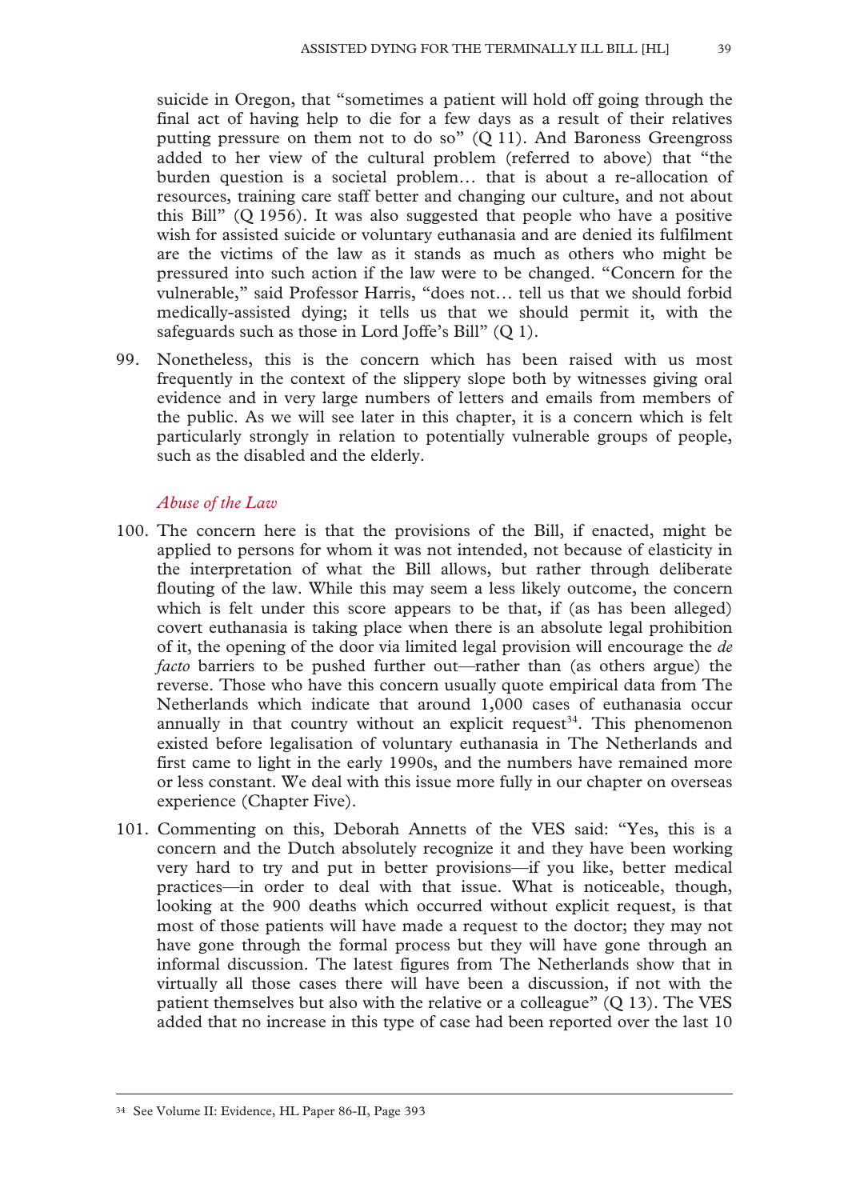suicide in Oregon, that "sometimes a patient will hold off going through the final act of having help to die for a few days as a result of their relatives putting pressure on them not to do so" (Q 11). And Baroness Greengross added to her view of the cultural problem (referred to above) that "the burden question is a societal problem… that is about a re-allocation of resources, training care staff better and changing our culture, and not about this Bill" (Q 1956). It was also suggested that people who have a positive wish for assisted suicide or voluntary euthanasia and are denied its fulfilment are the victims of the law as it stands as much as others who might be pressured into such action if the law were to be changed. "Concern for the vulnerable," said Professor Harris, "does not… tell us that we should forbid medically-assisted dying; it tells us that we should permit it, with the safeguards such as those in Lord Joffe's Bill" (Q 1).

99. Nonetheless, this is the concern which has been raised with us most frequently in the context of the slippery slope both by witnesses giving oral evidence and in very large numbers of letters and emails from members of the public. As we will see later in this chapter, it is a concern which is felt particularly strongly in relation to potentially vulnerable groups of people, such as the disabled and the elderly.

### *Abuse of the Law*

100. The concern here is that the provisions of the Bill, if enacted, might be applied to persons for whom it was not intended, not because of elasticity in the interpretation of what the Bill allows, but rather through deliberate flouting of the law. While this may seem a less likely outcome, the concern which is felt under this score appears to be that, if (as has been alleged) covert euthanasia is taking place when there is an absolute legal prohibition of it, the opening of the door via limited legal provision will encourage the *de facto* barriers to be pushed further out—rather than (as others argue) the reverse. Those who have this concern usually quote empirical data from The Netherlands which indicate that around 1,000 cases of euthanasia occur annually in that country without an explicit request[34]. This phenomenon existed before legalisation of voluntary euthanasia in The Netherlands and first came to light in the early 1990s, and the numbers have remained more or less constant. We deal with this issue more fully in our chapter on overseas experience (Chapter Five).

101. Commenting on this, Deborah Annetts of the VES said: "Yes, this is a concern and the Dutch absolutely recognize it and they have been working very hard to try and put in better provisions—if you like, better medical practices—in order to deal with that issue. What is noticeable, though, looking at the 900 deaths which occurred without explicit request, is that most of those patients will have made a request to the doctor; they may not have gone through the formal process but they will have gone through an informal discussion. The latest figures from The Netherlands show that in virtually all those cases there will have been a discussion, if not with the patient themselves but also with the relative or a colleague" (Q 13). The VES added that no increase in this type of case had been reported over the last 10

---

[34] See Volume II: Evidence, HL Paper 86-II, Page 393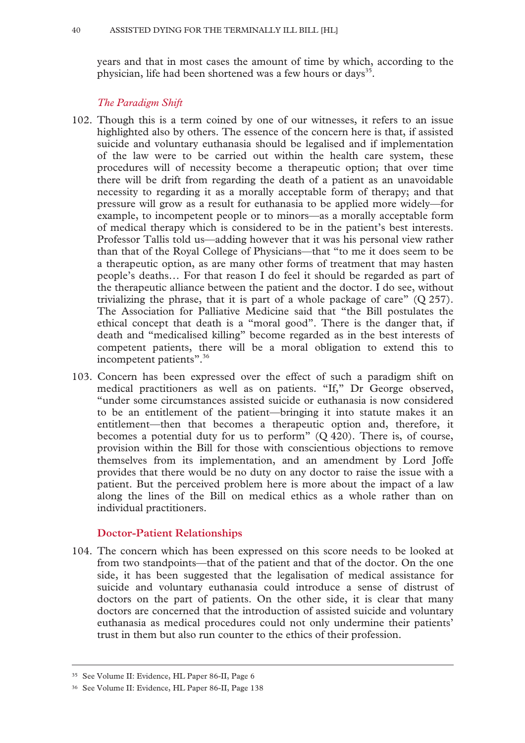years and that in most cases the amount of time by which, according to the physician, life had been shortened was a few hours or days[35].

### *The Paradigm Shift*

102. Though this is a term coined by one of our witnesses, it refers to an issue highlighted also by others. The essence of the concern here is that, if assisted suicide and voluntary euthanasia should be legalised and if implementation of the law were to be carried out within the health care system, these procedures will of necessity become a therapeutic option; that over time there will be drift from regarding the death of a patient as an unavoidable necessity to regarding it as a morally acceptable form of therapy; and that pressure will grow as a result for euthanasia to be applied more widely—for example, to incompetent people or to minors—as a morally acceptable form of medical therapy which is considered to be in the patient's best interests. Professor Tallis told us—adding however that it was his personal view rather than that of the Royal College of Physicians—that "to me it does seem to be a therapeutic option, as are many other forms of treatment that may hasten people's deaths… For that reason I do feel it should be regarded as part of the therapeutic alliance between the patient and the doctor. I do see, without trivializing the phrase, that it is part of a whole package of care" (Q 257). The Association for Palliative Medicine said that "the Bill postulates the ethical concept that death is a "moral good". There is the danger that, if death and "medicalised killing" become regarded as in the best interests of competent patients, there will be a moral obligation to extend this to incompetent patients".[36]

103. Concern has been expressed over the effect of such a paradigm shift on medical practitioners as well as on patients. "If," Dr George observed, "under some circumstances assisted suicide or euthanasia is now considered to be an entitlement of the patient—bringing it into statute makes it an entitlement—then that becomes a therapeutic option and, therefore, it becomes a potential duty for us to perform" (Q 420). There is, of course, provision within the Bill for those with conscientious objections to remove themselves from its implementation, and an amendment by Lord Joffe provides that there would be no duty on any doctor to raise the issue with a patient. But the perceived problem here is more about the impact of a law along the lines of the Bill on medical ethics as a whole rather than on individual practitioners.

## Doctor-Patient Relationships

104. The concern which has been expressed on this score needs to be looked at from two standpoints—that of the patient and that of the doctor. On the one side, it has been suggested that the legalisation of medical assistance for suicide and voluntary euthanasia could introduce a sense of distrust of doctors on the part of patients. On the other side, it is clear that many doctors are concerned that the introduction of assisted suicide and voluntary euthanasia as medical procedures could not only undermine their patients' trust in them but also run counter to the ethics of their profession.

---

[35] See Volume II: Evidence, HL Paper 86-II, Page 6

[36] See Volume II: Evidence, HL Paper 86-II, Page 138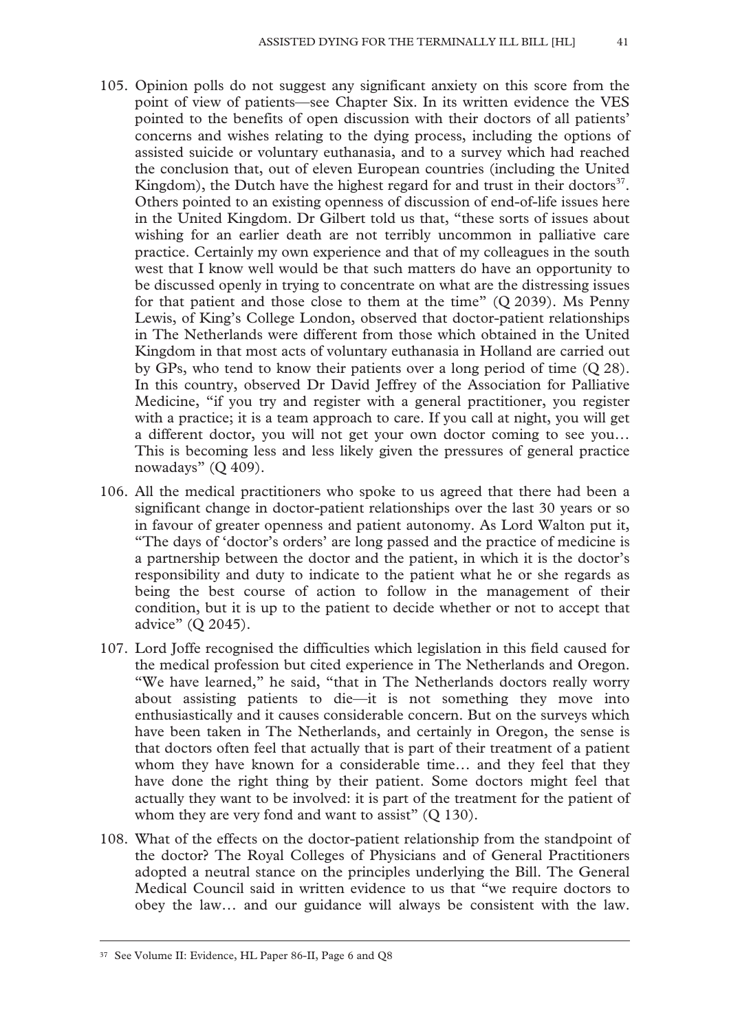105. Opinion polls do not suggest any significant anxiety on this score from the point of view of patients—see Chapter Six. In its written evidence the VES pointed to the benefits of open discussion with their doctors of all patients' concerns and wishes relating to the dying process, including the options of assisted suicide or voluntary euthanasia, and to a survey which had reached the conclusion that, out of eleven European countries (including the United Kingdom), the Dutch have the highest regard for and trust in their doctors[37]. Others pointed to an existing openness of discussion of end-of-life issues here in the United Kingdom. Dr Gilbert told us that, "these sorts of issues about wishing for an earlier death are not terribly uncommon in palliative care practice. Certainly my own experience and that of my colleagues in the south west that I know well would be that such matters do have an opportunity to be discussed openly in trying to concentrate on what are the distressing issues for that patient and those close to them at the time" (Q 2039). Ms Penny Lewis, of King's College London, observed that doctor-patient relationships in The Netherlands were different from those which obtained in the United Kingdom in that most acts of voluntary euthanasia in Holland are carried out by GPs, who tend to know their patients over a long period of time (Q 28). In this country, observed Dr David Jeffrey of the Association for Palliative Medicine, "if you try and register with a general practitioner, you register with a practice; it is a team approach to care. If you call at night, you will get a different doctor, you will not get your own doctor coming to see you… This is becoming less and less likely given the pressures of general practice nowadays" (Q 409).

106. All the medical practitioners who spoke to us agreed that there had been a significant change in doctor-patient relationships over the last 30 years or so in favour of greater openness and patient autonomy. As Lord Walton put it, "The days of 'doctor's orders' are long passed and the practice of medicine is a partnership between the doctor and the patient, in which it is the doctor's responsibility and duty to indicate to the patient what he or she regards as being the best course of action to follow in the management of their condition, but it is up to the patient to decide whether or not to accept that advice" (Q 2045).

107. Lord Joffe recognised the difficulties which legislation in this field caused for the medical profession but cited experience in The Netherlands and Oregon. "We have learned," he said, "that in The Netherlands doctors really worry about assisting patients to die—it is not something they move into enthusiastically and it causes considerable concern. But on the surveys which have been taken in The Netherlands, and certainly in Oregon, the sense is that doctors often feel that actually that is part of their treatment of a patient whom they have known for a considerable time… and they feel that they have done the right thing by their patient. Some doctors might feel that actually they want to be involved: it is part of the treatment for the patient of whom they are very fond and want to assist" (Q 130).

108. What of the effects on the doctor-patient relationship from the standpoint of the doctor? The Royal Colleges of Physicians and of General Practitioners adopted a neutral stance on the principles underlying the Bill. The General Medical Council said in written evidence to us that "we require doctors to obey the law… and our guidance will always be consistent with the law.

---

[37] See Volume II: Evidence, HL Paper 86-II, Page 6 and Q8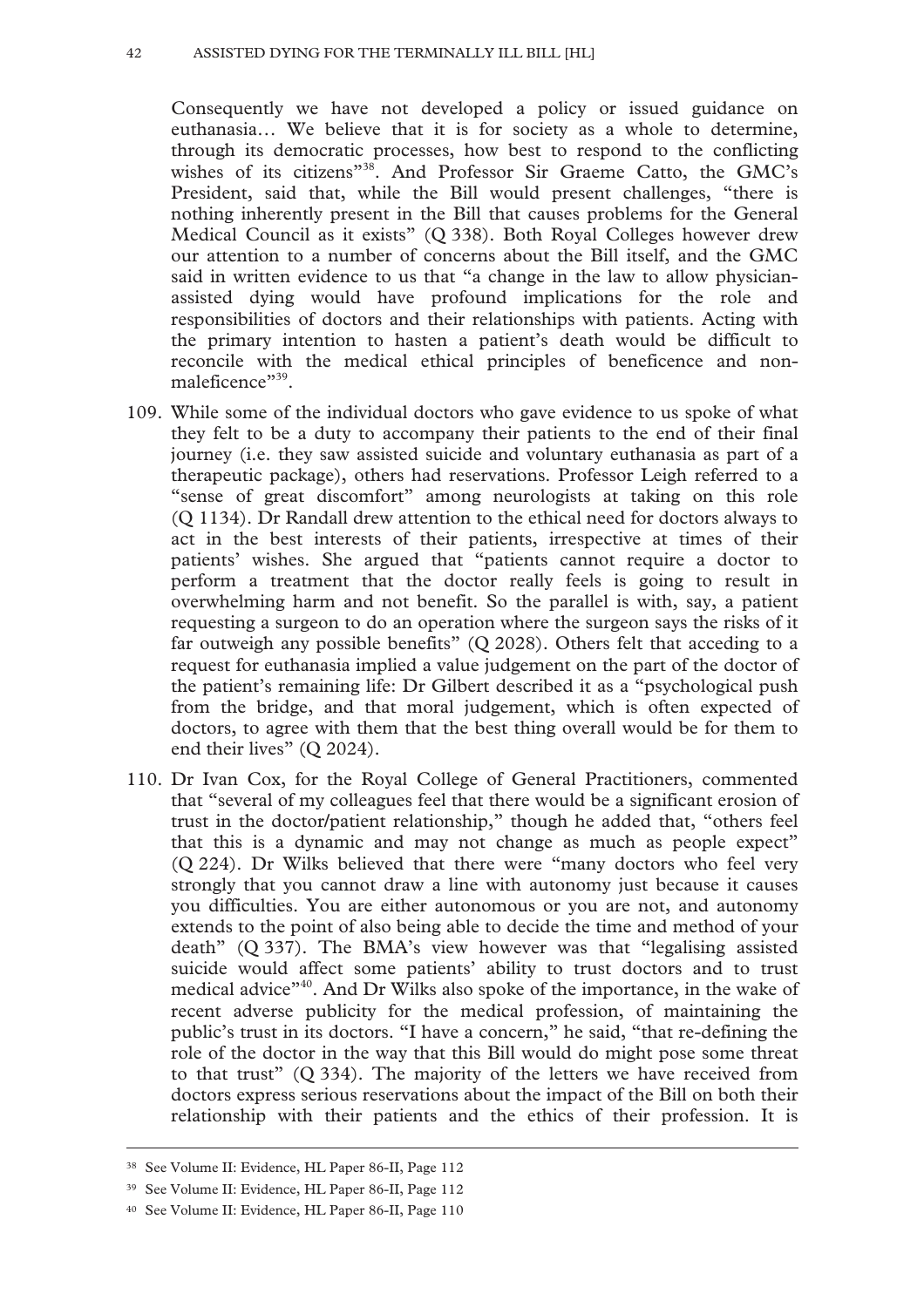Consequently we have not developed a policy or issued guidance on euthanasia… We believe that it is for society as a whole to determine, through its democratic processes, how best to respond to the conflicting wishes of its citizens"[38]. And Professor Sir Graeme Catto, the GMC's President, said that, while the Bill would present challenges, "there is nothing inherently present in the Bill that causes problems for the General Medical Council as it exists" (Q 338). Both Royal Colleges however drew our attention to a number of concerns about the Bill itself, and the GMC said in written evidence to us that "a change in the law to allow physician-assisted dying would have profound implications for the role and responsibilities of doctors and their relationships with patients. Acting with the primary intention to hasten a patient's death would be difficult to reconcile with the medical ethical principles of beneficence and non-maleficence"[39].

109. While some of the individual doctors who gave evidence to us spoke of what they felt to be a duty to accompany their patients to the end of their final journey (i.e. they saw assisted suicide and voluntary euthanasia as part of a therapeutic package), others had reservations. Professor Leigh referred to a "sense of great discomfort" among neurologists at taking on this role (Q 1134). Dr Randall drew attention to the ethical need for doctors always to act in the best interests of their patients, irrespective at times of their patients' wishes. She argued that "patients cannot require a doctor to perform a treatment that the doctor really feels is going to result in overwhelming harm and not benefit. So the parallel is with, say, a patient requesting a surgeon to do an operation where the surgeon says the risks of it far outweigh any possible benefits" (Q 2028). Others felt that acceding to a request for euthanasia implied a value judgement on the part of the doctor of the patient's remaining life: Dr Gilbert described it as a "psychological push from the bridge, and that moral judgement, which is often expected of doctors, to agree with them that the best thing overall would be for them to end their lives" (Q 2024).

110. Dr Ivan Cox, for the Royal College of General Practitioners, commented that "several of my colleagues feel that there would be a significant erosion of trust in the doctor/patient relationship," though he added that, "others feel that this is a dynamic and may not change as much as people expect" (Q 224). Dr Wilks believed that there were "many doctors who feel very strongly that you cannot draw a line with autonomy just because it causes you difficulties. You are either autonomous or you are not, and autonomy extends to the point of also being able to decide the time and method of your death" (Q 337). The BMA's view however was that "legalising assisted suicide would affect some patients' ability to trust doctors and to trust medical advice"[40]. And Dr Wilks also spoke of the importance, in the wake of recent adverse publicity for the medical profession, of maintaining the public's trust in its doctors. "I have a concern," he said, "that re-defining the role of the doctor in the way that this Bill would do might pose some threat to that trust" (Q 334). The majority of the letters we have received from doctors express serious reservations about the impact of the Bill on both their relationship with their patients and the ethics of their profession. It is

---

[38] See Volume II: Evidence, HL Paper 86-II, Page 112

[39] See Volume II: Evidence, HL Paper 86-II, Page 112

[40] See Volume II: Evidence, HL Paper 86-II, Page 110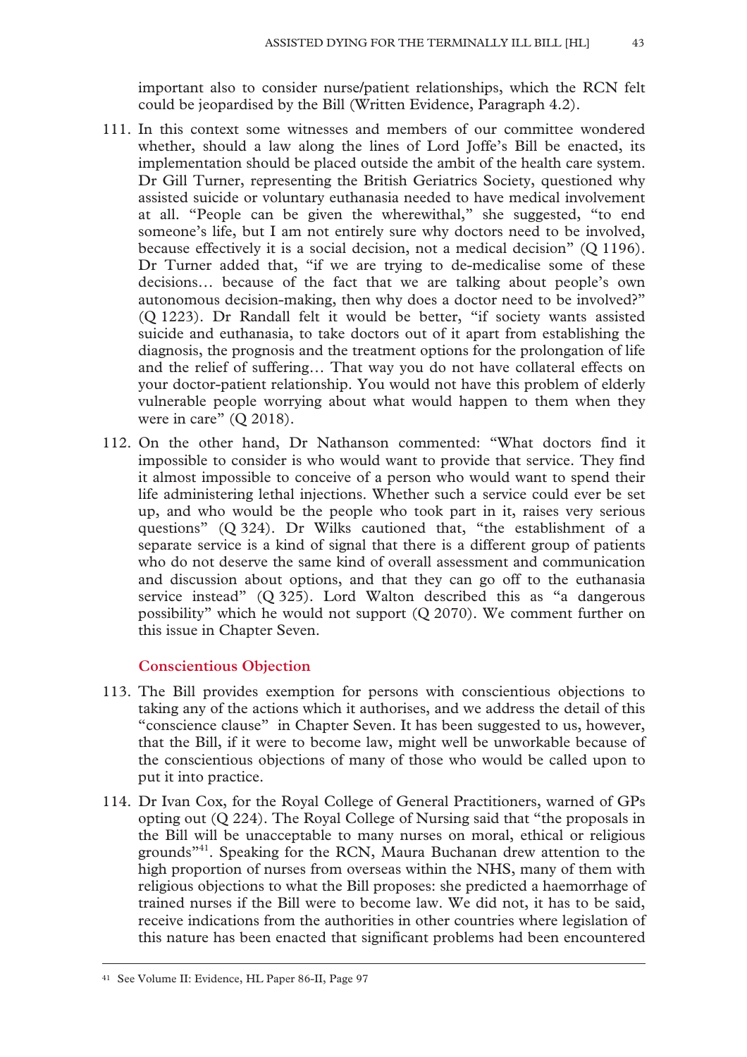important also to consider nurse/patient relationships, which the RCN felt could be jeopardised by the Bill (Written Evidence, Paragraph 4.2).

111. In this context some witnesses and members of our committee wondered whether, should a law along the lines of Lord Joffe's Bill be enacted, its implementation should be placed outside the ambit of the health care system. Dr Gill Turner, representing the British Geriatrics Society, questioned why assisted suicide or voluntary euthanasia needed to have medical involvement at all. "People can be given the wherewithal," she suggested, "to end someone's life, but I am not entirely sure why doctors need to be involved, because effectively it is a social decision, not a medical decision" (Q 1196). Dr Turner added that, "if we are trying to de-medicalise some of these decisions… because of the fact that we are talking about people's own autonomous decision-making, then why does a doctor need to be involved?" (Q 1223). Dr Randall felt it would be better, "if society wants assisted suicide and euthanasia, to take doctors out of it apart from establishing the diagnosis, the prognosis and the treatment options for the prolongation of life and the relief of suffering… That way you do not have collateral effects on your doctor-patient relationship. You would not have this problem of elderly vulnerable people worrying about what would happen to them when they were in care" (Q 2018).

112. On the other hand, Dr Nathanson commented: "What doctors find it impossible to consider is who would want to provide that service. They find it almost impossible to conceive of a person who would want to spend their life administering lethal injections. Whether such a service could ever be set up, and who would be the people who took part in it, raises very serious questions" (Q 324). Dr Wilks cautioned that, "the establishment of a separate service is a kind of signal that there is a different group of patients who do not deserve the same kind of overall assessment and communication and discussion about options, and that they can go off to the euthanasia service instead" (Q 325). Lord Walton described this as "a dangerous possibility" which he would not support (Q 2070). We comment further on this issue in Chapter Seven.

### Conscientious Objection

113. The Bill provides exemption for persons with conscientious objections to taking any of the actions which it authorises, and we address the detail of this "conscience clause" in Chapter Seven. It has been suggested to us, however, that the Bill, if it were to become law, might well be unworkable because of the conscientious objections of many of those who would be called upon to put it into practice.

114. Dr Ivan Cox, for the Royal College of General Practitioners, warned of GPs opting out (Q 224). The Royal College of Nursing said that "the proposals in the Bill will be unacceptable to many nurses on moral, ethical or religious grounds"[41]. Speaking for the RCN, Maura Buchanan drew attention to the high proportion of nurses from overseas within the NHS, many of them with religious objections to what the Bill proposes: she predicted a haemorrhage of trained nurses if the Bill were to become law. We did not, it has to be said, receive indications from the authorities in other countries where legislation of this nature has been enacted that significant problems had been encountered

[41] See Volume II: Evidence, HL Paper 86-II, Page 97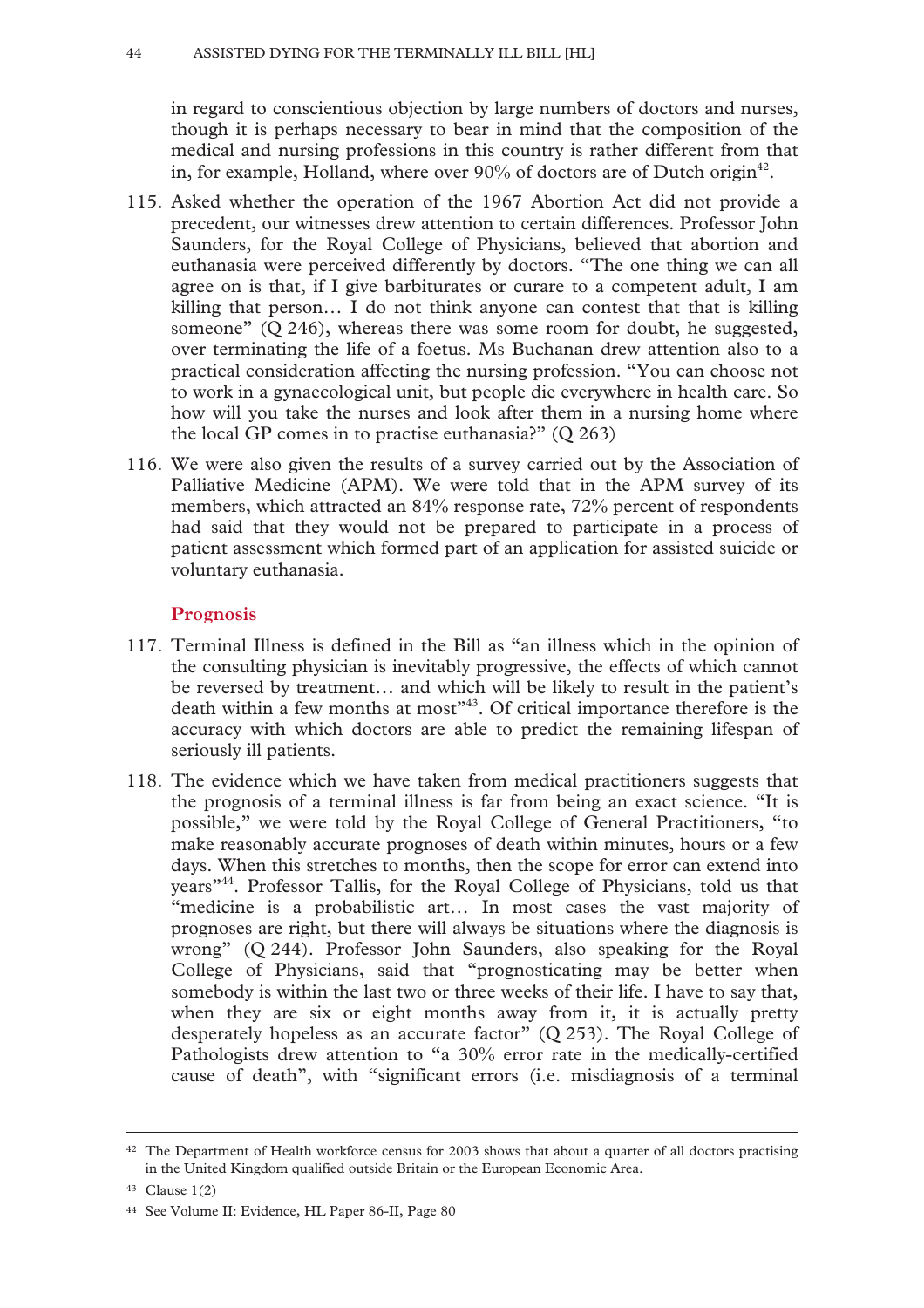in regard to conscientious objection by large numbers of doctors and nurses, though it is perhaps necessary to bear in mind that the composition of the medical and nursing professions in this country is rather different from that in, for example, Holland, where over 90% of doctors are of Dutch origin[42].

115. Asked whether the operation of the 1967 Abortion Act did not provide a precedent, our witnesses drew attention to certain differences. Professor John Saunders, for the Royal College of Physicians, believed that abortion and euthanasia were perceived differently by doctors. "The one thing we can all agree on is that, if I give barbiturates or curare to a competent adult, I am killing that person… I do not think anyone can contest that that is killing someone" (Q 246), whereas there was some room for doubt, he suggested, over terminating the life of a foetus. Ms Buchanan drew attention also to a practical consideration affecting the nursing profession. "You can choose not to work in a gynaecological unit, but people die everywhere in health care. So how will you take the nurses and look after them in a nursing home where the local GP comes in to practise euthanasia?" (Q 263)

116. We were also given the results of a survey carried out by the Association of Palliative Medicine (APM). We were told that in the APM survey of its members, which attracted an 84% response rate, 72% percent of respondents had said that they would not be prepared to participate in a process of patient assessment which formed part of an application for assisted suicide or voluntary euthanasia.

### Prognosis

117. Terminal Illness is defined in the Bill as "an illness which in the opinion of the consulting physician is inevitably progressive, the effects of which cannot be reversed by treatment… and which will be likely to result in the patient's death within a few months at most"[43]. Of critical importance therefore is the accuracy with which doctors are able to predict the remaining lifespan of seriously ill patients.

118. The evidence which we have taken from medical practitioners suggests that the prognosis of a terminal illness is far from being an exact science. "It is possible," we were told by the Royal College of General Practitioners, "to make reasonably accurate prognoses of death within minutes, hours or a few days. When this stretches to months, then the scope for error can extend into years"[44]. Professor Tallis, for the Royal College of Physicians, told us that "medicine is a probabilistic art… In most cases the vast majority of prognoses are right, but there will always be situations where the diagnosis is wrong" (Q 244). Professor John Saunders, also speaking for the Royal College of Physicians, said that "prognosticating may be better when somebody is within the last two or three weeks of their life. I have to say that, when they are six or eight months away from it, it is actually pretty desperately hopeless as an accurate factor" (Q 253). The Royal College of Pathologists drew attention to "a 30% error rate in the medically-certified cause of death", with "significant errors (i.e. misdiagnosis of a terminal

---

[42] The Department of Health workforce census for 2003 shows that about a quarter of all doctors practising in the United Kingdom qualified outside Britain or the European Economic Area.

[43] Clause 1(2)

[44] See Volume II: Evidence, HL Paper 86-II, Page 80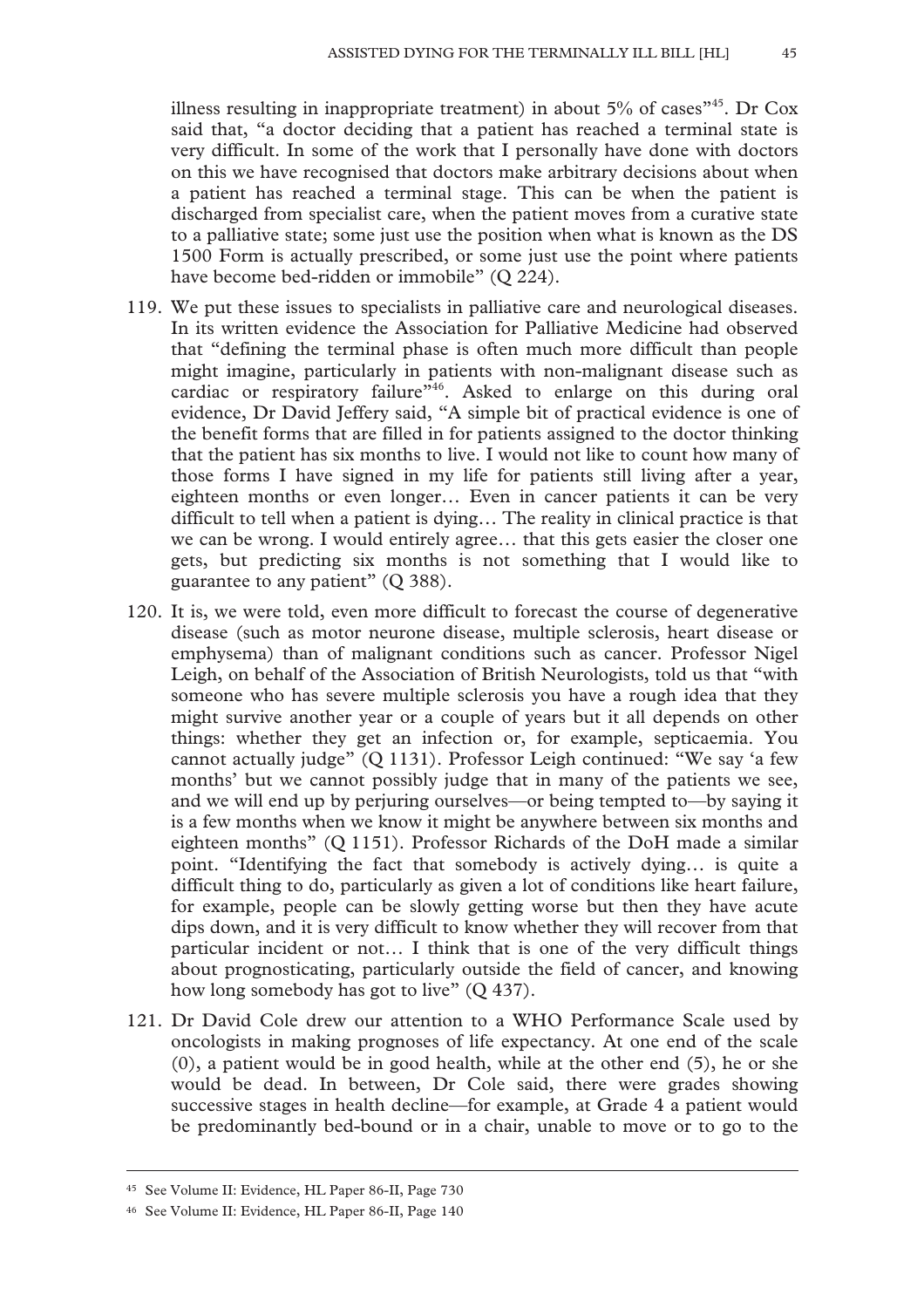illness resulting in inappropriate treatment) in about 5% of cases"[45]. Dr Cox said that, "a doctor deciding that a patient has reached a terminal state is very difficult. In some of the work that I personally have done with doctors on this we have recognised that doctors make arbitrary decisions about when a patient has reached a terminal stage. This can be when the patient is discharged from specialist care, when the patient moves from a curative state to a palliative state; some just use the position when what is known as the DS 1500 Form is actually prescribed, or some just use the point where patients have become bed-ridden or immobile" (Q 224).

119. We put these issues to specialists in palliative care and neurological diseases. In its written evidence the Association for Palliative Medicine had observed that "defining the terminal phase is often much more difficult than people might imagine, particularly in patients with non-malignant disease such as cardiac or respiratory failure"[46]. Asked to enlarge on this during oral evidence, Dr David Jeffery said, "A simple bit of practical evidence is one of the benefit forms that are filled in for patients assigned to the doctor thinking that the patient has six months to live. I would not like to count how many of those forms I have signed in my life for patients still living after a year, eighteen months or even longer… Even in cancer patients it can be very difficult to tell when a patient is dying… The reality in clinical practice is that we can be wrong. I would entirely agree… that this gets easier the closer one gets, but predicting six months is not something that I would like to guarantee to any patient" (Q 388).

120. It is, we were told, even more difficult to forecast the course of degenerative disease (such as motor neurone disease, multiple sclerosis, heart disease or emphysema) than of malignant conditions such as cancer. Professor Nigel Leigh, on behalf of the Association of British Neurologists, told us that "with someone who has severe multiple sclerosis you have a rough idea that they might survive another year or a couple of years but it all depends on other things: whether they get an infection or, for example, septicaemia. You cannot actually judge" (Q 1131). Professor Leigh continued: "We say 'a few months' but we cannot possibly judge that in many of the patients we see, and we will end up by perjuring ourselves—or being tempted to—by saying it is a few months when we know it might be anywhere between six months and eighteen months" (Q 1151). Professor Richards of the DoH made a similar point. "Identifying the fact that somebody is actively dying… is quite a difficult thing to do, particularly as given a lot of conditions like heart failure, for example, people can be slowly getting worse but then they have acute dips down, and it is very difficult to know whether they will recover from that particular incident or not… I think that is one of the very difficult things about prognosticating, particularly outside the field of cancer, and knowing how long somebody has got to live" (Q 437).

121. Dr David Cole drew our attention to a WHO Performance Scale used by oncologists in making prognoses of life expectancy. At one end of the scale (0), a patient would be in good health, while at the other end (5), he or she would be dead. In between, Dr Cole said, there were grades showing successive stages in health decline—for example, at Grade 4 a patient would be predominantly bed-bound or in a chair, unable to move or to go to the

[45] See Volume II: Evidence, HL Paper 86-II, Page 730

[46] See Volume II: Evidence, HL Paper 86-II, Page 140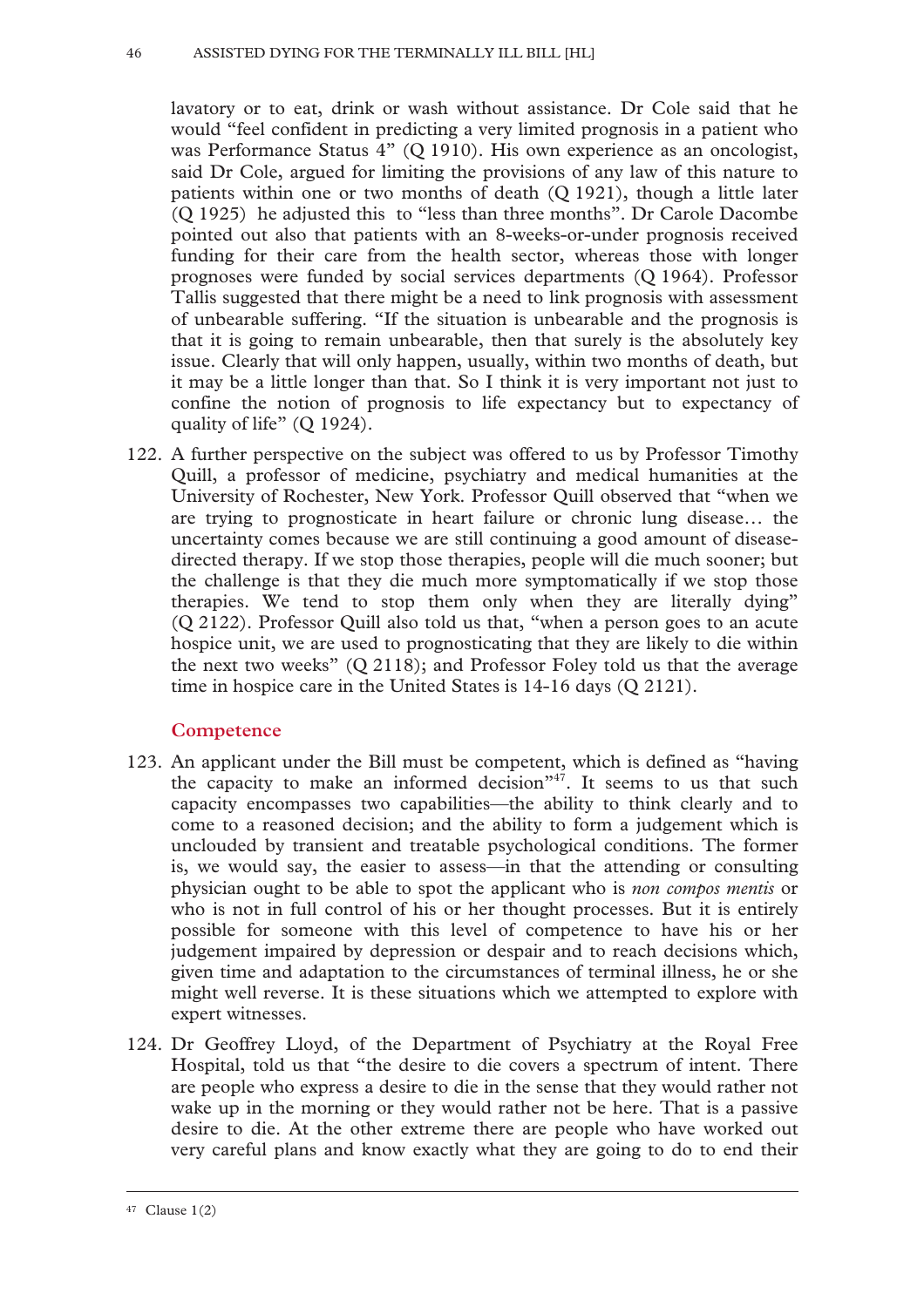lavatory or to eat, drink or wash without assistance. Dr Cole said that he would "feel confident in predicting a very limited prognosis in a patient who was Performance Status 4" (Q 1910). His own experience as an oncologist, said Dr Cole, argued for limiting the provisions of any law of this nature to patients within one or two months of death (Q 1921), though a little later (Q 1925) he adjusted this to "less than three months". Dr Carole Dacombe pointed out also that patients with an 8-weeks-or-under prognosis received funding for their care from the health sector, whereas those with longer prognoses were funded by social services departments (Q 1964). Professor Tallis suggested that there might be a need to link prognosis with assessment of unbearable suffering. "If the situation is unbearable and the prognosis is that it is going to remain unbearable, then that surely is the absolutely key issue. Clearly that will only happen, usually, within two months of death, but it may be a little longer than that. So I think it is very important not just to confine the notion of prognosis to life expectancy but to expectancy of quality of life" (Q 1924).

122. A further perspective on the subject was offered to us by Professor Timothy Quill, a professor of medicine, psychiatry and medical humanities at the University of Rochester, New York. Professor Quill observed that "when we are trying to prognosticate in heart failure or chronic lung disease… the uncertainty comes because we are still continuing a good amount of disease-directed therapy. If we stop those therapies, people will die much sooner; but the challenge is that they die much more symptomatically if we stop those therapies. We tend to stop them only when they are literally dying" (Q 2122). Professor Quill also told us that, "when a person goes to an acute hospice unit, we are used to prognosticating that they are likely to die within the next two weeks" (Q 2118); and Professor Foley told us that the average time in hospice care in the United States is 14-16 days (Q 2121).

## Competence

123. An applicant under the Bill must be competent, which is defined as "having the capacity to make an informed decision"[47]. It seems to us that such capacity encompasses two capabilities—the ability to think clearly and to come to a reasoned decision; and the ability to form a judgement which is unclouded by transient and treatable psychological conditions. The former is, we would say, the easier to assess—in that the attending or consulting physician ought to be able to spot the applicant who is *non compos mentis* or who is not in full control of his or her thought processes. But it is entirely possible for someone with this level of competence to have his or her judgement impaired by depression or despair and to reach decisions which, given time and adaptation to the circumstances of terminal illness, he or she might well reverse. It is these situations which we attempted to explore with expert witnesses.

124. Dr Geoffrey Lloyd, of the Department of Psychiatry at the Royal Free Hospital, told us that "the desire to die covers a spectrum of intent. There are people who express a desire to die in the sense that they would rather not wake up in the morning or they would rather not be here. That is a passive desire to die. At the other extreme there are people who have worked out very careful plans and know exactly what they are going to do to end their

[47] Clause 1(2)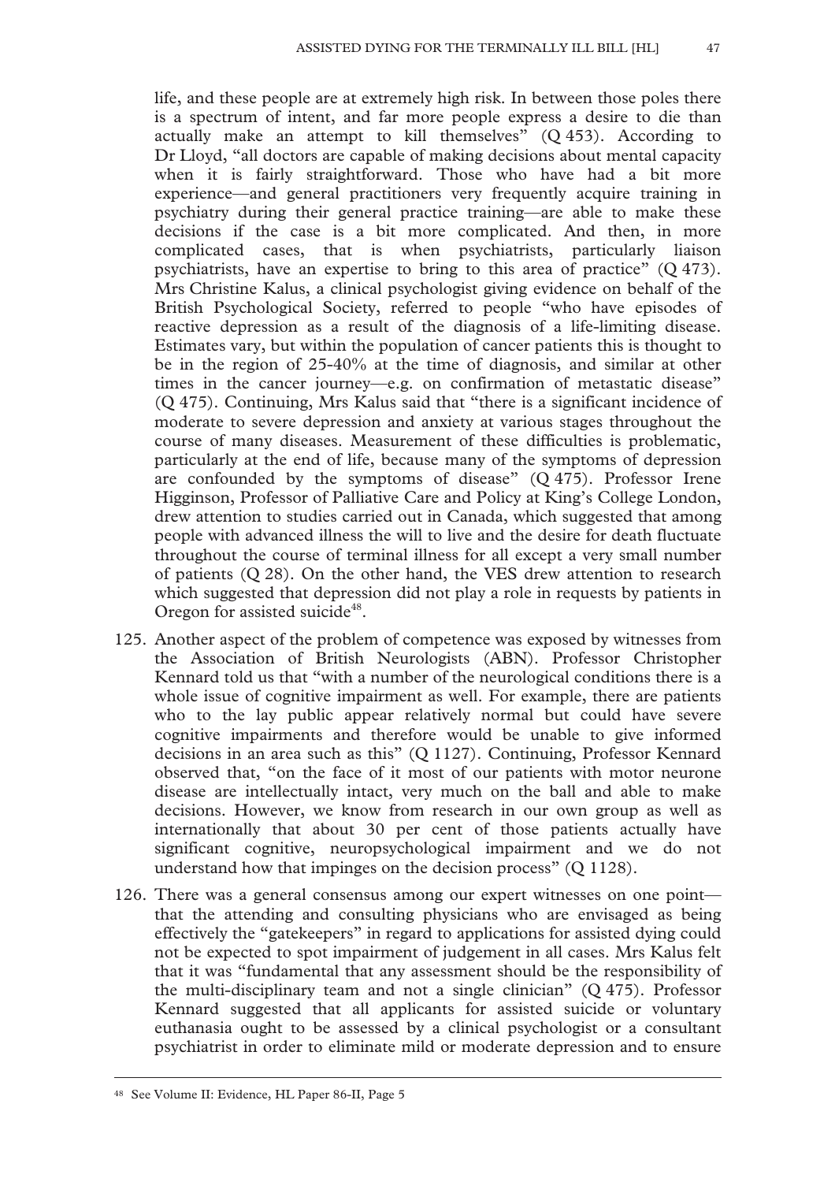life, and these people are at extremely high risk. In between those poles there is a spectrum of intent, and far more people express a desire to die than actually make an attempt to kill themselves" (Q 453). According to Dr Lloyd, "all doctors are capable of making decisions about mental capacity when it is fairly straightforward. Those who have had a bit more experience—and general practitioners very frequently acquire training in psychiatry during their general practice training—are able to make these decisions if the case is a bit more complicated. And then, in more complicated cases, that is when psychiatrists, particularly liaison psychiatrists, have an expertise to bring to this area of practice" (Q 473). Mrs Christine Kalus, a clinical psychologist giving evidence on behalf of the British Psychological Society, referred to people "who have episodes of reactive depression as a result of the diagnosis of a life-limiting disease. Estimates vary, but within the population of cancer patients this is thought to be in the region of 25-40% at the time of diagnosis, and similar at other times in the cancer journey—e.g. on confirmation of metastatic disease" (Q 475). Continuing, Mrs Kalus said that "there is a significant incidence of moderate to severe depression and anxiety at various stages throughout the course of many diseases. Measurement of these difficulties is problematic, particularly at the end of life, because many of the symptoms of depression are confounded by the symptoms of disease" (Q 475). Professor Irene Higginson, Professor of Palliative Care and Policy at King's College London, drew attention to studies carried out in Canada, which suggested that among people with advanced illness the will to live and the desire for death fluctuate throughout the course of terminal illness for all except a very small number of patients (Q 28). On the other hand, the VES drew attention to research which suggested that depression did not play a role in requests by patients in Oregon for assisted suicide[48].

125. Another aspect of the problem of competence was exposed by witnesses from the Association of British Neurologists (ABN). Professor Christopher Kennard told us that "with a number of the neurological conditions there is a whole issue of cognitive impairment as well. For example, there are patients who to the lay public appear relatively normal but could have severe cognitive impairments and therefore would be unable to give informed decisions in an area such as this" (Q 1127). Continuing, Professor Kennard observed that, "on the face of it most of our patients with motor neurone disease are intellectually intact, very much on the ball and able to make decisions. However, we know from research in our own group as well as internationally that about 30 per cent of those patients actually have significant cognitive, neuropsychological impairment and we do not understand how that impinges on the decision process" (Q 1128).

126. There was a general consensus among our expert witnesses on one point—that the attending and consulting physicians who are envisaged as being effectively the "gatekeepers" in regard to applications for assisted dying could not be expected to spot impairment of judgement in all cases. Mrs Kalus felt that it was "fundamental that any assessment should be the responsibility of the multi-disciplinary team and not a single clinician" (Q 475). Professor Kennard suggested that all applicants for assisted suicide or voluntary euthanasia ought to be assessed by a clinical psychologist or a consultant psychiatrist in order to eliminate mild or moderate depression and to ensure

---

[48] See Volume II: Evidence, HL Paper 86-II, Page 5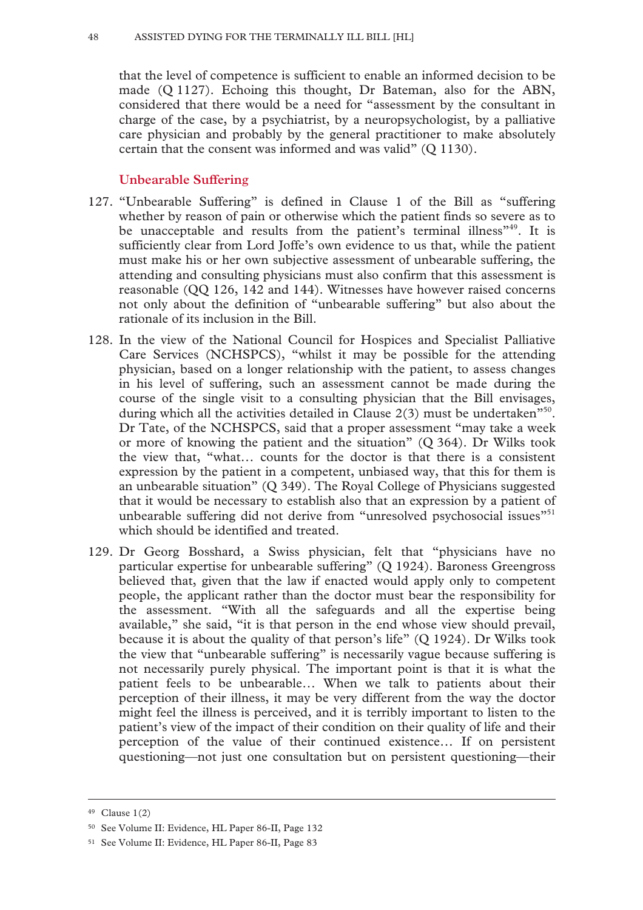that the level of competence is sufficient to enable an informed decision to be made (Q 1127). Echoing this thought, Dr Bateman, also for the ABN, considered that there would be a need for "assessment by the consultant in charge of the case, by a psychiatrist, by a neuropsychologist, by a palliative care physician and probably by the general practitioner to make absolutely certain that the consent was informed and was valid" (Q 1130).

### Unbearable Suffering

127. "Unbearable Suffering" is defined in Clause 1 of the Bill as "suffering whether by reason of pain or otherwise which the patient finds so severe as to be unacceptable and results from the patient's terminal illness"[49]. It is sufficiently clear from Lord Joffe's own evidence to us that, while the patient must make his or her own subjective assessment of unbearable suffering, the attending and consulting physicians must also confirm that this assessment is reasonable (QQ 126, 142 and 144). Witnesses have however raised concerns not only about the definition of "unbearable suffering" but also about the rationale of its inclusion in the Bill.

128. In the view of the National Council for Hospices and Specialist Palliative Care Services (NCHSPCS), "whilst it may be possible for the attending physician, based on a longer relationship with the patient, to assess changes in his level of suffering, such an assessment cannot be made during the course of the single visit to a consulting physician that the Bill envisages, during which all the activities detailed in Clause 2(3) must be undertaken"[50]. Dr Tate, of the NCHSPCS, said that a proper assessment "may take a week or more of knowing the patient and the situation" (Q 364). Dr Wilks took the view that, "what… counts for the doctor is that there is a consistent expression by the patient in a competent, unbiased way, that this for them is an unbearable situation" (Q 349). The Royal College of Physicians suggested that it would be necessary to establish also that an expression by a patient of unbearable suffering did not derive from "unresolved psychosocial issues"[51] which should be identified and treated.

129. Dr Georg Bosshard, a Swiss physician, felt that "physicians have no particular expertise for unbearable suffering" (Q 1924). Baroness Greengross believed that, given that the law if enacted would apply only to competent people, the applicant rather than the doctor must bear the responsibility for the assessment. "With all the safeguards and all the expertise being available," she said, "it is that person in the end whose view should prevail, because it is about the quality of that person's life" (Q 1924). Dr Wilks took the view that "unbearable suffering" is necessarily vague because suffering is not necessarily purely physical. The important point is that it is what the patient feels to be unbearable… When we talk to patients about their perception of their illness, it may be very different from the way the doctor might feel the illness is perceived, and it is terribly important to listen to the patient's view of the impact of their condition on their quality of life and their perception of the value of their continued existence… If on persistent questioning—not just one consultation but on persistent questioning—their

---

[49] Clause 1(2)

[50] See Volume II: Evidence, HL Paper 86-II, Page 132

[51] See Volume II: Evidence, HL Paper 86-II, Page 83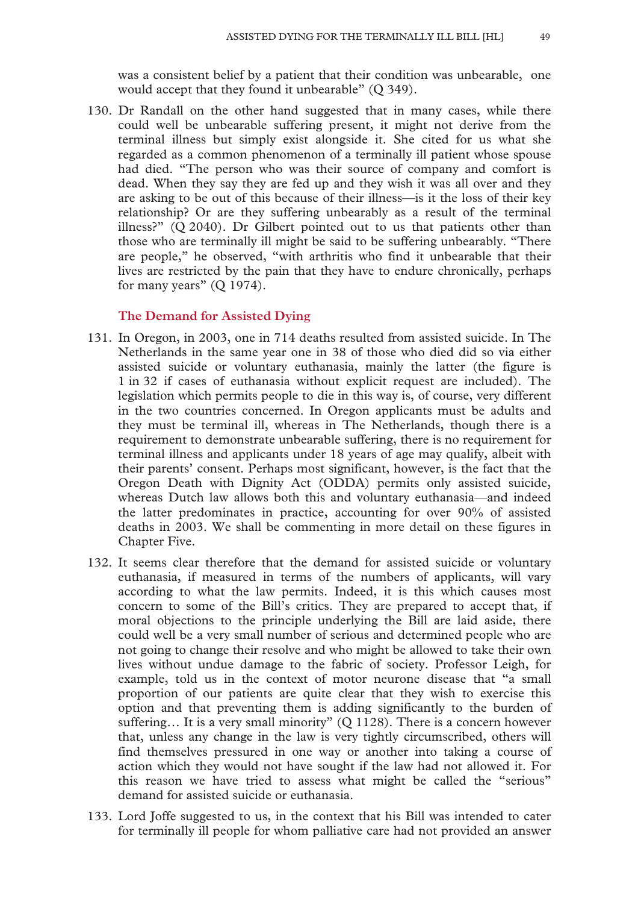was a consistent belief by a patient that their condition was unbearable, one would accept that they found it unbearable" (Q 349).

130. Dr Randall on the other hand suggested that in many cases, while there could well be unbearable suffering present, it might not derive from the terminal illness but simply exist alongside it. She cited for us what she regarded as a common phenomenon of a terminally ill patient whose spouse had died. "The person who was their source of company and comfort is dead. When they say they are fed up and they wish it was all over and they are asking to be out of this because of their illness—is it the loss of their key relationship? Or are they suffering unbearably as a result of the terminal illness?" (Q 2040). Dr Gilbert pointed out to us that patients other than those who are terminally ill might be said to be suffering unbearably. "There are people," he observed, "with arthritis who find it unbearable that their lives are restricted by the pain that they have to endure chronically, perhaps for many years" (Q 1974).

### The Demand for Assisted Dying

131. In Oregon, in 2003, one in 714 deaths resulted from assisted suicide. In The Netherlands in the same year one in 38 of those who died did so via either assisted suicide or voluntary euthanasia, mainly the latter (the figure is 1 in 32 if cases of euthanasia without explicit request are included). The legislation which permits people to die in this way is, of course, very different in the two countries concerned. In Oregon applicants must be adults and they must be terminal ill, whereas in The Netherlands, though there is a requirement to demonstrate unbearable suffering, there is no requirement for terminal illness and applicants under 18 years of age may qualify, albeit with their parents' consent. Perhaps most significant, however, is the fact that the Oregon Death with Dignity Act (ODDA) permits only assisted suicide, whereas Dutch law allows both this and voluntary euthanasia—and indeed the latter predominates in practice, accounting for over 90% of assisted deaths in 2003. We shall be commenting in more detail on these figures in Chapter Five.

132. It seems clear therefore that the demand for assisted suicide or voluntary euthanasia, if measured in terms of the numbers of applicants, will vary according to what the law permits. Indeed, it is this which causes most concern to some of the Bill's critics. They are prepared to accept that, if moral objections to the principle underlying the Bill are laid aside, there could well be a very small number of serious and determined people who are not going to change their resolve and who might be allowed to take their own lives without undue damage to the fabric of society. Professor Leigh, for example, told us in the context of motor neurone disease that "a small proportion of our patients are quite clear that they wish to exercise this option and that preventing them is adding significantly to the burden of suffering… It is a very small minority" (Q 1128). There is a concern however that, unless any change in the law is very tightly circumscribed, others will find themselves pressured in one way or another into taking a course of action which they would not have sought if the law had not allowed it. For this reason we have tried to assess what might be called the "serious" demand for assisted suicide or euthanasia.

133. Lord Joffe suggested to us, in the context that his Bill was intended to cater for terminally ill people for whom palliative care had not provided an answer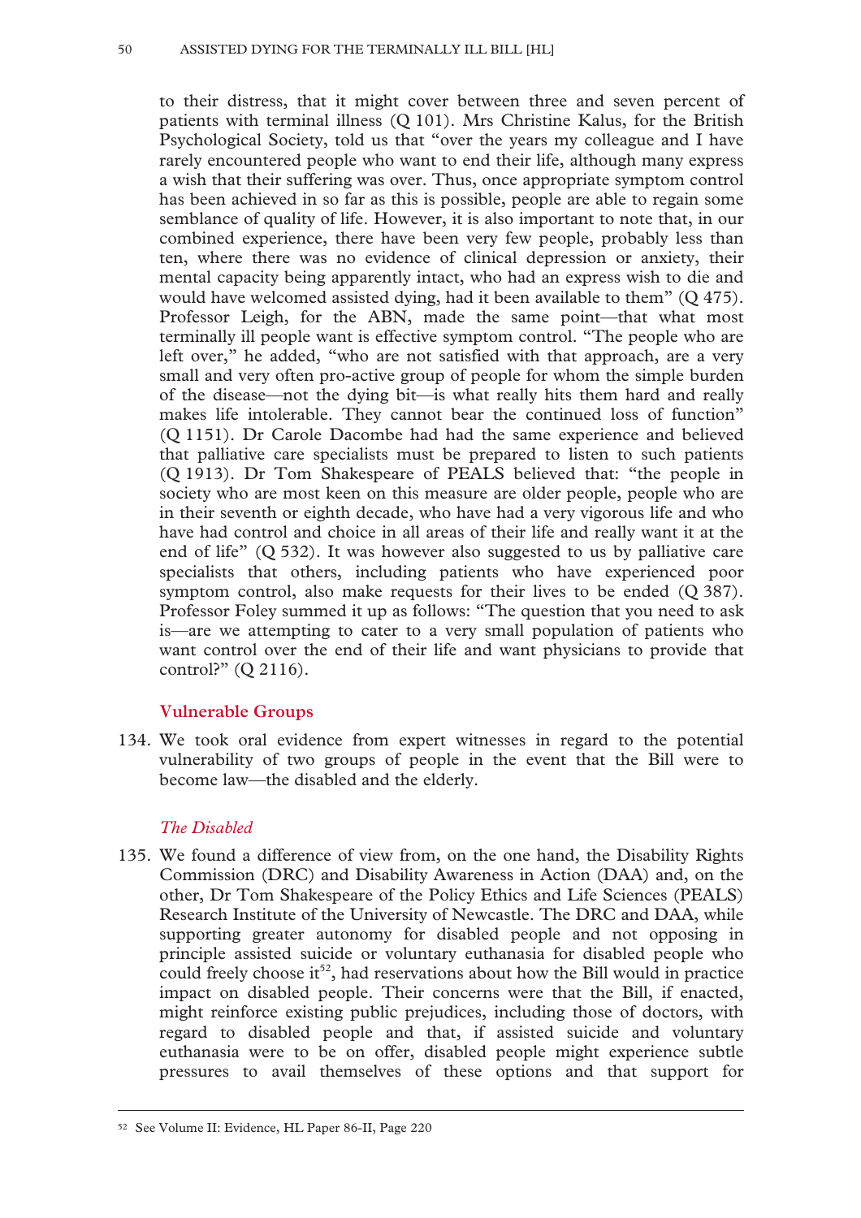to their distress, that it might cover between three and seven percent of patients with terminal illness (Q 101). Mrs Christine Kalus, for the British Psychological Society, told us that "over the years my colleague and I have rarely encountered people who want to end their life, although many express a wish that their suffering was over. Thus, once appropriate symptom control has been achieved in so far as this is possible, people are able to regain some semblance of quality of life. However, it is also important to note that, in our combined experience, there have been very few people, probably less than ten, where there was no evidence of clinical depression or anxiety, their mental capacity being apparently intact, who had an express wish to die and would have welcomed assisted dying, had it been available to them" (Q 475). Professor Leigh, for the ABN, made the same point—that what most terminally ill people want is effective symptom control. "The people who are left over," he added, "who are not satisfied with that approach, are a very small and very often pro-active group of people for whom the simple burden of the disease—not the dying bit—is what really hits them hard and really makes life intolerable. They cannot bear the continued loss of function" (Q 1151). Dr Carole Dacombe had had the same experience and believed that palliative care specialists must be prepared to listen to such patients (Q 1913). Dr Tom Shakespeare of PEALS believed that: "the people in society who are most keen on this measure are older people, people who are in their seventh or eighth decade, who have had a very vigorous life and who have had control and choice in all areas of their life and really want it at the end of life" (Q 532). It was however also suggested to us by palliative care specialists that others, including patients who have experienced poor symptom control, also make requests for their lives to be ended (Q 387). Professor Foley summed it up as follows: "The question that you need to ask is—are we attempting to cater to a very small population of patients who want control over the end of their life and want physicians to provide that control?" (Q 2116).

### Vulnerable Groups

134. We took oral evidence from expert witnesses in regard to the potential vulnerability of two groups of people in the event that the Bill were to become law—the disabled and the elderly.

#### *The Disabled*

135. We found a difference of view from, on the one hand, the Disability Rights Commission (DRC) and Disability Awareness in Action (DAA) and, on the other, Dr Tom Shakespeare of the Policy Ethics and Life Sciences (PEALS) Research Institute of the University of Newcastle. The DRC and DAA, while supporting greater autonomy for disabled people and not opposing in principle assisted suicide or voluntary euthanasia for disabled people who could freely choose it[52], had reservations about how the Bill would in practice impact on disabled people. Their concerns were that the Bill, if enacted, might reinforce existing public prejudices, including those of doctors, with regard to disabled people and that, if assisted suicide and voluntary euthanasia were to be on offer, disabled people might experience subtle pressures to avail themselves of these options and that support for

---

[52] See Volume II: Evidence, HL Paper 86-II, Page 220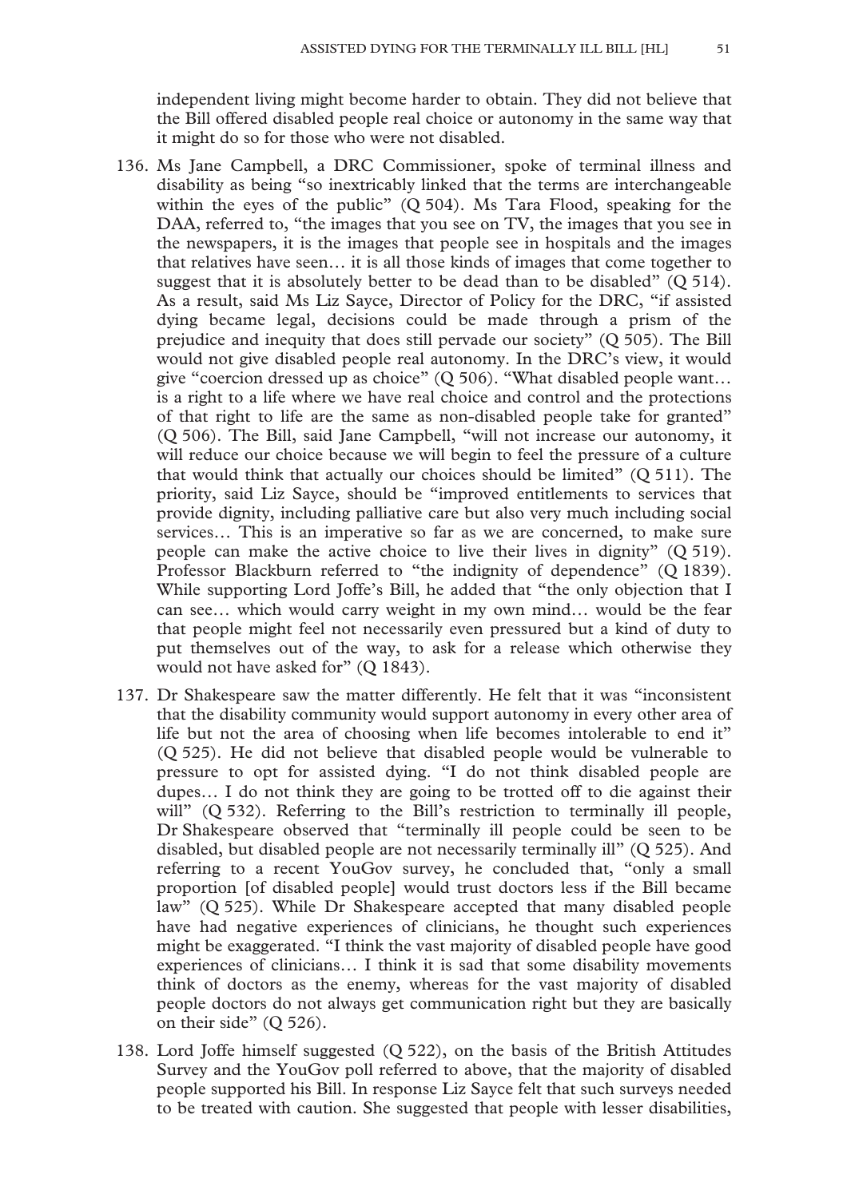independent living might become harder to obtain. They did not believe that the Bill offered disabled people real choice or autonomy in the same way that it might do so for those who were not disabled.

136. Ms Jane Campbell, a DRC Commissioner, spoke of terminal illness and disability as being "so inextricably linked that the terms are interchangeable within the eyes of the public" (Q 504). Ms Tara Flood, speaking for the DAA, referred to, "the images that you see on TV, the images that you see in the newspapers, it is the images that people see in hospitals and the images that relatives have seen… it is all those kinds of images that come together to suggest that it is absolutely better to be dead than to be disabled" (Q 514). As a result, said Ms Liz Sayce, Director of Policy for the DRC, "if assisted dying became legal, decisions could be made through a prism of the prejudice and inequity that does still pervade our society" (Q 505). The Bill would not give disabled people real autonomy. In the DRC's view, it would give "coercion dressed up as choice" (Q 506). "What disabled people want… is a right to a life where we have real choice and control and the protections of that right to life are the same as non-disabled people take for granted" (Q 506). The Bill, said Jane Campbell, "will not increase our autonomy, it will reduce our choice because we will begin to feel the pressure of a culture that would think that actually our choices should be limited" (Q 511). The priority, said Liz Sayce, should be "improved entitlements to services that provide dignity, including palliative care but also very much including social services… This is an imperative so far as we are concerned, to make sure people can make the active choice to live their lives in dignity" (Q 519). Professor Blackburn referred to "the indignity of dependence" (Q 1839). While supporting Lord Joffe's Bill, he added that "the only objection that I can see… which would carry weight in my own mind… would be the fear that people might feel not necessarily even pressured but a kind of duty to put themselves out of the way, to ask for a release which otherwise they would not have asked for" (Q 1843).

137. Dr Shakespeare saw the matter differently. He felt that it was "inconsistent that the disability community would support autonomy in every other area of life but not the area of choosing when life becomes intolerable to end it" (Q 525). He did not believe that disabled people would be vulnerable to pressure to opt for assisted dying. "I do not think disabled people are dupes… I do not think they are going to be trotted off to die against their will" (Q 532). Referring to the Bill's restriction to terminally ill people, Dr Shakespeare observed that "terminally ill people could be seen to be disabled, but disabled people are not necessarily terminally ill" (Q 525). And referring to a recent YouGov survey, he concluded that, "only a small proportion [of disabled people] would trust doctors less if the Bill became law" (Q 525). While Dr Shakespeare accepted that many disabled people have had negative experiences of clinicians, he thought such experiences might be exaggerated. "I think the vast majority of disabled people have good experiences of clinicians… I think it is sad that some disability movements think of doctors as the enemy, whereas for the vast majority of disabled people doctors do not always get communication right but they are basically on their side" (Q 526).

138. Lord Joffe himself suggested (Q 522), on the basis of the British Attitudes Survey and the YouGov poll referred to above, that the majority of disabled people supported his Bill. In response Liz Sayce felt that such surveys needed to be treated with caution. She suggested that people with lesser disabilities,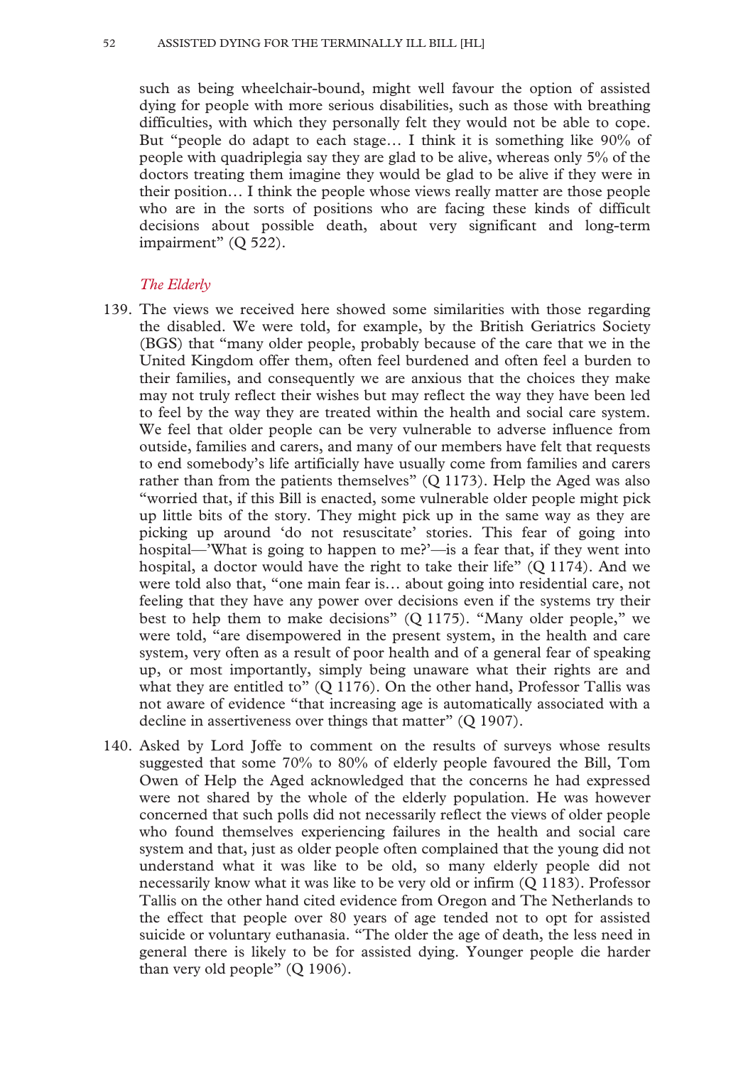such as being wheelchair-bound, might well favour the option of assisted dying for people with more serious disabilities, such as those with breathing difficulties, with which they personally felt they would not be able to cope. But "people do adapt to each stage… I think it is something like 90% of people with quadriplegia say they are glad to be alive, whereas only 5% of the doctors treating them imagine they would be glad to be alive if they were in their position… I think the people whose views really matter are those people who are in the sorts of positions who are facing these kinds of difficult decisions about possible death, about very significant and long-term impairment" (Q 522).

### *The Elderly*

139. The views we received here showed some similarities with those regarding the disabled. We were told, for example, by the British Geriatrics Society (BGS) that "many older people, probably because of the care that we in the United Kingdom offer them, often feel burdened and often feel a burden to their families, and consequently we are anxious that the choices they make may not truly reflect their wishes but may reflect the way they have been led to feel by the way they are treated within the health and social care system. We feel that older people can be very vulnerable to adverse influence from outside, families and carers, and many of our members have felt that requests to end somebody's life artificially have usually come from families and carers rather than from the patients themselves" (Q 1173). Help the Aged was also "worried that, if this Bill is enacted, some vulnerable older people might pick up little bits of the story. They might pick up in the same way as they are picking up around 'do not resuscitate' stories. This fear of going into hospital—'What is going to happen to me?'—is a fear that, if they went into hospital, a doctor would have the right to take their life" (Q 1174). And we were told also that, "one main fear is… about going into residential care, not feeling that they have any power over decisions even if the systems try their best to help them to make decisions" (Q 1175). "Many older people," we were told, "are disempowered in the present system, in the health and care system, very often as a result of poor health and of a general fear of speaking up, or most importantly, simply being unaware what their rights are and what they are entitled to" (Q 1176). On the other hand, Professor Tallis was not aware of evidence "that increasing age is automatically associated with a decline in assertiveness over things that matter" (Q 1907).

140. Asked by Lord Joffe to comment on the results of surveys whose results suggested that some 70% to 80% of elderly people favoured the Bill, Tom Owen of Help the Aged acknowledged that the concerns he had expressed were not shared by the whole of the elderly population. He was however concerned that such polls did not necessarily reflect the views of older people who found themselves experiencing failures in the health and social care system and that, just as older people often complained that the young did not understand what it was like to be old, so many elderly people did not necessarily know what it was like to be very old or infirm (Q 1183). Professor Tallis on the other hand cited evidence from Oregon and The Netherlands to the effect that people over 80 years of age tended not to opt for assisted suicide or voluntary euthanasia. "The older the age of death, the less need in general there is likely to be for assisted dying. Younger people die harder than very old people" (Q 1906).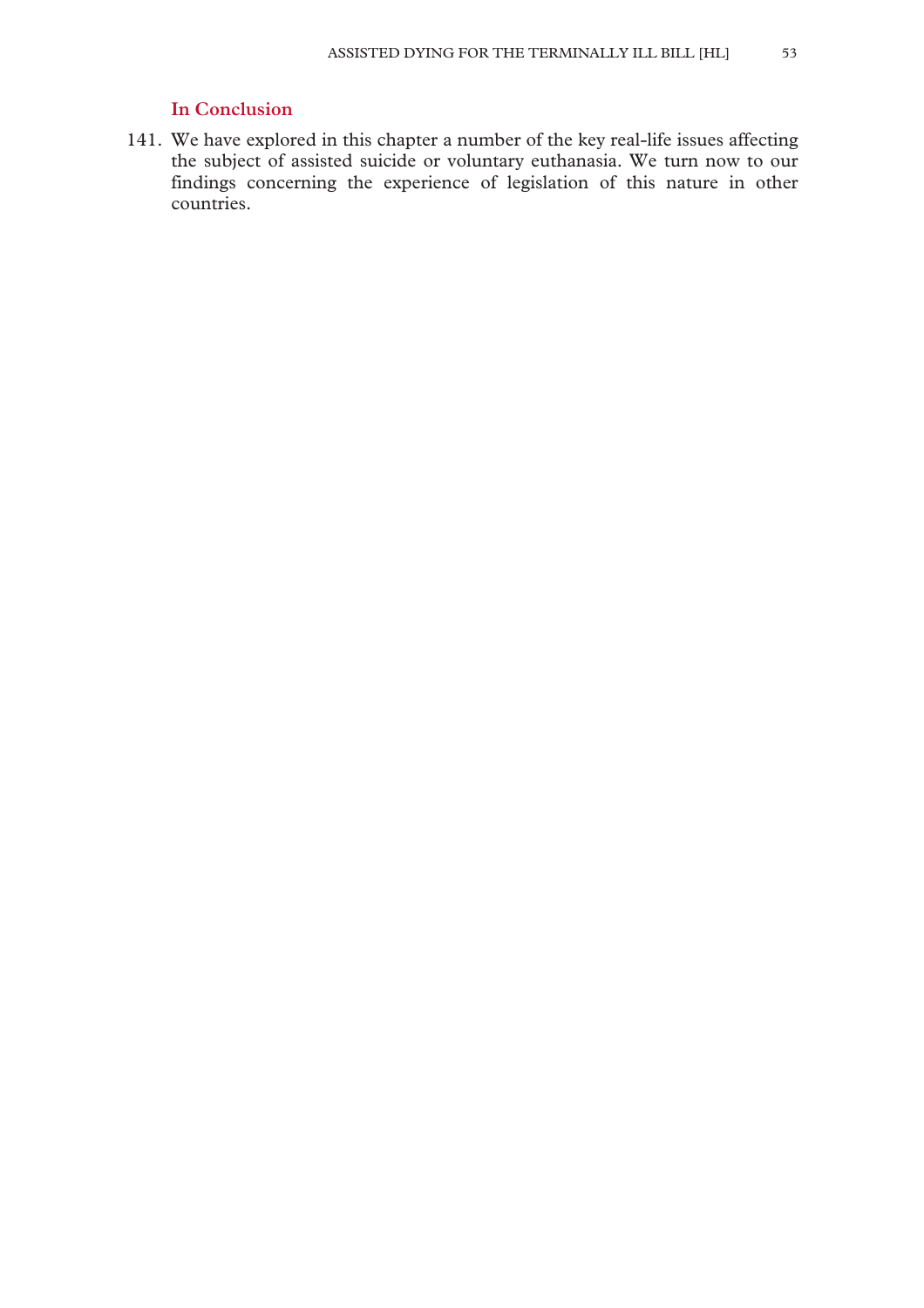### In Conclusion

141. We have explored in this chapter a number of the key real-life issues affecting the subject of assisted suicide or voluntary euthanasia. We turn now to our findings concerning the experience of legislation of this nature in other countries.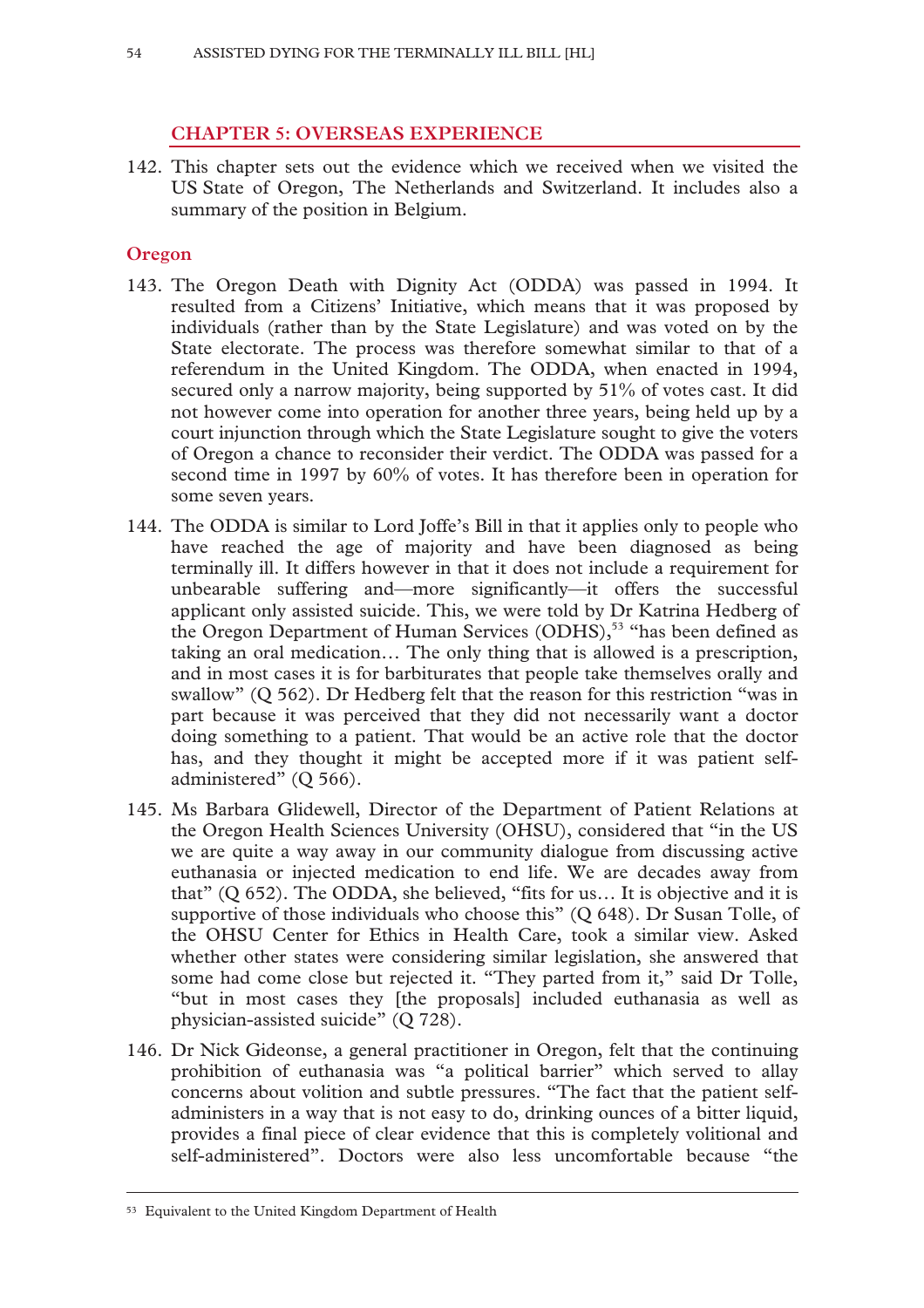## CHAPTER 5: OVERSEAS EXPERIENCE

142. This chapter sets out the evidence which we received when we visited the US State of Oregon, The Netherlands and Switzerland. It includes also a summary of the position in Belgium.

### Oregon

143. The Oregon Death with Dignity Act (ODDA) was passed in 1994. It resulted from a Citizens' Initiative, which means that it was proposed by individuals (rather than by the State Legislature) and was voted on by the State electorate. The process was therefore somewhat similar to that of a referendum in the United Kingdom. The ODDA, when enacted in 1994, secured only a narrow majority, being supported by 51% of votes cast. It did not however come into operation for another three years, being held up by a court injunction through which the State Legislature sought to give the voters of Oregon a chance to reconsider their verdict. The ODDA was passed for a second time in 1997 by 60% of votes. It has therefore been in operation for some seven years.

144. The ODDA is similar to Lord Joffe's Bill in that it applies only to people who have reached the age of majority and have been diagnosed as being terminally ill. It differs however in that it does not include a requirement for unbearable suffering and—more significantly—it offers the successful applicant only assisted suicide. This, we were told by Dr Katrina Hedberg of the Oregon Department of Human Services (ODHS),[53] "has been defined as taking an oral medication… The only thing that is allowed is a prescription, and in most cases it is for barbiturates that people take themselves orally and swallow" (Q 562). Dr Hedberg felt that the reason for this restriction "was in part because it was perceived that they did not necessarily want a doctor doing something to a patient. That would be an active role that the doctor has, and they thought it might be accepted more if it was patient self-administered" (Q 566).

145. Ms Barbara Glidewell, Director of the Department of Patient Relations at the Oregon Health Sciences University (OHSU), considered that "in the US we are quite a way away in our community dialogue from discussing active euthanasia or injected medication to end life. We are decades away from that" (Q 652). The ODDA, she believed, "fits for us… It is objective and it is supportive of those individuals who choose this" (Q 648). Dr Susan Tolle, of the OHSU Center for Ethics in Health Care, took a similar view. Asked whether other states were considering similar legislation, she answered that some had come close but rejected it. "They parted from it," said Dr Tolle, "but in most cases they [the proposals] included euthanasia as well as physician-assisted suicide" (Q 728).

146. Dr Nick Gideonse, a general practitioner in Oregon, felt that the continuing prohibition of euthanasia was "a political barrier" which served to allay concerns about volition and subtle pressures. "The fact that the patient self-administers in a way that is not easy to do, drinking ounces of a bitter liquid, provides a final piece of clear evidence that this is completely volitional and self-administered". Doctors were also less uncomfortable because "the

[53] Equivalent to the United Kingdom Department of Health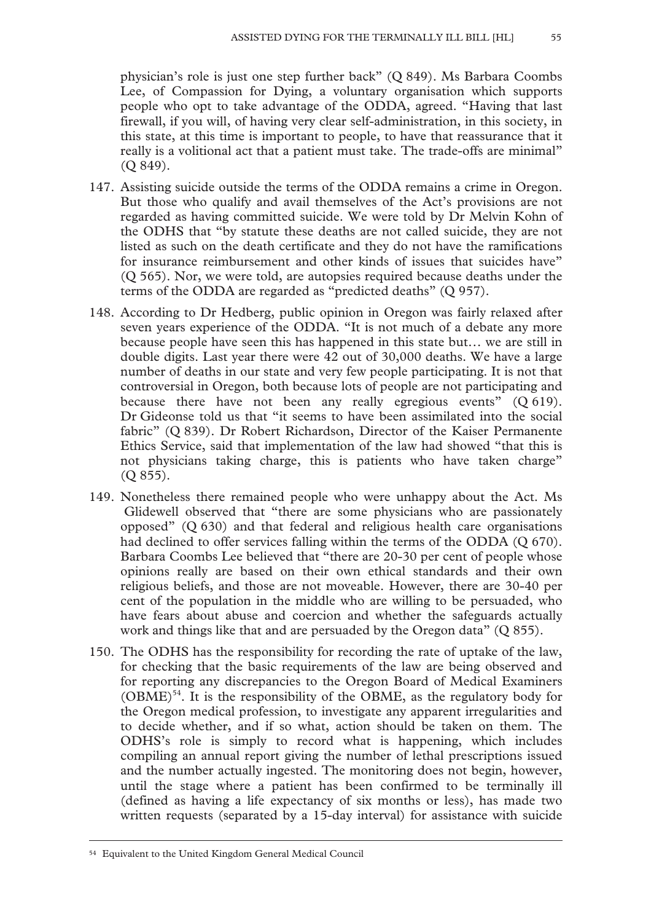physician's role is just one step further back" (Q 849). Ms Barbara Coombs Lee, of Compassion for Dying, a voluntary organisation which supports people who opt to take advantage of the ODDA, agreed. "Having that last firewall, if you will, of having very clear self-administration, in this society, in this state, at this time is important to people, to have that reassurance that it really is a volitional act that a patient must take. The trade-offs are minimal" (Q 849).

147. Assisting suicide outside the terms of the ODDA remains a crime in Oregon. But those who qualify and avail themselves of the Act's provisions are not regarded as having committed suicide. We were told by Dr Melvin Kohn of the ODHS that "by statute these deaths are not called suicide, they are not listed as such on the death certificate and they do not have the ramifications for insurance reimbursement and other kinds of issues that suicides have" (Q 565). Nor, we were told, are autopsies required because deaths under the terms of the ODDA are regarded as "predicted deaths" (Q 957).

148. According to Dr Hedberg, public opinion in Oregon was fairly relaxed after seven years experience of the ODDA. "It is not much of a debate any more because people have seen this has happened in this state but… we are still in double digits. Last year there were 42 out of 30,000 deaths. We have a large number of deaths in our state and very few people participating. It is not that controversial in Oregon, both because lots of people are not participating and because there have not been any really egregious events" (Q 619). Dr Gideonse told us that "it seems to have been assimilated into the social fabric" (Q 839). Dr Robert Richardson, Director of the Kaiser Permanente Ethics Service, said that implementation of the law had showed "that this is not physicians taking charge, this is patients who have taken charge" (Q 855).

149. Nonetheless there remained people who were unhappy about the Act. Ms Glidewell observed that "there are some physicians who are passionately opposed" (Q 630) and that federal and religious health care organisations had declined to offer services falling within the terms of the ODDA (Q 670). Barbara Coombs Lee believed that "there are 20-30 per cent of people whose opinions really are based on their own ethical standards and their own religious beliefs, and those are not moveable. However, there are 30-40 per cent of the population in the middle who are willing to be persuaded, who have fears about abuse and coercion and whether the safeguards actually work and things like that and are persuaded by the Oregon data" (Q 855).

150. The ODHS has the responsibility for recording the rate of uptake of the law, for checking that the basic requirements of the law are being observed and for reporting any discrepancies to the Oregon Board of Medical Examiners (OBME)[54]. It is the responsibility of the OBME, as the regulatory body for the Oregon medical profession, to investigate any apparent irregularities and to decide whether, and if so what, action should be taken on them. The ODHS's role is simply to record what is happening, which includes compiling an annual report giving the number of lethal prescriptions issued and the number actually ingested. The monitoring does not begin, however, until the stage where a patient has been confirmed to be terminally ill (defined as having a life expectancy of six months or less), has made two written requests (separated by a 15-day interval) for assistance with suicide

---

[54] Equivalent to the United Kingdom General Medical Council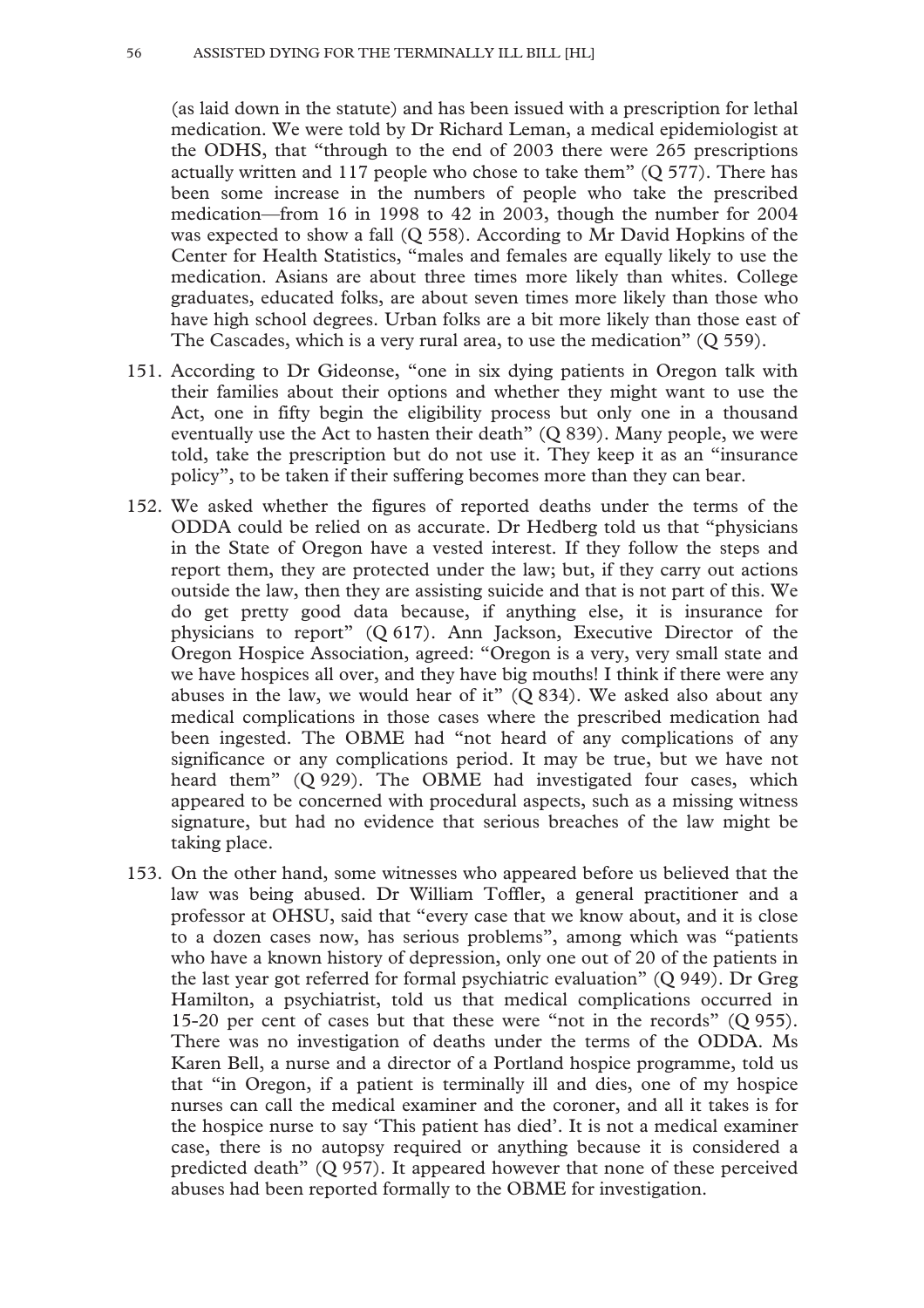(as laid down in the statute) and has been issued with a prescription for lethal medication. We were told by Dr Richard Leman, a medical epidemiologist at the ODHS, that "through to the end of 2003 there were 265 prescriptions actually written and 117 people who chose to take them" (Q 577). There has been some increase in the numbers of people who take the prescribed medication—from 16 in 1998 to 42 in 2003, though the number for 2004 was expected to show a fall (Q 558). According to Mr David Hopkins of the Center for Health Statistics, "males and females are equally likely to use the medication. Asians are about three times more likely than whites. College graduates, educated folks, are about seven times more likely than those who have high school degrees. Urban folks are a bit more likely than those east of The Cascades, which is a very rural area, to use the medication" (Q 559).

151. According to Dr Gideonse, "one in six dying patients in Oregon talk with their families about their options and whether they might want to use the Act, one in fifty begin the eligibility process but only one in a thousand eventually use the Act to hasten their death" (Q 839). Many people, we were told, take the prescription but do not use it. They keep it as an "insurance policy", to be taken if their suffering becomes more than they can bear.

152. We asked whether the figures of reported deaths under the terms of the ODDA could be relied on as accurate. Dr Hedberg told us that "physicians in the State of Oregon have a vested interest. If they follow the steps and report them, they are protected under the law; but, if they carry out actions outside the law, then they are assisting suicide and that is not part of this. We do get pretty good data because, if anything else, it is insurance for physicians to report" (Q 617). Ann Jackson, Executive Director of the Oregon Hospice Association, agreed: "Oregon is a very, very small state and we have hospices all over, and they have big mouths! I think if there were any abuses in the law, we would hear of it" (Q 834). We asked also about any medical complications in those cases where the prescribed medication had been ingested. The OBME had "not heard of any complications of any significance or any complications period. It may be true, but we have not heard them" (Q 929). The OBME had investigated four cases, which appeared to be concerned with procedural aspects, such as a missing witness signature, but had no evidence that serious breaches of the law might be taking place.

153. On the other hand, some witnesses who appeared before us believed that the law was being abused. Dr William Toffler, a general practitioner and a professor at OHSU, said that "every case that we know about, and it is close to a dozen cases now, has serious problems", among which was "patients who have a known history of depression, only one out of 20 of the patients in the last year got referred for formal psychiatric evaluation" (Q 949). Dr Greg Hamilton, a psychiatrist, told us that medical complications occurred in 15-20 per cent of cases but that these were "not in the records" (Q 955). There was no investigation of deaths under the terms of the ODDA. Ms Karen Bell, a nurse and a director of a Portland hospice programme, told us that "in Oregon, if a patient is terminally ill and dies, one of my hospice nurses can call the medical examiner and the coroner, and all it takes is for the hospice nurse to say 'This patient has died'. It is not a medical examiner case, there is no autopsy required or anything because it is considered a predicted death" (Q 957). It appeared however that none of these perceived abuses had been reported formally to the OBME for investigation.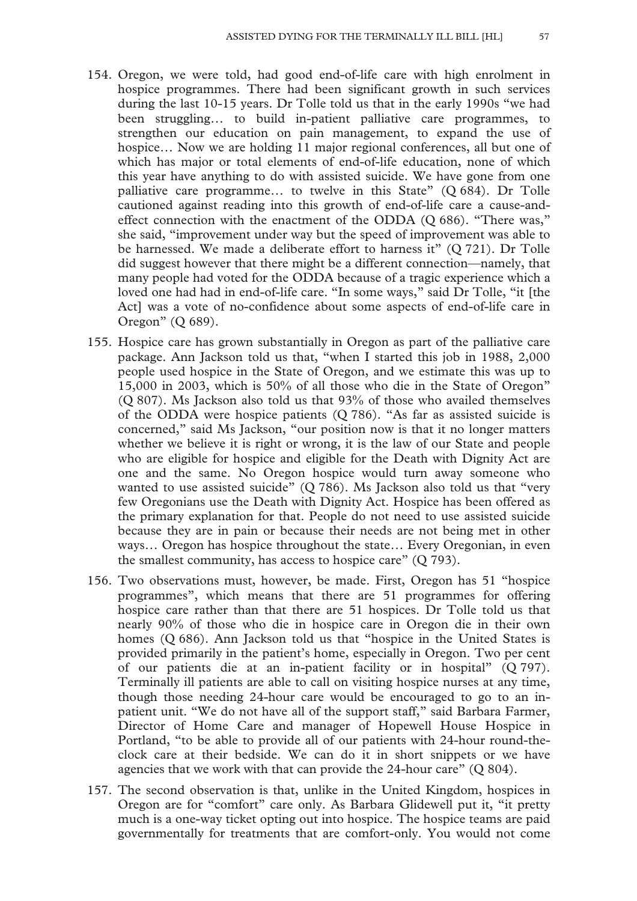154. Oregon, we were told, had good end-of-life care with high enrolment in hospice programmes. There had been significant growth in such services during the last 10-15 years. Dr Tolle told us that in the early 1990s "we had been struggling… to build in-patient palliative care programmes, to strengthen our education on pain management, to expand the use of hospice… Now we are holding 11 major regional conferences, all but one of which has major or total elements of end-of-life education, none of which this year have anything to do with assisted suicide. We have gone from one palliative care programme… to twelve in this State" (Q 684). Dr Tolle cautioned against reading into this growth of end-of-life care a cause-and-effect connection with the enactment of the ODDA (Q 686). "There was," she said, "improvement under way but the speed of improvement was able to be harnessed. We made a deliberate effort to harness it" (Q 721). Dr Tolle did suggest however that there might be a different connection—namely, that many people had voted for the ODDA because of a tragic experience which a loved one had had in end-of-life care. "In some ways," said Dr Tolle, "it [the Act] was a vote of no-confidence about some aspects of end-of-life care in Oregon" (Q 689).

155. Hospice care has grown substantially in Oregon as part of the palliative care package. Ann Jackson told us that, "when I started this job in 1988, 2,000 people used hospice in the State of Oregon, and we estimate this was up to 15,000 in 2003, which is 50% of all those who die in the State of Oregon" (Q 807). Ms Jackson also told us that 93% of those who availed themselves of the ODDA were hospice patients (Q 786). "As far as assisted suicide is concerned," said Ms Jackson, "our position now is that it no longer matters whether we believe it is right or wrong, it is the law of our State and people who are eligible for hospice and eligible for the Death with Dignity Act are one and the same. No Oregon hospice would turn away someone who wanted to use assisted suicide" (Q 786). Ms Jackson also told us that "very few Oregonians use the Death with Dignity Act. Hospice has been offered as the primary explanation for that. People do not need to use assisted suicide because they are in pain or because their needs are not being met in other ways… Oregon has hospice throughout the state… Every Oregonian, in even the smallest community, has access to hospice care" (Q 793).

156. Two observations must, however, be made. First, Oregon has 51 "hospice programmes", which means that there are 51 programmes for offering hospice care rather than that there are 51 hospices. Dr Tolle told us that nearly 90% of those who die in hospice care in Oregon die in their own homes (Q 686). Ann Jackson told us that "hospice in the United States is provided primarily in the patient's home, especially in Oregon. Two per cent of our patients die at an in-patient facility or in hospital" (Q 797). Terminally ill patients are able to call on visiting hospice nurses at any time, though those needing 24-hour care would be encouraged to go to an in-patient unit. "We do not have all of the support staff," said Barbara Farmer, Director of Home Care and manager of Hopewell House Hospice in Portland, "to be able to provide all of our patients with 24-hour round-the-clock care at their bedside. We can do it in short snippets or we have agencies that we work with that can provide the 24-hour care" (Q 804).

157. The second observation is that, unlike in the United Kingdom, hospices in Oregon are for "comfort" care only. As Barbara Glidewell put it, "it pretty much is a one-way ticket opting out into hospice. The hospice teams are paid governmentally for treatments that are comfort-only. You would not come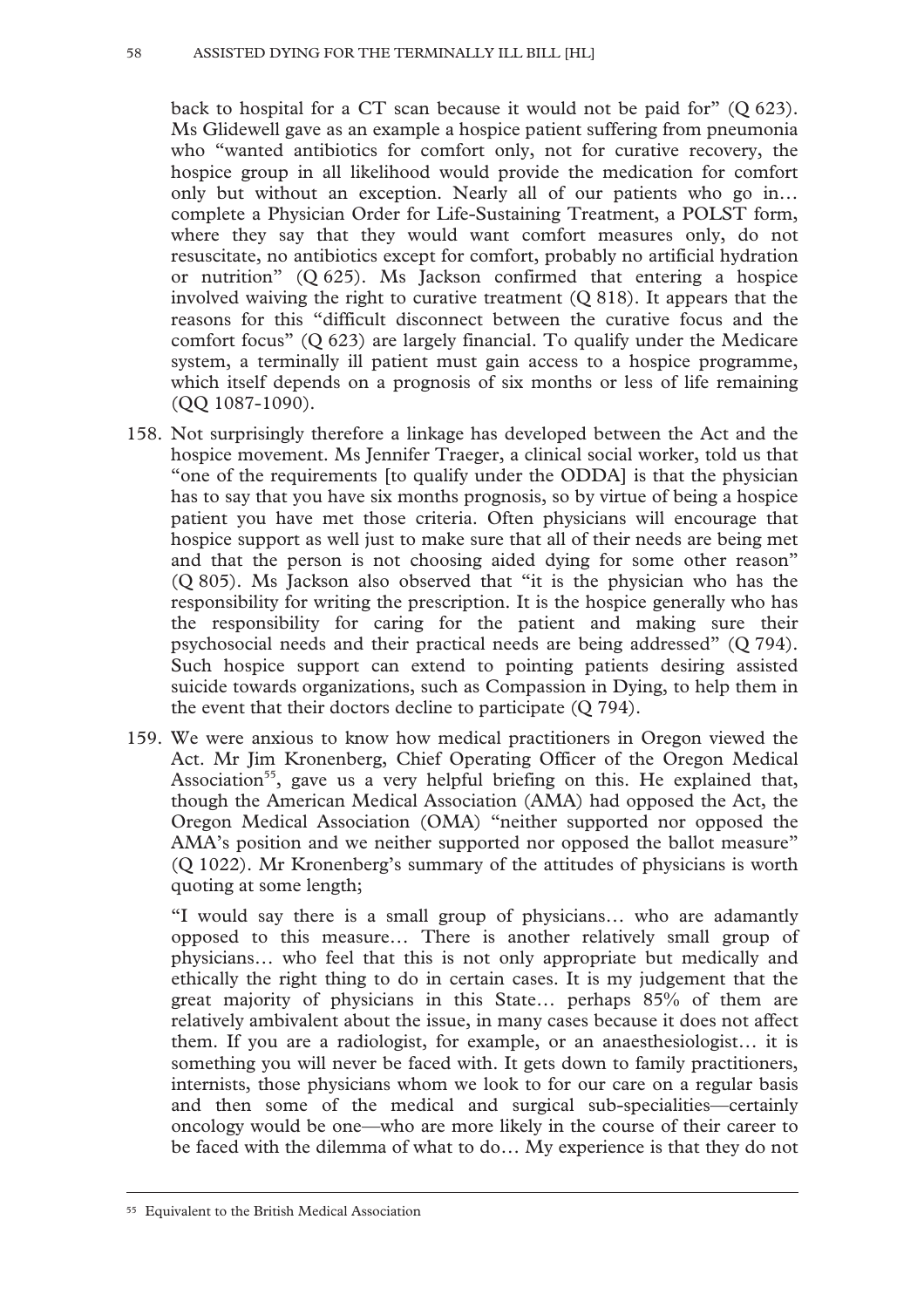back to hospital for a CT scan because it would not be paid for" (Q 623). Ms Glidewell gave as an example a hospice patient suffering from pneumonia who "wanted antibiotics for comfort only, not for curative recovery, the hospice group in all likelihood would provide the medication for comfort only but without an exception. Nearly all of our patients who go in… complete a Physician Order for Life-Sustaining Treatment, a POLST form, where they say that they would want comfort measures only, do not resuscitate, no antibiotics except for comfort, probably no artificial hydration or nutrition" (Q 625). Ms Jackson confirmed that entering a hospice involved waiving the right to curative treatment (Q 818). It appears that the reasons for this "difficult disconnect between the curative focus and the comfort focus" (Q 623) are largely financial. To qualify under the Medicare system, a terminally ill patient must gain access to a hospice programme, which itself depends on a prognosis of six months or less of life remaining (QQ 1087-1090).

158. Not surprisingly therefore a linkage has developed between the Act and the hospice movement. Ms Jennifer Traeger, a clinical social worker, told us that "one of the requirements [to qualify under the ODDA] is that the physician has to say that you have six months prognosis, so by virtue of being a hospice patient you have met those criteria. Often physicians will encourage that hospice support as well just to make sure that all of their needs are being met and that the person is not choosing aided dying for some other reason" (Q 805). Ms Jackson also observed that "it is the physician who has the responsibility for writing the prescription. It is the hospice generally who has the responsibility for caring for the patient and making sure their psychosocial needs and their practical needs are being addressed" (Q 794). Such hospice support can extend to pointing patients desiring assisted suicide towards organizations, such as Compassion in Dying, to help them in the event that their doctors decline to participate (Q 794).

159. We were anxious to know how medical practitioners in Oregon viewed the Act. Mr Jim Kronenberg, Chief Operating Officer of the Oregon Medical Association[55], gave us a very helpful briefing on this. He explained that, though the American Medical Association (AMA) had opposed the Act, the Oregon Medical Association (OMA) "neither supported nor opposed the AMA's position and we neither supported nor opposed the ballot measure" (Q 1022). Mr Kronenberg's summary of the attitudes of physicians is worth quoting at some length;

"I would say there is a small group of physicians… who are adamantly opposed to this measure… There is another relatively small group of physicians… who feel that this is not only appropriate but medically and ethically the right thing to do in certain cases. It is my judgement that the great majority of physicians in this State… perhaps 85% of them are relatively ambivalent about the issue, in many cases because it does not affect them. If you are a radiologist, for example, or an anaesthesiologist… it is something you will never be faced with. It gets down to family practitioners, internists, those physicians whom we look to for our care on a regular basis and then some of the medical and surgical sub-specialities—certainly oncology would be one—who are more likely in the course of their career to be faced with the dilemma of what to do… My experience is that they do not

---

[55] Equivalent to the British Medical Association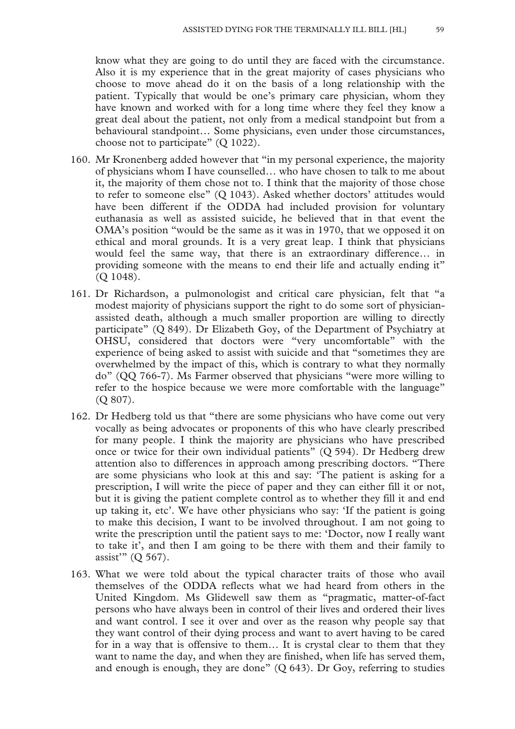know what they are going to do until they are faced with the circumstance. Also it is my experience that in the great majority of cases physicians who choose to move ahead do it on the basis of a long relationship with the patient. Typically that would be one's primary care physician, whom they have known and worked with for a long time where they feel they know a great deal about the patient, not only from a medical standpoint but from a behavioural standpoint… Some physicians, even under those circumstances, choose not to participate" (Q 1022).

160. Mr Kronenberg added however that "in my personal experience, the majority of physicians whom I have counselled… who have chosen to talk to me about it, the majority of them chose not to. I think that the majority of those chose to refer to someone else" (Q 1043). Asked whether doctors' attitudes would have been different if the ODDA had included provision for voluntary euthanasia as well as assisted suicide, he believed that in that event the OMA's position "would be the same as it was in 1970, that we opposed it on ethical and moral grounds. It is a very great leap. I think that physicians would feel the same way, that there is an extraordinary difference… in providing someone with the means to end their life and actually ending it" (Q 1048).

161. Dr Richardson, a pulmonologist and critical care physician, felt that "a modest majority of physicians support the right to do some sort of physician-assisted death, although a much smaller proportion are willing to directly participate" (Q 849). Dr Elizabeth Goy, of the Department of Psychiatry at OHSU, considered that doctors were "very uncomfortable" with the experience of being asked to assist with suicide and that "sometimes they are overwhelmed by the impact of this, which is contrary to what they normally do" (QQ 766-7). Ms Farmer observed that physicians "were more willing to refer to the hospice because we were more comfortable with the language" (Q 807).

162. Dr Hedberg told us that "there are some physicians who have come out very vocally as being advocates or proponents of this who have clearly prescribed for many people. I think the majority are physicians who have prescribed once or twice for their own individual patients" (Q 594). Dr Hedberg drew attention also to differences in approach among prescribing doctors. "There are some physicians who look at this and say: 'The patient is asking for a prescription, I will write the piece of paper and they can either fill it or not, but it is giving the patient complete control as to whether they fill it and end up taking it, etc'. We have other physicians who say: 'If the patient is going to make this decision, I want to be involved throughout. I am not going to write the prescription until the patient says to me: 'Doctor, now I really want to take it', and then I am going to be there with them and their family to assist'" (Q 567).

163. What we were told about the typical character traits of those who avail themselves of the ODDA reflects what we had heard from others in the United Kingdom. Ms Glidewell saw them as "pragmatic, matter-of-fact persons who have always been in control of their lives and ordered their lives and want control. I see it over and over as the reason why people say that they want control of their dying process and want to avert having to be cared for in a way that is offensive to them… It is crystal clear to them that they want to name the day, and when they are finished, when life has served them, and enough is enough, they are done" (Q 643). Dr Goy, referring to studies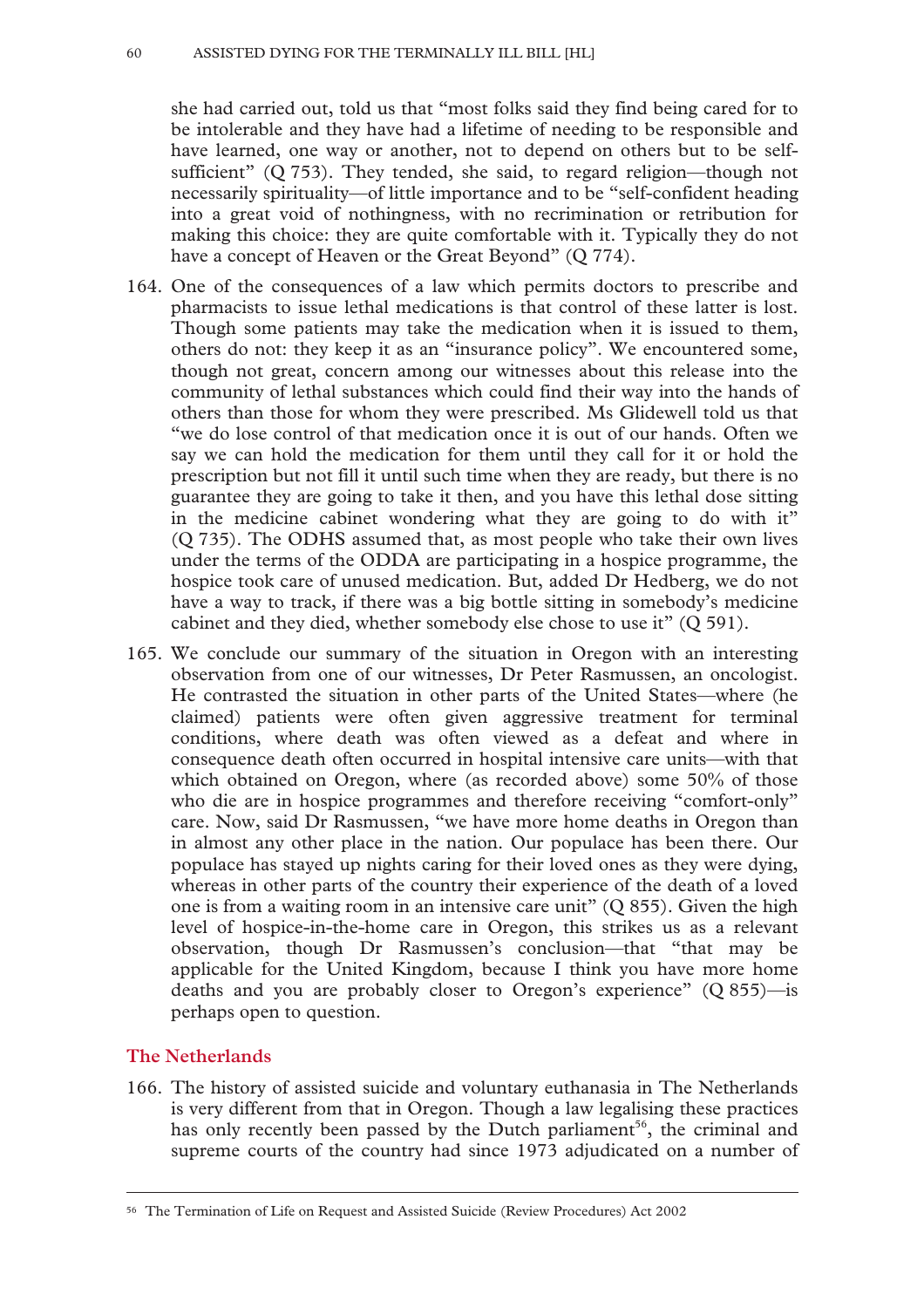she had carried out, told us that "most folks said they find being cared for to be intolerable and they have had a lifetime of needing to be responsible and have learned, one way or another, not to depend on others but to be self-sufficient" (Q 753). They tended, she said, to regard religion—though not necessarily spirituality—of little importance and to be "self-confident heading into a great void of nothingness, with no recrimination or retribution for making this choice: they are quite comfortable with it. Typically they do not have a concept of Heaven or the Great Beyond" (Q 774).

164. One of the consequences of a law which permits doctors to prescribe and pharmacists to issue lethal medications is that control of these latter is lost. Though some patients may take the medication when it is issued to them, others do not: they keep it as an "insurance policy". We encountered some, though not great, concern among our witnesses about this release into the community of lethal substances which could find their way into the hands of others than those for whom they were prescribed. Ms Glidewell told us that "we do lose control of that medication once it is out of our hands. Often we say we can hold the medication for them until they call for it or hold the prescription but not fill it until such time when they are ready, but there is no guarantee they are going to take it then, and you have this lethal dose sitting in the medicine cabinet wondering what they are going to do with it" (Q 735). The ODHS assumed that, as most people who take their own lives under the terms of the ODDA are participating in a hospice programme, the hospice took care of unused medication. But, added Dr Hedberg, we do not have a way to track, if there was a big bottle sitting in somebody's medicine cabinet and they died, whether somebody else chose to use it" (Q 591).

165. We conclude our summary of the situation in Oregon with an interesting observation from one of our witnesses, Dr Peter Rasmussen, an oncologist. He contrasted the situation in other parts of the United States—where (he claimed) patients were often given aggressive treatment for terminal conditions, where death was often viewed as a defeat and where in consequence death often occurred in hospital intensive care units—with that which obtained on Oregon, where (as recorded above) some 50% of those who die are in hospice programmes and therefore receiving "comfort-only" care. Now, said Dr Rasmussen, "we have more home deaths in Oregon than in almost any other place in the nation. Our populace has been there. Our populace has stayed up nights caring for their loved ones as they were dying, whereas in other parts of the country their experience of the death of a loved one is from a waiting room in an intensive care unit" (Q 855). Given the high level of hospice-in-the-home care in Oregon, this strikes us as a relevant observation, though Dr Rasmussen's conclusion—that "that may be applicable for the United Kingdom, because I think you have more home deaths and you are probably closer to Oregon's experience" (Q 855)—is perhaps open to question.

## The Netherlands

166. The history of assisted suicide and voluntary euthanasia in The Netherlands is very different from that in Oregon. Though a law legalising these practices has only recently been passed by the Dutch parliament[56], the criminal and supreme courts of the country had since 1973 adjudicated on a number of

[56] The Termination of Life on Request and Assisted Suicide (Review Procedures) Act 2002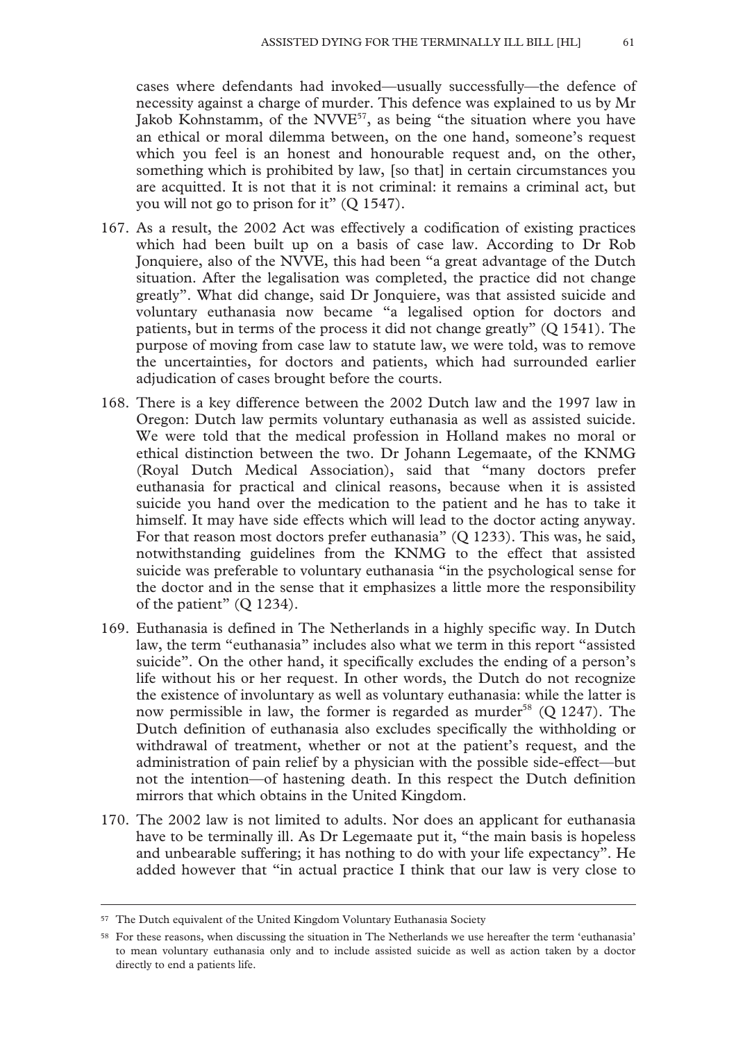cases where defendants had invoked—usually successfully—the defence of necessity against a charge of murder. This defence was explained to us by Mr Jakob Kohnstamm, of the NVVE[57], as being "the situation where you have an ethical or moral dilemma between, on the one hand, someone's request which you feel is an honest and honourable request and, on the other, something which is prohibited by law, [so that] in certain circumstances you are acquitted. It is not that it is not criminal: it remains a criminal act, but you will not go to prison for it" (Q 1547).

167. As a result, the 2002 Act was effectively a codification of existing practices which had been built up on a basis of case law. According to Dr Rob Jonquiere, also of the NVVE, this had been "a great advantage of the Dutch situation. After the legalisation was completed, the practice did not change greatly". What did change, said Dr Jonquiere, was that assisted suicide and voluntary euthanasia now became "a legalised option for doctors and patients, but in terms of the process it did not change greatly" (Q 1541). The purpose of moving from case law to statute law, we were told, was to remove the uncertainties, for doctors and patients, which had surrounded earlier adjudication of cases brought before the courts.

168. There is a key difference between the 2002 Dutch law and the 1997 law in Oregon: Dutch law permits voluntary euthanasia as well as assisted suicide. We were told that the medical profession in Holland makes no moral or ethical distinction between the two. Dr Johann Legemaate, of the KNMG (Royal Dutch Medical Association), said that "many doctors prefer euthanasia for practical and clinical reasons, because when it is assisted suicide you hand over the medication to the patient and he has to take it himself. It may have side effects which will lead to the doctor acting anyway. For that reason most doctors prefer euthanasia" (Q 1233). This was, he said, notwithstanding guidelines from the KNMG to the effect that assisted suicide was preferable to voluntary euthanasia "in the psychological sense for the doctor and in the sense that it emphasizes a little more the responsibility of the patient" (Q 1234).

169. Euthanasia is defined in The Netherlands in a highly specific way. In Dutch law, the term "euthanasia" includes also what we term in this report "assisted suicide". On the other hand, it specifically excludes the ending of a person's life without his or her request. In other words, the Dutch do not recognize the existence of involuntary as well as voluntary euthanasia: while the latter is now permissible in law, the former is regarded as murder[58] (Q 1247). The Dutch definition of euthanasia also excludes specifically the withholding or withdrawal of treatment, whether or not at the patient's request, and the administration of pain relief by a physician with the possible side-effect—but not the intention—of hastening death. In this respect the Dutch definition mirrors that which obtains in the United Kingdom.

170. The 2002 law is not limited to adults. Nor does an applicant for euthanasia have to be terminally ill. As Dr Legemaate put it, "the main basis is hopeless and unbearable suffering; it has nothing to do with your life expectancy". He added however that "in actual practice I think that our law is very close to

---

[57] The Dutch equivalent of the United Kingdom Voluntary Euthanasia Society

[58] For these reasons, when discussing the situation in The Netherlands we use hereafter the term 'euthanasia' to mean voluntary euthanasia only and to include assisted suicide as well as action taken by a doctor directly to end a patients life.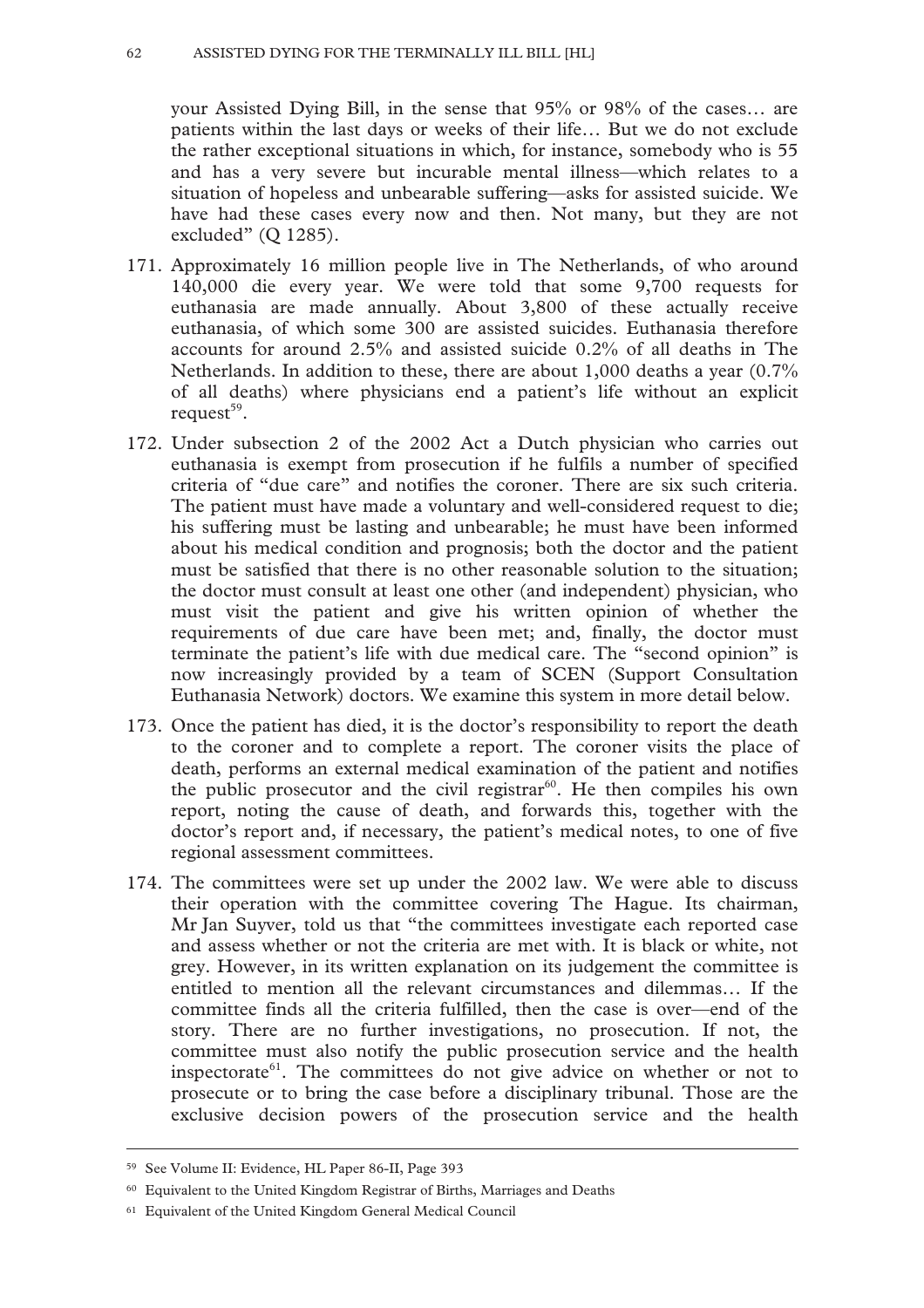your Assisted Dying Bill, in the sense that 95% or 98% of the cases… are patients within the last days or weeks of their life… But we do not exclude the rather exceptional situations in which, for instance, somebody who is 55 and has a very severe but incurable mental illness—which relates to a situation of hopeless and unbearable suffering—asks for assisted suicide. We have had these cases every now and then. Not many, but they are not excluded" (Q 1285).

171. Approximately 16 million people live in The Netherlands, of who around 140,000 die every year. We were told that some 9,700 requests for euthanasia are made annually. About 3,800 of these actually receive euthanasia, of which some 300 are assisted suicides. Euthanasia therefore accounts for around 2.5% and assisted suicide 0.2% of all deaths in The Netherlands. In addition to these, there are about 1,000 deaths a year (0.7% of all deaths) where physicians end a patient's life without an explicit request[59].

172. Under subsection 2 of the 2002 Act a Dutch physician who carries out euthanasia is exempt from prosecution if he fulfils a number of specified criteria of "due care" and notifies the coroner. There are six such criteria. The patient must have made a voluntary and well-considered request to die; his suffering must be lasting and unbearable; he must have been informed about his medical condition and prognosis; both the doctor and the patient must be satisfied that there is no other reasonable solution to the situation; the doctor must consult at least one other (and independent) physician, who must visit the patient and give his written opinion of whether the requirements of due care have been met; and, finally, the doctor must terminate the patient's life with due medical care. The "second opinion" is now increasingly provided by a team of SCEN (Support Consultation Euthanasia Network) doctors. We examine this system in more detail below.

173. Once the patient has died, it is the doctor's responsibility to report the death to the coroner and to complete a report. The coroner visits the place of death, performs an external medical examination of the patient and notifies the public prosecutor and the civil registrar[60]. He then compiles his own report, noting the cause of death, and forwards this, together with the doctor's report and, if necessary, the patient's medical notes, to one of five regional assessment committees.

174. The committees were set up under the 2002 law. We were able to discuss their operation with the committee covering The Hague. Its chairman, Mr Jan Suyver, told us that "the committees investigate each reported case and assess whether or not the criteria are met with. It is black or white, not grey. However, in its written explanation on its judgement the committee is entitled to mention all the relevant circumstances and dilemmas… If the committee finds all the criteria fulfilled, then the case is over—end of the story. There are no further investigations, no prosecution. If not, the committee must also notify the public prosecution service and the health inspectorate[61]. The committees do not give advice on whether or not to prosecute or to bring the case before a disciplinary tribunal. Those are the exclusive decision powers of the prosecution service and the health

---

[59] See Volume II: Evidence, HL Paper 86-II, Page 393

[60] Equivalent to the United Kingdom Registrar of Births, Marriages and Deaths

[61] Equivalent of the United Kingdom General Medical Council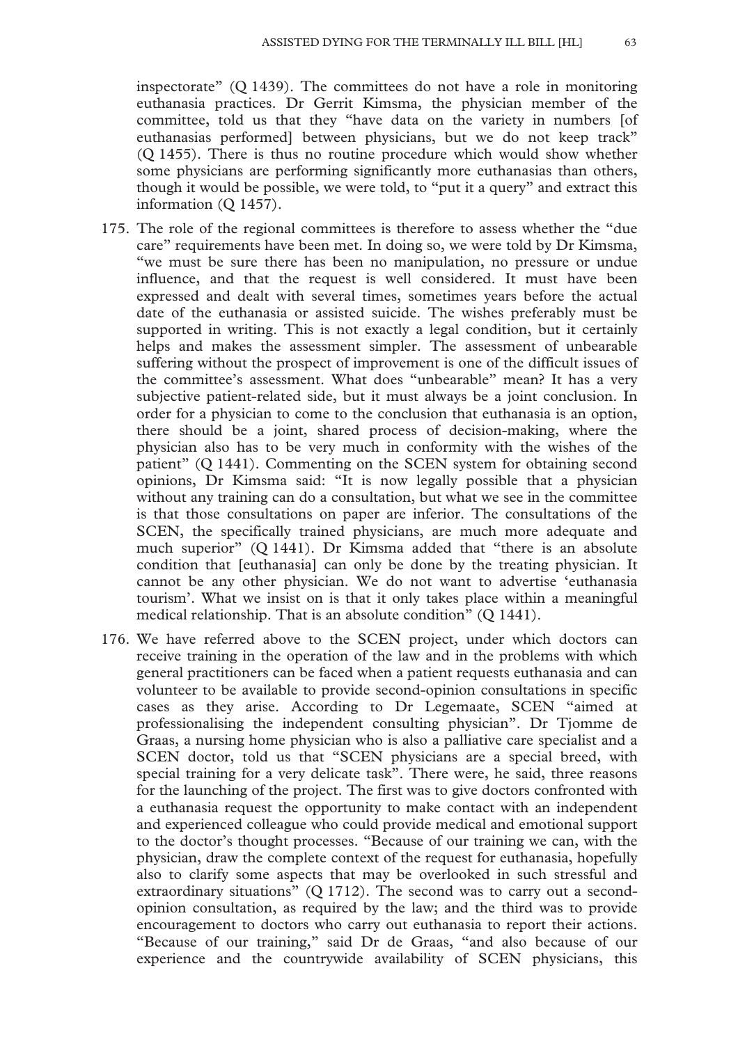inspectorate" (Q 1439). The committees do not have a role in monitoring euthanasia practices. Dr Gerrit Kimsma, the physician member of the committee, told us that they "have data on the variety in numbers [of euthanasias performed] between physicians, but we do not keep track" (Q 1455). There is thus no routine procedure which would show whether some physicians are performing significantly more euthanasias than others, though it would be possible, we were told, to "put it a query" and extract this information (Q 1457).

175. The role of the regional committees is therefore to assess whether the "due care" requirements have been met. In doing so, we were told by Dr Kimsma, "we must be sure there has been no manipulation, no pressure or undue influence, and that the request is well considered. It must have been expressed and dealt with several times, sometimes years before the actual date of the euthanasia or assisted suicide. The wishes preferably must be supported in writing. This is not exactly a legal condition, but it certainly helps and makes the assessment simpler. The assessment of unbearable suffering without the prospect of improvement is one of the difficult issues of the committee's assessment. What does "unbearable" mean? It has a very subjective patient-related side, but it must always be a joint conclusion. In order for a physician to come to the conclusion that euthanasia is an option, there should be a joint, shared process of decision-making, where the physician also has to be very much in conformity with the wishes of the patient" (Q 1441). Commenting on the SCEN system for obtaining second opinions, Dr Kimsma said: "It is now legally possible that a physician without any training can do a consultation, but what we see in the committee is that those consultations on paper are inferior. The consultations of the SCEN, the specifically trained physicians, are much more adequate and much superior" (Q 1441). Dr Kimsma added that "there is an absolute condition that [euthanasia] can only be done by the treating physician. It cannot be any other physician. We do not want to advertise 'euthanasia tourism'. What we insist on is that it only takes place within a meaningful medical relationship. That is an absolute condition" (Q 1441).

176. We have referred above to the SCEN project, under which doctors can receive training in the operation of the law and in the problems with which general practitioners can be faced when a patient requests euthanasia and can volunteer to be available to provide second-opinion consultations in specific cases as they arise. According to Dr Legemaate, SCEN "aimed at professionalising the independent consulting physician". Dr Tjomme de Graas, a nursing home physician who is also a palliative care specialist and a SCEN doctor, told us that "SCEN physicians are a special breed, with special training for a very delicate task". There were, he said, three reasons for the launching of the project. The first was to give doctors confronted with a euthanasia request the opportunity to make contact with an independent and experienced colleague who could provide medical and emotional support to the doctor's thought processes. "Because of our training we can, with the physician, draw the complete context of the request for euthanasia, hopefully also to clarify some aspects that may be overlooked in such stressful and extraordinary situations" (Q 1712). The second was to carry out a second-opinion consultation, as required by the law; and the third was to provide encouragement to doctors who carry out euthanasia to report their actions. "Because of our training," said Dr de Graas, "and also because of our experience and the countrywide availability of SCEN physicians, this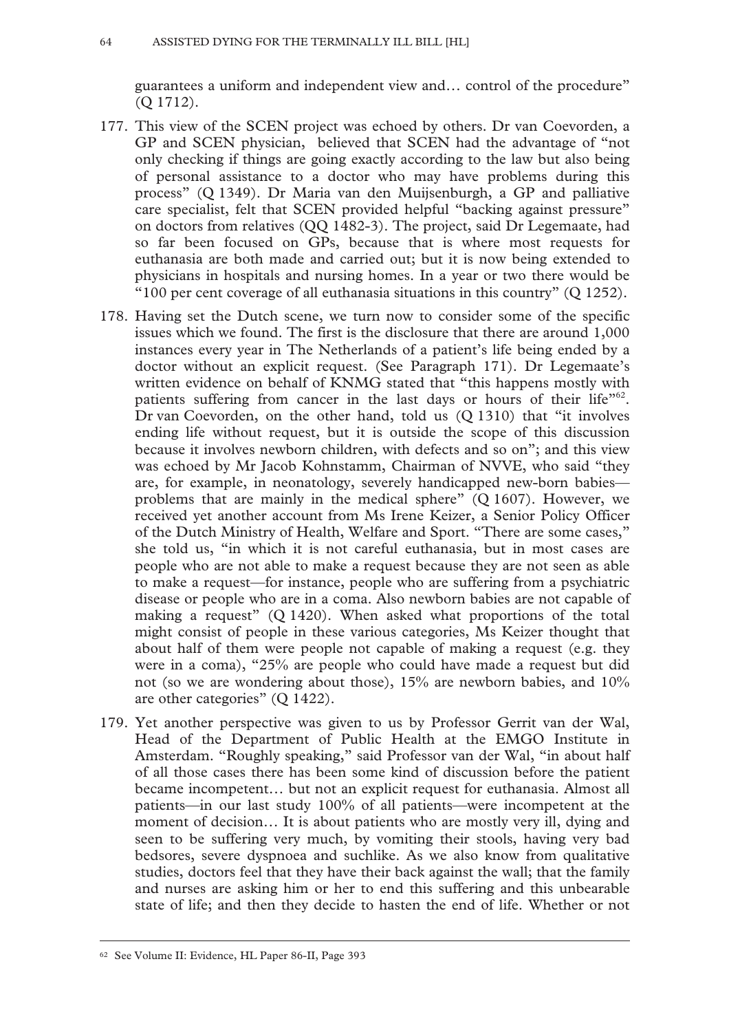guarantees a uniform and independent view and… control of the procedure" (Q 1712).

177. This view of the SCEN project was echoed by others. Dr van Coevorden, a GP and SCEN physician, believed that SCEN had the advantage of "not only checking if things are going exactly according to the law but also being of personal assistance to a doctor who may have problems during this process" (Q 1349). Dr Maria van den Muijsenburgh, a GP and palliative care specialist, felt that SCEN provided helpful "backing against pressure" on doctors from relatives (QQ 1482-3). The project, said Dr Legemaate, had so far been focused on GPs, because that is where most requests for euthanasia are both made and carried out; but it is now being extended to physicians in hospitals and nursing homes. In a year or two there would be "100 per cent coverage of all euthanasia situations in this country" (Q 1252).

178. Having set the Dutch scene, we turn now to consider some of the specific issues which we found. The first is the disclosure that there are around 1,000 instances every year in The Netherlands of a patient's life being ended by a doctor without an explicit request. (See Paragraph 171). Dr Legemaate's written evidence on behalf of KNMG stated that "this happens mostly with patients suffering from cancer in the last days or hours of their life"[62]. Dr van Coevorden, on the other hand, told us (Q 1310) that "it involves ending life without request, but it is outside the scope of this discussion because it involves newborn children, with defects and so on"; and this view was echoed by Mr Jacob Kohnstamm, Chairman of NVVE, who said "they are, for example, in neonatology, severely handicapped new-born babies—problems that are mainly in the medical sphere" (Q 1607). However, we received yet another account from Ms Irene Keizer, a Senior Policy Officer of the Dutch Ministry of Health, Welfare and Sport. "There are some cases," she told us, "in which it is not careful euthanasia, but in most cases are people who are not able to make a request because they are not seen as able to make a request—for instance, people who are suffering from a psychiatric disease or people who are in a coma. Also newborn babies are not capable of making a request" (Q 1420). When asked what proportions of the total might consist of people in these various categories, Ms Keizer thought that about half of them were people not capable of making a request (e.g. they were in a coma), "25% are people who could have made a request but did not (so we are wondering about those), 15% are newborn babies, and 10% are other categories" (Q 1422).

179. Yet another perspective was given to us by Professor Gerrit van der Wal, Head of the Department of Public Health at the EMGO Institute in Amsterdam. "Roughly speaking," said Professor van der Wal, "in about half of all those cases there has been some kind of discussion before the patient became incompetent… but not an explicit request for euthanasia. Almost all patients—in our last study 100% of all patients—were incompetent at the moment of decision… It is about patients who are mostly very ill, dying and seen to be suffering very much, by vomiting their stools, having very bad bedsores, severe dyspnoea and suchlike. As we also know from qualitative studies, doctors feel that they have their back against the wall; that the family and nurses are asking him or her to end this suffering and this unbearable state of life; and then they decide to hasten the end of life. Whether or not

[62] See Volume II: Evidence, HL Paper 86-II, Page 393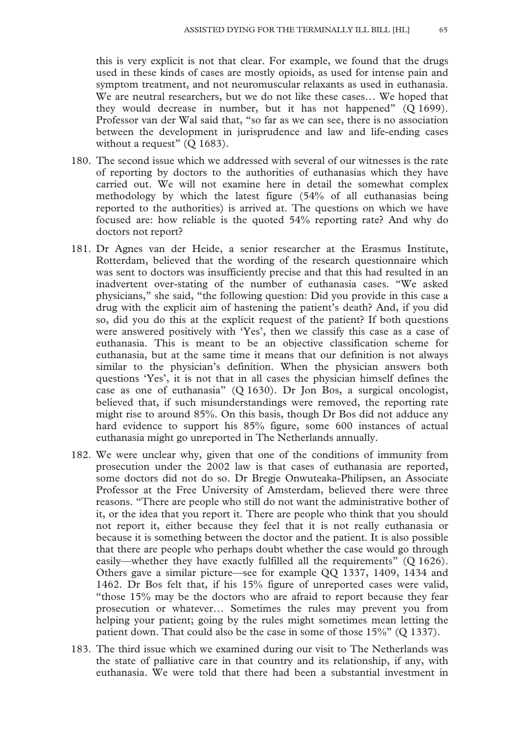this is very explicit is not that clear. For example, we found that the drugs used in these kinds of cases are mostly opioids, as used for intense pain and symptom treatment, and not neuromuscular relaxants as used in euthanasia. We are neutral researchers, but we do not like these cases… We hoped that they would decrease in number, but it has not happened" (Q 1699). Professor van der Wal said that, "so far as we can see, there is no association between the development in jurisprudence and law and life-ending cases without a request" (Q 1683).

180. The second issue which we addressed with several of our witnesses is the rate of reporting by doctors to the authorities of euthanasias which they have carried out. We will not examine here in detail the somewhat complex methodology by which the latest figure (54% of all euthanasias being reported to the authorities) is arrived at. The questions on which we have focused are: how reliable is the quoted 54% reporting rate? And why do doctors not report?

181. Dr Agnes van der Heide, a senior researcher at the Erasmus Institute, Rotterdam, believed that the wording of the research questionnaire which was sent to doctors was insufficiently precise and that this had resulted in an inadvertent over-stating of the number of euthanasia cases. "We asked physicians," she said, "the following question: Did you provide in this case a drug with the explicit aim of hastening the patient's death? And, if you did so, did you do this at the explicit request of the patient? If both questions were answered positively with 'Yes', then we classify this case as a case of euthanasia. This is meant to be an objective classification scheme for euthanasia, but at the same time it means that our definition is not always similar to the physician's definition. When the physician answers both questions 'Yes', it is not that in all cases the physician himself defines the case as one of euthanasia" (Q 1630). Dr Jon Bos, a surgical oncologist, believed that, if such misunderstandings were removed, the reporting rate might rise to around 85%. On this basis, though Dr Bos did not adduce any hard evidence to support his 85% figure, some 600 instances of actual euthanasia might go unreported in The Netherlands annually.

182. We were unclear why, given that one of the conditions of immunity from prosecution under the 2002 law is that cases of euthanasia are reported, some doctors did not do so. Dr Bregje Onwuteaka-Philipsen, an Associate Professor at the Free University of Amsterdam, believed there were three reasons. "There are people who still do not want the administrative bother of it, or the idea that you report it. There are people who think that you should not report it, either because they feel that it is not really euthanasia or because it is something between the doctor and the patient. It is also possible that there are people who perhaps doubt whether the case would go through easily—whether they have exactly fulfilled all the requirements" (Q 1626). Others gave a similar picture—see for example QQ 1337, 1409, 1434 and 1462. Dr Bos felt that, if his 15% figure of unreported cases were valid, "those 15% may be the doctors who are afraid to report because they fear prosecution or whatever… Sometimes the rules may prevent you from helping your patient; going by the rules might sometimes mean letting the patient down. That could also be the case in some of those 15%" (Q 1337).

183. The third issue which we examined during our visit to The Netherlands was the state of palliative care in that country and its relationship, if any, with euthanasia. We were told that there had been a substantial investment in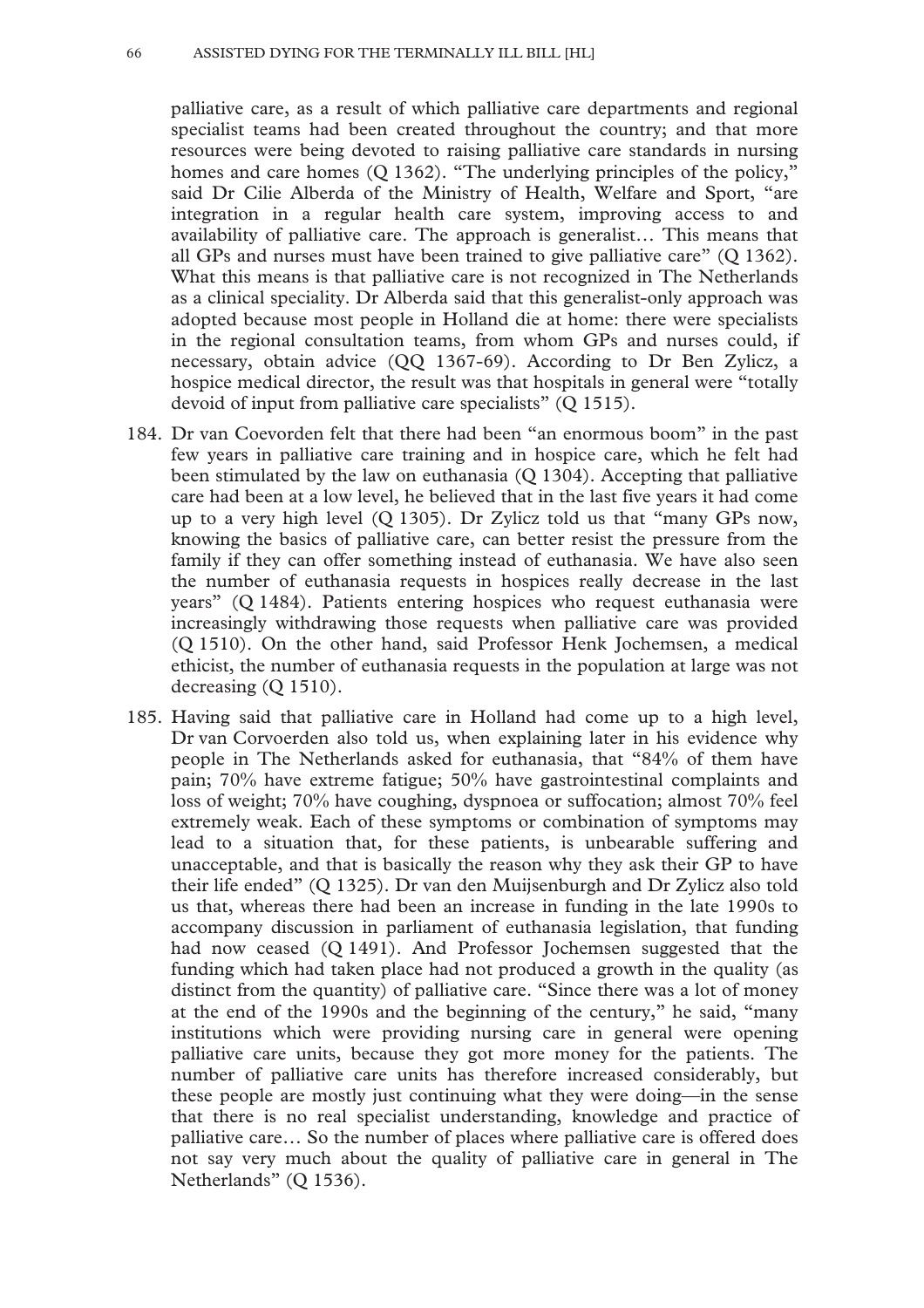palliative care, as a result of which palliative care departments and regional specialist teams had been created throughout the country; and that more resources were being devoted to raising palliative care standards in nursing homes and care homes (Q 1362). "The underlying principles of the policy," said Dr Cilie Alberda of the Ministry of Health, Welfare and Sport, "are integration in a regular health care system, improving access to and availability of palliative care. The approach is generalist… This means that all GPs and nurses must have been trained to give palliative care" (Q 1362). What this means is that palliative care is not recognized in The Netherlands as a clinical speciality. Dr Alberda said that this generalist-only approach was adopted because most people in Holland die at home: there were specialists in the regional consultation teams, from whom GPs and nurses could, if necessary, obtain advice (QQ 1367-69). According to Dr Ben Zylicz, a hospice medical director, the result was that hospitals in general were "totally devoid of input from palliative care specialists" (Q 1515).

184. Dr van Coevorden felt that there had been "an enormous boom" in the past few years in palliative care training and in hospice care, which he felt had been stimulated by the law on euthanasia (Q 1304). Accepting that palliative care had been at a low level, he believed that in the last five years it had come up to a very high level (Q 1305). Dr Zylicz told us that "many GPs now, knowing the basics of palliative care, can better resist the pressure from the family if they can offer something instead of euthanasia. We have also seen the number of euthanasia requests in hospices really decrease in the last years" (Q 1484). Patients entering hospices who request euthanasia were increasingly withdrawing those requests when palliative care was provided (Q 1510). On the other hand, said Professor Henk Jochemsen, a medical ethicist, the number of euthanasia requests in the population at large was not decreasing (Q 1510).

185. Having said that palliative care in Holland had come up to a high level, Dr van Corvoerden also told us, when explaining later in his evidence why people in The Netherlands asked for euthanasia, that "84% of them have pain; 70% have extreme fatigue; 50% have gastrointestinal complaints and loss of weight; 70% have coughing, dyspnoea or suffocation; almost 70% feel extremely weak. Each of these symptoms or combination of symptoms may lead to a situation that, for these patients, is unbearable suffering and unacceptable, and that is basically the reason why they ask their GP to have their life ended" (Q 1325). Dr van den Muijsenburgh and Dr Zylicz also told us that, whereas there had been an increase in funding in the late 1990s to accompany discussion in parliament of euthanasia legislation, that funding had now ceased (Q 1491). And Professor Jochemsen suggested that the funding which had taken place had not produced a growth in the quality (as distinct from the quantity) of palliative care. "Since there was a lot of money at the end of the 1990s and the beginning of the century," he said, "many institutions which were providing nursing care in general were opening palliative care units, because they got more money for the patients. The number of palliative care units has therefore increased considerably, but these people are mostly just continuing what they were doing—in the sense that there is no real specialist understanding, knowledge and practice of palliative care… So the number of places where palliative care is offered does not say very much about the quality of palliative care in general in The Netherlands" (Q 1536).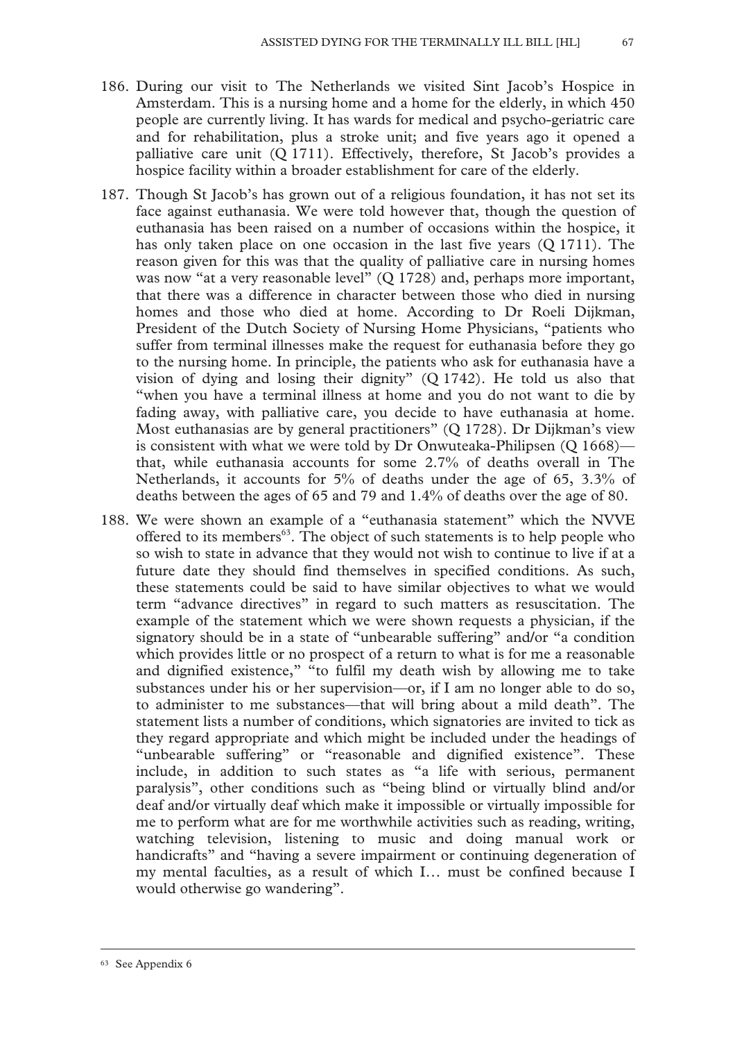186. During our visit to The Netherlands we visited Sint Jacob's Hospice in Amsterdam. This is a nursing home and a home for the elderly, in which 450 people are currently living. It has wards for medical and psycho-geriatric care and for rehabilitation, plus a stroke unit; and five years ago it opened a palliative care unit (Q 1711). Effectively, therefore, St Jacob's provides a hospice facility within a broader establishment for care of the elderly.

187. Though St Jacob's has grown out of a religious foundation, it has not set its face against euthanasia. We were told however that, though the question of euthanasia has been raised on a number of occasions within the hospice, it has only taken place on one occasion in the last five years (Q 1711). The reason given for this was that the quality of palliative care in nursing homes was now "at a very reasonable level" (Q 1728) and, perhaps more important, that there was a difference in character between those who died in nursing homes and those who died at home. According to Dr Roeli Dijkman, President of the Dutch Society of Nursing Home Physicians, "patients who suffer from terminal illnesses make the request for euthanasia before they go to the nursing home. In principle, the patients who ask for euthanasia have a vision of dying and losing their dignity" (Q 1742). He told us also that "when you have a terminal illness at home and you do not want to die by fading away, with palliative care, you decide to have euthanasia at home. Most euthanasias are by general practitioners" (Q 1728). Dr Dijkman's view is consistent with what we were told by Dr Onwuteaka-Philipsen (Q 1668)—that, while euthanasia accounts for some 2.7% of deaths overall in The Netherlands, it accounts for 5% of deaths under the age of 65, 3.3% of deaths between the ages of 65 and 79 and 1.4% of deaths over the age of 80.

188. We were shown an example of a "euthanasia statement" which the NVVE offered to its members[63]. The object of such statements is to help people who so wish to state in advance that they would not wish to continue to live if at a future date they should find themselves in specified conditions. As such, these statements could be said to have similar objectives to what we would term "advance directives" in regard to such matters as resuscitation. The example of the statement which we were shown requests a physician, if the signatory should be in a state of "unbearable suffering" and/or "a condition which provides little or no prospect of a return to what is for me a reasonable and dignified existence," "to fulfil my death wish by allowing me to take substances under his or her supervision—or, if I am no longer able to do so, to administer to me substances—that will bring about a mild death". The statement lists a number of conditions, which signatories are invited to tick as they regard appropriate and which might be included under the headings of "unbearable suffering" or "reasonable and dignified existence". These include, in addition to such states as "a life with serious, permanent paralysis", other conditions such as "being blind or virtually blind and/or deaf and/or virtually deaf which make it impossible or virtually impossible for me to perform what are for me worthwhile activities such as reading, writing, watching television, listening to music and doing manual work or handicrafts" and "having a severe impairment or continuing degeneration of my mental faculties, as a result of which I… must be confined because I would otherwise go wandering".

[63] See Appendix 6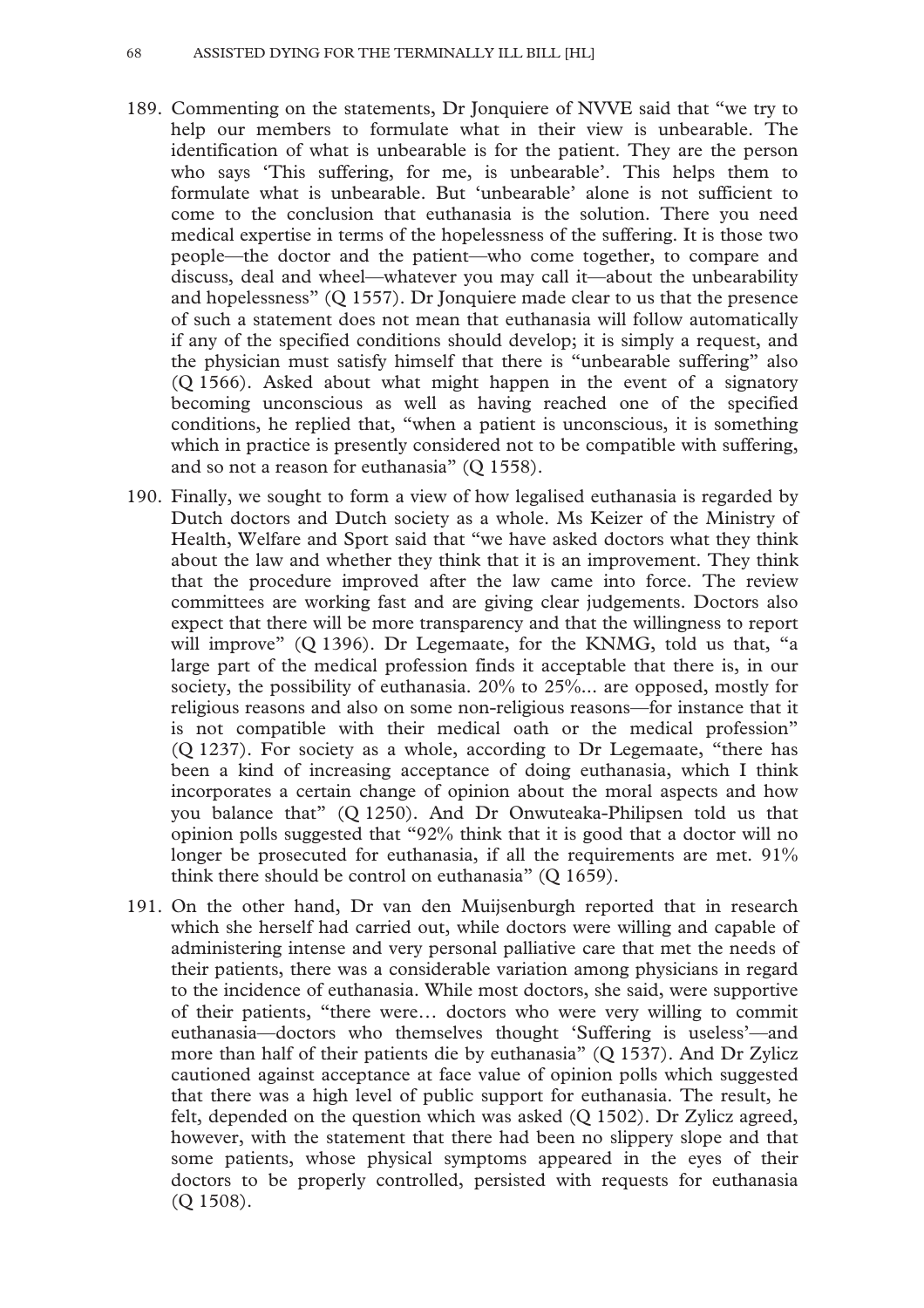189. Commenting on the statements, Dr Jonquiere of NVVE said that "we try to help our members to formulate what in their view is unbearable. The identification of what is unbearable is for the patient. They are the person who says 'This suffering, for me, is unbearable'. This helps them to formulate what is unbearable. But 'unbearable' alone is not sufficient to come to the conclusion that euthanasia is the solution. There you need medical expertise in terms of the hopelessness of the suffering. It is those two people—the doctor and the patient—who come together, to compare and discuss, deal and wheel—whatever you may call it—about the unbearability and hopelessness" (Q 1557). Dr Jonquiere made clear to us that the presence of such a statement does not mean that euthanasia will follow automatically if any of the specified conditions should develop; it is simply a request, and the physician must satisfy himself that there is "unbearable suffering" also (Q 1566). Asked about what might happen in the event of a signatory becoming unconscious as well as having reached one of the specified conditions, he replied that, "when a patient is unconscious, it is something which in practice is presently considered not to be compatible with suffering, and so not a reason for euthanasia" (Q 1558).

190. Finally, we sought to form a view of how legalised euthanasia is regarded by Dutch doctors and Dutch society as a whole. Ms Keizer of the Ministry of Health, Welfare and Sport said that "we have asked doctors what they think about the law and whether they think that it is an improvement. They think that the procedure improved after the law came into force. The review committees are working fast and are giving clear judgements. Doctors also expect that there will be more transparency and that the willingness to report will improve" (Q 1396). Dr Legemaate, for the KNMG, told us that, "a large part of the medical profession finds it acceptable that there is, in our society, the possibility of euthanasia. 20% to 25%... are opposed, mostly for religious reasons and also on some non-religious reasons—for instance that it is not compatible with their medical oath or the medical profession" (Q 1237). For society as a whole, according to Dr Legemaate, "there has been a kind of increasing acceptance of doing euthanasia, which I think incorporates a certain change of opinion about the moral aspects and how you balance that" (Q 1250). And Dr Onwuteaka-Philipsen told us that opinion polls suggested that "92% think that it is good that a doctor will no longer be prosecuted for euthanasia, if all the requirements are met. 91% think there should be control on euthanasia" (Q 1659).

191. On the other hand, Dr van den Muijsenburgh reported that in research which she herself had carried out, while doctors were willing and capable of administering intense and very personal palliative care that met the needs of their patients, there was a considerable variation among physicians in regard to the incidence of euthanasia. While most doctors, she said, were supportive of their patients, "there were… doctors who were very willing to commit euthanasia—doctors who themselves thought 'Suffering is useless'—and more than half of their patients die by euthanasia" (Q 1537). And Dr Zylicz cautioned against acceptance at face value of opinion polls which suggested that there was a high level of public support for euthanasia. The result, he felt, depended on the question which was asked (Q 1502). Dr Zylicz agreed, however, with the statement that there had been no slippery slope and that some patients, whose physical symptoms appeared in the eyes of their doctors to be properly controlled, persisted with requests for euthanasia (Q 1508).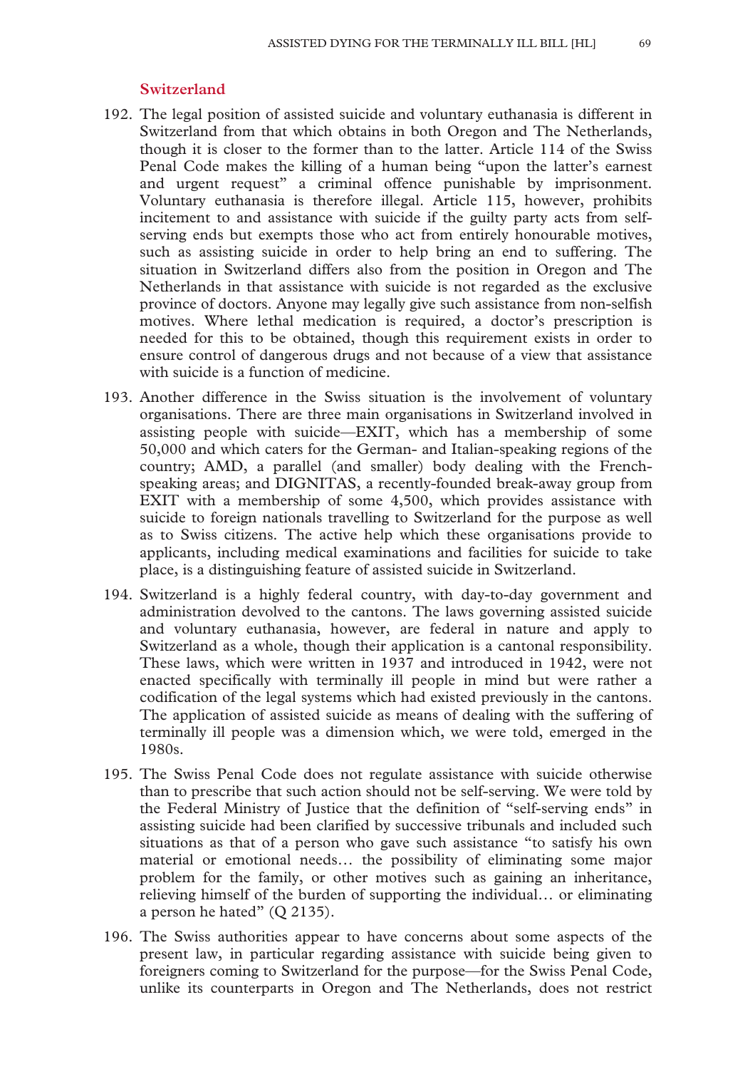## Switzerland

192. The legal position of assisted suicide and voluntary euthanasia is different in Switzerland from that which obtains in both Oregon and The Netherlands, though it is closer to the former than to the latter. Article 114 of the Swiss Penal Code makes the killing of a human being "upon the latter's earnest and urgent request" a criminal offence punishable by imprisonment. Voluntary euthanasia is therefore illegal. Article 115, however, prohibits incitement to and assistance with suicide if the guilty party acts from self-serving ends but exempts those who act from entirely honourable motives, such as assisting suicide in order to help bring an end to suffering. The situation in Switzerland differs also from the position in Oregon and The Netherlands in that assistance with suicide is not regarded as the exclusive province of doctors. Anyone may legally give such assistance from non-selfish motives. Where lethal medication is required, a doctor's prescription is needed for this to be obtained, though this requirement exists in order to ensure control of dangerous drugs and not because of a view that assistance with suicide is a function of medicine.

193. Another difference in the Swiss situation is the involvement of voluntary organisations. There are three main organisations in Switzerland involved in assisting people with suicide—EXIT, which has a membership of some 50,000 and which caters for the German- and Italian-speaking regions of the country; AMD, a parallel (and smaller) body dealing with the French-speaking areas; and DIGNITAS, a recently-founded break-away group from EXIT with a membership of some 4,500, which provides assistance with suicide to foreign nationals travelling to Switzerland for the purpose as well as to Swiss citizens. The active help which these organisations provide to applicants, including medical examinations and facilities for suicide to take place, is a distinguishing feature of assisted suicide in Switzerland.

194. Switzerland is a highly federal country, with day-to-day government and administration devolved to the cantons. The laws governing assisted suicide and voluntary euthanasia, however, are federal in nature and apply to Switzerland as a whole, though their application is a cantonal responsibility. These laws, which were written in 1937 and introduced in 1942, were not enacted specifically with terminally ill people in mind but were rather a codification of the legal systems which had existed previously in the cantons. The application of assisted suicide as means of dealing with the suffering of terminally ill people was a dimension which, we were told, emerged in the 1980s.

195. The Swiss Penal Code does not regulate assistance with suicide otherwise than to prescribe that such action should not be self-serving. We were told by the Federal Ministry of Justice that the definition of "self-serving ends" in assisting suicide had been clarified by successive tribunals and included such situations as that of a person who gave such assistance "to satisfy his own material or emotional needs… the possibility of eliminating some major problem for the family, or other motives such as gaining an inheritance, relieving himself of the burden of supporting the individual… or eliminating a person he hated" (Q 2135).

196. The Swiss authorities appear to have concerns about some aspects of the present law, in particular regarding assistance with suicide being given to foreigners coming to Switzerland for the purpose—for the Swiss Penal Code, unlike its counterparts in Oregon and The Netherlands, does not restrict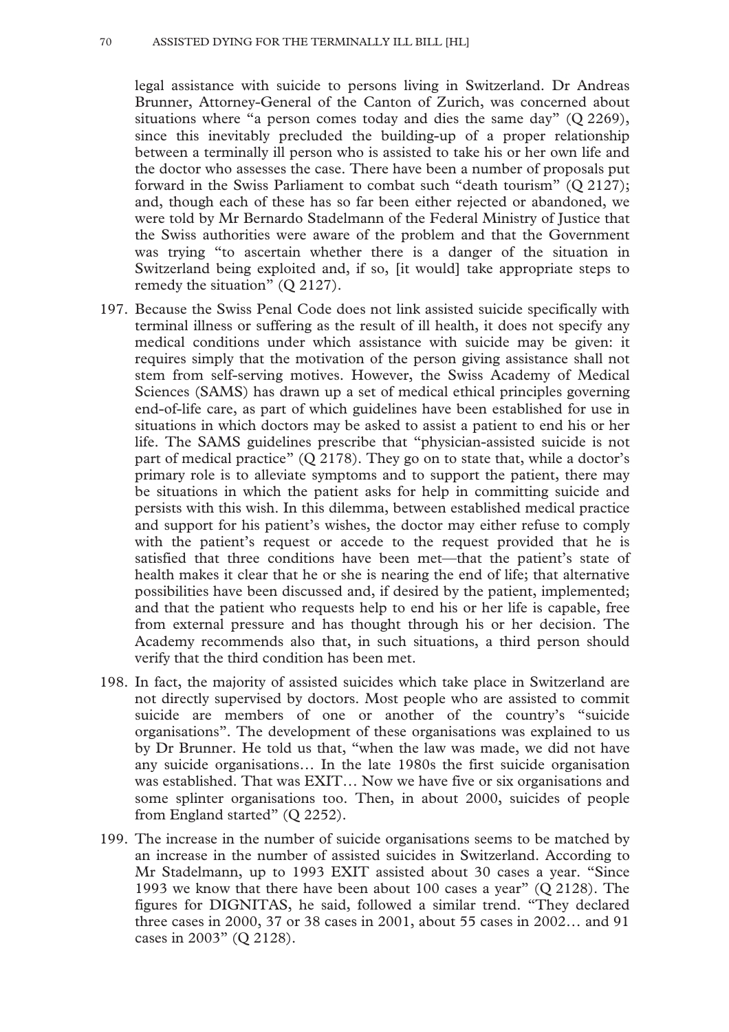legal assistance with suicide to persons living in Switzerland. Dr Andreas Brunner, Attorney-General of the Canton of Zurich, was concerned about situations where "a person comes today and dies the same day" (Q 2269), since this inevitably precluded the building-up of a proper relationship between a terminally ill person who is assisted to take his or her own life and the doctor who assesses the case. There have been a number of proposals put forward in the Swiss Parliament to combat such "death tourism" (Q 2127); and, though each of these has so far been either rejected or abandoned, we were told by Mr Bernardo Stadelmann of the Federal Ministry of Justice that the Swiss authorities were aware of the problem and that the Government was trying "to ascertain whether there is a danger of the situation in Switzerland being exploited and, if so, [it would] take appropriate steps to remedy the situation" (Q 2127).

197. Because the Swiss Penal Code does not link assisted suicide specifically with terminal illness or suffering as the result of ill health, it does not specify any medical conditions under which assistance with suicide may be given: it requires simply that the motivation of the person giving assistance shall not stem from self-serving motives. However, the Swiss Academy of Medical Sciences (SAMS) has drawn up a set of medical ethical principles governing end-of-life care, as part of which guidelines have been established for use in situations in which doctors may be asked to assist a patient to end his or her life. The SAMS guidelines prescribe that "physician-assisted suicide is not part of medical practice" (Q 2178). They go on to state that, while a doctor's primary role is to alleviate symptoms and to support the patient, there may be situations in which the patient asks for help in committing suicide and persists with this wish. In this dilemma, between established medical practice and support for his patient's wishes, the doctor may either refuse to comply with the patient's request or accede to the request provided that he is satisfied that three conditions have been met—that the patient's state of health makes it clear that he or she is nearing the end of life; that alternative possibilities have been discussed and, if desired by the patient, implemented; and that the patient who requests help to end his or her life is capable, free from external pressure and has thought through his or her decision. The Academy recommends also that, in such situations, a third person should verify that the third condition has been met.

198. In fact, the majority of assisted suicides which take place in Switzerland are not directly supervised by doctors. Most people who are assisted to commit suicide are members of one or another of the country's "suicide organisations". The development of these organisations was explained to us by Dr Brunner. He told us that, "when the law was made, we did not have any suicide organisations… In the late 1980s the first suicide organisation was established. That was EXIT… Now we have five or six organisations and some splinter organisations too. Then, in about 2000, suicides of people from England started" (Q 2252).

199. The increase in the number of suicide organisations seems to be matched by an increase in the number of assisted suicides in Switzerland. According to Mr Stadelmann, up to 1993 EXIT assisted about 30 cases a year. "Since 1993 we know that there have been about 100 cases a year" (Q 2128). The figures for DIGNITAS, he said, followed a similar trend. "They declared three cases in 2000, 37 or 38 cases in 2001, about 55 cases in 2002… and 91 cases in 2003" (Q 2128).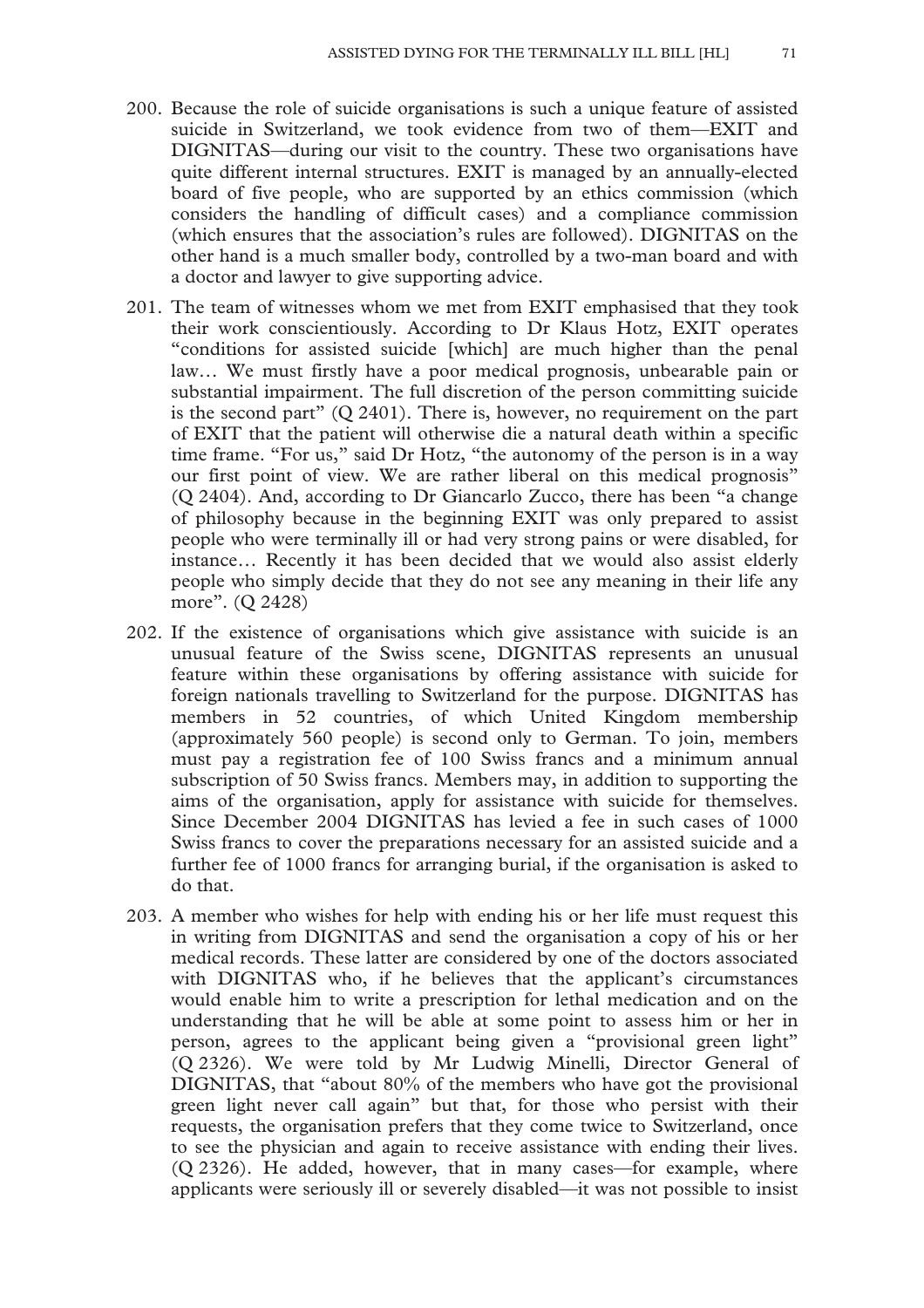200. Because the role of suicide organisations is such a unique feature of assisted suicide in Switzerland, we took evidence from two of them—EXIT and DIGNITAS—during our visit to the country. These two organisations have quite different internal structures. EXIT is managed by an annually-elected board of five people, who are supported by an ethics commission (which considers the handling of difficult cases) and a compliance commission (which ensures that the association's rules are followed). DIGNITAS on the other hand is a much smaller body, controlled by a two-man board and with a doctor and lawyer to give supporting advice.

201. The team of witnesses whom we met from EXIT emphasised that they took their work conscientiously. According to Dr Klaus Hotz, EXIT operates "conditions for assisted suicide [which] are much higher than the penal law… We must firstly have a poor medical prognosis, unbearable pain or substantial impairment. The full discretion of the person committing suicide is the second part" (Q 2401). There is, however, no requirement on the part of EXIT that the patient will otherwise die a natural death within a specific time frame. "For us," said Dr Hotz, "the autonomy of the person is in a way our first point of view. We are rather liberal on this medical prognosis" (Q 2404). And, according to Dr Giancarlo Zucco, there has been "a change of philosophy because in the beginning EXIT was only prepared to assist people who were terminally ill or had very strong pains or were disabled, for instance… Recently it has been decided that we would also assist elderly people who simply decide that they do not see any meaning in their life any more". (Q 2428)

202. If the existence of organisations which give assistance with suicide is an unusual feature of the Swiss scene, DIGNITAS represents an unusual feature within these organisations by offering assistance with suicide for foreign nationals travelling to Switzerland for the purpose. DIGNITAS has members in 52 countries, of which United Kingdom membership (approximately 560 people) is second only to German. To join, members must pay a registration fee of 100 Swiss francs and a minimum annual subscription of 50 Swiss francs. Members may, in addition to supporting the aims of the organisation, apply for assistance with suicide for themselves. Since December 2004 DIGNITAS has levied a fee in such cases of 1000 Swiss francs to cover the preparations necessary for an assisted suicide and a further fee of 1000 francs for arranging burial, if the organisation is asked to do that.

203. A member who wishes for help with ending his or her life must request this in writing from DIGNITAS and send the organisation a copy of his or her medical records. These latter are considered by one of the doctors associated with DIGNITAS who, if he believes that the applicant's circumstances would enable him to write a prescription for lethal medication and on the understanding that he will be able at some point to assess him or her in person, agrees to the applicant being given a "provisional green light" (Q 2326). We were told by Mr Ludwig Minelli, Director General of DIGNITAS, that "about 80% of the members who have got the provisional green light never call again" but that, for those who persist with their requests, the organisation prefers that they come twice to Switzerland, once to see the physician and again to receive assistance with ending their lives. (Q 2326). He added, however, that in many cases—for example, where applicants were seriously ill or severely disabled—it was not possible to insist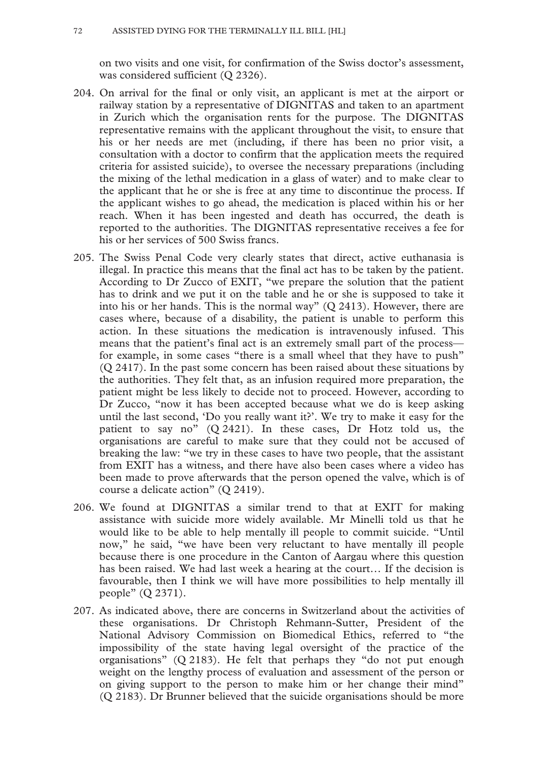on two visits and one visit, for confirmation of the Swiss doctor's assessment, was considered sufficient (Q 2326).

204. On arrival for the final or only visit, an applicant is met at the airport or railway station by a representative of DIGNITAS and taken to an apartment in Zurich which the organisation rents for the purpose. The DIGNITAS representative remains with the applicant throughout the visit, to ensure that his or her needs are met (including, if there has been no prior visit, a consultation with a doctor to confirm that the application meets the required criteria for assisted suicide), to oversee the necessary preparations (including the mixing of the lethal medication in a glass of water) and to make clear to the applicant that he or she is free at any time to discontinue the process. If the applicant wishes to go ahead, the medication is placed within his or her reach. When it has been ingested and death has occurred, the death is reported to the authorities. The DIGNITAS representative receives a fee for his or her services of 500 Swiss francs.

205. The Swiss Penal Code very clearly states that direct, active euthanasia is illegal. In practice this means that the final act has to be taken by the patient. According to Dr Zucco of EXIT, "we prepare the solution that the patient has to drink and we put it on the table and he or she is supposed to take it into his or her hands. This is the normal way" (Q 2413). However, there are cases where, because of a disability, the patient is unable to perform this action. In these situations the medication is intravenously infused. This means that the patient's final act is an extremely small part of the process—for example, in some cases "there is a small wheel that they have to push" (Q 2417). In the past some concern has been raised about these situations by the authorities. They felt that, as an infusion required more preparation, the patient might be less likely to decide not to proceed. However, according to Dr Zucco, "now it has been accepted because what we do is keep asking until the last second, 'Do you really want it?'. We try to make it easy for the patient to say no" (Q 2421). In these cases, Dr Hotz told us, the organisations are careful to make sure that they could not be accused of breaking the law: "we try in these cases to have two people, that the assistant from EXIT has a witness, and there have also been cases where a video has been made to prove afterwards that the person opened the valve, which is of course a delicate action" (Q 2419).

206. We found at DIGNITAS a similar trend to that at EXIT for making assistance with suicide more widely available. Mr Minelli told us that he would like to be able to help mentally ill people to commit suicide. "Until now," he said, "we have been very reluctant to have mentally ill people because there is one procedure in the Canton of Aargau where this question has been raised. We had last week a hearing at the court… If the decision is favourable, then I think we will have more possibilities to help mentally ill people" (Q 2371).

207. As indicated above, there are concerns in Switzerland about the activities of these organisations. Dr Christoph Rehmann-Sutter, President of the National Advisory Commission on Biomedical Ethics, referred to "the impossibility of the state having legal oversight of the practice of the organisations" (Q 2183). He felt that perhaps they "do not put enough weight on the lengthy process of evaluation and assessment of the person or on giving support to the person to make him or her change their mind" (Q 2183). Dr Brunner believed that the suicide organisations should be more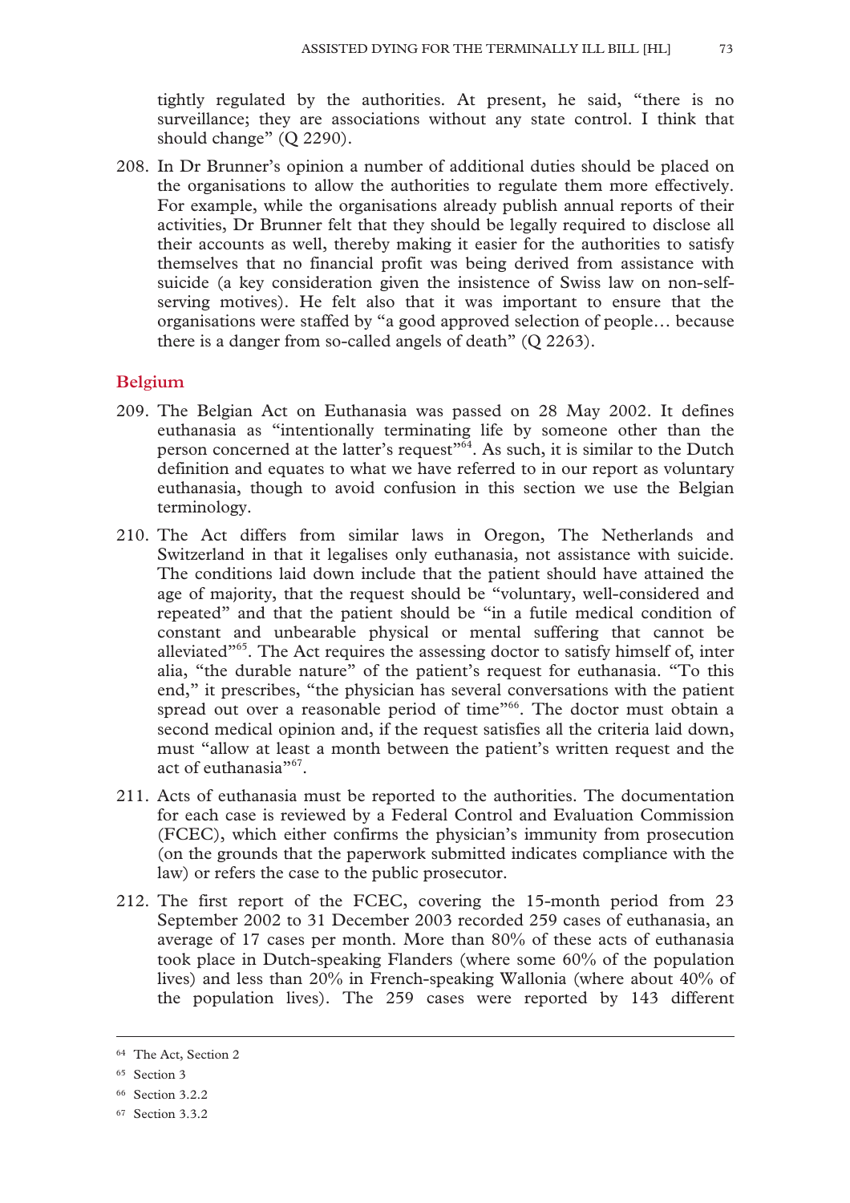tightly regulated by the authorities. At present, he said, "there is no surveillance; they are associations without any state control. I think that should change" (Q 2290).

208. In Dr Brunner's opinion a number of additional duties should be placed on the organisations to allow the authorities to regulate them more effectively. For example, while the organisations already publish annual reports of their activities, Dr Brunner felt that they should be legally required to disclose all their accounts as well, thereby making it easier for the authorities to satisfy themselves that no financial profit was being derived from assistance with suicide (a key consideration given the insistence of Swiss law on non-self-serving motives). He felt also that it was important to ensure that the organisations were staffed by "a good approved selection of people… because there is a danger from so-called angels of death" (Q 2263).

## Belgium

209. The Belgian Act on Euthanasia was passed on 28 May 2002. It defines euthanasia as "intentionally terminating life by someone other than the person concerned at the latter's request"[64]. As such, it is similar to the Dutch definition and equates to what we have referred to in our report as voluntary euthanasia, though to avoid confusion in this section we use the Belgian terminology.

210. The Act differs from similar laws in Oregon, The Netherlands and Switzerland in that it legalises only euthanasia, not assistance with suicide. The conditions laid down include that the patient should have attained the age of majority, that the request should be "voluntary, well-considered and repeated" and that the patient should be "in a futile medical condition of constant and unbearable physical or mental suffering that cannot be alleviated"[65]. The Act requires the assessing doctor to satisfy himself of, inter alia, "the durable nature" of the patient's request for euthanasia. "To this end," it prescribes, "the physician has several conversations with the patient spread out over a reasonable period of time"[66]. The doctor must obtain a second medical opinion and, if the request satisfies all the criteria laid down, must "allow at least a month between the patient's written request and the act of euthanasia"[67].

211. Acts of euthanasia must be reported to the authorities. The documentation for each case is reviewed by a Federal Control and Evaluation Commission (FCEC), which either confirms the physician's immunity from prosecution (on the grounds that the paperwork submitted indicates compliance with the law) or refers the case to the public prosecutor.

212. The first report of the FCEC, covering the 15-month period from 23 September 2002 to 31 December 2003 recorded 259 cases of euthanasia, an average of 17 cases per month. More than 80% of these acts of euthanasia took place in Dutch-speaking Flanders (where some 60% of the population lives) and less than 20% in French-speaking Wallonia (where about 40% of the population lives). The 259 cases were reported by 143 different

---

[64] The Act, Section 2

[65] Section 3

[66] Section 3.2.2

[67] Section 3.3.2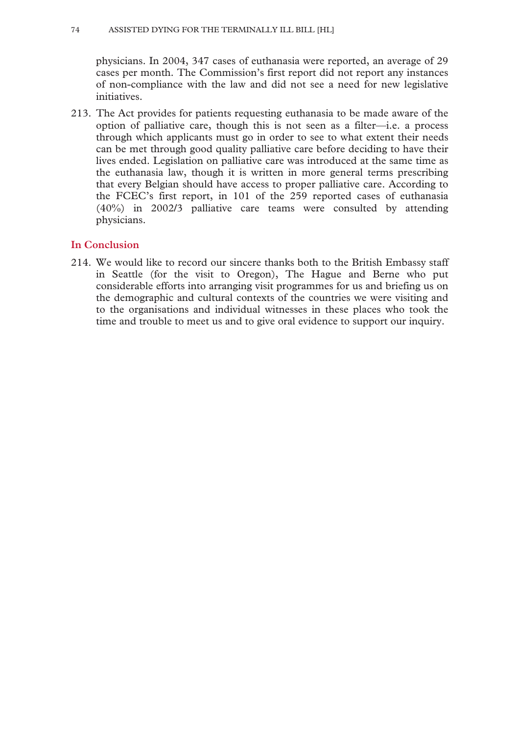physicians. In 2004, 347 cases of euthanasia were reported, an average of 29 cases per month. The Commission's first report did not report any instances of non-compliance with the law and did not see a need for new legislative initiatives.

213. The Act provides for patients requesting euthanasia to be made aware of the option of palliative care, though this is not seen as a filter—i.e. a process through which applicants must go in order to see to what extent their needs can be met through good quality palliative care before deciding to have their lives ended. Legislation on palliative care was introduced at the same time as the euthanasia law, though it is written in more general terms prescribing that every Belgian should have access to proper palliative care. According to the FCEC's first report, in 101 of the 259 reported cases of euthanasia (40%) in 2002/3 palliative care teams were consulted by attending physicians.

### In Conclusion

214. We would like to record our sincere thanks both to the British Embassy staff in Seattle (for the visit to Oregon), The Hague and Berne who put considerable efforts into arranging visit programmes for us and briefing us on the demographic and cultural contexts of the countries we were visiting and to the organisations and individual witnesses in these places who took the time and trouble to meet us and to give oral evidence to support our inquiry.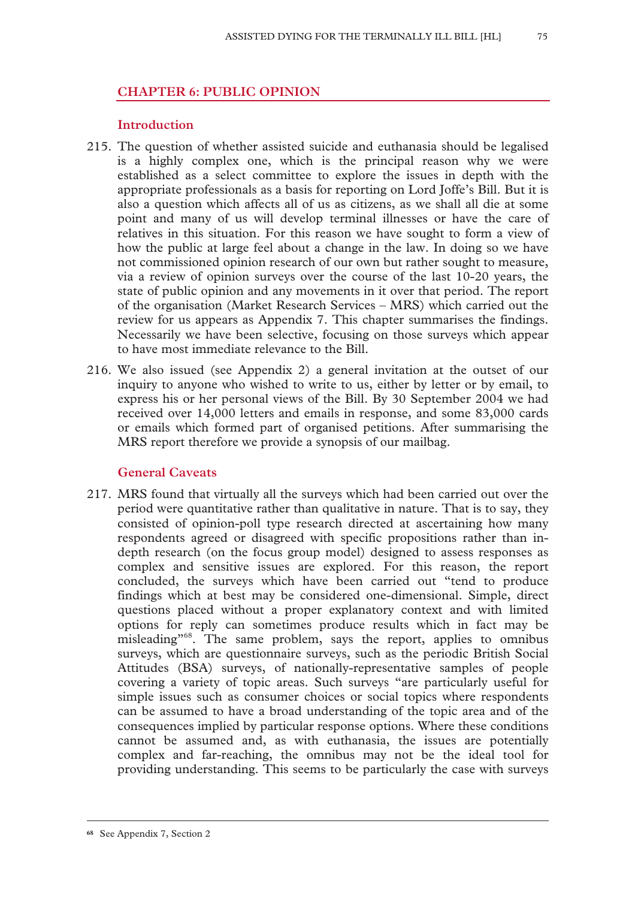## CHAPTER 6: PUBLIC OPINION

### Introduction

215. The question of whether assisted suicide and euthanasia should be legalised is a highly complex one, which is the principal reason why we were established as a select committee to explore the issues in depth with the appropriate professionals as a basis for reporting on Lord Joffe's Bill. But it is also a question which affects all of us as citizens, as we shall all die at some point and many of us will develop terminal illnesses or have the care of relatives in this situation. For this reason we have sought to form a view of how the public at large feel about a change in the law. In doing so we have not commissioned opinion research of our own but rather sought to measure, via a review of opinion surveys over the course of the last 10-20 years, the state of public opinion and any movements in it over that period. The report of the organisation (Market Research Services – MRS) which carried out the review for us appears as Appendix 7. This chapter summarises the findings. Necessarily we have been selective, focusing on those surveys which appear to have most immediate relevance to the Bill.

216. We also issued (see Appendix 2) a general invitation at the outset of our inquiry to anyone who wished to write to us, either by letter or by email, to express his or her personal views of the Bill. By 30 September 2004 we had received over 14,000 letters and emails in response, and some 83,000 cards or emails which formed part of organised petitions. After summarising the MRS report therefore we provide a synopsis of our mailbag.

### General Caveats

217. MRS found that virtually all the surveys which had been carried out over the period were quantitative rather than qualitative in nature. That is to say, they consisted of opinion-poll type research directed at ascertaining how many respondents agreed or disagreed with specific propositions rather than in-depth research (on the focus group model) designed to assess responses as complex and sensitive issues are explored. For this reason, the report concluded, the surveys which have been carried out "tend to produce findings which at best may be considered one-dimensional. Simple, direct questions placed without a proper explanatory context and with limited options for reply can sometimes produce results which in fact may be misleading"[68]. The same problem, says the report, applies to omnibus surveys, which are questionnaire surveys, such as the periodic British Social Attitudes (BSA) surveys, of nationally-representative samples of people covering a variety of topic areas. Such surveys "are particularly useful for simple issues such as consumer choices or social topics where respondents can be assumed to have a broad understanding of the topic area and of the consequences implied by particular response options. Where these conditions cannot be assumed and, as with euthanasia, the issues are potentially complex and far-reaching, the omnibus may not be the ideal tool for providing understanding. This seems to be particularly the case with surveys

---

[68] See Appendix 7, Section 2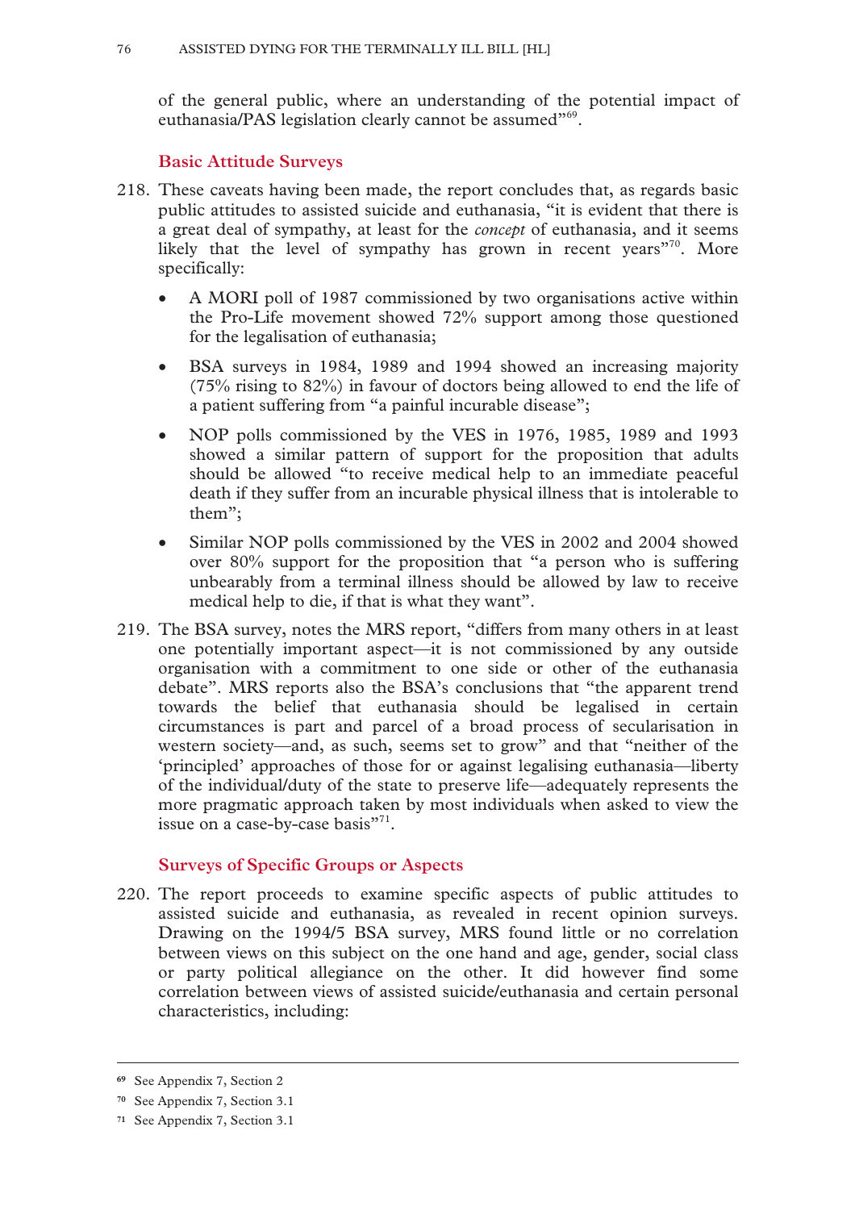of the general public, where an understanding of the potential impact of euthanasia/PAS legislation clearly cannot be assumed"[69].

### Basic Attitude Surveys

218. These caveats having been made, the report concludes that, as regards basic public attitudes to assisted suicide and euthanasia, "it is evident that there is a great deal of sympathy, at least for the *concept* of euthanasia, and it seems likely that the level of sympathy has grown in recent years"[70]. More specifically:

- A MORI poll of 1987 commissioned by two organisations active within the Pro-Life movement showed 72% support among those questioned for the legalisation of euthanasia;
- BSA surveys in 1984, 1989 and 1994 showed an increasing majority (75% rising to 82%) in favour of doctors being allowed to end the life of a patient suffering from "a painful incurable disease";
- NOP polls commissioned by the VES in 1976, 1985, 1989 and 1993 showed a similar pattern of support for the proposition that adults should be allowed "to receive medical help to an immediate peaceful death if they suffer from an incurable physical illness that is intolerable to them";
- Similar NOP polls commissioned by the VES in 2002 and 2004 showed over 80% support for the proposition that "a person who is suffering unbearably from a terminal illness should be allowed by law to receive medical help to die, if that is what they want".

219. The BSA survey, notes the MRS report, "differs from many others in at least one potentially important aspect—it is not commissioned by any outside organisation with a commitment to one side or other of the euthanasia debate". MRS reports also the BSA's conclusions that "the apparent trend towards the belief that euthanasia should be legalised in certain circumstances is part and parcel of a broad process of secularisation in western society—and, as such, seems set to grow" and that "neither of the 'principled' approaches of those for or against legalising euthanasia—liberty of the individual/duty of the state to preserve life—adequately represents the more pragmatic approach taken by most individuals when asked to view the issue on a case-by-case basis"[71].

### Surveys of Specific Groups or Aspects

220. The report proceeds to examine specific aspects of public attitudes to assisted suicide and euthanasia, as revealed in recent opinion surveys. Drawing on the 1994/5 BSA survey, MRS found little or no correlation between views on this subject on the one hand and age, gender, social class or party political allegiance on the other. It did however find some correlation between views of assisted suicide/euthanasia and certain personal characteristics, including:

---

[69] See Appendix 7, Section 2

[70] See Appendix 7, Section 3.1

[71] See Appendix 7, Section 3.1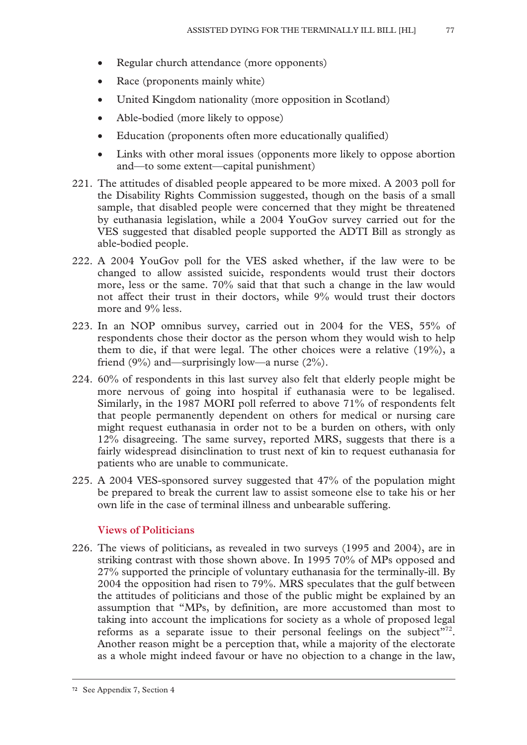- Regular church attendance (more opponents)
- Race (proponents mainly white)
- United Kingdom nationality (more opposition in Scotland)
- Able-bodied (more likely to oppose)
- Education (proponents often more educationally qualified)
- Links with other moral issues (opponents more likely to oppose abortion and—to some extent—capital punishment)

221. The attitudes of disabled people appeared to be more mixed. A 2003 poll for the Disability Rights Commission suggested, though on the basis of a small sample, that disabled people were concerned that they might be threatened by euthanasia legislation, while a 2004 YouGov survey carried out for the VES suggested that disabled people supported the ADTI Bill as strongly as able-bodied people.

222. A 2004 YouGov poll for the VES asked whether, if the law were to be changed to allow assisted suicide, respondents would trust their doctors more, less or the same. 70% said that that such a change in the law would not affect their trust in their doctors, while 9% would trust their doctors more and 9% less.

223. In an NOP omnibus survey, carried out in 2004 for the VES, 55% of respondents chose their doctor as the person whom they would wish to help them to die, if that were legal. The other choices were a relative (19%), a friend (9%) and—surprisingly low—a nurse (2%).

224. 60% of respondents in this last survey also felt that elderly people might be more nervous of going into hospital if euthanasia were to be legalised. Similarly, in the 1987 MORI poll referred to above 71% of respondents felt that people permanently dependent on others for medical or nursing care might request euthanasia in order not to be a burden on others, with only 12% disagreeing. The same survey, reported MRS, suggests that there is a fairly widespread disinclination to trust next of kin to request euthanasia for patients who are unable to communicate.

225. A 2004 VES-sponsored survey suggested that 47% of the population might be prepared to break the current law to assist someone else to take his or her own life in the case of terminal illness and unbearable suffering.

### Views of Politicians

226. The views of politicians, as revealed in two surveys (1995 and 2004), are in striking contrast with those shown above. In 1995 70% of MPs opposed and 27% supported the principle of voluntary euthanasia for the terminally-ill. By 2004 the opposition had risen to 79%. MRS speculates that the gulf between the attitudes of politicians and those of the public might be explained by an assumption that "MPs, by definition, are more accustomed than most to taking into account the implications for society as a whole of proposed legal reforms as a separate issue to their personal feelings on the subject"[72]. Another reason might be a perception that, while a majority of the electorate as a whole might indeed favour or have no objection to a change in the law,

[72] See Appendix 7, Section 4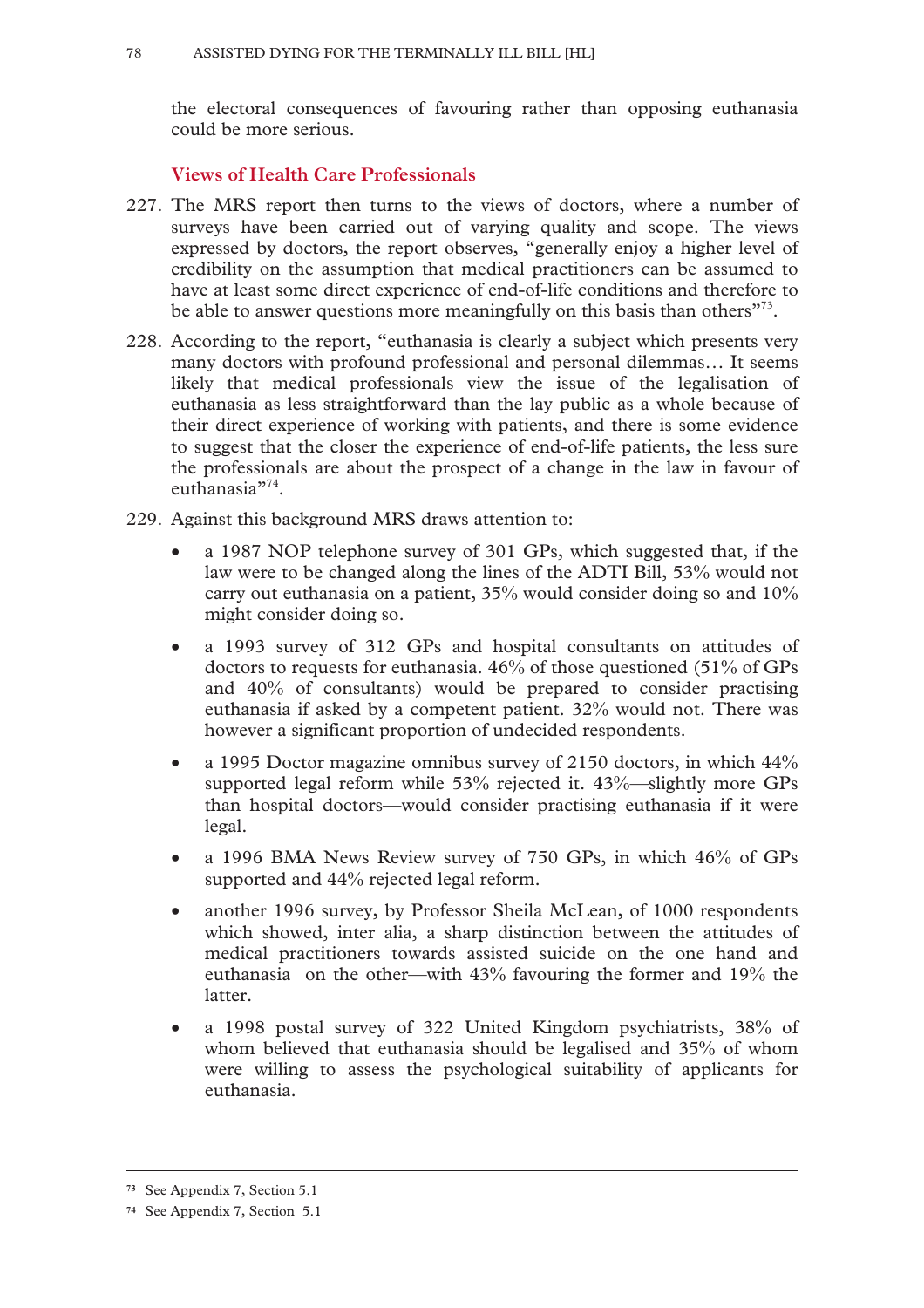the electoral consequences of favouring rather than opposing euthanasia could be more serious.

### Views of Health Care Professionals

227. The MRS report then turns to the views of doctors, where a number of surveys have been carried out of varying quality and scope. The views expressed by doctors, the report observes, "generally enjoy a higher level of credibility on the assumption that medical practitioners can be assumed to have at least some direct experience of end-of-life conditions and therefore to be able to answer questions more meaningfully on this basis than others"[73].

228. According to the report, "euthanasia is clearly a subject which presents very many doctors with profound professional and personal dilemmas… It seems likely that medical professionals view the issue of the legalisation of euthanasia as less straightforward than the lay public as a whole because of their direct experience of working with patients, and there is some evidence to suggest that the closer the experience of end-of-life patients, the less sure the professionals are about the prospect of a change in the law in favour of euthanasia"[74].

229. Against this background MRS draws attention to:

- a 1987 NOP telephone survey of 301 GPs, which suggested that, if the law were to be changed along the lines of the ADTI Bill, 53% would not carry out euthanasia on a patient, 35% would consider doing so and 10% might consider doing so.
- a 1993 survey of 312 GPs and hospital consultants on attitudes of doctors to requests for euthanasia. 46% of those questioned (51% of GPs and 40% of consultants) would be prepared to consider practising euthanasia if asked by a competent patient. 32% would not. There was however a significant proportion of undecided respondents.
- a 1995 Doctor magazine omnibus survey of 2150 doctors, in which 44% supported legal reform while 53% rejected it. 43%—slightly more GPs than hospital doctors—would consider practising euthanasia if it were legal.
- a 1996 BMA News Review survey of 750 GPs, in which 46% of GPs supported and 44% rejected legal reform.
- another 1996 survey, by Professor Sheila McLean, of 1000 respondents which showed, inter alia, a sharp distinction between the attitudes of medical practitioners towards assisted suicide on the one hand and euthanasia on the other—with 43% favouring the former and 19% the latter.
- a 1998 postal survey of 322 United Kingdom psychiatrists, 38% of whom believed that euthanasia should be legalised and 35% of whom were willing to assess the psychological suitability of applicants for euthanasia.

---

[73] See Appendix 7, Section 5.1

[74] See Appendix 7, Section 5.1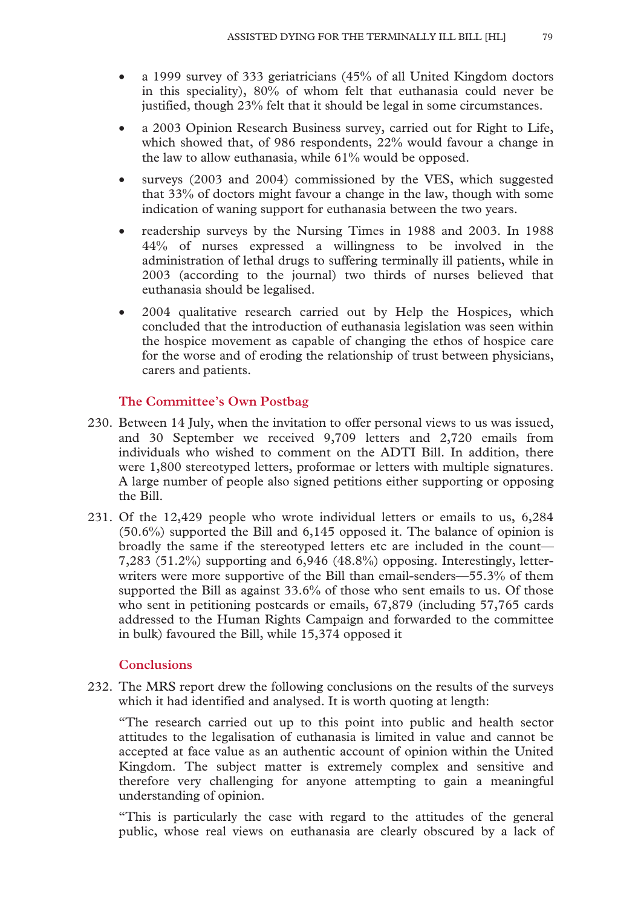- a 1999 survey of 333 geriatricians (45% of all United Kingdom doctors in this speciality), 80% of whom felt that euthanasia could never be justified, though 23% felt that it should be legal in some circumstances.
- a 2003 Opinion Research Business survey, carried out for Right to Life, which showed that, of 986 respondents, 22% would favour a change in the law to allow euthanasia, while 61% would be opposed.
- surveys (2003 and 2004) commissioned by the VES, which suggested that 33% of doctors might favour a change in the law, though with some indication of waning support for euthanasia between the two years.
- readership surveys by the Nursing Times in 1988 and 2003. In 1988 44% of nurses expressed a willingness to be involved in the administration of lethal drugs to suffering terminally ill patients, while in 2003 (according to the journal) two thirds of nurses believed that euthanasia should be legalised.
- 2004 qualitative research carried out by Help the Hospices, which concluded that the introduction of euthanasia legislation was seen within the hospice movement as capable of changing the ethos of hospice care for the worse and of eroding the relationship of trust between physicians, carers and patients.

### The Committee's Own Postbag

230. Between 14 July, when the invitation to offer personal views to us was issued, and 30 September we received 9,709 letters and 2,720 emails from individuals who wished to comment on the ADTI Bill. In addition, there were 1,800 stereotyped letters, proformae or letters with multiple signatures. A large number of people also signed petitions either supporting or opposing the Bill.

231. Of the 12,429 people who wrote individual letters or emails to us, 6,284 (50.6%) supported the Bill and 6,145 opposed it. The balance of opinion is broadly the same if the stereotyped letters etc are included in the count—7,283 (51.2%) supporting and 6,946 (48.8%) opposing. Interestingly, letter-writers were more supportive of the Bill than email-senders—55.3% of them supported the Bill as against 33.6% of those who sent emails to us. Of those who sent in petitioning postcards or emails, 67,879 (including 57,765 cards addressed to the Human Rights Campaign and forwarded to the committee in bulk) favoured the Bill, while 15,374 opposed it

### Conclusions

232. The MRS report drew the following conclusions on the results of the surveys which it had identified and analysed. It is worth quoting at length:

"The research carried out up to this point into public and health sector attitudes to the legalisation of euthanasia is limited in value and cannot be accepted at face value as an authentic account of opinion within the United Kingdom. The subject matter is extremely complex and sensitive and therefore very challenging for anyone attempting to gain a meaningful understanding of opinion.

"This is particularly the case with regard to the attitudes of the general public, whose real views on euthanasia are clearly obscured by a lack of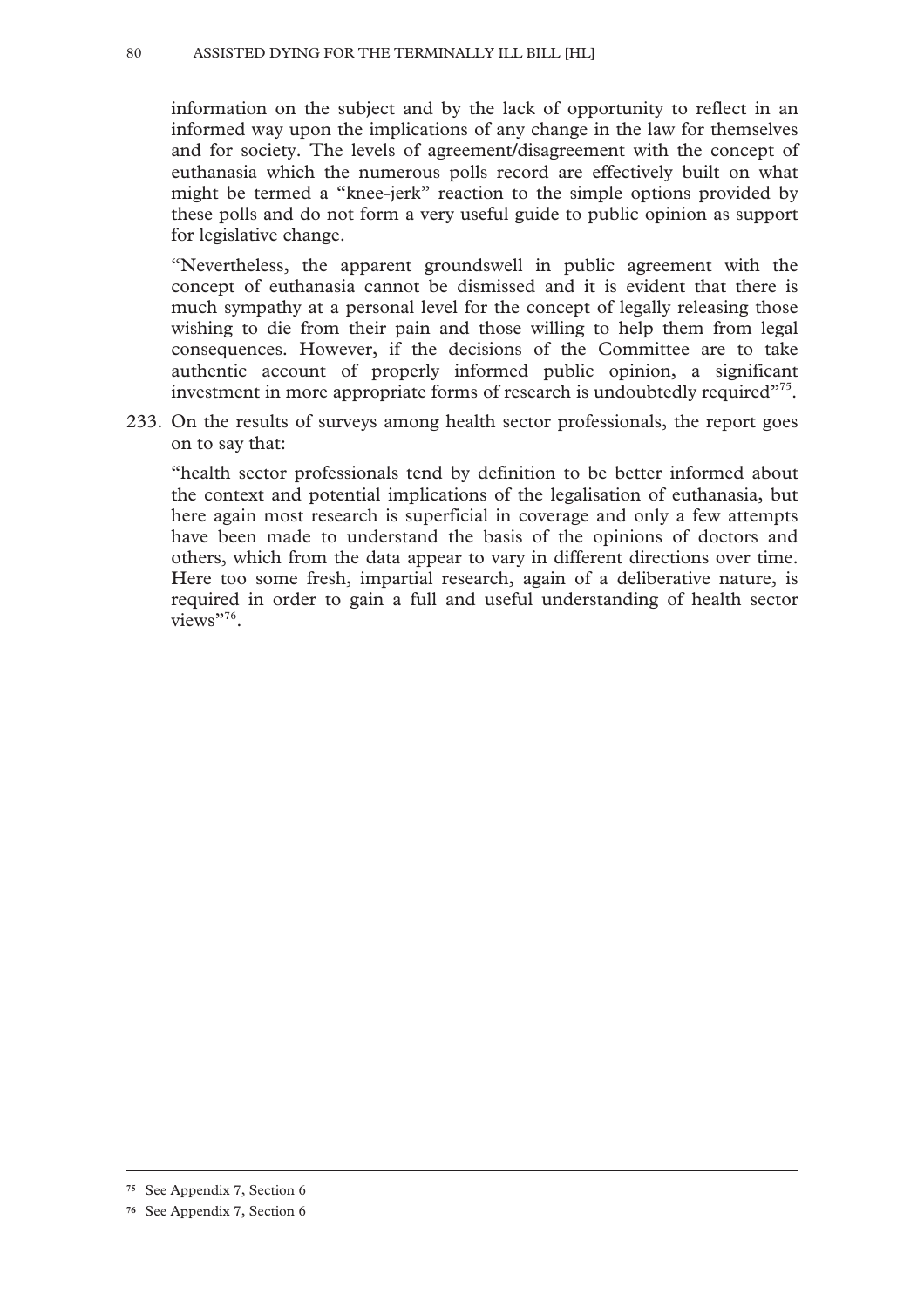information on the subject and by the lack of opportunity to reflect in an informed way upon the implications of any change in the law for themselves and for society. The levels of agreement/disagreement with the concept of euthanasia which the numerous polls record are effectively built on what might be termed a "knee-jerk" reaction to the simple options provided by these polls and do not form a very useful guide to public opinion as support for legislative change.

"Nevertheless, the apparent groundswell in public agreement with the concept of euthanasia cannot be dismissed and it is evident that there is much sympathy at a personal level for the concept of legally releasing those wishing to die from their pain and those willing to help them from legal consequences. However, if the decisions of the Committee are to take authentic account of properly informed public opinion, a significant investment in more appropriate forms of research is undoubtedly required"[75].

233. On the results of surveys among health sector professionals, the report goes on to say that:

"health sector professionals tend by definition to be better informed about the context and potential implications of the legalisation of euthanasia, but here again most research is superficial in coverage and only a few attempts have been made to understand the basis of the opinions of doctors and others, which from the data appear to vary in different directions over time. Here too some fresh, impartial research, again of a deliberative nature, is required in order to gain a full and useful understanding of health sector views"[76].

---

[75] See Appendix 7, Section 6

[76] See Appendix 7, Section 6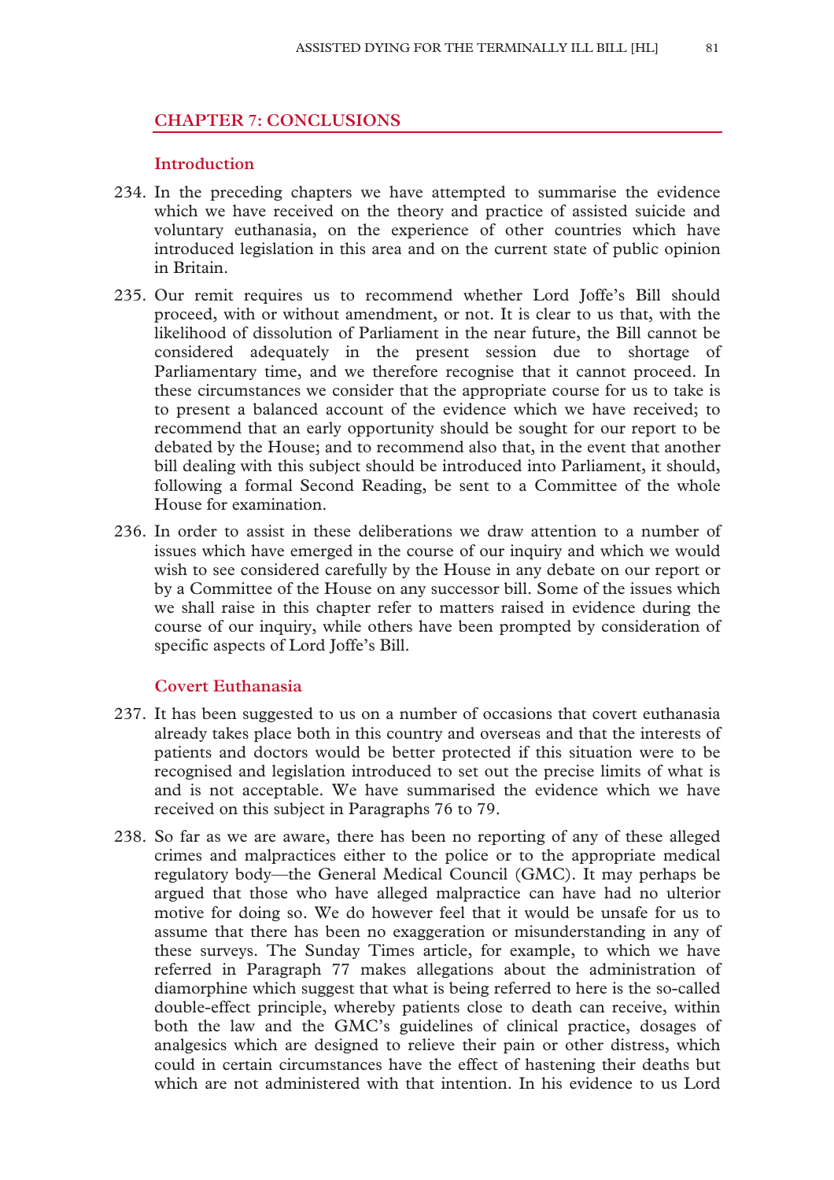## CHAPTER 7: CONCLUSIONS

### Introduction

234. In the preceding chapters we have attempted to summarise the evidence which we have received on the theory and practice of assisted suicide and voluntary euthanasia, on the experience of other countries which have introduced legislation in this area and on the current state of public opinion in Britain.

235. Our remit requires us to recommend whether Lord Joffe's Bill should proceed, with or without amendment, or not. It is clear to us that, with the likelihood of dissolution of Parliament in the near future, the Bill cannot be considered adequately in the present session due to shortage of Parliamentary time, and we therefore recognise that it cannot proceed. In these circumstances we consider that the appropriate course for us to take is to present a balanced account of the evidence which we have received; to recommend that an early opportunity should be sought for our report to be debated by the House; and to recommend also that, in the event that another bill dealing with this subject should be introduced into Parliament, it should, following a formal Second Reading, be sent to a Committee of the whole House for examination.

236. In order to assist in these deliberations we draw attention to a number of issues which have emerged in the course of our inquiry and which we would wish to see considered carefully by the House in any debate on our report or by a Committee of the House on any successor bill. Some of the issues which we shall raise in this chapter refer to matters raised in evidence during the course of our inquiry, while others have been prompted by consideration of specific aspects of Lord Joffe's Bill.

### Covert Euthanasia

237. It has been suggested to us on a number of occasions that covert euthanasia already takes place both in this country and overseas and that the interests of patients and doctors would be better protected if this situation were to be recognised and legislation introduced to set out the precise limits of what is and is not acceptable. We have summarised the evidence which we have received on this subject in Paragraphs 76 to 79.

238. So far as we are aware, there has been no reporting of any of these alleged crimes and malpractices either to the police or to the appropriate medical regulatory body—the General Medical Council (GMC). It may perhaps be argued that those who have alleged malpractice can have had no ulterior motive for doing so. We do however feel that it would be unsafe for us to assume that there has been no exaggeration or misunderstanding in any of these surveys. The Sunday Times article, for example, to which we have referred in Paragraph 77 makes allegations about the administration of diamorphine which suggest that what is being referred to here is the so-called double-effect principle, whereby patients close to death can receive, within both the law and the GMC's guidelines of clinical practice, dosages of analgesics which are designed to relieve their pain or other distress, which could in certain circumstances have the effect of hastening their deaths but which are not administered with that intention. In his evidence to us Lord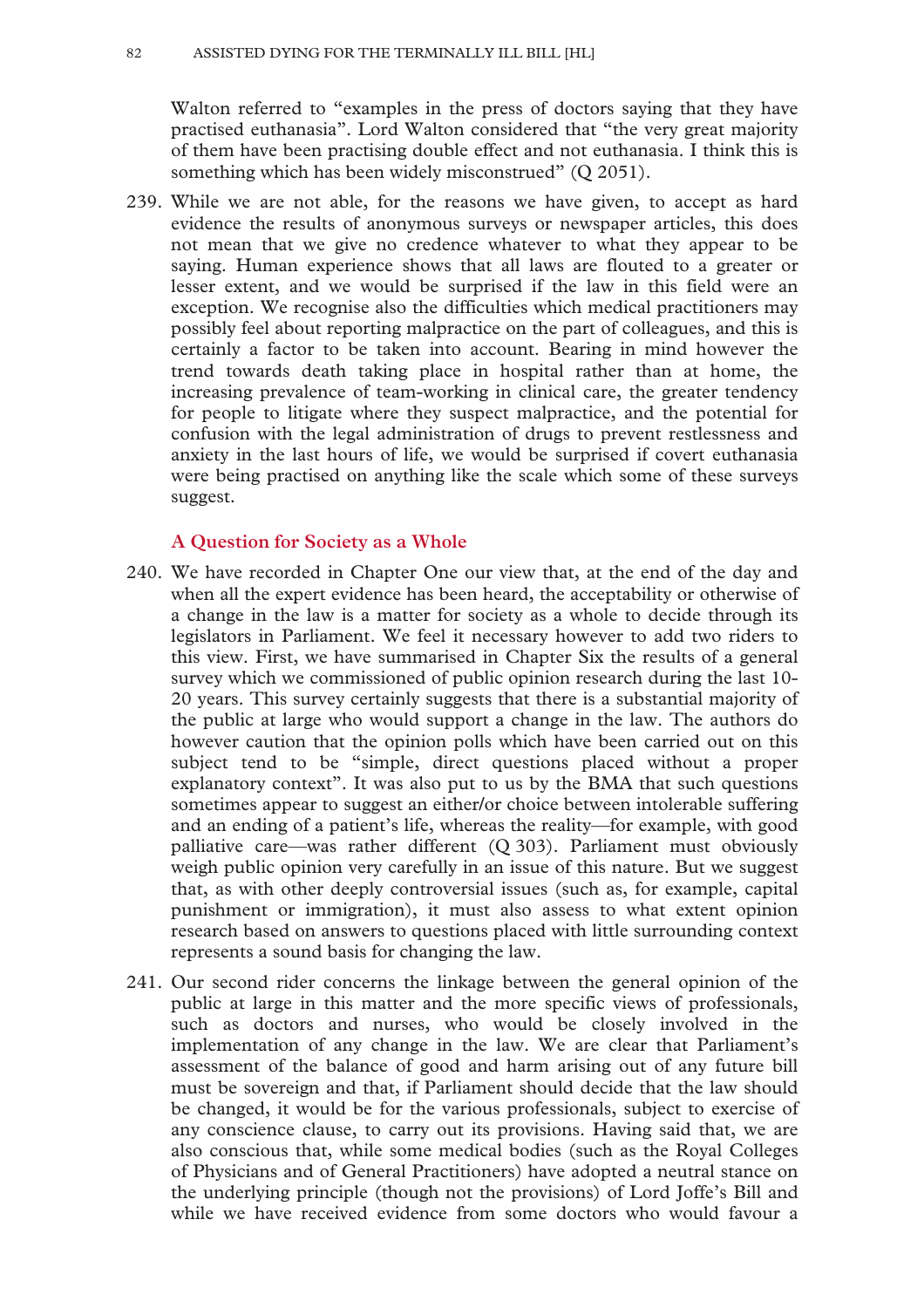Walton referred to "examples in the press of doctors saying that they have practised euthanasia". Lord Walton considered that "the very great majority of them have been practising double effect and not euthanasia. I think this is something which has been widely misconstrued" (Q 2051).

239. While we are not able, for the reasons we have given, to accept as hard evidence the results of anonymous surveys or newspaper articles, this does not mean that we give no credence whatever to what they appear to be saying. Human experience shows that all laws are flouted to a greater or lesser extent, and we would be surprised if the law in this field were an exception. We recognise also the difficulties which medical practitioners may possibly feel about reporting malpractice on the part of colleagues, and this is certainly a factor to be taken into account. Bearing in mind however the trend towards death taking place in hospital rather than at home, the increasing prevalence of team-working in clinical care, the greater tendency for people to litigate where they suspect malpractice, and the potential for confusion with the legal administration of drugs to prevent restlessness and anxiety in the last hours of life, we would be surprised if covert euthanasia were being practised on anything like the scale which some of these surveys suggest.

### A Question for Society as a Whole

240. We have recorded in Chapter One our view that, at the end of the day and when all the expert evidence has been heard, the acceptability or otherwise of a change in the law is a matter for society as a whole to decide through its legislators in Parliament. We feel it necessary however to add two riders to this view. First, we have summarised in Chapter Six the results of a general survey which we commissioned of public opinion research during the last 10-20 years. This survey certainly suggests that there is a substantial majority of the public at large who would support a change in the law. The authors do however caution that the opinion polls which have been carried out on this subject tend to be "simple, direct questions placed without a proper explanatory context". It was also put to us by the BMA that such questions sometimes appear to suggest an either/or choice between intolerable suffering and an ending of a patient's life, whereas the reality—for example, with good palliative care—was rather different (Q 303). Parliament must obviously weigh public opinion very carefully in an issue of this nature. But we suggest that, as with other deeply controversial issues (such as, for example, capital punishment or immigration), it must also assess to what extent opinion research based on answers to questions placed with little surrounding context represents a sound basis for changing the law.

241. Our second rider concerns the linkage between the general opinion of the public at large in this matter and the more specific views of professionals, such as doctors and nurses, who would be closely involved in the implementation of any change in the law. We are clear that Parliament's assessment of the balance of good and harm arising out of any future bill must be sovereign and that, if Parliament should decide that the law should be changed, it would be for the various professionals, subject to exercise of any conscience clause, to carry out its provisions. Having said that, we are also conscious that, while some medical bodies (such as the Royal Colleges of Physicians and of General Practitioners) have adopted a neutral stance on the underlying principle (though not the provisions) of Lord Joffe's Bill and while we have received evidence from some doctors who would favour a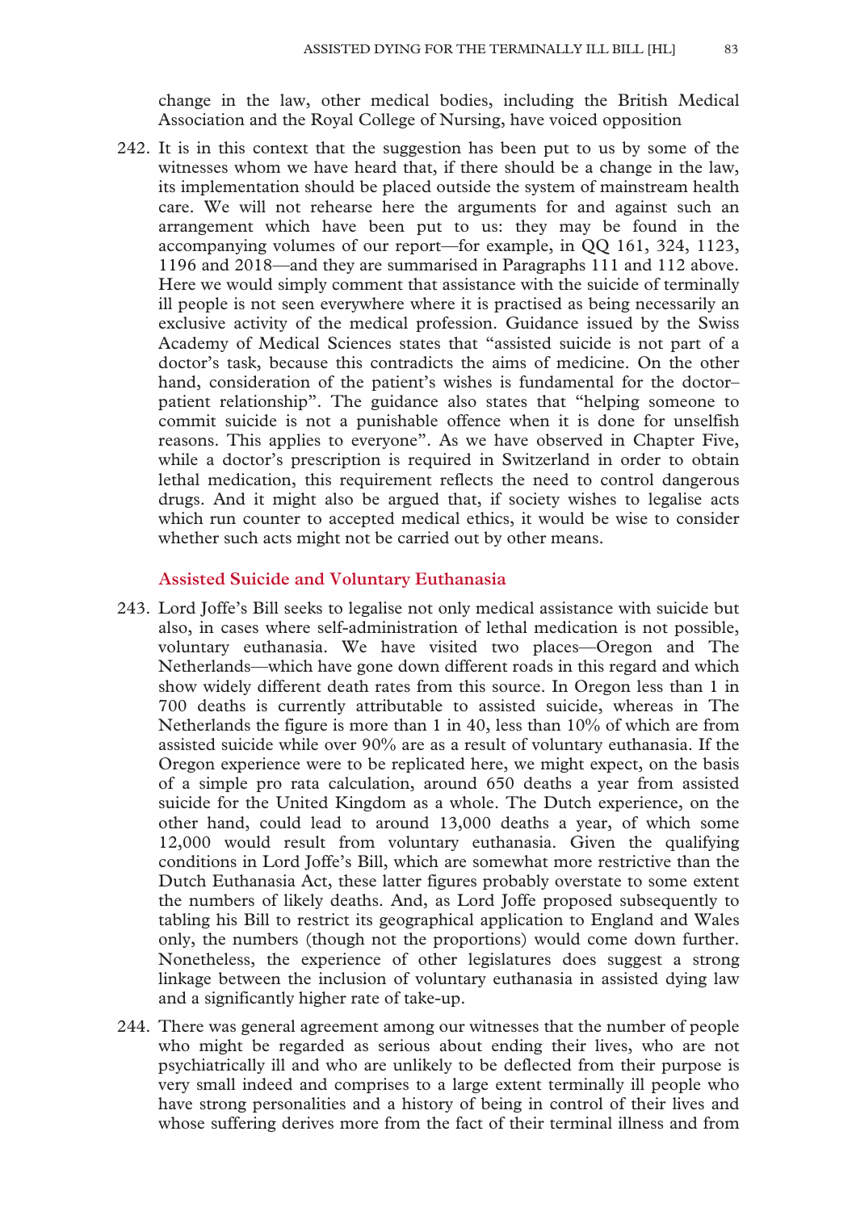change in the law, other medical bodies, including the British Medical Association and the Royal College of Nursing, have voiced opposition

242. It is in this context that the suggestion has been put to us by some of the witnesses whom we have heard that, if there should be a change in the law, its implementation should be placed outside the system of mainstream health care. We will not rehearse here the arguments for and against such an arrangement which have been put to us: they may be found in the accompanying volumes of our report—for example, in QQ 161, 324, 1123, 1196 and 2018—and they are summarised in Paragraphs 111 and 112 above. Here we would simply comment that assistance with the suicide of terminally ill people is not seen everywhere where it is practised as being necessarily an exclusive activity of the medical profession. Guidance issued by the Swiss Academy of Medical Sciences states that "assisted suicide is not part of a doctor's task, because this contradicts the aims of medicine. On the other hand, consideration of the patient's wishes is fundamental for the doctor–patient relationship". The guidance also states that "helping someone to commit suicide is not a punishable offence when it is done for unselfish reasons. This applies to everyone". As we have observed in Chapter Five, while a doctor's prescription is required in Switzerland in order to obtain lethal medication, this requirement reflects the need to control dangerous drugs. And it might also be argued that, if society wishes to legalise acts which run counter to accepted medical ethics, it would be wise to consider whether such acts might not be carried out by other means.

### Assisted Suicide and Voluntary Euthanasia

243. Lord Joffe's Bill seeks to legalise not only medical assistance with suicide but also, in cases where self-administration of lethal medication is not possible, voluntary euthanasia. We have visited two places—Oregon and The Netherlands—which have gone down different roads in this regard and which show widely different death rates from this source. In Oregon less than 1 in 700 deaths is currently attributable to assisted suicide, whereas in The Netherlands the figure is more than 1 in 40, less than 10% of which are from assisted suicide while over 90% are as a result of voluntary euthanasia. If the Oregon experience were to be replicated here, we might expect, on the basis of a simple pro rata calculation, around 650 deaths a year from assisted suicide for the United Kingdom as a whole. The Dutch experience, on the other hand, could lead to around 13,000 deaths a year, of which some 12,000 would result from voluntary euthanasia. Given the qualifying conditions in Lord Joffe's Bill, which are somewhat more restrictive than the Dutch Euthanasia Act, these latter figures probably overstate to some extent the numbers of likely deaths. And, as Lord Joffe proposed subsequently to tabling his Bill to restrict its geographical application to England and Wales only, the numbers (though not the proportions) would come down further. Nonetheless, the experience of other legislatures does suggest a strong linkage between the inclusion of voluntary euthanasia in assisted dying law and a significantly higher rate of take-up.

244. There was general agreement among our witnesses that the number of people who might be regarded as serious about ending their lives, who are not psychiatrically ill and who are unlikely to be deflected from their purpose is very small indeed and comprises to a large extent terminally ill people who have strong personalities and a history of being in control of their lives and whose suffering derives more from the fact of their terminal illness and from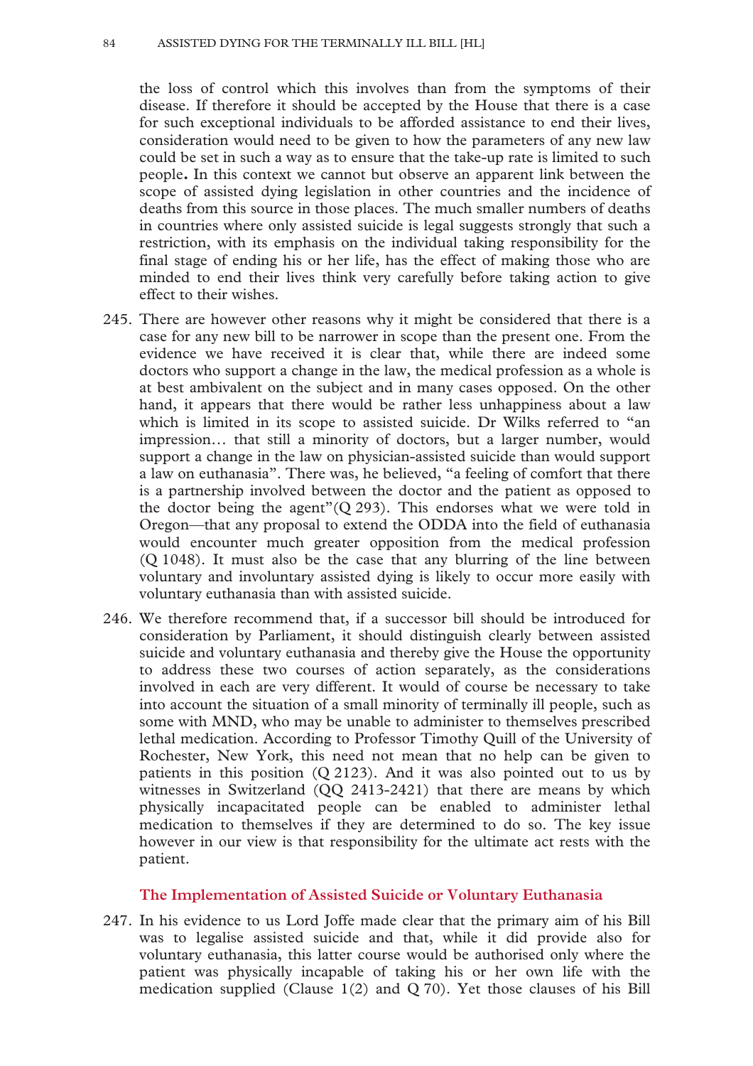the loss of control which this involves than from the symptoms of their disease. If therefore it should be accepted by the House that there is a case for such exceptional individuals to be afforded assistance to end their lives, consideration would need to be given to how the parameters of any new law could be set in such a way as to ensure that the take-up rate is limited to such people**.** In this context we cannot but observe an apparent link between the scope of assisted dying legislation in other countries and the incidence of deaths from this source in those places. The much smaller numbers of deaths in countries where only assisted suicide is legal suggests strongly that such a restriction, with its emphasis on the individual taking responsibility for the final stage of ending his or her life, has the effect of making those who are minded to end their lives think very carefully before taking action to give effect to their wishes.

245. There are however other reasons why it might be considered that there is a case for any new bill to be narrower in scope than the present one. From the evidence we have received it is clear that, while there are indeed some doctors who support a change in the law, the medical profession as a whole is at best ambivalent on the subject and in many cases opposed. On the other hand, it appears that there would be rather less unhappiness about a law which is limited in its scope to assisted suicide. Dr Wilks referred to "an impression… that still a minority of doctors, but a larger number, would support a change in the law on physician-assisted suicide than would support a law on euthanasia". There was, he believed, "a feeling of comfort that there is a partnership involved between the doctor and the patient as opposed to the doctor being the agent"(Q 293). This endorses what we were told in Oregon—that any proposal to extend the ODDA into the field of euthanasia would encounter much greater opposition from the medical profession (Q 1048). It must also be the case that any blurring of the line between voluntary and involuntary assisted dying is likely to occur more easily with voluntary euthanasia than with assisted suicide.

246. We therefore recommend that, if a successor bill should be introduced for consideration by Parliament, it should distinguish clearly between assisted suicide and voluntary euthanasia and thereby give the House the opportunity to address these two courses of action separately, as the considerations involved in each are very different. It would of course be necessary to take into account the situation of a small minority of terminally ill people, such as some with MND, who may be unable to administer to themselves prescribed lethal medication. According to Professor Timothy Quill of the University of Rochester, New York, this need not mean that no help can be given to patients in this position (Q 2123). And it was also pointed out to us by witnesses in Switzerland (QQ 2413-2421) that there are means by which physically incapacitated people can be enabled to administer lethal medication to themselves if they are determined to do so. The key issue however in our view is that responsibility for the ultimate act rests with the patient.

### The Implementation of Assisted Suicide or Voluntary Euthanasia

247. In his evidence to us Lord Joffe made clear that the primary aim of his Bill was to legalise assisted suicide and that, while it did provide also for voluntary euthanasia, this latter course would be authorised only where the patient was physically incapable of taking his or her own life with the medication supplied (Clause 1(2) and Q 70). Yet those clauses of his Bill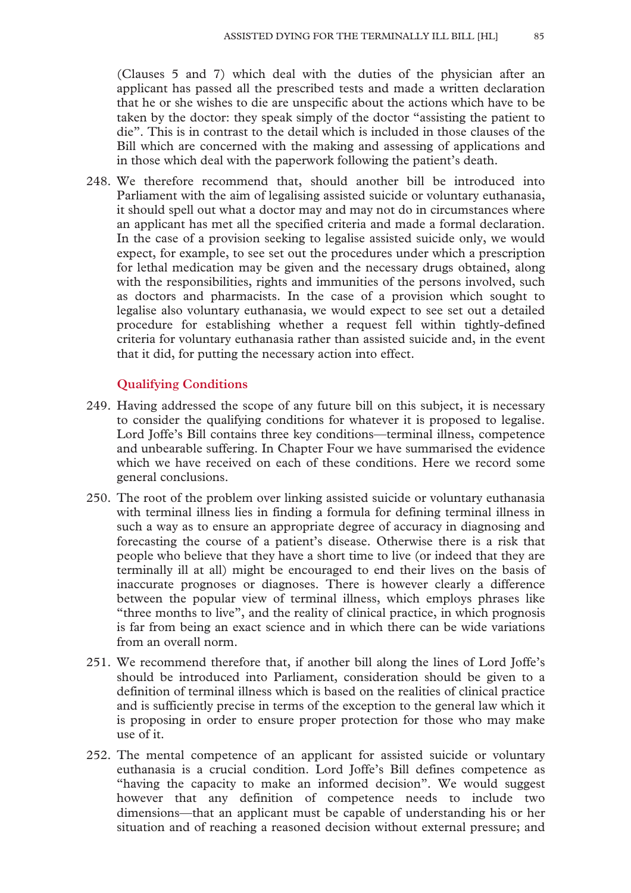(Clauses 5 and 7) which deal with the duties of the physician after an applicant has passed all the prescribed tests and made a written declaration that he or she wishes to die are unspecific about the actions which have to be taken by the doctor: they speak simply of the doctor "assisting the patient to die". This is in contrast to the detail which is included in those clauses of the Bill which are concerned with the making and assessing of applications and in those which deal with the paperwork following the patient's death.

248. We therefore recommend that, should another bill be introduced into Parliament with the aim of legalising assisted suicide or voluntary euthanasia, it should spell out what a doctor may and may not do in circumstances where an applicant has met all the specified criteria and made a formal declaration. In the case of a provision seeking to legalise assisted suicide only, we would expect, for example, to see set out the procedures under which a prescription for lethal medication may be given and the necessary drugs obtained, along with the responsibilities, rights and immunities of the persons involved, such as doctors and pharmacists. In the case of a provision which sought to legalise also voluntary euthanasia, we would expect to see set out a detailed procedure for establishing whether a request fell within tightly-defined criteria for voluntary euthanasia rather than assisted suicide and, in the event that it did, for putting the necessary action into effect.

### Qualifying Conditions

249. Having addressed the scope of any future bill on this subject, it is necessary to consider the qualifying conditions for whatever it is proposed to legalise. Lord Joffe's Bill contains three key conditions—terminal illness, competence and unbearable suffering. In Chapter Four we have summarised the evidence which we have received on each of these conditions. Here we record some general conclusions.

250. The root of the problem over linking assisted suicide or voluntary euthanasia with terminal illness lies in finding a formula for defining terminal illness in such a way as to ensure an appropriate degree of accuracy in diagnosing and forecasting the course of a patient's disease. Otherwise there is a risk that people who believe that they have a short time to live (or indeed that they are terminally ill at all) might be encouraged to end their lives on the basis of inaccurate prognoses or diagnoses. There is however clearly a difference between the popular view of terminal illness, which employs phrases like "three months to live", and the reality of clinical practice, in which prognosis is far from being an exact science and in which there can be wide variations from an overall norm.

251. We recommend therefore that, if another bill along the lines of Lord Joffe's should be introduced into Parliament, consideration should be given to a definition of terminal illness which is based on the realities of clinical practice and is sufficiently precise in terms of the exception to the general law which it is proposing in order to ensure proper protection for those who may make use of it.

252. The mental competence of an applicant for assisted suicide or voluntary euthanasia is a crucial condition. Lord Joffe's Bill defines competence as "having the capacity to make an informed decision". We would suggest however that any definition of competence needs to include two dimensions—that an applicant must be capable of understanding his or her situation and of reaching a reasoned decision without external pressure; and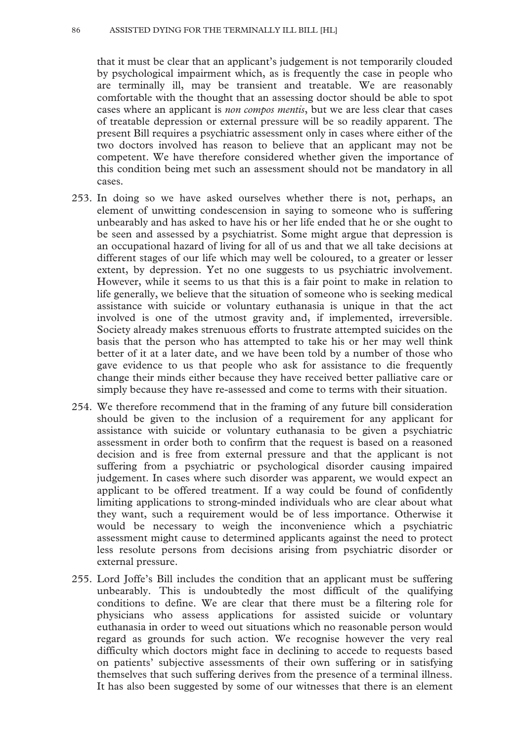that it must be clear that an applicant's judgement is not temporarily clouded by psychological impairment which, as is frequently the case in people who are terminally ill, may be transient and treatable. We are reasonably comfortable with the thought that an assessing doctor should be able to spot cases where an applicant is *non compos mentis*, but we are less clear that cases of treatable depression or external pressure will be so readily apparent. The present Bill requires a psychiatric assessment only in cases where either of the two doctors involved has reason to believe that an applicant may not be competent. We have therefore considered whether given the importance of this condition being met such an assessment should not be mandatory in all cases.

253. In doing so we have asked ourselves whether there is not, perhaps, an element of unwitting condescension in saying to someone who is suffering unbearably and has asked to have his or her life ended that he or she ought to be seen and assessed by a psychiatrist. Some might argue that depression is an occupational hazard of living for all of us and that we all take decisions at different stages of our life which may well be coloured, to a greater or lesser extent, by depression. Yet no one suggests to us psychiatric involvement. However, while it seems to us that this is a fair point to make in relation to life generally, we believe that the situation of someone who is seeking medical assistance with suicide or voluntary euthanasia is unique in that the act involved is one of the utmost gravity and, if implemented, irreversible. Society already makes strenuous efforts to frustrate attempted suicides on the basis that the person who has attempted to take his or her may well think better of it at a later date, and we have been told by a number of those who gave evidence to us that people who ask for assistance to die frequently change their minds either because they have received better palliative care or simply because they have re-assessed and come to terms with their situation.

254. We therefore recommend that in the framing of any future bill consideration should be given to the inclusion of a requirement for any applicant for assistance with suicide or voluntary euthanasia to be given a psychiatric assessment in order both to confirm that the request is based on a reasoned decision and is free from external pressure and that the applicant is not suffering from a psychiatric or psychological disorder causing impaired judgement. In cases where such disorder was apparent, we would expect an applicant to be offered treatment. If a way could be found of confidently limiting applications to strong-minded individuals who are clear about what they want, such a requirement would be of less importance. Otherwise it would be necessary to weigh the inconvenience which a psychiatric assessment might cause to determined applicants against the need to protect less resolute persons from decisions arising from psychiatric disorder or external pressure.

255. Lord Joffe's Bill includes the condition that an applicant must be suffering unbearably. This is undoubtedly the most difficult of the qualifying conditions to define. We are clear that there must be a filtering role for physicians who assess applications for assisted suicide or voluntary euthanasia in order to weed out situations which no reasonable person would regard as grounds for such action. We recognise however the very real difficulty which doctors might face in declining to accede to requests based on patients' subjective assessments of their own suffering or in satisfying themselves that such suffering derives from the presence of a terminal illness. It has also been suggested by some of our witnesses that there is an element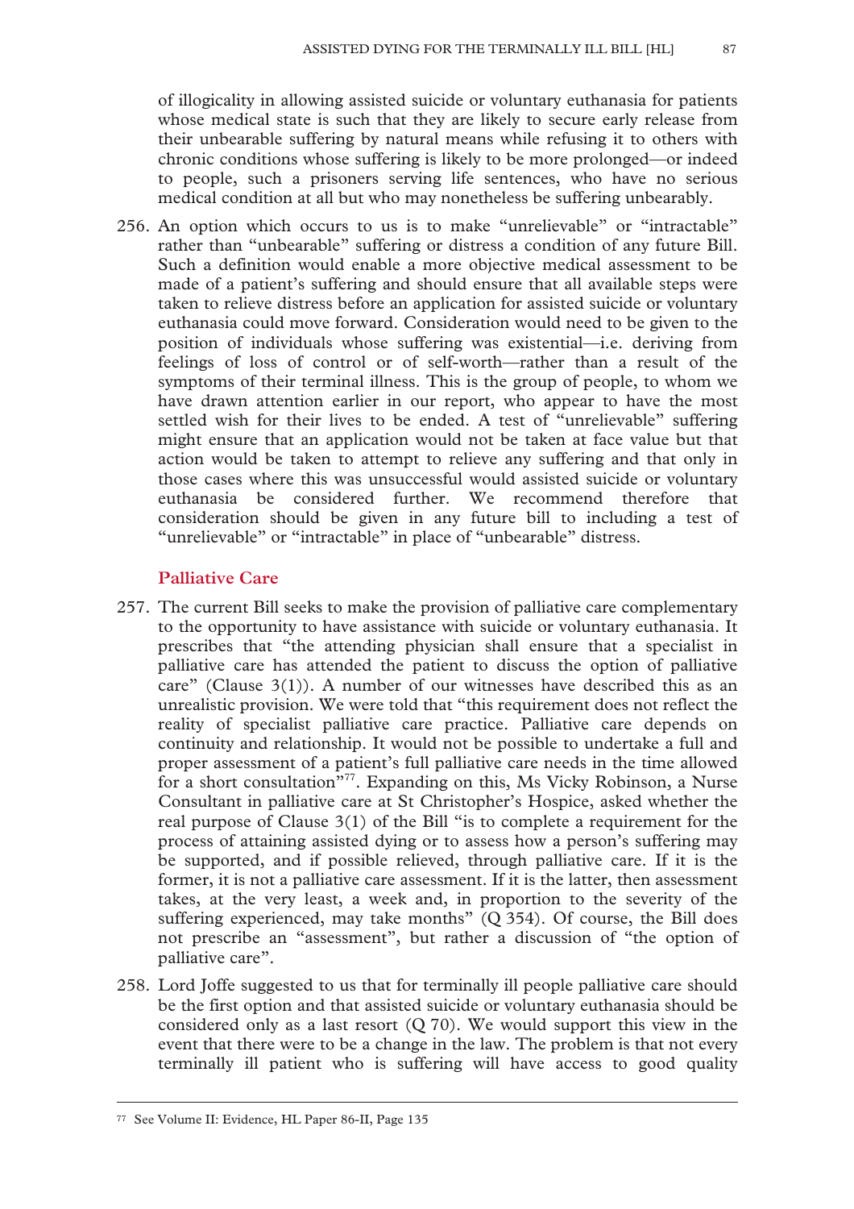of illogicality in allowing assisted suicide or voluntary euthanasia for patients whose medical state is such that they are likely to secure early release from their unbearable suffering by natural means while refusing it to others with chronic conditions whose suffering is likely to be more prolonged—or indeed to people, such a prisoners serving life sentences, who have no serious medical condition at all but who may nonetheless be suffering unbearably.

256. An option which occurs to us is to make "unrelievable" or "intractable" rather than "unbearable" suffering or distress a condition of any future Bill. Such a definition would enable a more objective medical assessment to be made of a patient's suffering and should ensure that all available steps were taken to relieve distress before an application for assisted suicide or voluntary euthanasia could move forward. Consideration would need to be given to the position of individuals whose suffering was existential—i.e. deriving from feelings of loss of control or of self-worth—rather than a result of the symptoms of their terminal illness. This is the group of people, to whom we have drawn attention earlier in our report, who appear to have the most settled wish for their lives to be ended. A test of "unrelievable" suffering might ensure that an application would not be taken at face value but that action would be taken to attempt to relieve any suffering and that only in those cases where this was unsuccessful would assisted suicide or voluntary euthanasia be considered further. We recommend therefore that consideration should be given in any future bill to including a test of "unrelievable" or "intractable" in place of "unbearable" distress.

## Palliative Care

257. The current Bill seeks to make the provision of palliative care complementary to the opportunity to have assistance with suicide or voluntary euthanasia. It prescribes that "the attending physician shall ensure that a specialist in palliative care has attended the patient to discuss the option of palliative care" (Clause 3(1)). A number of our witnesses have described this as an unrealistic provision. We were told that "this requirement does not reflect the reality of specialist palliative care practice. Palliative care depends on continuity and relationship. It would not be possible to undertake a full and proper assessment of a patient's full palliative care needs in the time allowed for a short consultation"[77]. Expanding on this, Ms Vicky Robinson, a Nurse Consultant in palliative care at St Christopher's Hospice, asked whether the real purpose of Clause 3(1) of the Bill "is to complete a requirement for the process of attaining assisted dying or to assess how a person's suffering may be supported, and if possible relieved, through palliative care. If it is the former, it is not a palliative care assessment. If it is the latter, then assessment takes, at the very least, a week and, in proportion to the severity of the suffering experienced, may take months" (Q 354). Of course, the Bill does not prescribe an "assessment", but rather a discussion of "the option of palliative care".

258. Lord Joffe suggested to us that for terminally ill people palliative care should be the first option and that assisted suicide or voluntary euthanasia should be considered only as a last resort (Q 70). We would support this view in the event that there were to be a change in the law. The problem is that not every terminally ill patient who is suffering will have access to good quality

[77] See Volume II: Evidence, HL Paper 86-II, Page 135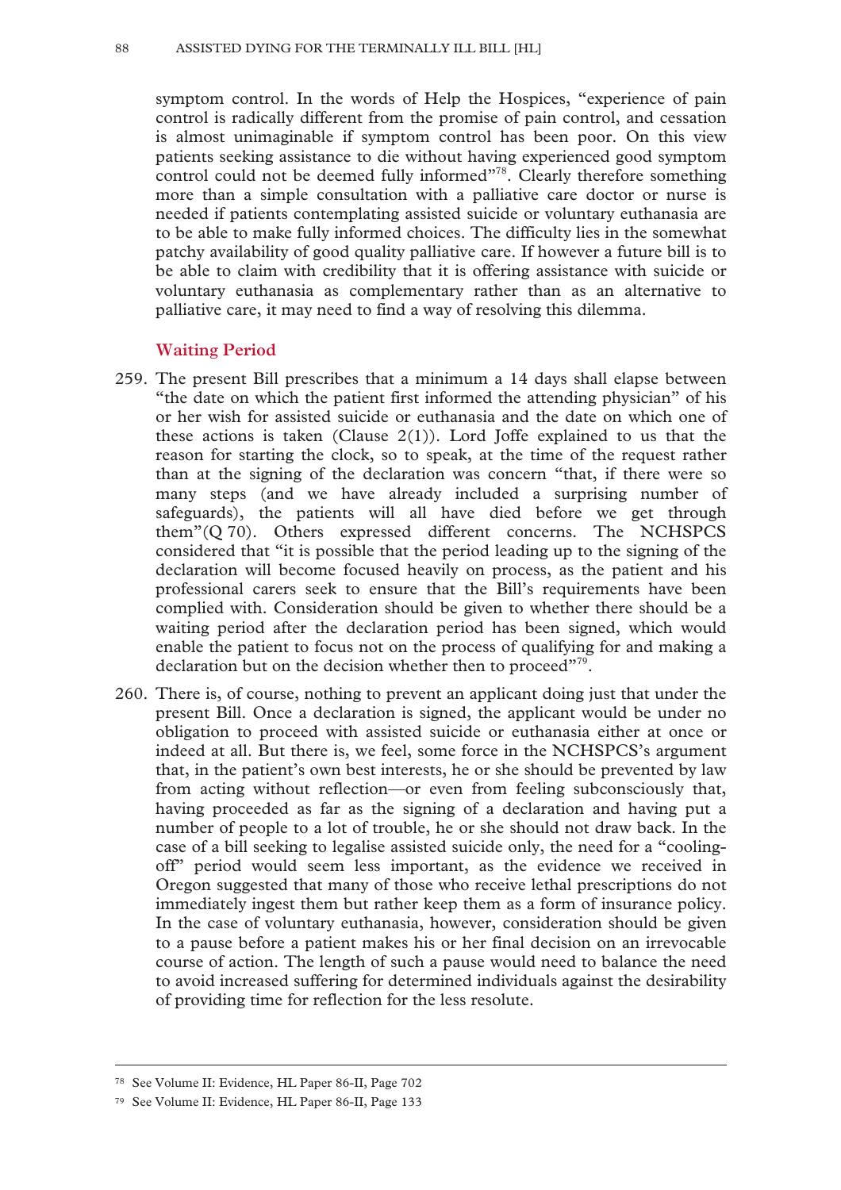symptom control. In the words of Help the Hospices, "experience of pain control is radically different from the promise of pain control, and cessation is almost unimaginable if symptom control has been poor. On this view patients seeking assistance to die without having experienced good symptom control could not be deemed fully informed"[78]. Clearly therefore something more than a simple consultation with a palliative care doctor or nurse is needed if patients contemplating assisted suicide or voluntary euthanasia are to be able to make fully informed choices. The difficulty lies in the somewhat patchy availability of good quality palliative care. If however a future bill is to be able to claim with credibility that it is offering assistance with suicide or voluntary euthanasia as complementary rather than as an alternative to palliative care, it may need to find a way of resolving this dilemma.

### Waiting Period

259. The present Bill prescribes that a minimum a 14 days shall elapse between "the date on which the patient first informed the attending physician" of his or her wish for assisted suicide or euthanasia and the date on which one of these actions is taken (Clause 2(1)). Lord Joffe explained to us that the reason for starting the clock, so to speak, at the time of the request rather than at the signing of the declaration was concern "that, if there were so many steps (and we have already included a surprising number of safeguards), the patients will all have died before we get through them"(Q 70). Others expressed different concerns. The NCHSPCS considered that "it is possible that the period leading up to the signing of the declaration will become focused heavily on process, as the patient and his professional carers seek to ensure that the Bill's requirements have been complied with. Consideration should be given to whether there should be a waiting period after the declaration period has been signed, which would enable the patient to focus not on the process of qualifying for and making a declaration but on the decision whether then to proceed"[79].

260. There is, of course, nothing to prevent an applicant doing just that under the present Bill. Once a declaration is signed, the applicant would be under no obligation to proceed with assisted suicide or euthanasia either at once or indeed at all. But there is, we feel, some force in the NCHSPCS's argument that, in the patient's own best interests, he or she should be prevented by law from acting without reflection—or even from feeling subconsciously that, having proceeded as far as the signing of a declaration and having put a number of people to a lot of trouble, he or she should not draw back. In the case of a bill seeking to legalise assisted suicide only, the need for a "cooling-off" period would seem less important, as the evidence we received in Oregon suggested that many of those who receive lethal prescriptions do not immediately ingest them but rather keep them as a form of insurance policy. In the case of voluntary euthanasia, however, consideration should be given to a pause before a patient makes his or her final decision on an irrevocable course of action. The length of such a pause would need to balance the need to avoid increased suffering for determined individuals against the desirability of providing time for reflection for the less resolute.

---

[78] See Volume II: Evidence, HL Paper 86-II, Page 702

[79] See Volume II: Evidence, HL Paper 86-II, Page 133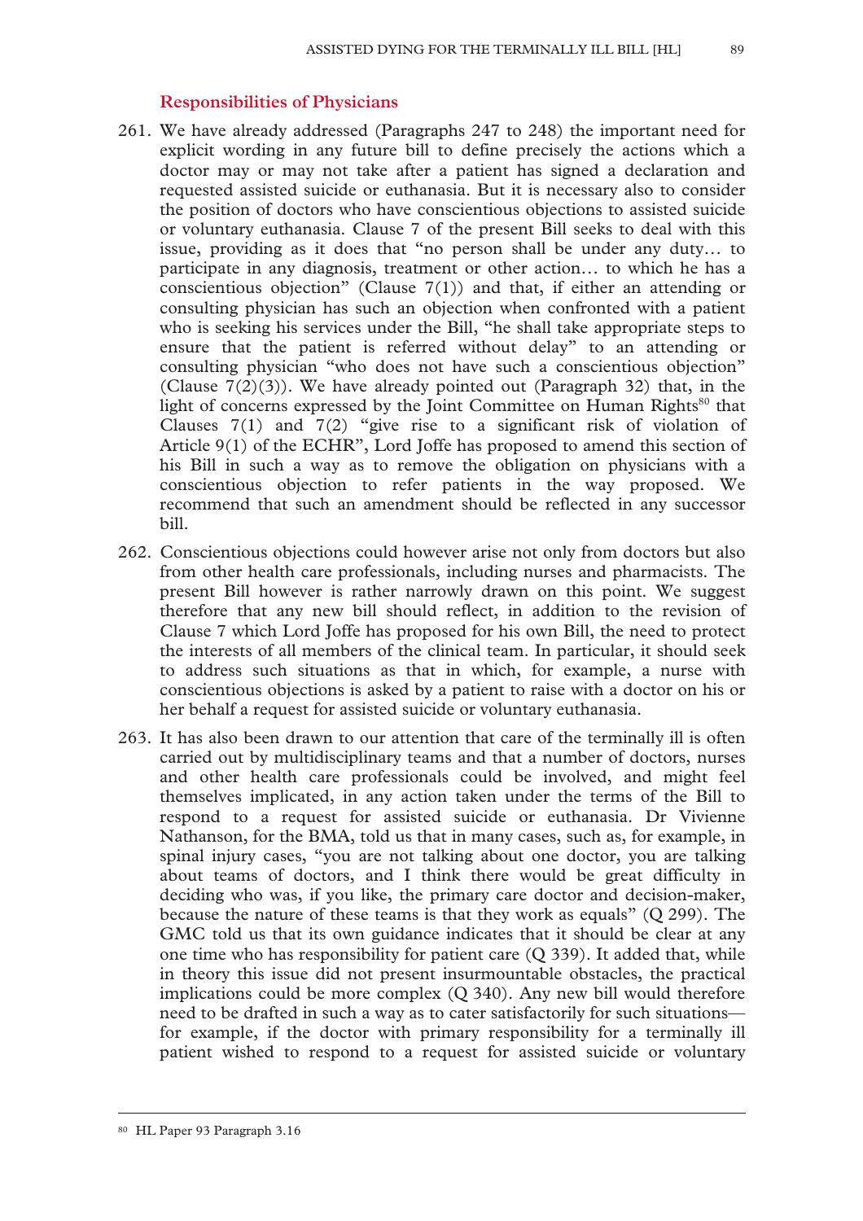### Responsibilities of Physicians

261. We have already addressed (Paragraphs 247 to 248) the important need for explicit wording in any future bill to define precisely the actions which a doctor may or may not take after a patient has signed a declaration and requested assisted suicide or euthanasia. But it is necessary also to consider the position of doctors who have conscientious objections to assisted suicide or voluntary euthanasia. Clause 7 of the present Bill seeks to deal with this issue, providing as it does that "no person shall be under any duty… to participate in any diagnosis, treatment or other action… to which he has a conscientious objection" (Clause 7(1)) and that, if either an attending or consulting physician has such an objection when confronted with a patient who is seeking his services under the Bill, "he shall take appropriate steps to ensure that the patient is referred without delay" to an attending or consulting physician "who does not have such a conscientious objection" (Clause 7(2)(3)). We have already pointed out (Paragraph 32) that, in the light of concerns expressed by the Joint Committee on Human Rights[80] that Clauses 7(1) and 7(2) "give rise to a significant risk of violation of Article 9(1) of the ECHR", Lord Joffe has proposed to amend this section of his Bill in such a way as to remove the obligation on physicians with a conscientious objection to refer patients in the way proposed. We recommend that such an amendment should be reflected in any successor bill.

262. Conscientious objections could however arise not only from doctors but also from other health care professionals, including nurses and pharmacists. The present Bill however is rather narrowly drawn on this point. We suggest therefore that any new bill should reflect, in addition to the revision of Clause 7 which Lord Joffe has proposed for his own Bill, the need to protect the interests of all members of the clinical team. In particular, it should seek to address such situations as that in which, for example, a nurse with conscientious objections is asked by a patient to raise with a doctor on his or her behalf a request for assisted suicide or voluntary euthanasia.

263. It has also been drawn to our attention that care of the terminally ill is often carried out by multidisciplinary teams and that a number of doctors, nurses and other health care professionals could be involved, and might feel themselves implicated, in any action taken under the terms of the Bill to respond to a request for assisted suicide or euthanasia. Dr Vivienne Nathanson, for the BMA, told us that in many cases, such as, for example, in spinal injury cases, "you are not talking about one doctor, you are talking about teams of doctors, and I think there would be great difficulty in deciding who was, if you like, the primary care doctor and decision-maker, because the nature of these teams is that they work as equals" (Q 299). The GMC told us that its own guidance indicates that it should be clear at any one time who has responsibility for patient care (Q 339). It added that, while in theory this issue did not present insurmountable obstacles, the practical implications could be more complex (Q 340). Any new bill would therefore need to be drafted in such a way as to cater satisfactorily for such situations—for example, if the doctor with primary responsibility for a terminally ill patient wished to respond to a request for assisted suicide or voluntary

---

[80] HL Paper 93 Paragraph 3.16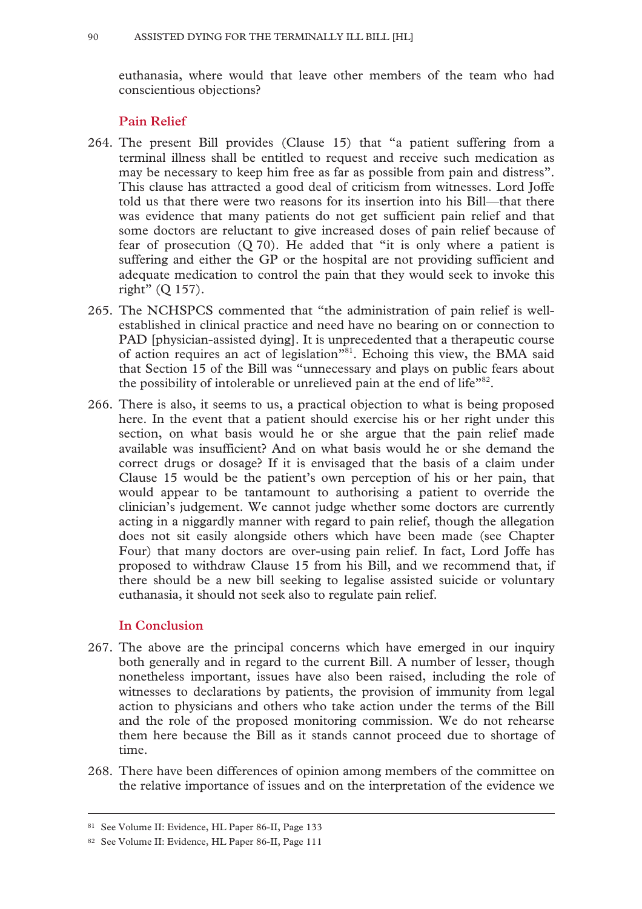euthanasia, where would that leave other members of the team who had conscientious objections?

### Pain Relief

264. The present Bill provides (Clause 15) that "a patient suffering from a terminal illness shall be entitled to request and receive such medication as may be necessary to keep him free as far as possible from pain and distress". This clause has attracted a good deal of criticism from witnesses. Lord Joffe told us that there were two reasons for its insertion into his Bill—that there was evidence that many patients do not get sufficient pain relief and that some doctors are reluctant to give increased doses of pain relief because of fear of prosecution (Q 70). He added that "it is only where a patient is suffering and either the GP or the hospital are not providing sufficient and adequate medication to control the pain that they would seek to invoke this right" (Q 157).

265. The NCHSPCS commented that "the administration of pain relief is well-established in clinical practice and need have no bearing on or connection to PAD [physician-assisted dying]. It is unprecedented that a therapeutic course of action requires an act of legislation"[81]. Echoing this view, the BMA said that Section 15 of the Bill was "unnecessary and plays on public fears about the possibility of intolerable or unrelieved pain at the end of life"[82].

266. There is also, it seems to us, a practical objection to what is being proposed here. In the event that a patient should exercise his or her right under this section, on what basis would he or she argue that the pain relief made available was insufficient? And on what basis would he or she demand the correct drugs or dosage? If it is envisaged that the basis of a claim under Clause 15 would be the patient's own perception of his or her pain, that would appear to be tantamount to authorising a patient to override the clinician's judgement. We cannot judge whether some doctors are currently acting in a niggardly manner with regard to pain relief, though the allegation does not sit easily alongside others which have been made (see Chapter Four) that many doctors are over-using pain relief. In fact, Lord Joffe has proposed to withdraw Clause 15 from his Bill, and we recommend that, if there should be a new bill seeking to legalise assisted suicide or voluntary euthanasia, it should not seek also to regulate pain relief.

### In Conclusion

267. The above are the principal concerns which have emerged in our inquiry both generally and in regard to the current Bill. A number of lesser, though nonetheless important, issues have also been raised, including the role of witnesses to declarations by patients, the provision of immunity from legal action to physicians and others who take action under the terms of the Bill and the role of the proposed monitoring commission. We do not rehearse them here because the Bill as it stands cannot proceed due to shortage of time.

268. There have been differences of opinion among members of the committee on the relative importance of issues and on the interpretation of the evidence we

---

[81] See Volume II: Evidence, HL Paper 86-II, Page 133

[82] See Volume II: Evidence, HL Paper 86-II, Page 111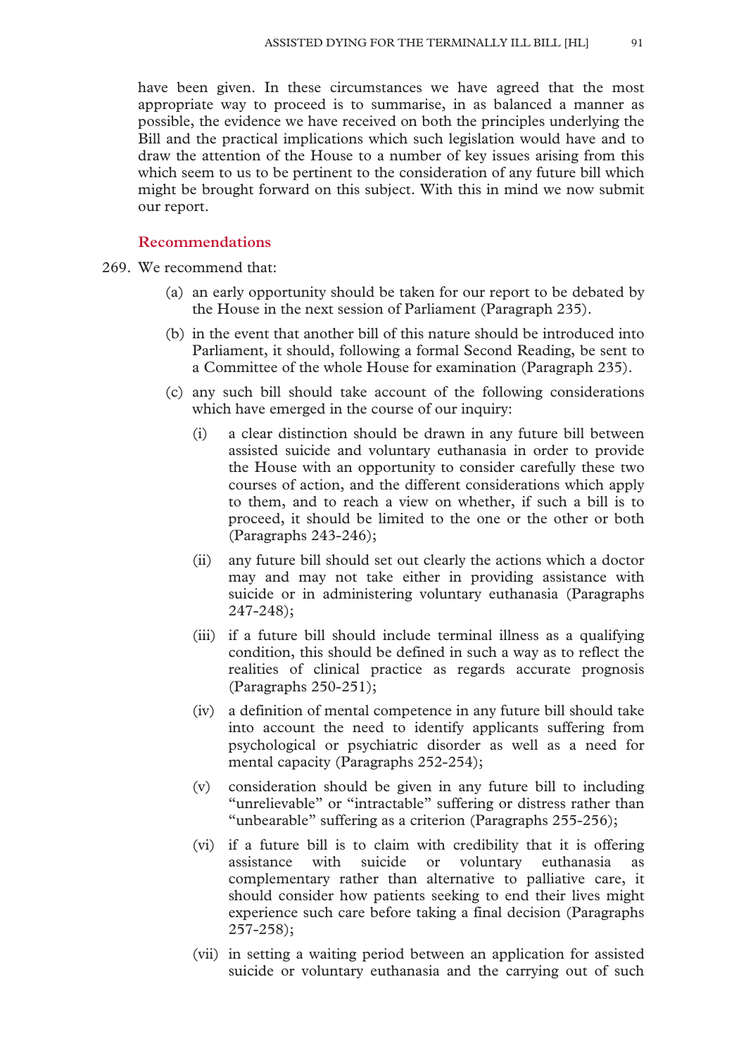have been given. In these circumstances we have agreed that the most appropriate way to proceed is to summarise, in as balanced a manner as possible, the evidence we have received on both the principles underlying the Bill and the practical implications which such legislation would have and to draw the attention of the House to a number of key issues arising from this which seem to us to be pertinent to the consideration of any future bill which might be brought forward on this subject. With this in mind we now submit our report.

### Recommendations

269. We recommend that:

(a) an early opportunity should be taken for our report to be debated by the House in the next session of Parliament (Paragraph 235).

(b) in the event that another bill of this nature should be introduced into Parliament, it should, following a formal Second Reading, be sent to a Committee of the whole House for examination (Paragraph 235).

(c) any such bill should take account of the following considerations which have emerged in the course of our inquiry:

(i) a clear distinction should be drawn in any future bill between assisted suicide and voluntary euthanasia in order to provide the House with an opportunity to consider carefully these two courses of action, and the different considerations which apply to them, and to reach a view on whether, if such a bill is to proceed, it should be limited to the one or the other or both (Paragraphs 243-246);

(ii) any future bill should set out clearly the actions which a doctor may and may not take either in providing assistance with suicide or in administering voluntary euthanasia (Paragraphs 247-248);

(iii) if a future bill should include terminal illness as a qualifying condition, this should be defined in such a way as to reflect the realities of clinical practice as regards accurate prognosis (Paragraphs 250-251);

(iv) a definition of mental competence in any future bill should take into account the need to identify applicants suffering from psychological or psychiatric disorder as well as a need for mental capacity (Paragraphs 252-254);

(v) consideration should be given in any future bill to including "unrelievable" or "intractable" suffering or distress rather than "unbearable" suffering as a criterion (Paragraphs 255-256);

(vi) if a future bill is to claim with credibility that it is offering assistance with suicide or voluntary euthanasia as complementary rather than alternative to palliative care, it should consider how patients seeking to end their lives might experience such care before taking a final decision (Paragraphs 257-258);

(vii) in setting a waiting period between an application for assisted suicide or voluntary euthanasia and the carrying out of such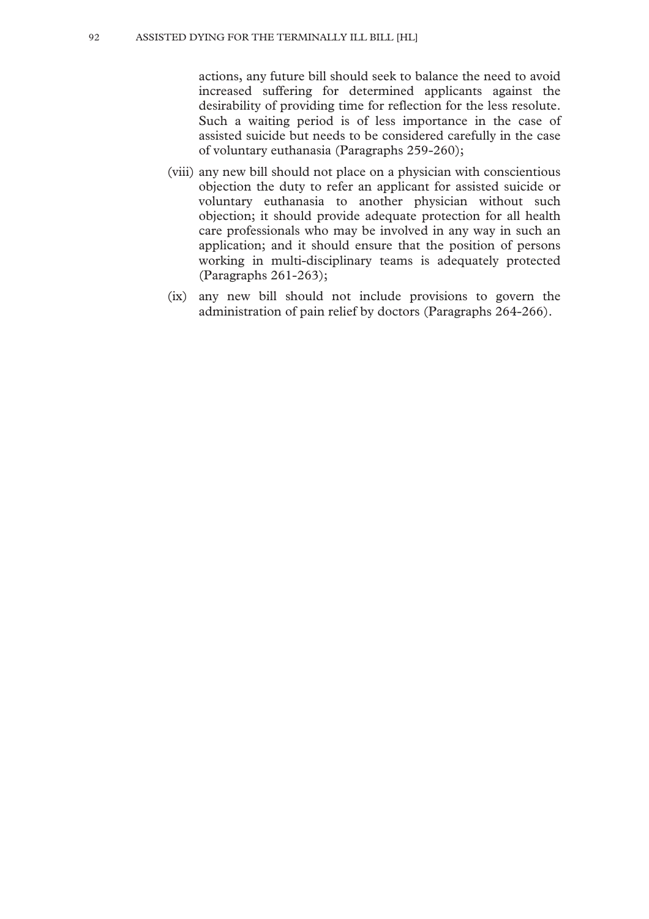actions, any future bill should seek to balance the need to avoid increased suffering for determined applicants against the desirability of providing time for reflection for the less resolute. Such a waiting period is of less importance in the case of assisted suicide but needs to be considered carefully in the case of voluntary euthanasia (Paragraphs 259-260);

(viii) any new bill should not place on a physician with conscientious objection the duty to refer an applicant for assisted suicide or voluntary euthanasia to another physician without such objection; it should provide adequate protection for all health care professionals who may be involved in any way in such an application; and it should ensure that the position of persons working in multi-disciplinary teams is adequately protected (Paragraphs 261-263);

(ix) any new bill should not include provisions to govern the administration of pain relief by doctors (Paragraphs 264-266).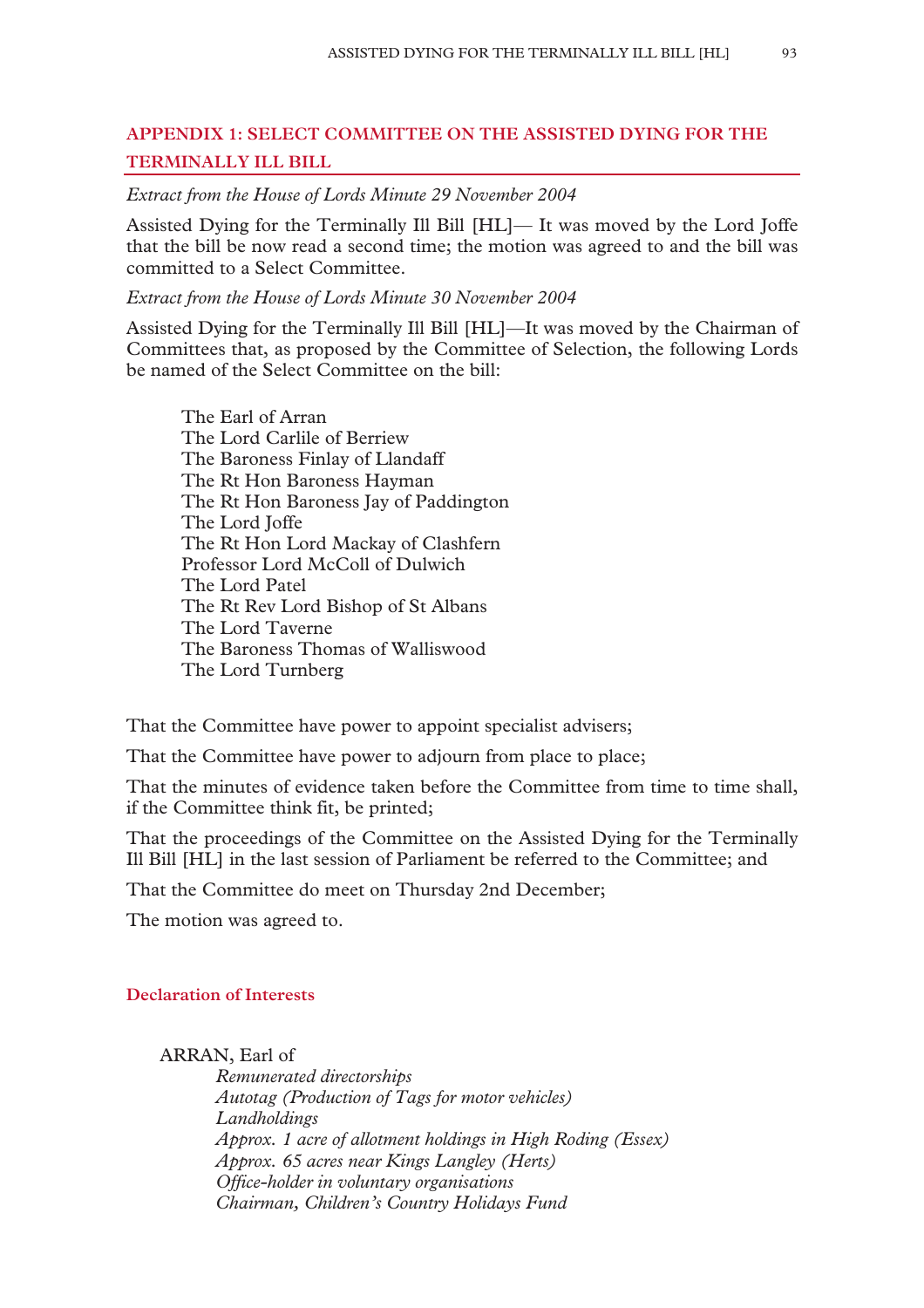## APPENDIX 1: SELECT COMMITTEE ON THE ASSISTED DYING FOR THE TERMINALLY ILL BILL

*Extract from the House of Lords Minute 29 November 2004*

Assisted Dying for the Terminally Ill Bill [HL]— It was moved by the Lord Joffe that the bill be now read a second time; the motion was agreed to and the bill was committed to a Select Committee.

*Extract from the House of Lords Minute 30 November 2004*

Assisted Dying for the Terminally Ill Bill [HL]—It was moved by the Chairman of Committees that, as proposed by the Committee of Selection, the following Lords be named of the Select Committee on the bill:

The Earl of Arran
The Lord Carlile of Berriew
The Baroness Finlay of Llandaff
The Rt Hon Baroness Hayman
The Rt Hon Baroness Jay of Paddington
The Lord Joffe
The Rt Hon Lord Mackay of Clashfern
Professor Lord McColl of Dulwich
The Lord Patel
The Rt Rev Lord Bishop of St Albans
The Lord Taverne
The Baroness Thomas of Walliswood
The Lord Turnberg

That the Committee have power to appoint specialist advisers;

That the Committee have power to adjourn from place to place;

That the minutes of evidence taken before the Committee from time to time shall, if the Committee think fit, be printed;

That the proceedings of the Committee on the Assisted Dying for the Terminally Ill Bill [HL] in the last session of Parliament be referred to the Committee; and

That the Committee do meet on Thursday 2nd December;

The motion was agreed to.

### Declaration of Interests

ARRAN, Earl of
*Remunerated directorships*
*Autotag (Production of Tags for motor vehicles)*
*Landholdings*
*Approx. 1 acre of allotment holdings in High Roding (Essex)*
*Approx. 65 acres near Kings Langley (Herts)*
*Office-holder in voluntary organisations*
*Chairman, Children's Country Holidays Fund*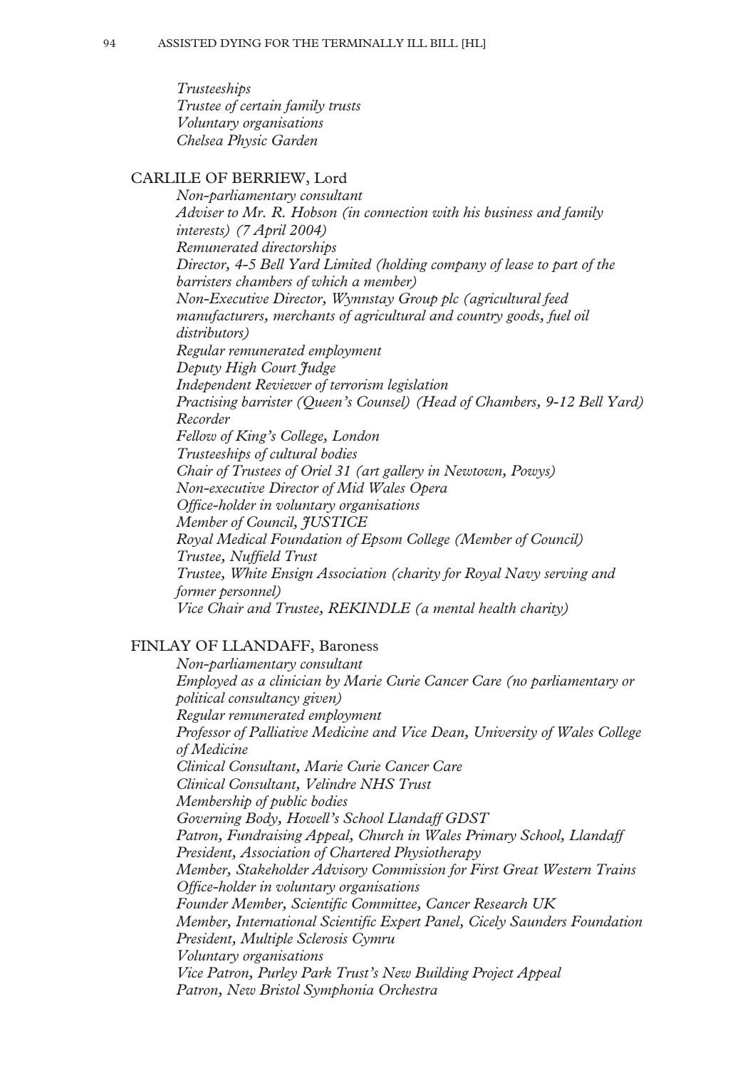*Trusteeships*
*Trustee of certain family trusts*
*Voluntary organisations*
*Chelsea Physic Garden*

CARLILE OF BERRIEW, Lord

*Non-parliamentary consultant*
*Adviser to Mr. R. Hobson (in connection with his business and family interests) (7 April 2004)*
*Remunerated directorships*
*Director, 4-5 Bell Yard Limited (holding company of lease to part of the barristers chambers of which a member)*
*Non-Executive Director, Wynnstay Group plc (agricultural feed manufacturers, merchants of agricultural and country goods, fuel oil distributors)*
*Regular remunerated employment*
*Deputy High Court Judge*
*Independent Reviewer of terrorism legislation*
*Practising barrister (Queen's Counsel) (Head of Chambers, 9-12 Bell Yard)*
*Recorder*
*Fellow of King's College, London*
*Trusteeships of cultural bodies*
*Chair of Trustees of Oriel 31 (art gallery in Newtown, Powys)*
*Non-executive Director of Mid Wales Opera*
*Office-holder in voluntary organisations*
*Member of Council, JUSTICE*
*Royal Medical Foundation of Epsom College (Member of Council)*
*Trustee, Nuffield Trust*
*Trustee, White Ensign Association (charity for Royal Navy serving and former personnel)*
*Vice Chair and Trustee, REKINDLE (a mental health charity)*

FINLAY OF LLANDAFF, Baroness

*Non-parliamentary consultant*
*Employed as a clinician by Marie Curie Cancer Care (no parliamentary or political consultancy given)*
*Regular remunerated employment*
*Professor of Palliative Medicine and Vice Dean, University of Wales College of Medicine*
*Clinical Consultant, Marie Curie Cancer Care*
*Clinical Consultant, Velindre NHS Trust*
*Membership of public bodies*
*Governing Body, Howell's School Llandaff GDST*
*Patron, Fundraising Appeal, Church in Wales Primary School, Llandaff*
*President, Association of Chartered Physiotherapy*
*Member, Stakeholder Advisory Commission for First Great Western Trains*
*Office-holder in voluntary organisations*
*Founder Member, Scientific Committee, Cancer Research UK*
*Member, International Scientific Expert Panel, Cicely Saunders Foundation*
*President, Multiple Sclerosis Cymru*
*Voluntary organisations*
*Vice Patron, Purley Park Trust's New Building Project Appeal*
*Patron, New Bristol Symphonia Orchestra*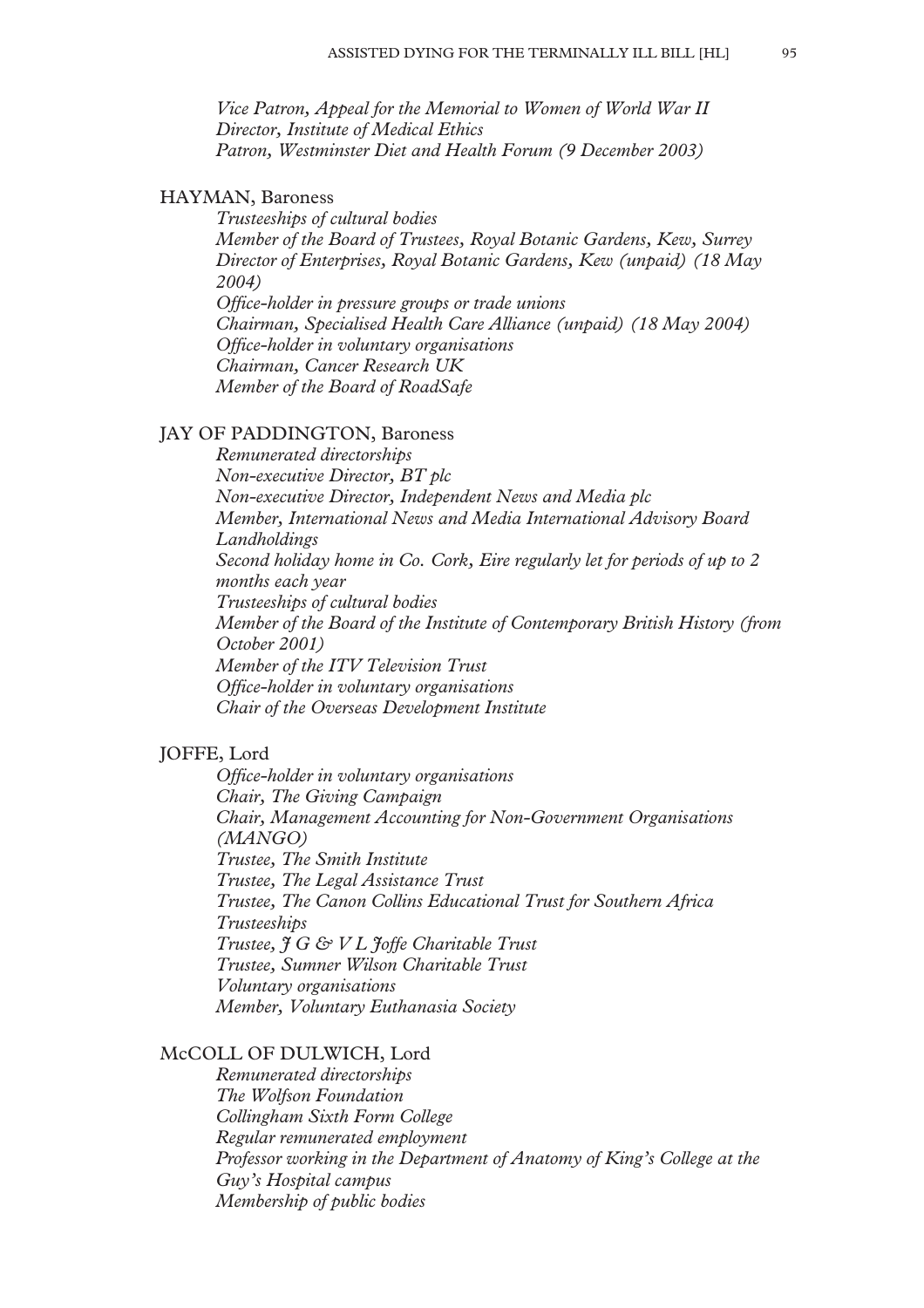*Vice Patron, Appeal for the Memorial to Women of World War II*
*Director, Institute of Medical Ethics*
*Patron, Westminster Diet and Health Forum (9 December 2003)*

HAYMAN, Baroness

*Trusteeships of cultural bodies*
*Member of the Board of Trustees, Royal Botanic Gardens, Kew, Surrey*
*Director of Enterprises, Royal Botanic Gardens, Kew (unpaid) (18 May 2004)*
*Office-holder in pressure groups or trade unions*
*Chairman, Specialised Health Care Alliance (unpaid) (18 May 2004)*
*Office-holder in voluntary organisations*
*Chairman, Cancer Research UK*
*Member of the Board of RoadSafe*

JAY OF PADDINGTON, Baroness

*Remunerated directorships*
*Non-executive Director, BT plc*
*Non-executive Director, Independent News and Media plc*
*Member, International News and Media International Advisory Board*
*Landholdings*
*Second holiday home in Co. Cork, Eire regularly let for periods of up to 2 months each year*
*Trusteeships of cultural bodies*
*Member of the Board of the Institute of Contemporary British History (from October 2001)*
*Member of the ITV Television Trust*
*Office-holder in voluntary organisations*
*Chair of the Overseas Development Institute*

JOFFE, Lord

*Office-holder in voluntary organisations*
*Chair, The Giving Campaign*
*Chair, Management Accounting for Non-Government Organisations (MANGO)*
*Trustee, The Smith Institute*
*Trustee, The Legal Assistance Trust*
*Trustee, The Canon Collins Educational Trust for Southern Africa*
*Trusteeships*
*Trustee, J G & V L Joffe Charitable Trust*
*Trustee, Sumner Wilson Charitable Trust*
*Voluntary organisations*
*Member, Voluntary Euthanasia Society*

McCOLL OF DULWICH, Lord

*Remunerated directorships*
*The Wolfson Foundation*
*Collingham Sixth Form College*
*Regular remunerated employment*
*Professor working in the Department of Anatomy of King's College at the Guy's Hospital campus*
*Membership of public bodies*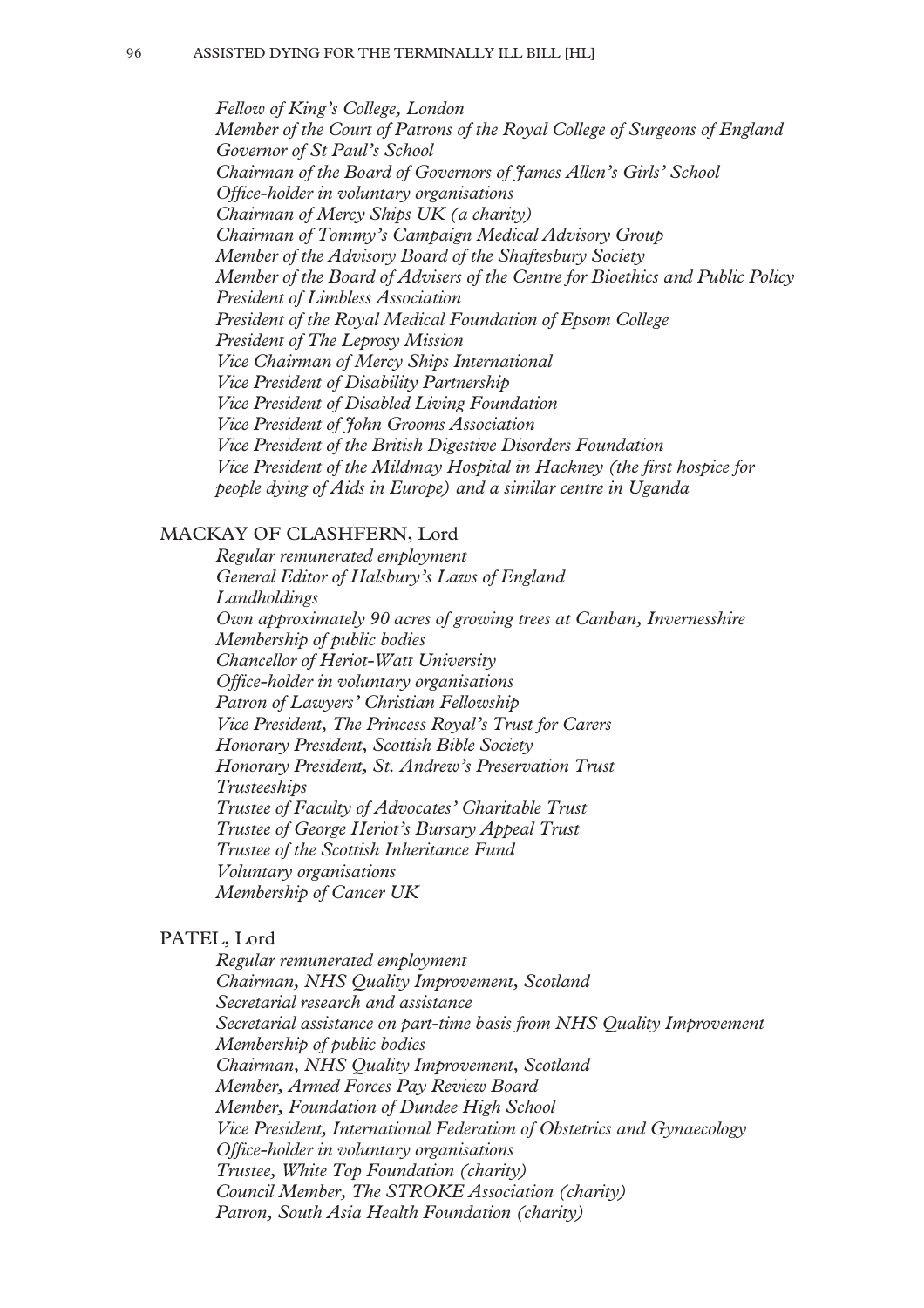*Fellow of King's College, London*
*Member of the Court of Patrons of the Royal College of Surgeons of England*
*Governor of St Paul's School*
*Chairman of the Board of Governors of James Allen's Girls' School*
*Office-holder in voluntary organisations*
*Chairman of Mercy Ships UK (a charity)*
*Chairman of Tommy's Campaign Medical Advisory Group*
*Member of the Advisory Board of the Shaftesbury Society*
*Member of the Board of Advisers of the Centre for Bioethics and Public Policy*
*President of Limbless Association*
*President of the Royal Medical Foundation of Epsom College*
*President of The Leprosy Mission*
*Vice Chairman of Mercy Ships International*
*Vice President of Disability Partnership*
*Vice President of Disabled Living Foundation*
*Vice President of John Grooms Association*
*Vice President of the British Digestive Disorders Foundation*
*Vice President of the Mildmay Hospital in Hackney (the first hospice for people dying of Aids in Europe) and a similar centre in Uganda*

MACKAY OF CLASHFERN, Lord

*Regular remunerated employment*
*General Editor of Halsbury's Laws of England*
*Landholdings*
*Own approximately 90 acres of growing trees at Canban, Invernesshire*
*Membership of public bodies*
*Chancellor of Heriot-Watt University*
*Office-holder in voluntary organisations*
*Patron of Lawyers' Christian Fellowship*
*Vice President, The Princess Royal's Trust for Carers*
*Honorary President, Scottish Bible Society*
*Honorary President, St. Andrew's Preservation Trust*
*Trusteeships*
*Trustee of Faculty of Advocates' Charitable Trust*
*Trustee of George Heriot's Bursary Appeal Trust*
*Trustee of the Scottish Inheritance Fund*
*Voluntary organisations*
*Membership of Cancer UK*

PATEL, Lord

*Regular remunerated employment*
*Chairman, NHS Quality Improvement, Scotland*
*Secretarial research and assistance*
*Secretarial assistance on part-time basis from NHS Quality Improvement*
*Membership of public bodies*
*Chairman, NHS Quality Improvement, Scotland*
*Member, Armed Forces Pay Review Board*
*Member, Foundation of Dundee High School*
*Vice President, International Federation of Obstetrics and Gynaecology*
*Office-holder in voluntary organisations*
*Trustee, White Top Foundation (charity)*
*Council Member, The STROKE Association (charity)*
*Patron, South Asia Health Foundation (charity)*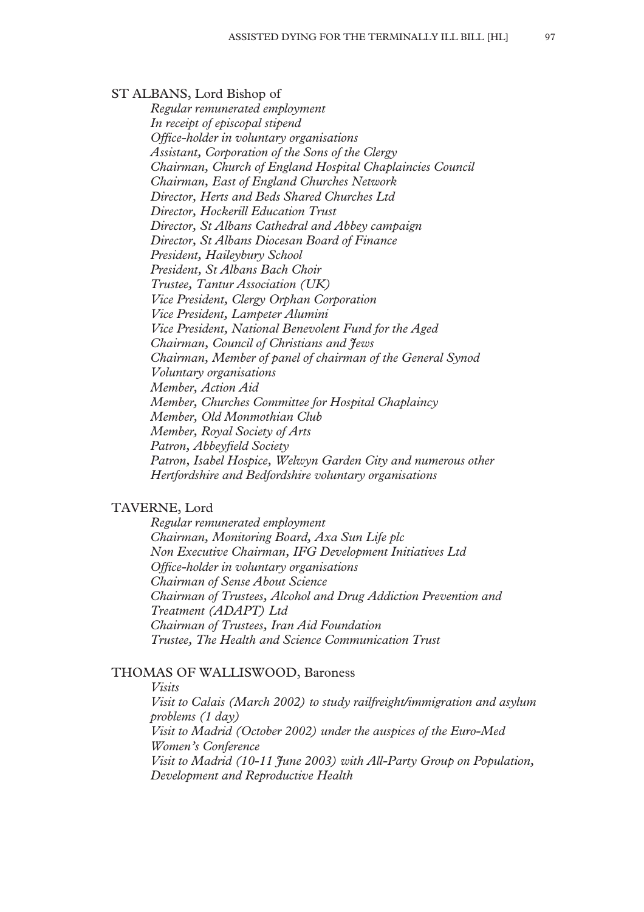ST ALBANS, Lord Bishop of

*Regular remunerated employment*
*In receipt of episcopal stipend*
*Office-holder in voluntary organisations*
*Assistant, Corporation of the Sons of the Clergy*
*Chairman, Church of England Hospital Chaplaincies Council*
*Chairman, East of England Churches Network*
*Director, Herts and Beds Shared Churches Ltd*
*Director, Hockerill Education Trust*
*Director, St Albans Cathedral and Abbey campaign*
*Director, St Albans Diocesan Board of Finance*
*President, Haileybury School*
*President, St Albans Bach Choir*
*Trustee, Tantur Association (UK)*
*Vice President, Clergy Orphan Corporation*
*Vice President, Lampeter Alumini*
*Vice President, National Benevolent Fund for the Aged*
*Chairman, Council of Christians and Jews*
*Chairman, Member of panel of chairman of the General Synod*
*Voluntary organisations*
*Member, Action Aid*
*Member, Churches Committee for Hospital Chaplaincy*
*Member, Old Monmothian Club*
*Member, Royal Society of Arts*
*Patron, Abbeyfield Society*
*Patron, Isabel Hospice, Welwyn Garden City and numerous other Hertfordshire and Bedfordshire voluntary organisations*

TAVERNE, Lord

*Regular remunerated employment*
*Chairman, Monitoring Board, Axa Sun Life plc*
*Non Executive Chairman, IFG Development Initiatives Ltd*
*Office-holder in voluntary organisations*
*Chairman of Sense About Science*
*Chairman of Trustees, Alcohol and Drug Addiction Prevention and Treatment (ADAPT) Ltd*
*Chairman of Trustees, Iran Aid Foundation*
*Trustee, The Health and Science Communication Trust*

THOMAS OF WALLISWOOD, Baroness

*Visits*
*Visit to Calais (March 2002) to study railfreight/immigration and asylum problems (1 day)*
*Visit to Madrid (October 2002) under the auspices of the Euro-Med Women's Conference*
*Visit to Madrid (10-11 June 2003) with All-Party Group on Population, Development and Reproductive Health*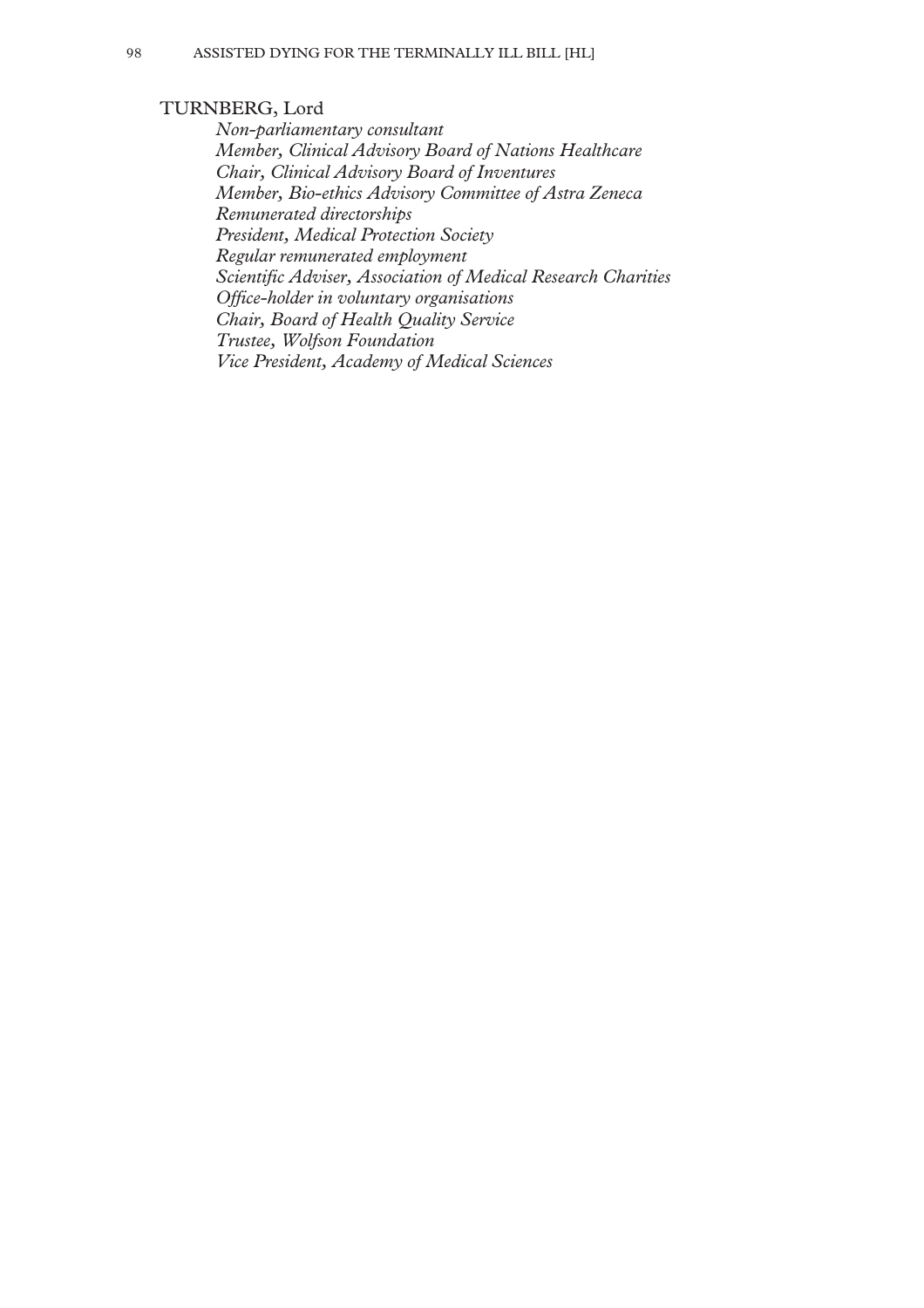TURNBERG, Lord

*Non-parliamentary consultant*
*Member, Clinical Advisory Board of Nations Healthcare*
*Chair, Clinical Advisory Board of Inventures*
*Member, Bio-ethics Advisory Committee of Astra Zeneca*
*Remunerated directorships*
*President, Medical Protection Society*
*Regular remunerated employment*
*Scientific Adviser, Association of Medical Research Charities*
*Office-holder in voluntary organisations*
*Chair, Board of Health Quality Service*
*Trustee, Wolfson Foundation*
*Vice President, Academy of Medical Sciences*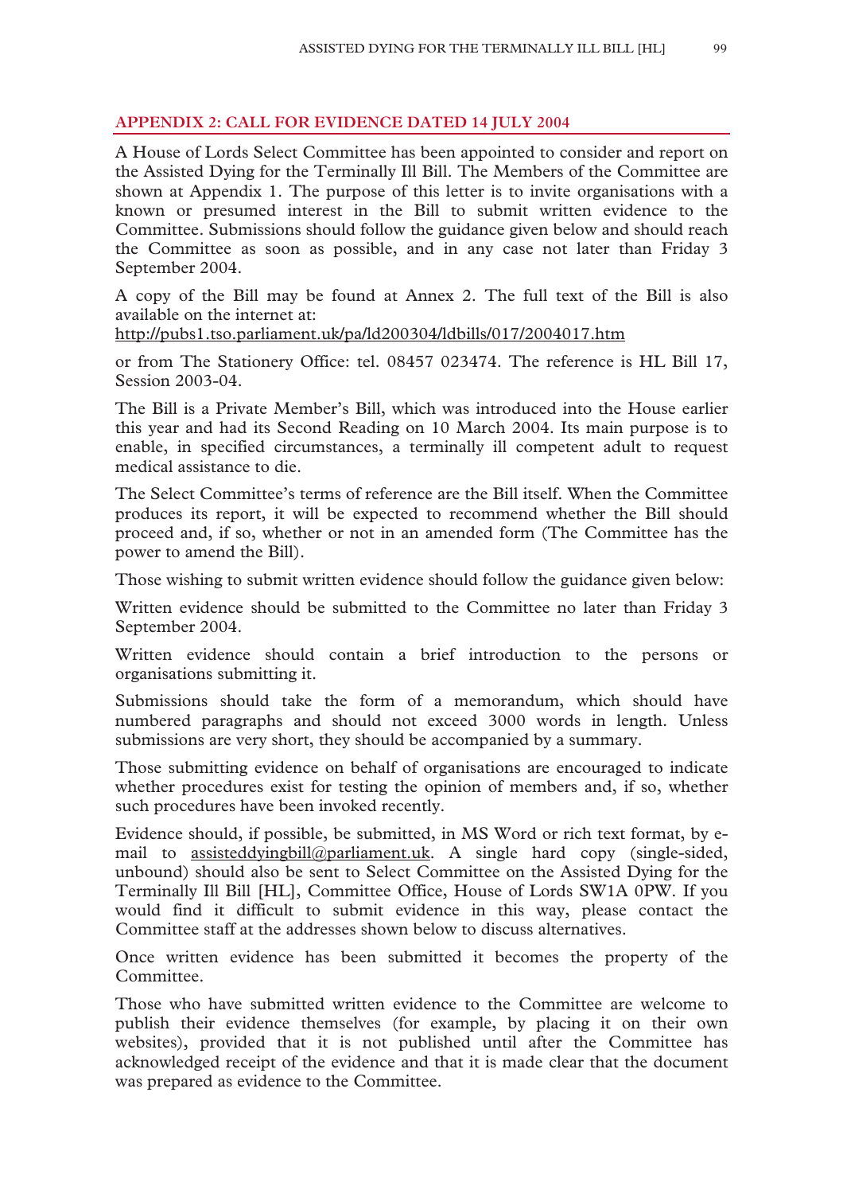## APPENDIX 2: CALL FOR EVIDENCE DATED 14 JULY 2004

A House of Lords Select Committee has been appointed to consider and report on the Assisted Dying for the Terminally Ill Bill. The Members of the Committee are shown at Appendix 1. The purpose of this letter is to invite organisations with a known or presumed interest in the Bill to submit written evidence to the Committee. Submissions should follow the guidance given below and should reach the Committee as soon as possible, and in any case not later than Friday 3 September 2004.

A copy of the Bill may be found at Annex 2. The full text of the Bill is also available on the internet at:
http://pubs1.tso.parliament.uk/pa/ld200304/ldbills/017/2004017.htm

or from The Stationery Office: tel. 08457 023474. The reference is HL Bill 17, Session 2003-04.

The Bill is a Private Member's Bill, which was introduced into the House earlier this year and had its Second Reading on 10 March 2004. Its main purpose is to enable, in specified circumstances, a terminally ill competent adult to request medical assistance to die.

The Select Committee's terms of reference are the Bill itself. When the Committee produces its report, it will be expected to recommend whether the Bill should proceed and, if so, whether or not in an amended form (The Committee has the power to amend the Bill).

Those wishing to submit written evidence should follow the guidance given below:

Written evidence should be submitted to the Committee no later than Friday 3 September 2004.

Written evidence should contain a brief introduction to the persons or organisations submitting it.

Submissions should take the form of a memorandum, which should have numbered paragraphs and should not exceed 3000 words in length. Unless submissions are very short, they should be accompanied by a summary.

Those submitting evidence on behalf of organisations are encouraged to indicate whether procedures exist for testing the opinion of members and, if so, whether such procedures have been invoked recently.

Evidence should, if possible, be submitted, in MS Word or rich text format, by e-mail to assisteddyingbill@parliament.uk. A single hard copy (single-sided, unbound) should also be sent to Select Committee on the Assisted Dying for the Terminally Ill Bill [HL], Committee Office, House of Lords SW1A 0PW. If you would find it difficult to submit evidence in this way, please contact the Committee staff at the addresses shown below to discuss alternatives.

Once written evidence has been submitted it becomes the property of the Committee.

Those who have submitted written evidence to the Committee are welcome to publish their evidence themselves (for example, by placing it on their own websites), provided that it is not published until after the Committee has acknowledged receipt of the evidence and that it is made clear that the document was prepared as evidence to the Committee.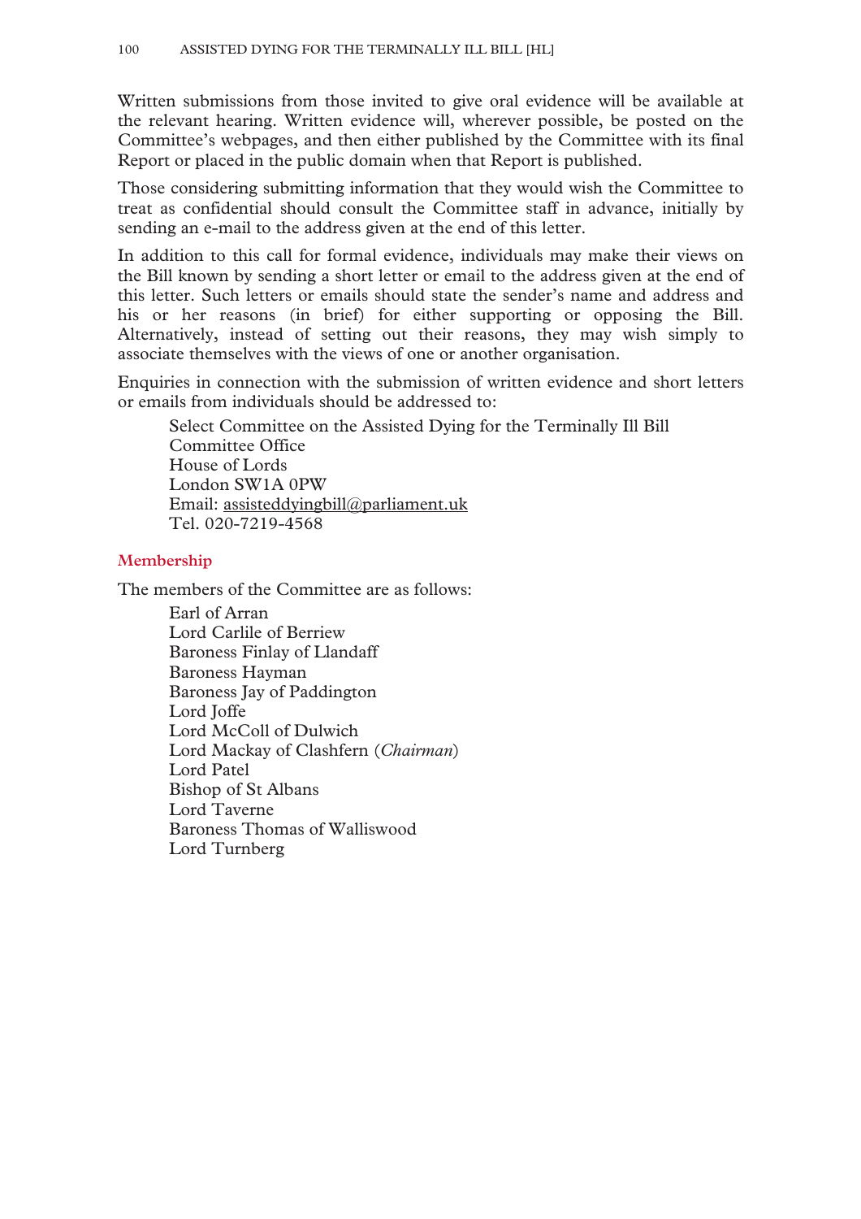Written submissions from those invited to give oral evidence will be available at the relevant hearing. Written evidence will, wherever possible, be posted on the Committee's webpages, and then either published by the Committee with its final Report or placed in the public domain when that Report is published.

Those considering submitting information that they would wish the Committee to treat as confidential should consult the Committee staff in advance, initially by sending an e-mail to the address given at the end of this letter.

In addition to this call for formal evidence, individuals may make their views on the Bill known by sending a short letter or email to the address given at the end of this letter. Such letters or emails should state the sender's name and address and his or her reasons (in brief) for either supporting or opposing the Bill. Alternatively, instead of setting out their reasons, they may wish simply to associate themselves with the views of one or another organisation.

Enquiries in connection with the submission of written evidence and short letters or emails from individuals should be addressed to:

Select Committee on the Assisted Dying for the Terminally Ill Bill
Committee Office
House of Lords
London SW1A 0PW
Email: assisteddyingbill@parliament.uk
Tel. 020-7219-4568

### Membership

The members of the Committee are as follows:

Earl of Arran
Lord Carlile of Berriew
Baroness Finlay of Llandaff
Baroness Hayman
Baroness Jay of Paddington
Lord Joffe
Lord McColl of Dulwich
Lord Mackay of Clashfern (*Chairman*)
Lord Patel
Bishop of St Albans
Lord Taverne
Baroness Thomas of Walliswood
Lord Turnberg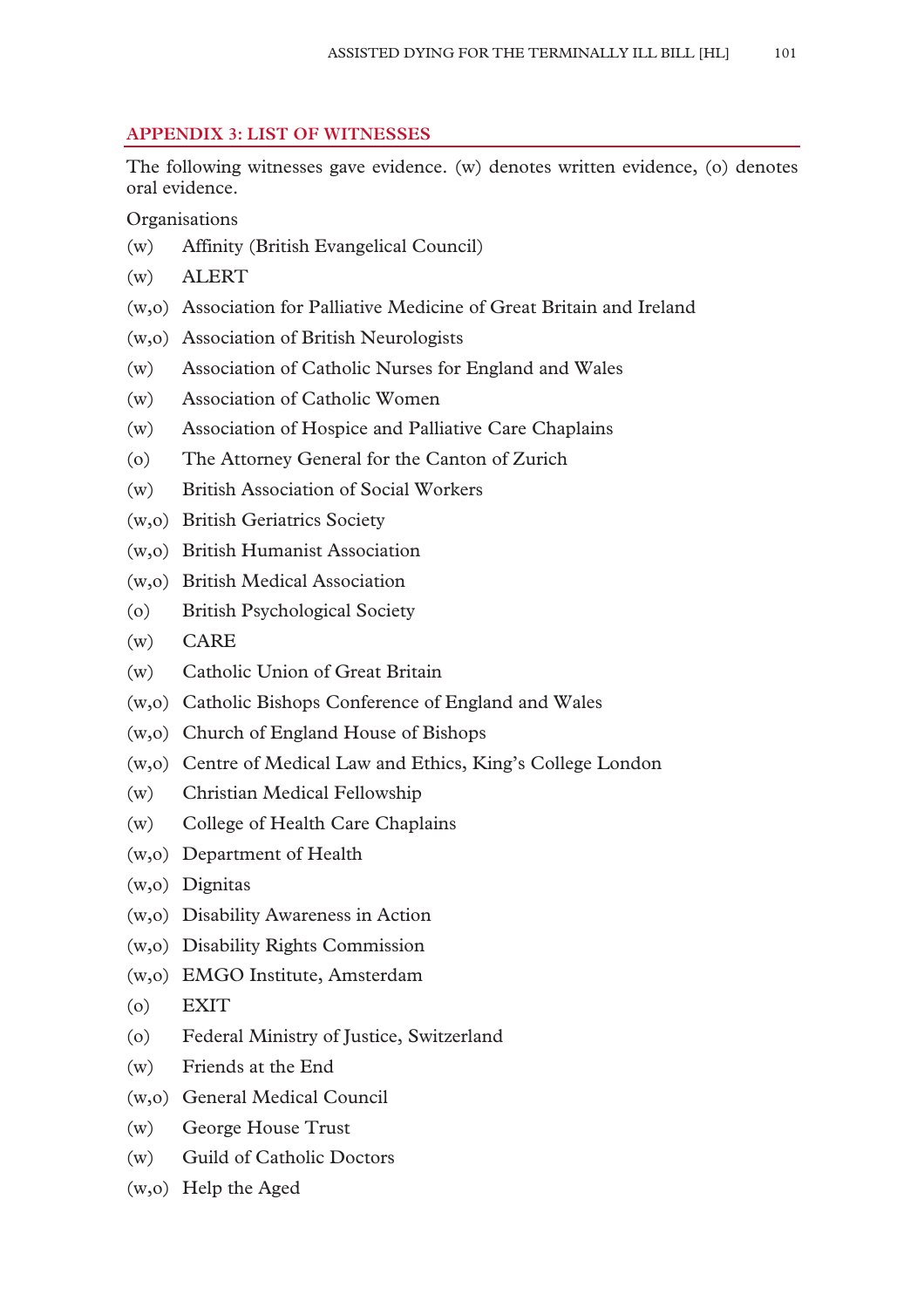## APPENDIX 3: LIST OF WITNESSES

The following witnesses gave evidence. (w) denotes written evidence, (o) denotes oral evidence.

Organisations

(w) Affinity (British Evangelical Council)

(w) ALERT

(w,o) Association for Palliative Medicine of Great Britain and Ireland

(w,o) Association of British Neurologists

(w) Association of Catholic Nurses for England and Wales

(w) Association of Catholic Women

(w) Association of Hospice and Palliative Care Chaplains

(o) The Attorney General for the Canton of Zurich

(w) British Association of Social Workers

(w,o) British Geriatrics Society

(w,o) British Humanist Association

(w,o) British Medical Association

(o) British Psychological Society

(w) CARE

(w) Catholic Union of Great Britain

(w,o) Catholic Bishops Conference of England and Wales

(w,o) Church of England House of Bishops

(w,o) Centre of Medical Law and Ethics, King's College London

(w) Christian Medical Fellowship

(w) College of Health Care Chaplains

(w,o) Department of Health

(w,o) Dignitas

(w,o) Disability Awareness in Action

(w,o) Disability Rights Commission

(w,o) EMGO Institute, Amsterdam

(o) EXIT

(o) Federal Ministry of Justice, Switzerland

(w) Friends at the End

(w,o) General Medical Council

(w) George House Trust

(w) Guild of Catholic Doctors

(w,o) Help the Aged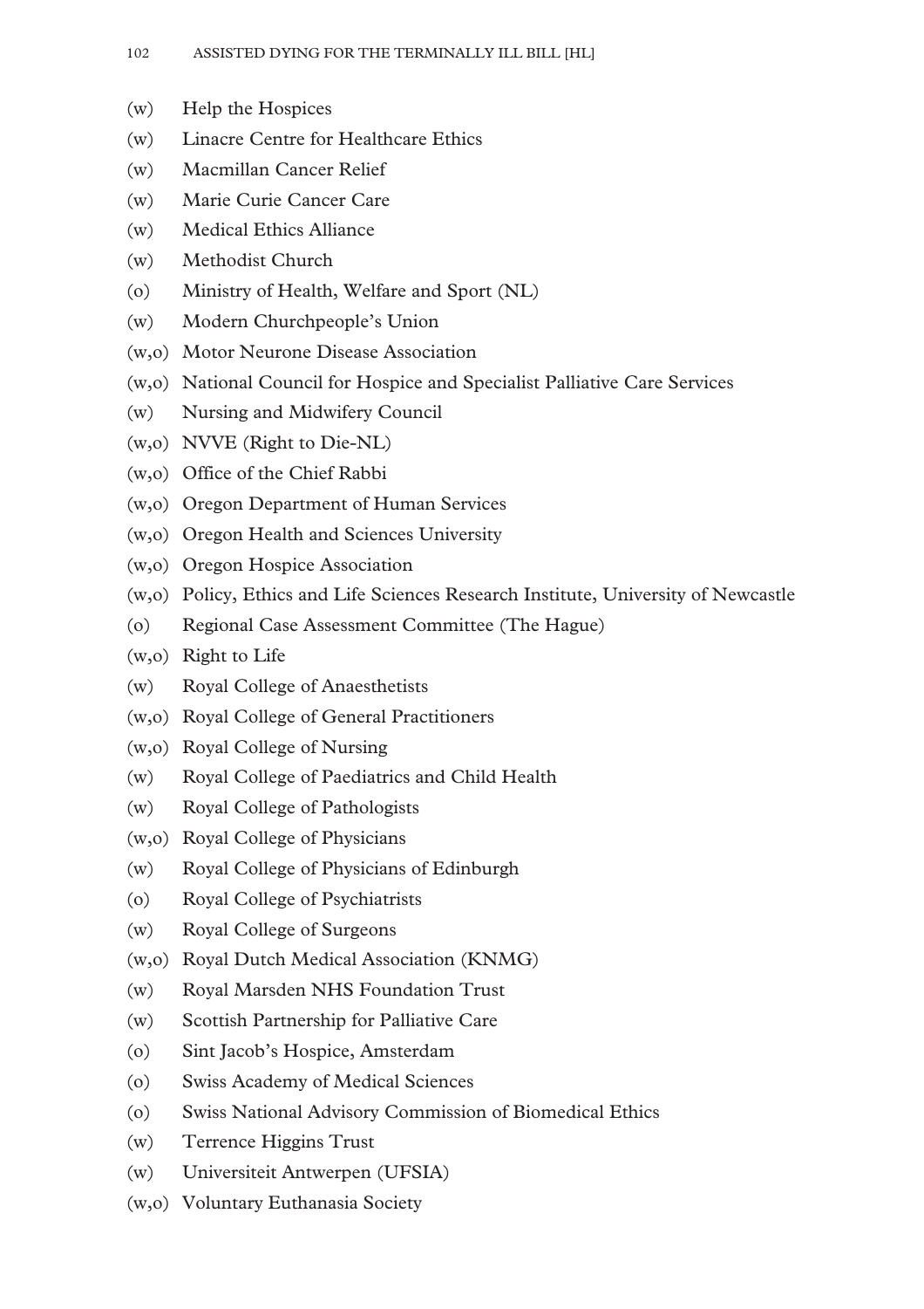(w) Help the Hospices

(w) Linacre Centre for Healthcare Ethics

(w) Macmillan Cancer Relief

(w) Marie Curie Cancer Care

(w) Medical Ethics Alliance

(w) Methodist Church

(o) Ministry of Health, Welfare and Sport (NL)

(w) Modern Churchpeople's Union

(w,o) Motor Neurone Disease Association

(w,o) National Council for Hospice and Specialist Palliative Care Services

(w) Nursing and Midwifery Council

(w,o) NVVE (Right to Die-NL)

(w,o) Office of the Chief Rabbi

(w,o) Oregon Department of Human Services

(w,o) Oregon Health and Sciences University

(w,o) Oregon Hospice Association

(w,o) Policy, Ethics and Life Sciences Research Institute, University of Newcastle

(o) Regional Case Assessment Committee (The Hague)

(w,o) Right to Life

(w) Royal College of Anaesthetists

(w,o) Royal College of General Practitioners

(w,o) Royal College of Nursing

(w) Royal College of Paediatrics and Child Health

(w) Royal College of Pathologists

(w,o) Royal College of Physicians

(w) Royal College of Physicians of Edinburgh

(o) Royal College of Psychiatrists

(w) Royal College of Surgeons

(w,o) Royal Dutch Medical Association (KNMG)

(w) Royal Marsden NHS Foundation Trust

(w) Scottish Partnership for Palliative Care

(o) Sint Jacob's Hospice, Amsterdam

(o) Swiss Academy of Medical Sciences

(o) Swiss National Advisory Commission of Biomedical Ethics

(w) Terrence Higgins Trust

(w) Universiteit Antwerpen (UFSIA)

(w,o) Voluntary Euthanasia Society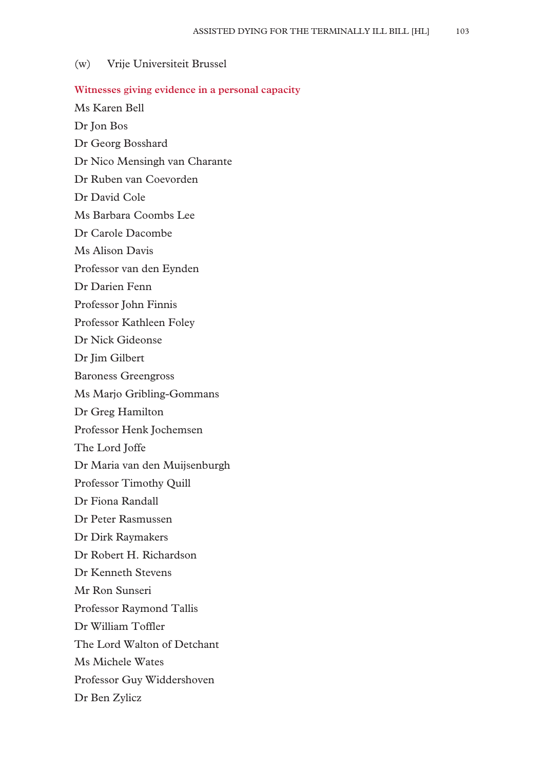(w) Vrije Universiteit Brussel

**Witnesses giving evidence in a personal capacity**

Ms Karen Bell

Dr Jon Bos

Dr Georg Bosshard

Dr Nico Mensingh van Charante

Dr Ruben van Coevorden

Dr David Cole

Ms Barbara Coombs Lee

Dr Carole Dacombe

Ms Alison Davis

Professor van den Eynden

Dr Darien Fenn

Professor John Finnis

Professor Kathleen Foley

Dr Nick Gideonse

Dr Jim Gilbert

Baroness Greengross

Ms Marjo Gribling-Gommans

Dr Greg Hamilton

Professor Henk Jochemsen

The Lord Joffe

Dr Maria van den Muijsenburgh

Professor Timothy Quill

Dr Fiona Randall

Dr Peter Rasmussen

Dr Dirk Raymakers

Dr Robert H. Richardson

Dr Kenneth Stevens

Mr Ron Sunseri

Professor Raymond Tallis

Dr William Toffler

The Lord Walton of Detchant

Ms Michele Wates

Professor Guy Widdershoven

Dr Ben Zylicz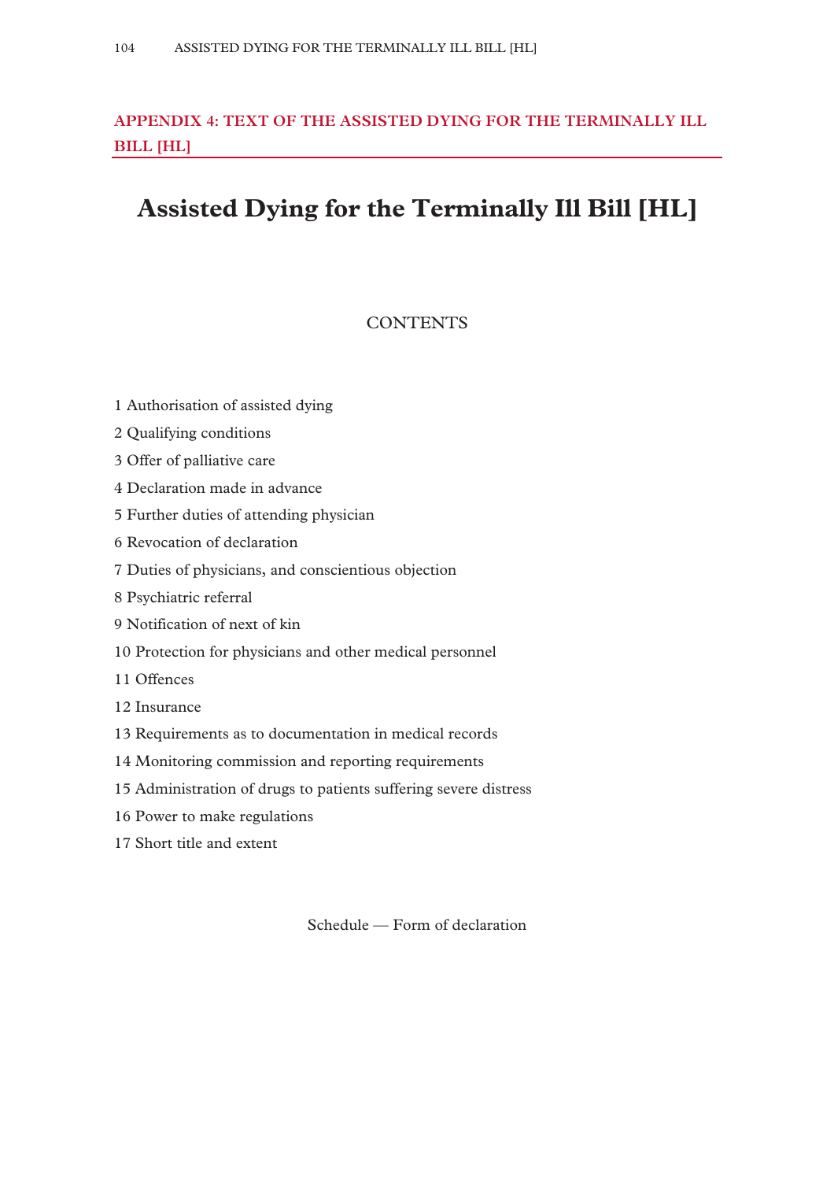## APPENDIX 4: TEXT OF THE ASSISTED DYING FOR THE TERMINALLY ILL BILL [HL]

# Assisted Dying for the Terminally Ill Bill [HL]

CONTENTS

1 Authorisation of assisted dying

2 Qualifying conditions

3 Offer of palliative care

4 Declaration made in advance

5 Further duties of attending physician

6 Revocation of declaration

7 Duties of physicians, and conscientious objection

8 Psychiatric referral

9 Notification of next of kin

10 Protection for physicians and other medical personnel

11 Offences

12 Insurance

13 Requirements as to documentation in medical records

14 Monitoring commission and reporting requirements

15 Administration of drugs to patients suffering severe distress

16 Power to make regulations

17 Short title and extent

Schedule — Form of declaration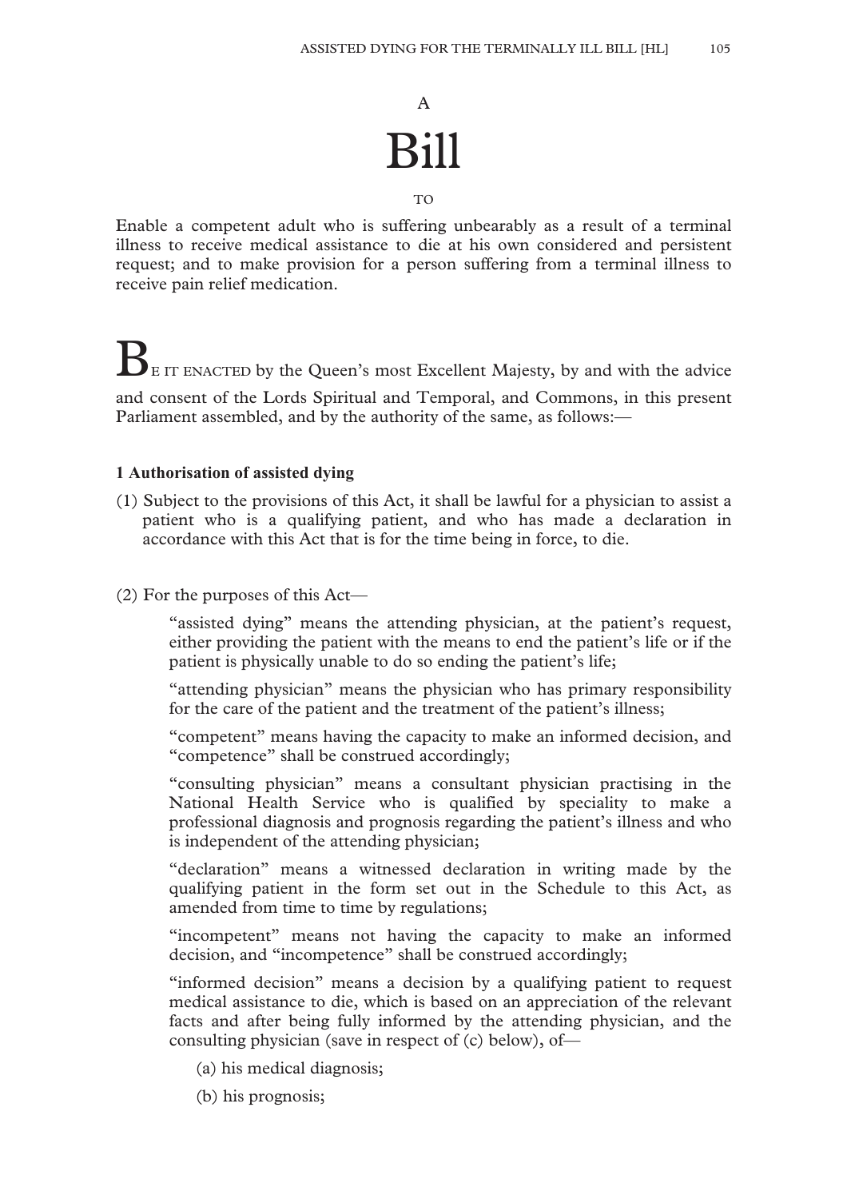A

# Bill

TO

Enable a competent adult who is suffering unbearably as a result of a terminal illness to receive medical assistance to die at his own considered and persistent request; and to make provision for a person suffering from a terminal illness to receive pain relief medication.

BE IT ENACTED by the Queen's most Excellent Majesty, by and with the advice and consent of the Lords Spiritual and Temporal, and Commons, in this present Parliament assembled, and by the authority of the same, as follows:—

### 1 Authorisation of assisted dying

(1) Subject to the provisions of this Act, it shall be lawful for a physician to assist a patient who is a qualifying patient, and who has made a declaration in accordance with this Act that is for the time being in force, to die.

(2) For the purposes of this Act—

"assisted dying" means the attending physician, at the patient's request, either providing the patient with the means to end the patient's life or if the patient is physically unable to do so ending the patient's life;

"attending physician" means the physician who has primary responsibility for the care of the patient and the treatment of the patient's illness;

"competent" means having the capacity to make an informed decision, and "competence" shall be construed accordingly;

"consulting physician" means a consultant physician practising in the National Health Service who is qualified by speciality to make a professional diagnosis and prognosis regarding the patient's illness and who is independent of the attending physician;

"declaration" means a witnessed declaration in writing made by the qualifying patient in the form set out in the Schedule to this Act, as amended from time to time by regulations;

"incompetent" means not having the capacity to make an informed decision, and "incompetence" shall be construed accordingly;

"informed decision" means a decision by a qualifying patient to request medical assistance to die, which is based on an appreciation of the relevant facts and after being fully informed by the attending physician, and the consulting physician (save in respect of (c) below), of—

(a) his medical diagnosis;

(b) his prognosis;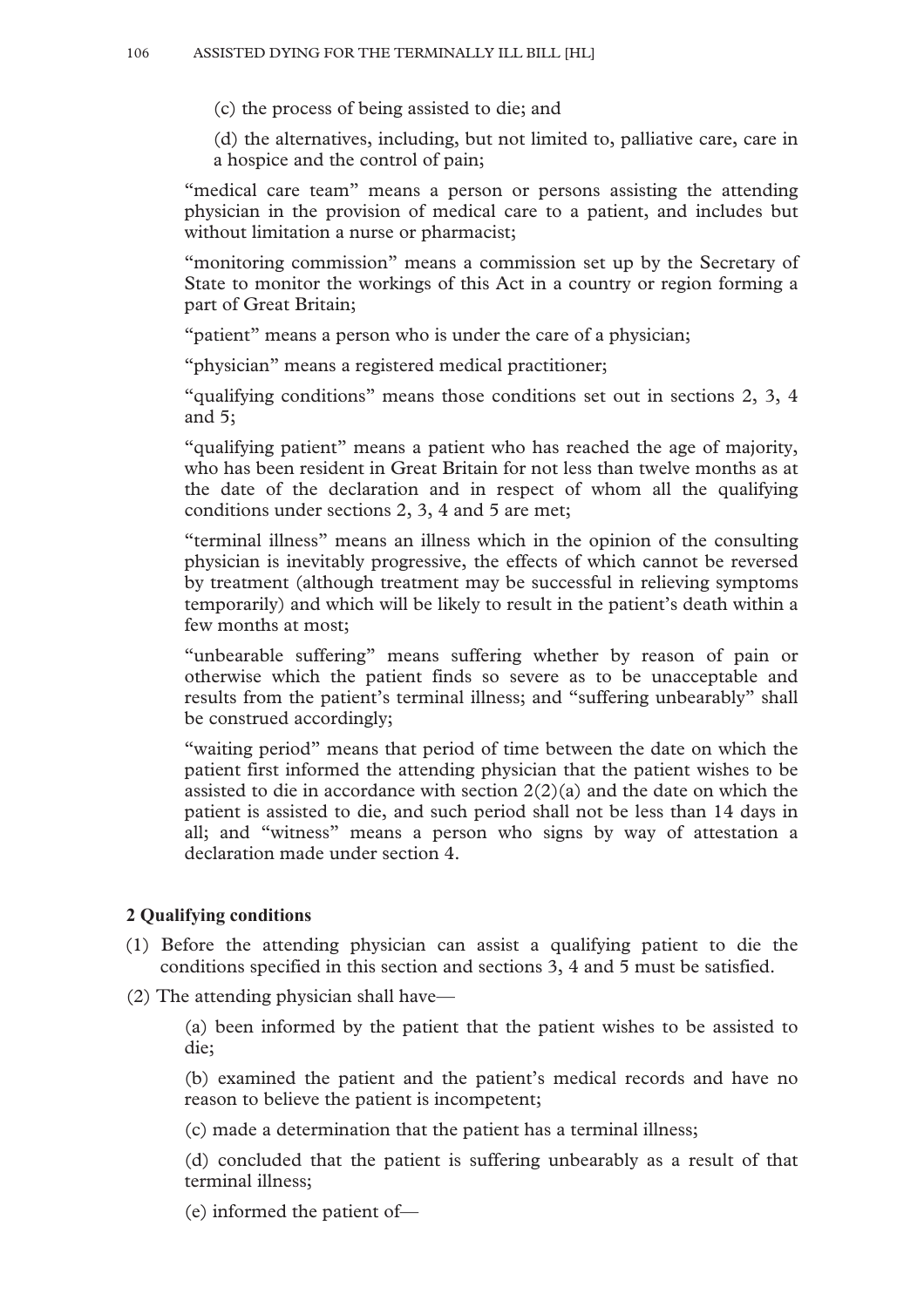(c) the process of being assisted to die; and

(d) the alternatives, including, but not limited to, palliative care, care in a hospice and the control of pain;

"medical care team" means a person or persons assisting the attending physician in the provision of medical care to a patient, and includes but without limitation a nurse or pharmacist;

"monitoring commission" means a commission set up by the Secretary of State to monitor the workings of this Act in a country or region forming a part of Great Britain;

"patient" means a person who is under the care of a physician;

"physician" means a registered medical practitioner;

"qualifying conditions" means those conditions set out in sections 2, 3, 4 and 5;

"qualifying patient" means a patient who has reached the age of majority, who has been resident in Great Britain for not less than twelve months as at the date of the declaration and in respect of whom all the qualifying conditions under sections 2, 3, 4 and 5 are met;

"terminal illness" means an illness which in the opinion of the consulting physician is inevitably progressive, the effects of which cannot be reversed by treatment (although treatment may be successful in relieving symptoms temporarily) and which will be likely to result in the patient's death within a few months at most;

"unbearable suffering" means suffering whether by reason of pain or otherwise which the patient finds so severe as to be unacceptable and results from the patient's terminal illness; and "suffering unbearably" shall be construed accordingly;

"waiting period" means that period of time between the date on which the patient first informed the attending physician that the patient wishes to be assisted to die in accordance with section 2(2)(a) and the date on which the patient is assisted to die, and such period shall not be less than 14 days in all; and "witness" means a person who signs by way of attestation a declaration made under section 4.

**2 Qualifying conditions**

(1) Before the attending physician can assist a qualifying patient to die the conditions specified in this section and sections 3, 4 and 5 must be satisfied.

(2) The attending physician shall have—

(a) been informed by the patient that the patient wishes to be assisted to die;

(b) examined the patient and the patient's medical records and have no reason to believe the patient is incompetent;

(c) made a determination that the patient has a terminal illness;

(d) concluded that the patient is suffering unbearably as a result of that terminal illness;

(e) informed the patient of—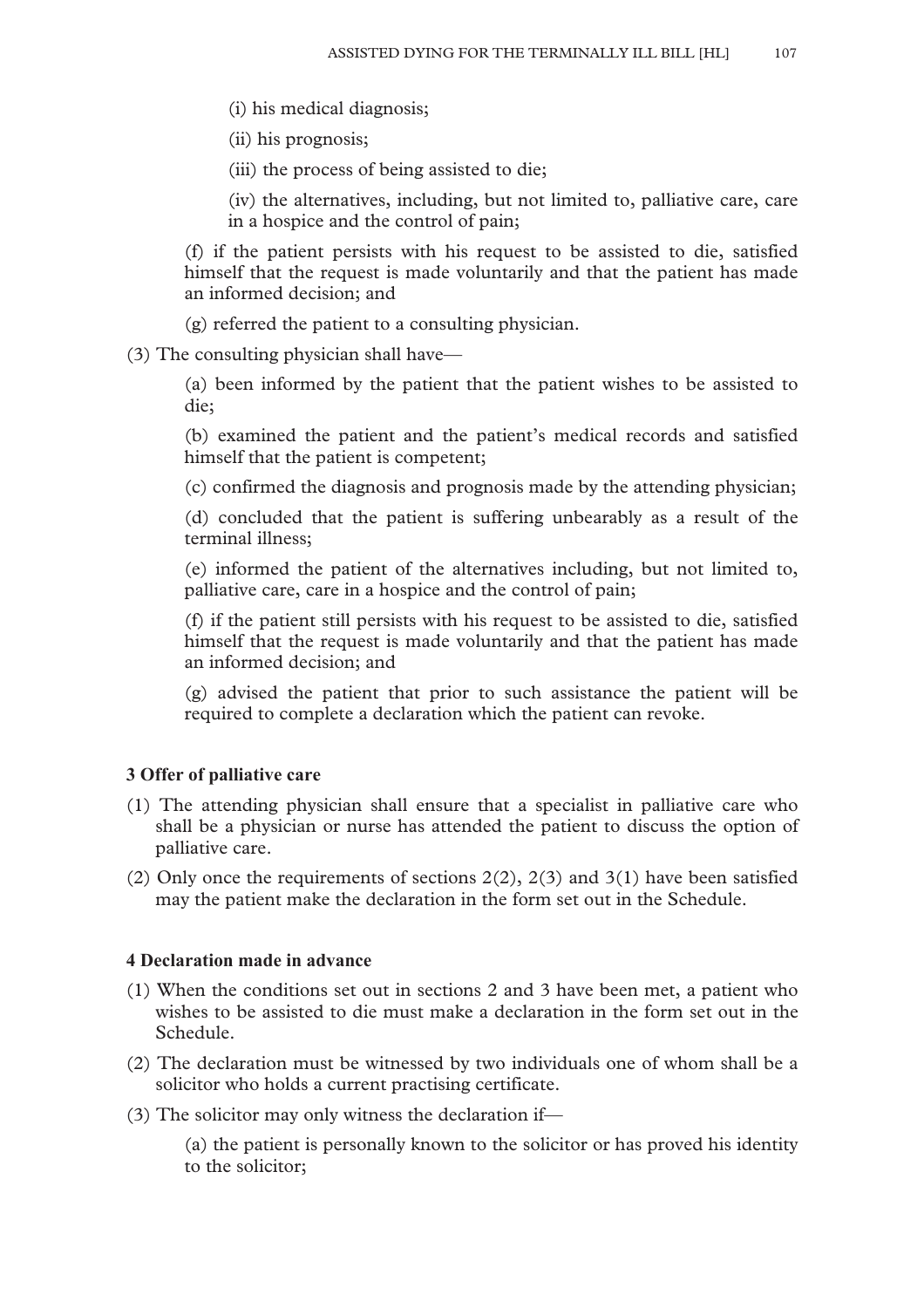(i) his medical diagnosis;

(ii) his prognosis;

(iii) the process of being assisted to die;

(iv) the alternatives, including, but not limited to, palliative care, care in a hospice and the control of pain;

(f) if the patient persists with his request to be assisted to die, satisfied himself that the request is made voluntarily and that the patient has made an informed decision; and

(g) referred the patient to a consulting physician.

(3) The consulting physician shall have—

(a) been informed by the patient that the patient wishes to be assisted to die;

(b) examined the patient and the patient's medical records and satisfied himself that the patient is competent;

(c) confirmed the diagnosis and prognosis made by the attending physician;

(d) concluded that the patient is suffering unbearably as a result of the terminal illness;

(e) informed the patient of the alternatives including, but not limited to, palliative care, care in a hospice and the control of pain;

(f) if the patient still persists with his request to be assisted to die, satisfied himself that the request is made voluntarily and that the patient has made an informed decision; and

(g) advised the patient that prior to such assistance the patient will be required to complete a declaration which the patient can revoke.

**3 Offer of palliative care**

(1) The attending physician shall ensure that a specialist in palliative care who shall be a physician or nurse has attended the patient to discuss the option of palliative care.

(2) Only once the requirements of sections 2(2), 2(3) and 3(1) have been satisfied may the patient make the declaration in the form set out in the Schedule.

**4 Declaration made in advance**

(1) When the conditions set out in sections 2 and 3 have been met, a patient who wishes to be assisted to die must make a declaration in the form set out in the Schedule.

(2) The declaration must be witnessed by two individuals one of whom shall be a solicitor who holds a current practising certificate.

(3) The solicitor may only witness the declaration if—

(a) the patient is personally known to the solicitor or has proved his identity to the solicitor;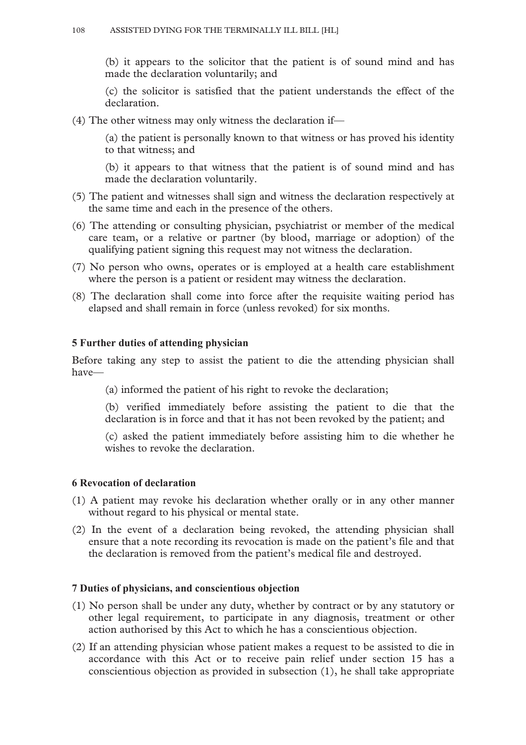(b) it appears to the solicitor that the patient is of sound mind and has made the declaration voluntarily; and

(c) the solicitor is satisfied that the patient understands the effect of the declaration.

(4) The other witness may only witness the declaration if—

(a) the patient is personally known to that witness or has proved his identity to that witness; and

(b) it appears to that witness that the patient is of sound mind and has made the declaration voluntarily.

(5) The patient and witnesses shall sign and witness the declaration respectively at the same time and each in the presence of the others.

(6) The attending or consulting physician, psychiatrist or member of the medical care team, or a relative or partner (by blood, marriage or adoption) of the qualifying patient signing this request may not witness the declaration.

(7) No person who owns, operates or is employed at a health care establishment where the person is a patient or resident may witness the declaration.

(8) The declaration shall come into force after the requisite waiting period has elapsed and shall remain in force (unless revoked) for six months.

**5 Further duties of attending physician**

Before taking any step to assist the patient to die the attending physician shall have—

(a) informed the patient of his right to revoke the declaration;

(b) verified immediately before assisting the patient to die that the declaration is in force and that it has not been revoked by the patient; and

(c) asked the patient immediately before assisting him to die whether he wishes to revoke the declaration.

**6 Revocation of declaration**

(1) A patient may revoke his declaration whether orally or in any other manner without regard to his physical or mental state.

(2) In the event of a declaration being revoked, the attending physician shall ensure that a note recording its revocation is made on the patient's file and that the declaration is removed from the patient's medical file and destroyed.

**7 Duties of physicians, and conscientious objection**

(1) No person shall be under any duty, whether by contract or by any statutory or other legal requirement, to participate in any diagnosis, treatment or other action authorised by this Act to which he has a conscientious objection.

(2) If an attending physician whose patient makes a request to be assisted to die in accordance with this Act or to receive pain relief under section 15 has a conscientious objection as provided in subsection (1), he shall take appropriate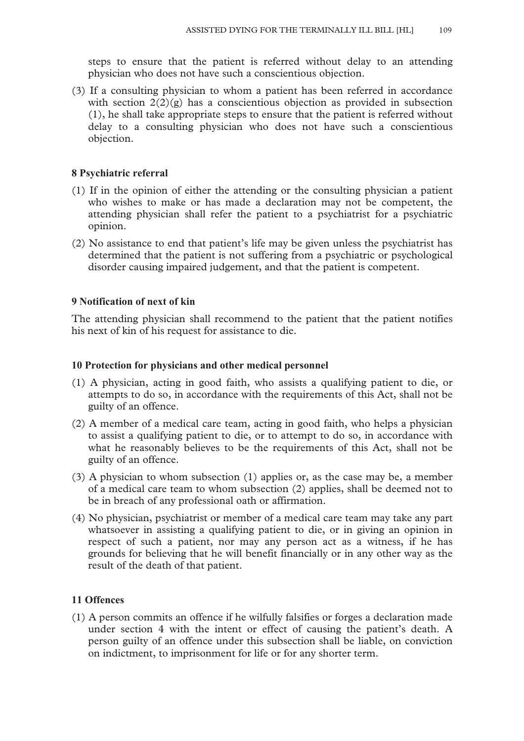steps to ensure that the patient is referred without delay to an attending physician who does not have such a conscientious objection.

(3) If a consulting physician to whom a patient has been referred in accordance with section 2(2)(g) has a conscientious objection as provided in subsection (1), he shall take appropriate steps to ensure that the patient is referred without delay to a consulting physician who does not have such a conscientious objection.

**8 Psychiatric referral**

(1) If in the opinion of either the attending or the consulting physician a patient who wishes to make or has made a declaration may not be competent, the attending physician shall refer the patient to a psychiatrist for a psychiatric opinion.

(2) No assistance to end that patient's life may be given unless the psychiatrist has determined that the patient is not suffering from a psychiatric or psychological disorder causing impaired judgement, and that the patient is competent.

**9 Notification of next of kin**

The attending physician shall recommend to the patient that the patient notifies his next of kin of his request for assistance to die.

**10 Protection for physicians and other medical personnel**

(1) A physician, acting in good faith, who assists a qualifying patient to die, or attempts to do so, in accordance with the requirements of this Act, shall not be guilty of an offence.

(2) A member of a medical care team, acting in good faith, who helps a physician to assist a qualifying patient to die, or to attempt to do so, in accordance with what he reasonably believes to be the requirements of this Act, shall not be guilty of an offence.

(3) A physician to whom subsection (1) applies or, as the case may be, a member of a medical care team to whom subsection (2) applies, shall be deemed not to be in breach of any professional oath or affirmation.

(4) No physician, psychiatrist or member of a medical care team may take any part whatsoever in assisting a qualifying patient to die, or in giving an opinion in respect of such a patient, nor may any person act as a witness, if he has grounds for believing that he will benefit financially or in any other way as the result of the death of that patient.

**11 Offences**

(1) A person commits an offence if he wilfully falsifies or forges a declaration made under section 4 with the intent or effect of causing the patient's death. A person guilty of an offence under this subsection shall be liable, on conviction on indictment, to imprisonment for life or for any shorter term.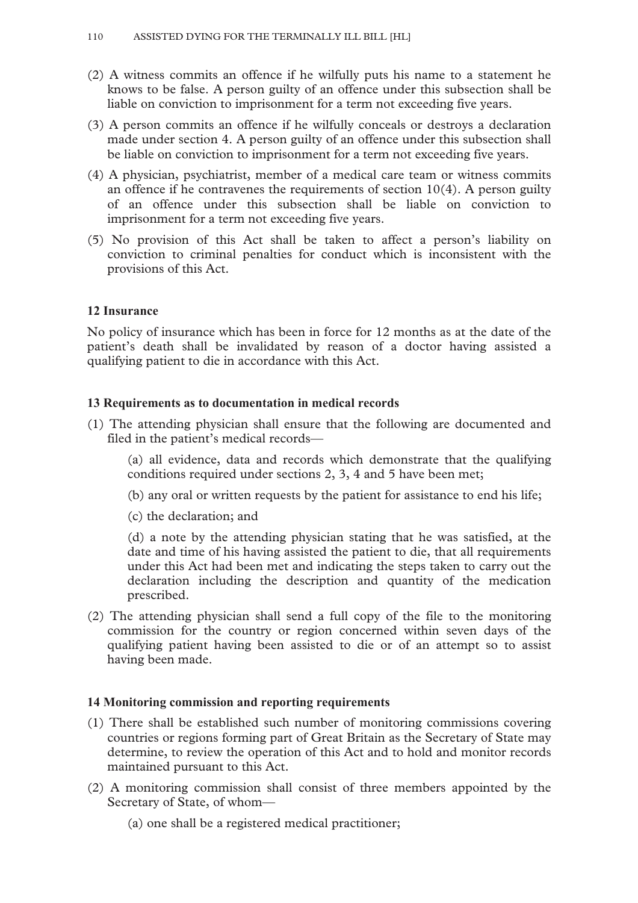(2) A witness commits an offence if he wilfully puts his name to a statement he knows to be false. A person guilty of an offence under this subsection shall be liable on conviction to imprisonment for a term not exceeding five years.

(3) A person commits an offence if he wilfully conceals or destroys a declaration made under section 4. A person guilty of an offence under this subsection shall be liable on conviction to imprisonment for a term not exceeding five years.

(4) A physician, psychiatrist, member of a medical care team or witness commits an offence if he contravenes the requirements of section 10(4). A person guilty of an offence under this subsection shall be liable on conviction to imprisonment for a term not exceeding five years.

(5) No provision of this Act shall be taken to affect a person's liability on conviction to criminal penalties for conduct which is inconsistent with the provisions of this Act.

**12 Insurance**

No policy of insurance which has been in force for 12 months as at the date of the patient's death shall be invalidated by reason of a doctor having assisted a qualifying patient to die in accordance with this Act.

**13 Requirements as to documentation in medical records**

(1) The attending physician shall ensure that the following are documented and filed in the patient's medical records—

(a) all evidence, data and records which demonstrate that the qualifying conditions required under sections 2, 3, 4 and 5 have been met;

(b) any oral or written requests by the patient for assistance to end his life;

(c) the declaration; and

(d) a note by the attending physician stating that he was satisfied, at the date and time of his having assisted the patient to die, that all requirements under this Act had been met and indicating the steps taken to carry out the declaration including the description and quantity of the medication prescribed.

(2) The attending physician shall send a full copy of the file to the monitoring commission for the country or region concerned within seven days of the qualifying patient having been assisted to die or of an attempt so to assist having been made.

**14 Monitoring commission and reporting requirements**

(1) There shall be established such number of monitoring commissions covering countries or regions forming part of Great Britain as the Secretary of State may determine, to review the operation of this Act and to hold and monitor records maintained pursuant to this Act.

(2) A monitoring commission shall consist of three members appointed by the Secretary of State, of whom—

(a) one shall be a registered medical practitioner;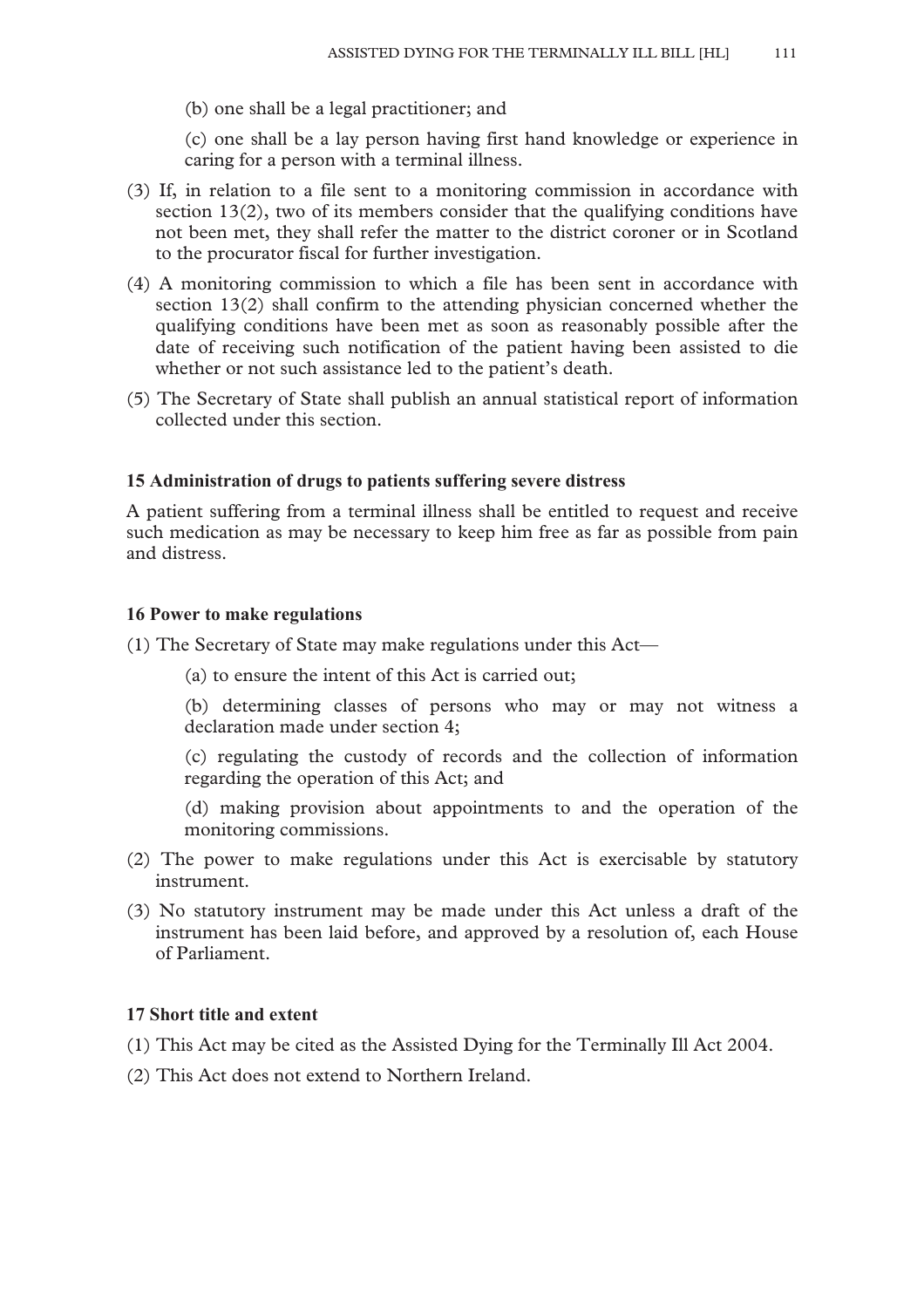(b) one shall be a legal practitioner; and

(c) one shall be a lay person having first hand knowledge or experience in caring for a person with a terminal illness.

(3) If, in relation to a file sent to a monitoring commission in accordance with section 13(2), two of its members consider that the qualifying conditions have not been met, they shall refer the matter to the district coroner or in Scotland to the procurator fiscal for further investigation.

(4) A monitoring commission to which a file has been sent in accordance with section 13(2) shall confirm to the attending physician concerned whether the qualifying conditions have been met as soon as reasonably possible after the date of receiving such notification of the patient having been assisted to die whether or not such assistance led to the patient's death.

(5) The Secretary of State shall publish an annual statistical report of information collected under this section.

### 15 Administration of drugs to patients suffering severe distress

A patient suffering from a terminal illness shall be entitled to request and receive such medication as may be necessary to keep him free as far as possible from pain and distress.

### 16 Power to make regulations

(1) The Secretary of State may make regulations under this Act—

(a) to ensure the intent of this Act is carried out;

(b) determining classes of persons who may or may not witness a declaration made under section 4;

(c) regulating the custody of records and the collection of information regarding the operation of this Act; and

(d) making provision about appointments to and the operation of the monitoring commissions.

(2) The power to make regulations under this Act is exercisable by statutory instrument.

(3) No statutory instrument may be made under this Act unless a draft of the instrument has been laid before, and approved by a resolution of, each House of Parliament.

### 17 Short title and extent

(1) This Act may be cited as the Assisted Dying for the Terminally Ill Act 2004.

(2) This Act does not extend to Northern Ireland.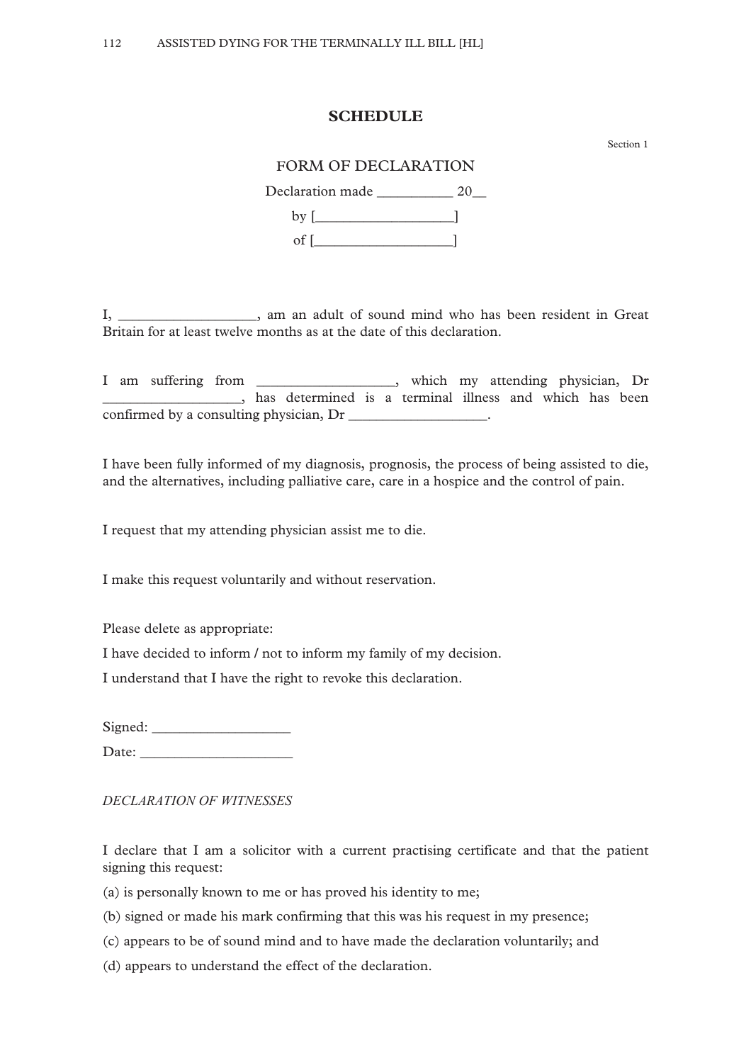## SCHEDULE

Section 1

FORM OF DECLARATION

Declaration made __________ 20__

by [__________________]

of [__________________]

I, __________________, am an adult of sound mind who has been resident in Great Britain for at least twelve months as at the date of this declaration.

I am suffering from __________________, which my attending physician, Dr __________________, has determined is a terminal illness and which has been confirmed by a consulting physician, Dr __________________.

I have been fully informed of my diagnosis, prognosis, the process of being assisted to die, and the alternatives, including palliative care, care in a hospice and the control of pain.

I request that my attending physician assist me to die.

I make this request voluntarily and without reservation.

Please delete as appropriate:

I have decided to inform / not to inform my family of my decision.

I understand that I have the right to revoke this declaration.

Signed: __________________

Date: ____________________

*DECLARATION OF WITNESSES*

I declare that I am a solicitor with a current practising certificate and that the patient signing this request:

(a) is personally known to me or has proved his identity to me;

(b) signed or made his mark confirming that this was his request in my presence;

(c) appears to be of sound mind and to have made the declaration voluntarily; and

(d) appears to understand the effect of the declaration.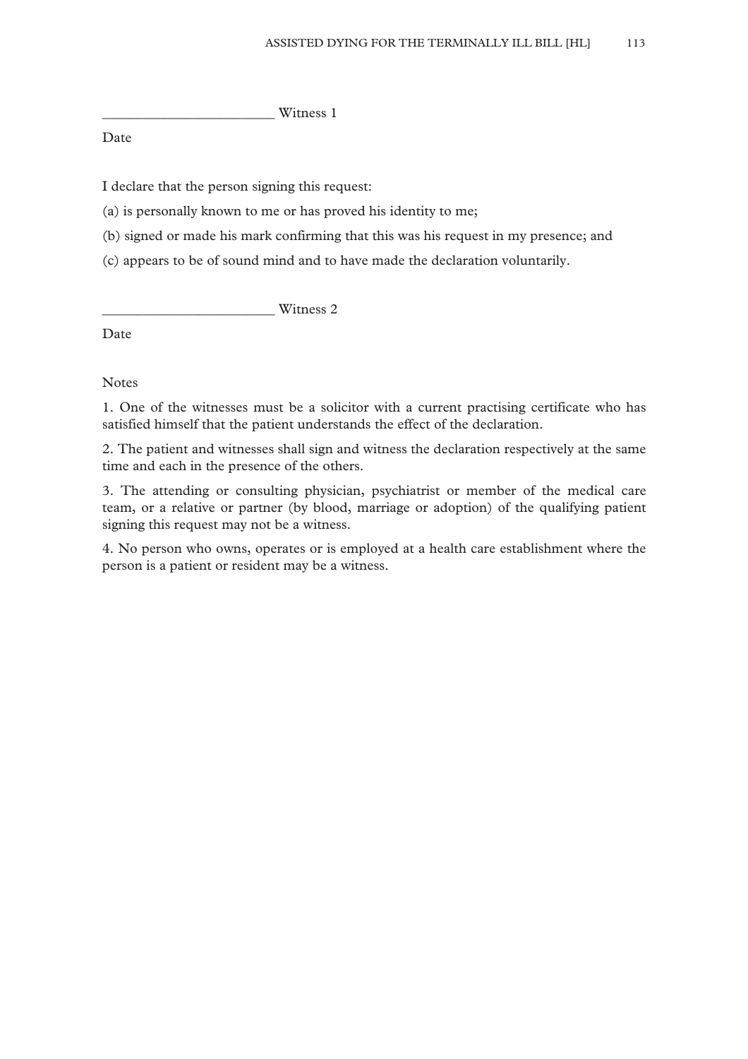_______________________ Witness 1

Date

I declare that the person signing this request:

(a) is personally known to me or has proved his identity to me;

(b) signed or made his mark confirming that this was his request in my presence; and

(c) appears to be of sound mind and to have made the declaration voluntarily.

_______________________ Witness 2

Date

Notes

1. One of the witnesses must be a solicitor with a current practising certificate who has satisfied himself that the patient understands the effect of the declaration.

2. The patient and witnesses shall sign and witness the declaration respectively at the same time and each in the presence of the others.

3. The attending or consulting physician, psychiatrist or member of the medical care team, or a relative or partner (by blood, marriage or adoption) of the qualifying patient signing this request may not be a witness.

4. No person who owns, operates or is employed at a health care establishment where the person is a patient or resident may be a witness.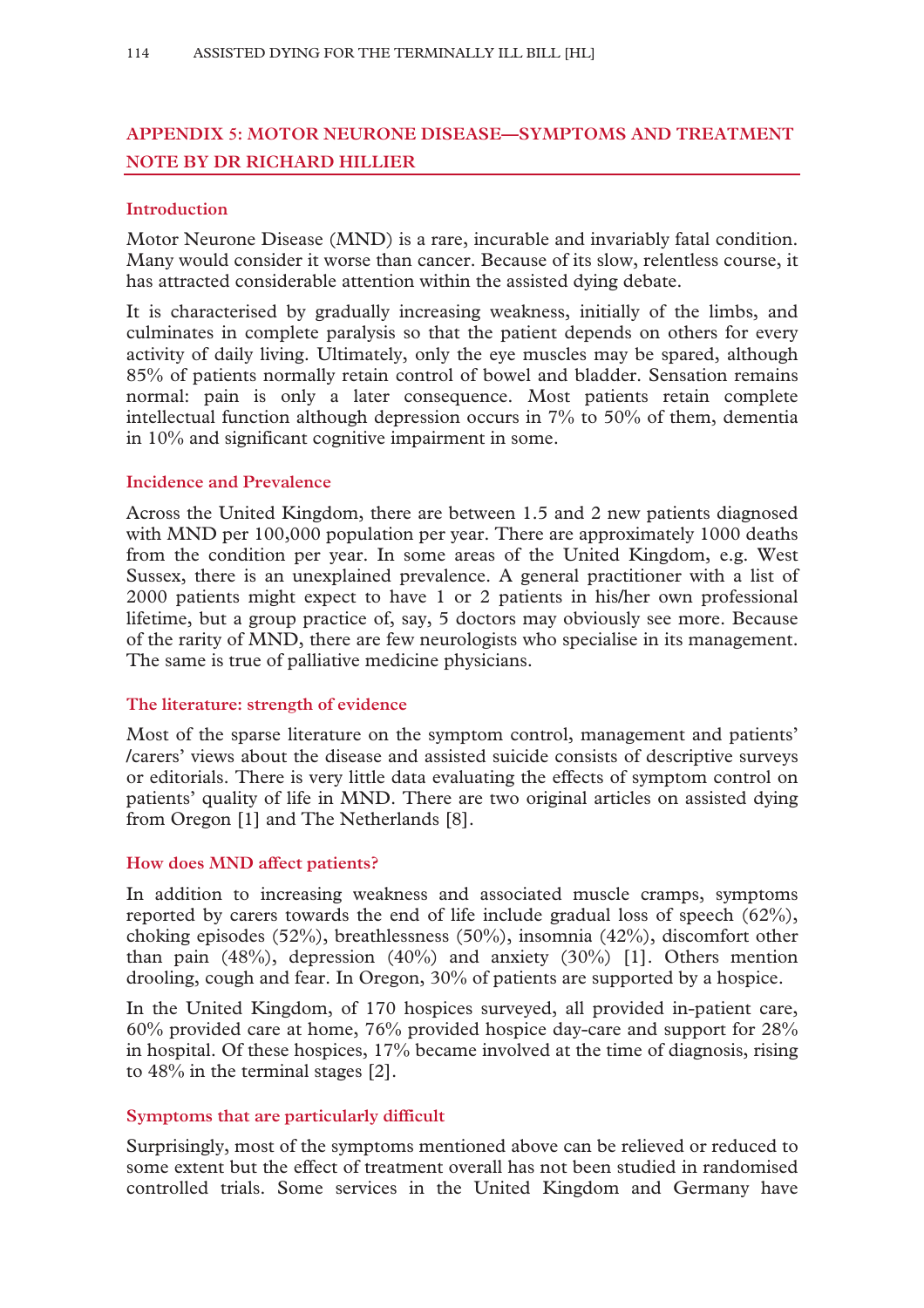## APPENDIX 5: MOTOR NEURONE DISEASE—SYMPTOMS AND TREATMENT NOTE BY DR RICHARD HILLIER

### Introduction

Motor Neurone Disease (MND) is a rare, incurable and invariably fatal condition. Many would consider it worse than cancer. Because of its slow, relentless course, it has attracted considerable attention within the assisted dying debate.

It is characterised by gradually increasing weakness, initially of the limbs, and culminates in complete paralysis so that the patient depends on others for every activity of daily living. Ultimately, only the eye muscles may be spared, although 85% of patients normally retain control of bowel and bladder. Sensation remains normal: pain is only a later consequence. Most patients retain complete intellectual function although depression occurs in 7% to 50% of them, dementia in 10% and significant cognitive impairment in some.

### Incidence and Prevalence

Across the United Kingdom, there are between 1.5 and 2 new patients diagnosed with MND per 100,000 population per year. There are approximately 1000 deaths from the condition per year. In some areas of the United Kingdom, e.g. West Sussex, there is an unexplained prevalence. A general practitioner with a list of 2000 patients might expect to have 1 or 2 patients in his/her own professional lifetime, but a group practice of, say, 5 doctors may obviously see more. Because of the rarity of MND, there are few neurologists who specialise in its management. The same is true of palliative medicine physicians.

### The literature: strength of evidence

Most of the sparse literature on the symptom control, management and patients' /carers' views about the disease and assisted suicide consists of descriptive surveys or editorials. There is very little data evaluating the effects of symptom control on patients' quality of life in MND. There are two original articles on assisted dying from Oregon [1] and The Netherlands [8].

### How does MND affect patients?

In addition to increasing weakness and associated muscle cramps, symptoms reported by carers towards the end of life include gradual loss of speech (62%), choking episodes (52%), breathlessness (50%), insomnia (42%), discomfort other than pain (48%), depression (40%) and anxiety (30%) [1]. Others mention drooling, cough and fear. In Oregon, 30% of patients are supported by a hospice.

In the United Kingdom, of 170 hospices surveyed, all provided in-patient care, 60% provided care at home, 76% provided hospice day-care and support for 28% in hospital. Of these hospices, 17% became involved at the time of diagnosis, rising to 48% in the terminal stages [2].

### Symptoms that are particularly difficult

Surprisingly, most of the symptoms mentioned above can be relieved or reduced to some extent but the effect of treatment overall has not been studied in randomised controlled trials. Some services in the United Kingdom and Germany have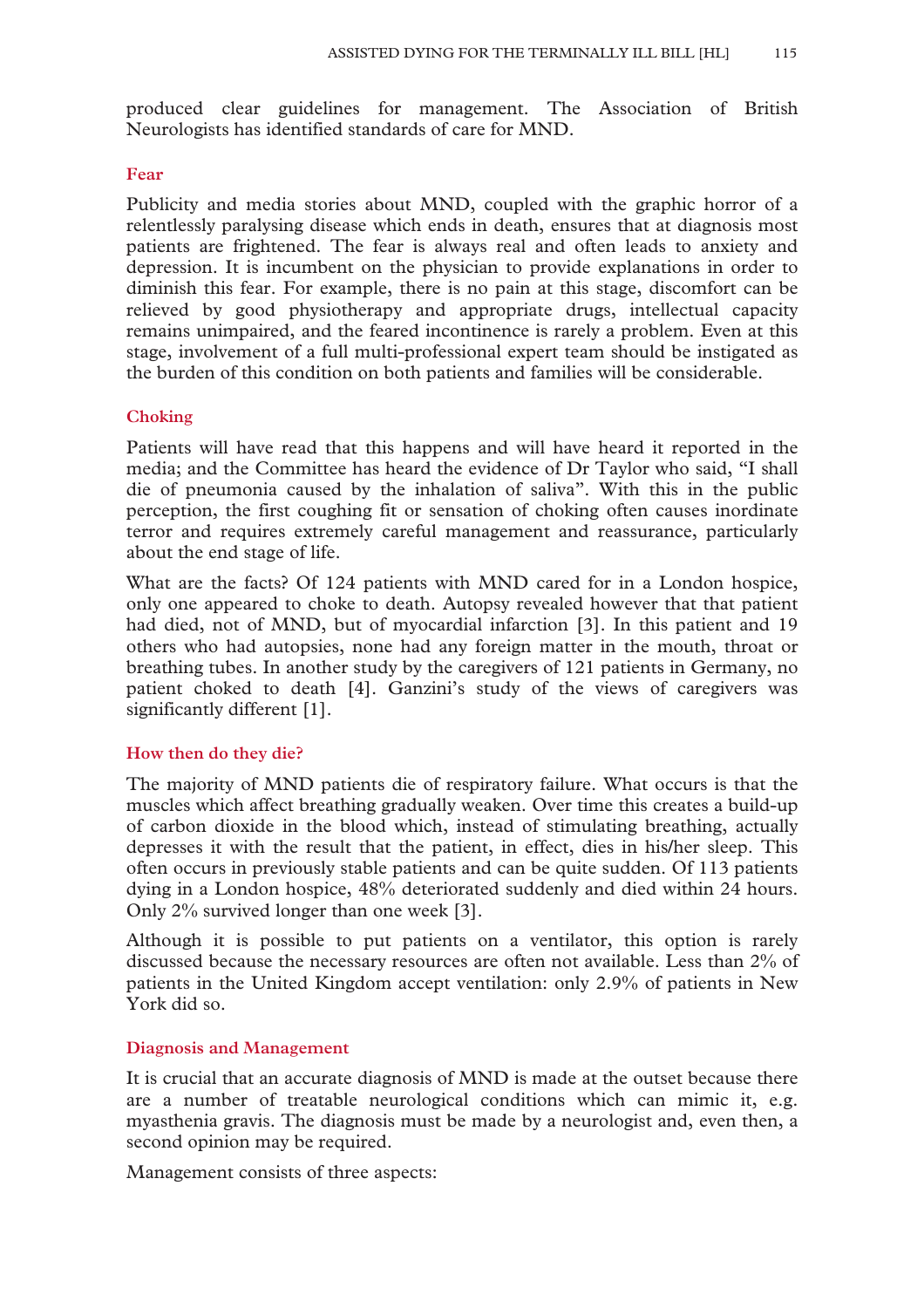produced clear guidelines for management. The Association of British Neurologists has identified standards of care for MND.

### Fear

Publicity and media stories about MND, coupled with the graphic horror of a relentlessly paralysing disease which ends in death, ensures that at diagnosis most patients are frightened. The fear is always real and often leads to anxiety and depression. It is incumbent on the physician to provide explanations in order to diminish this fear. For example, there is no pain at this stage, discomfort can be relieved by good physiotherapy and appropriate drugs, intellectual capacity remains unimpaired, and the feared incontinence is rarely a problem. Even at this stage, involvement of a full multi-professional expert team should be instigated as the burden of this condition on both patients and families will be considerable.

### Choking

Patients will have read that this happens and will have heard it reported in the media; and the Committee has heard the evidence of Dr Taylor who said, "I shall die of pneumonia caused by the inhalation of saliva". With this in the public perception, the first coughing fit or sensation of choking often causes inordinate terror and requires extremely careful management and reassurance, particularly about the end stage of life.

What are the facts? Of 124 patients with MND cared for in a London hospice, only one appeared to choke to death. Autopsy revealed however that that patient had died, not of MND, but of myocardial infarction [3]. In this patient and 19 others who had autopsies, none had any foreign matter in the mouth, throat or breathing tubes. In another study by the caregivers of 121 patients in Germany, no patient choked to death [4]. Ganzini's study of the views of caregivers was significantly different [1].

### How then do they die?

The majority of MND patients die of respiratory failure. What occurs is that the muscles which affect breathing gradually weaken. Over time this creates a build-up of carbon dioxide in the blood which, instead of stimulating breathing, actually depresses it with the result that the patient, in effect, dies in his/her sleep. This often occurs in previously stable patients and can be quite sudden. Of 113 patients dying in a London hospice, 48% deteriorated suddenly and died within 24 hours. Only 2% survived longer than one week [3].

Although it is possible to put patients on a ventilator, this option is rarely discussed because the necessary resources are often not available. Less than 2% of patients in the United Kingdom accept ventilation: only 2.9% of patients in New York did so.

### Diagnosis and Management

It is crucial that an accurate diagnosis of MND is made at the outset because there are a number of treatable neurological conditions which can mimic it, e.g. myasthenia gravis. The diagnosis must be made by a neurologist and, even then, a second opinion may be required.

Management consists of three aspects: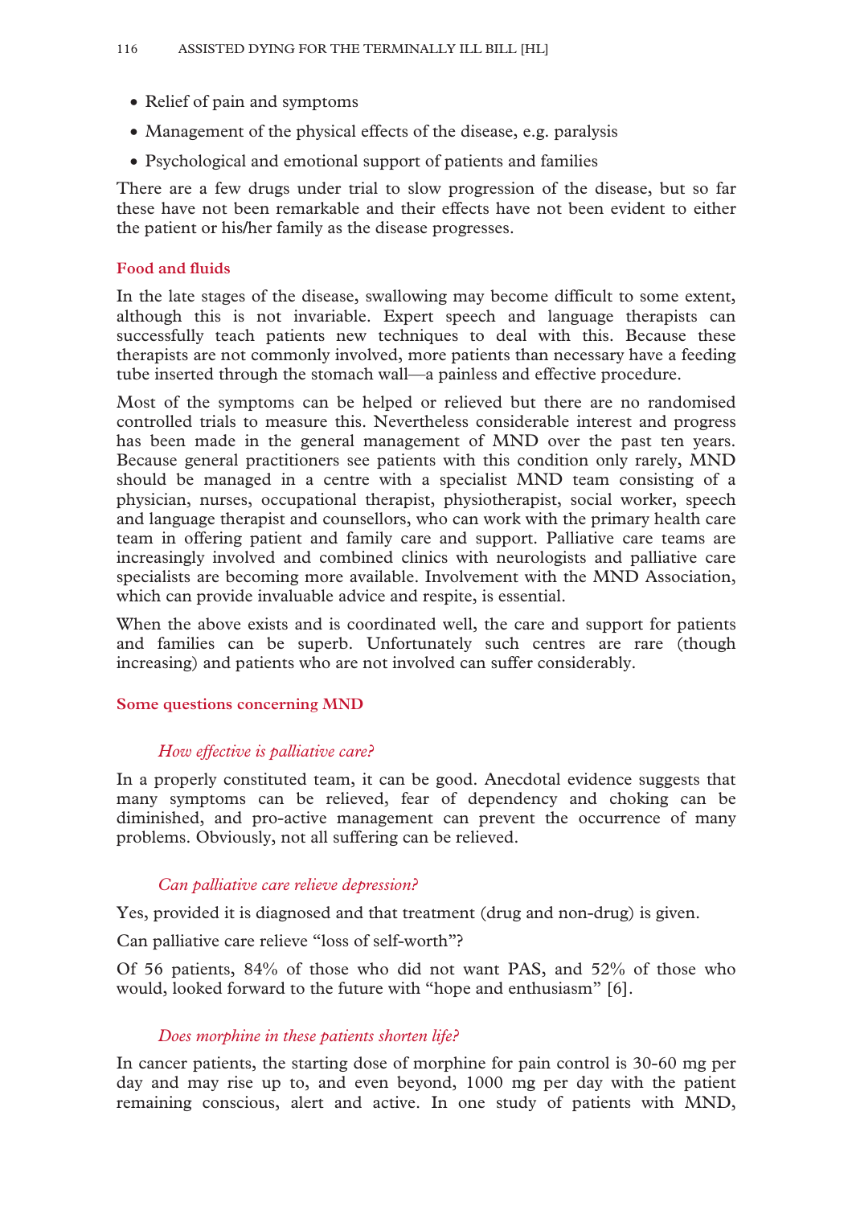- Relief of pain and symptoms
- Management of the physical effects of the disease, e.g. paralysis
- Psychological and emotional support of patients and families

There are a few drugs under trial to slow progression of the disease, but so far these have not been remarkable and their effects have not been evident to either the patient or his/her family as the disease progresses.

### Food and fluids

In the late stages of the disease, swallowing may become difficult to some extent, although this is not invariable. Expert speech and language therapists can successfully teach patients new techniques to deal with this. Because these therapists are not commonly involved, more patients than necessary have a feeding tube inserted through the stomach wall—a painless and effective procedure.

Most of the symptoms can be helped or relieved but there are no randomised controlled trials to measure this. Nevertheless considerable interest and progress has been made in the general management of MND over the past ten years. Because general practitioners see patients with this condition only rarely, MND should be managed in a centre with a specialist MND team consisting of a physician, nurses, occupational therapist, physiotherapist, social worker, speech and language therapist and counsellors, who can work with the primary health care team in offering patient and family care and support. Palliative care teams are increasingly involved and combined clinics with neurologists and palliative care specialists are becoming more available. Involvement with the MND Association, which can provide invaluable advice and respite, is essential.

When the above exists and is coordinated well, the care and support for patients and families can be superb. Unfortunately such centres are rare (though increasing) and patients who are not involved can suffer considerably.

### Some questions concerning MND

#### *How effective is palliative care?*

In a properly constituted team, it can be good. Anecdotal evidence suggests that many symptoms can be relieved, fear of dependency and choking can be diminished, and pro-active management can prevent the occurrence of many problems. Obviously, not all suffering can be relieved.

#### *Can palliative care relieve depression?*

Yes, provided it is diagnosed and that treatment (drug and non-drug) is given.

Can palliative care relieve "loss of self-worth"?

Of 56 patients, 84% of those who did not want PAS, and 52% of those who would, looked forward to the future with "hope and enthusiasm" [6].

#### *Does morphine in these patients shorten life?*

In cancer patients, the starting dose of morphine for pain control is 30-60 mg per day and may rise up to, and even beyond, 1000 mg per day with the patient remaining conscious, alert and active. In one study of patients with MND,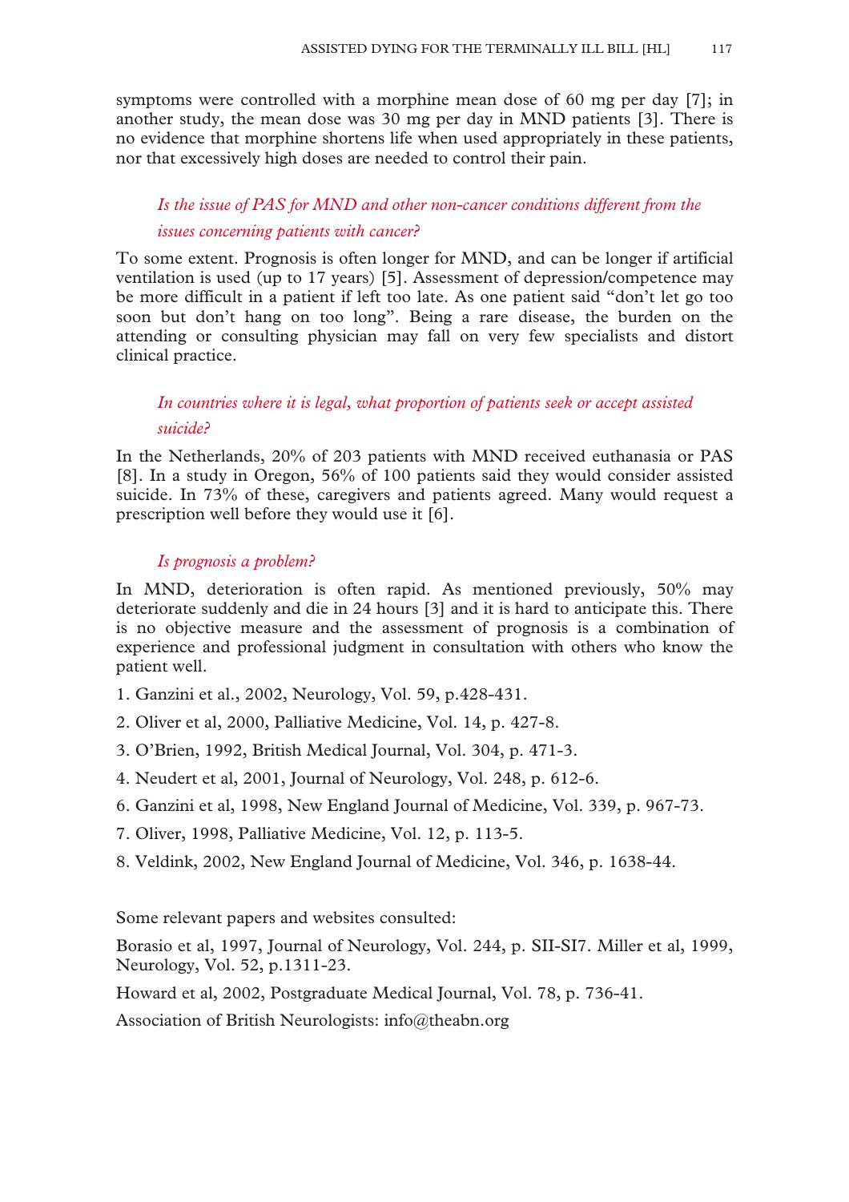symptoms were controlled with a morphine mean dose of 60 mg per day [7]; in another study, the mean dose was 30 mg per day in MND patients [3]. There is no evidence that morphine shortens life when used appropriately in these patients, nor that excessively high doses are needed to control their pain.

*Is the issue of PAS for MND and other non-cancer conditions different from the issues concerning patients with cancer?*

To some extent. Prognosis is often longer for MND, and can be longer if artificial ventilation is used (up to 17 years) [5]. Assessment of depression/competence may be more difficult in a patient if left too late. As one patient said "don't let go too soon but don't hang on too long". Being a rare disease, the burden on the attending or consulting physician may fall on very few specialists and distort clinical practice.

*In countries where it is legal, what proportion of patients seek or accept assisted suicide?*

In the Netherlands, 20% of 203 patients with MND received euthanasia or PAS [8]. In a study in Oregon, 56% of 100 patients said they would consider assisted suicide. In 73% of these, caregivers and patients agreed. Many would request a prescription well before they would use it [6].

*Is prognosis a problem?*

In MND, deterioration is often rapid. As mentioned previously, 50% may deteriorate suddenly and die in 24 hours [3] and it is hard to anticipate this. There is no objective measure and the assessment of prognosis is a combination of experience and professional judgment in consultation with others who know the patient well.

1. Ganzini et al., 2002, Neurology, Vol. 59, p.428-431.
2. Oliver et al, 2000, Palliative Medicine, Vol. 14, p. 427-8.
3. O'Brien, 1992, British Medical Journal, Vol. 304, p. 471-3.
4. Neudert et al, 2001, Journal of Neurology, Vol. 248, p. 612-6.
6. Ganzini et al, 1998, New England Journal of Medicine, Vol. 339, p. 967-73.
7. Oliver, 1998, Palliative Medicine, Vol. 12, p. 113-5.
8. Veldink, 2002, New England Journal of Medicine, Vol. 346, p. 1638-44.

Some relevant papers and websites consulted:

Borasio et al, 1997, Journal of Neurology, Vol. 244, p. SII-SI7. Miller et al, 1999, Neurology, Vol. 52, p.1311-23.

Howard et al, 2002, Postgraduate Medical Journal, Vol. 78, p. 736-41.

Association of British Neurologists: info@theabn.org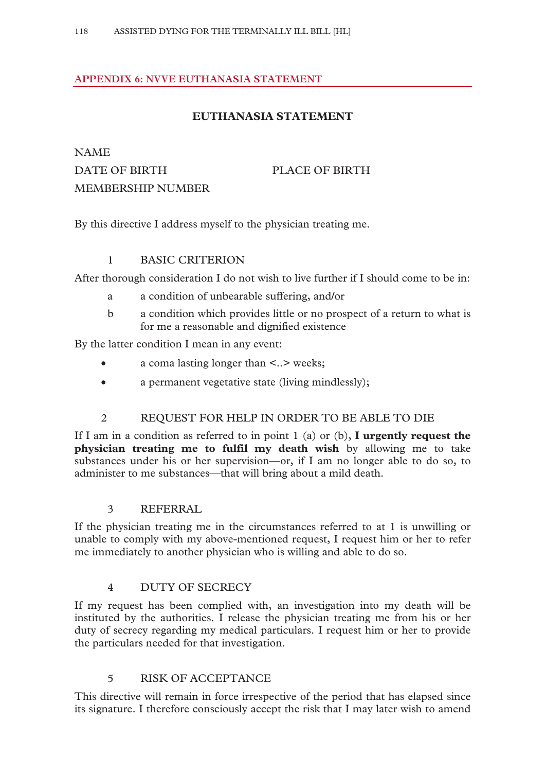## APPENDIX 6: NVVE EUTHANASIA STATEMENT

### EUTHANASIA STATEMENT

NAME

DATE OF BIRTH PLACE OF BIRTH

MEMBERSHIP NUMBER

By this directive I address myself to the physician treating me.

#### 1 BASIC CRITERION

After thorough consideration I do not wish to live further if I should come to be in:

- a a condition of unbearable suffering, and/or
- b a condition which provides little or no prospect of a return to what is for me a reasonable and dignified existence

By the latter condition I mean in any event:

- a coma lasting longer than <..> weeks;
- a permanent vegetative state (living mindlessly);

#### 2 REQUEST FOR HELP IN ORDER TO BE ABLE TO DIE

If I am in a condition as referred to in point 1 (a) or (b), **I urgently request the physician treating me to fulfil my death wish** by allowing me to take substances under his or her supervision—or, if I am no longer able to do so, to administer to me substances—that will bring about a mild death.

#### 3 REFERRAL

If the physician treating me in the circumstances referred to at 1 is unwilling or unable to comply with my above-mentioned request, I request him or her to refer me immediately to another physician who is willing and able to do so.

#### 4 DUTY OF SECRECY

If my request has been complied with, an investigation into my death will be instituted by the authorities. I release the physician treating me from his or her duty of secrecy regarding my medical particulars. I request him or her to provide the particulars needed for that investigation.

#### 5 RISK OF ACCEPTANCE

This directive will remain in force irrespective of the period that has elapsed since its signature. I therefore consciously accept the risk that I may later wish to amend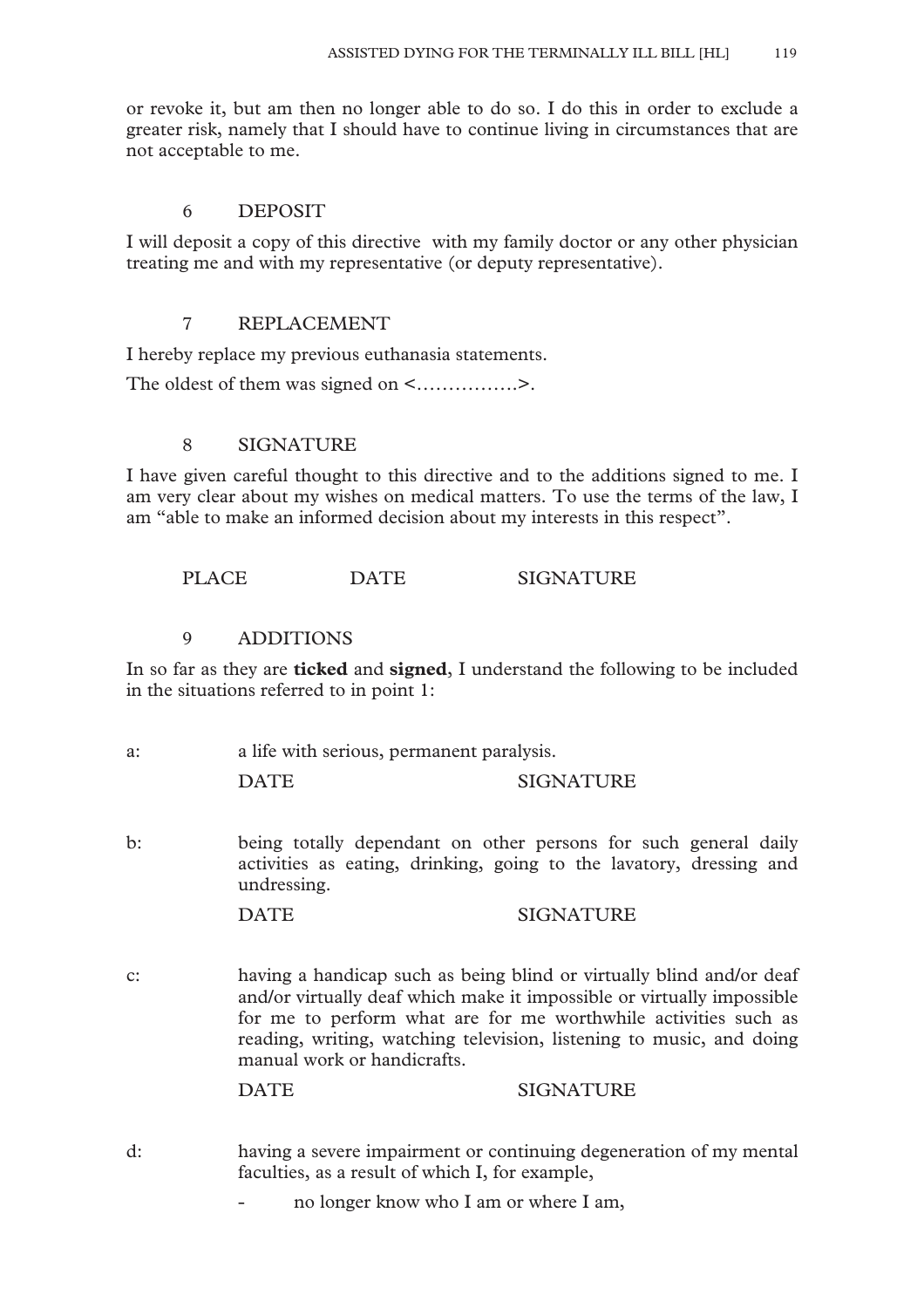or revoke it, but am then no longer able to do so. I do this in order to exclude a greater risk, namely that I should have to continue living in circumstances that are not acceptable to me.

## 6 DEPOSIT

I will deposit a copy of this directive with my family doctor or any other physician treating me and with my representative (or deputy representative).

## 7 REPLACEMENT

I hereby replace my previous euthanasia statements.

The oldest of them was signed on <…………….>.

## 8 SIGNATURE

I have given careful thought to this directive and to the additions signed to me. I am very clear about my wishes on medical matters. To use the terms of the law, I am "able to make an informed decision about my interests in this respect".

PLACE DATE SIGNATURE

## 9 ADDITIONS

In so far as they are **ticked** and **signed**, I understand the following to be included in the situations referred to in point 1:

a: a life with serious, permanent paralysis.

DATE SIGNATURE

b: being totally dependant on other persons for such general daily activities as eating, drinking, going to the lavatory, dressing and undressing.

DATE SIGNATURE

c: having a handicap such as being blind or virtually blind and/or deaf and/or virtually deaf which make it impossible or virtually impossible for me to perform what are for me worthwhile activities such as reading, writing, watching television, listening to music, and doing manual work or handicrafts.

DATE SIGNATURE

d: having a severe impairment or continuing degeneration of my mental faculties, as a result of which I, for example,

- no longer know who I am or where I am,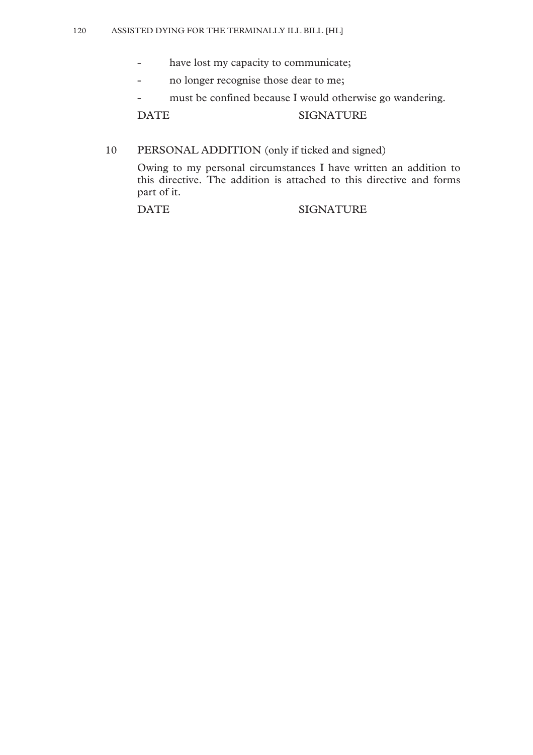- have lost my capacity to communicate;
- no longer recognise those dear to me;
- must be confined because I would otherwise go wandering.

DATE SIGNATURE

10 PERSONAL ADDITION (only if ticked and signed)

Owing to my personal circumstances I have written an addition to this directive. The addition is attached to this directive and forms part of it.

DATE SIGNATURE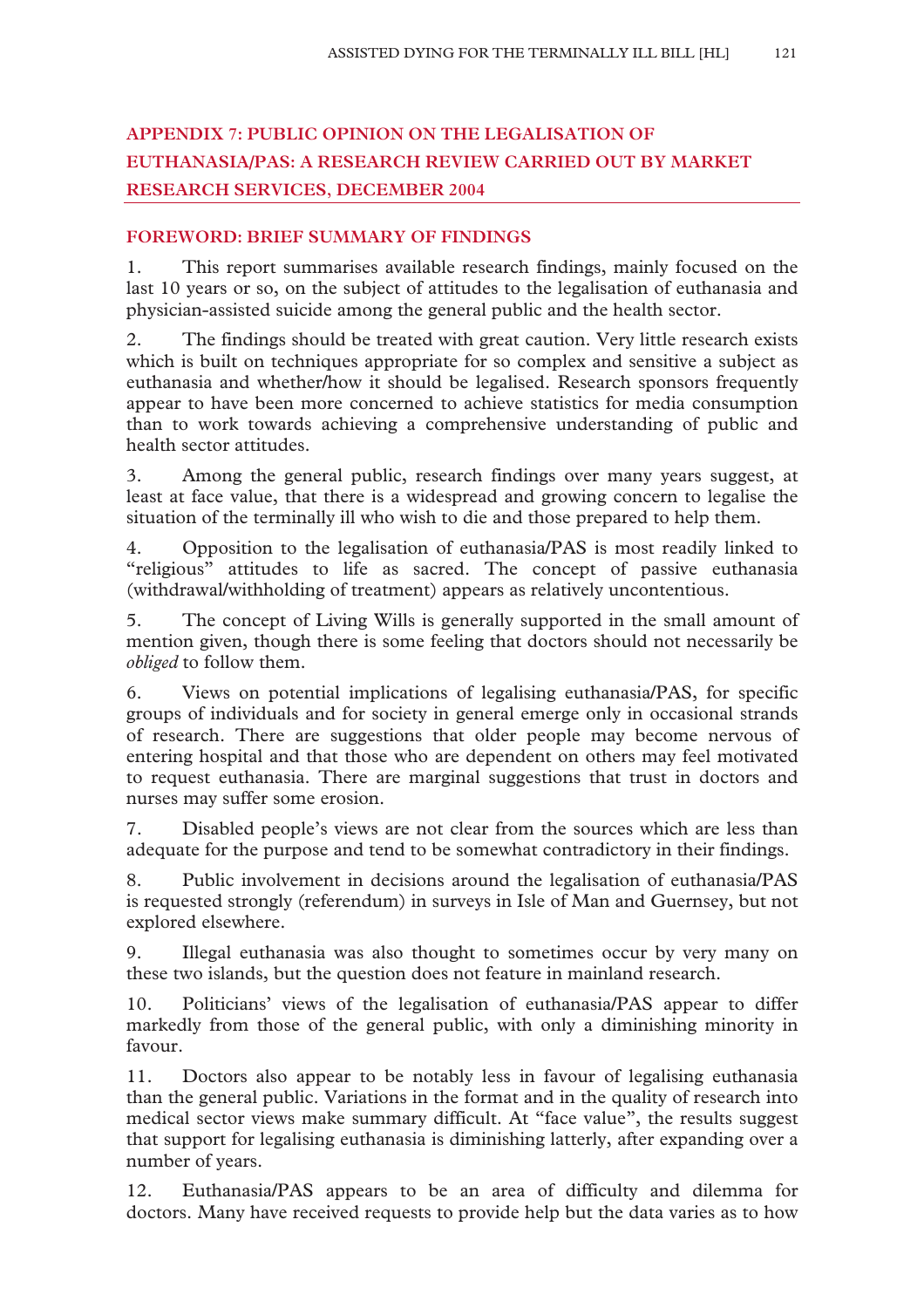## APPENDIX 7: PUBLIC OPINION ON THE LEGALISATION OF EUTHANASIA/PAS: A RESEARCH REVIEW CARRIED OUT BY MARKET RESEARCH SERVICES, DECEMBER 2004

### FOREWORD: BRIEF SUMMARY OF FINDINGS

1. This report summarises available research findings, mainly focused on the last 10 years or so, on the subject of attitudes to the legalisation of euthanasia and physician-assisted suicide among the general public and the health sector.

2. The findings should be treated with great caution. Very little research exists which is built on techniques appropriate for so complex and sensitive a subject as euthanasia and whether/how it should be legalised. Research sponsors frequently appear to have been more concerned to achieve statistics for media consumption than to work towards achieving a comprehensive understanding of public and health sector attitudes.

3. Among the general public, research findings over many years suggest, at least at face value, that there is a widespread and growing concern to legalise the situation of the terminally ill who wish to die and those prepared to help them.

4. Opposition to the legalisation of euthanasia/PAS is most readily linked to "religious" attitudes to life as sacred. The concept of passive euthanasia (withdrawal/withholding of treatment) appears as relatively uncontentious.

5. The concept of Living Wills is generally supported in the small amount of mention given, though there is some feeling that doctors should not necessarily be *obliged* to follow them.

6. Views on potential implications of legalising euthanasia/PAS, for specific groups of individuals and for society in general emerge only in occasional strands of research. There are suggestions that older people may become nervous of entering hospital and that those who are dependent on others may feel motivated to request euthanasia. There are marginal suggestions that trust in doctors and nurses may suffer some erosion.

7. Disabled people's views are not clear from the sources which are less than adequate for the purpose and tend to be somewhat contradictory in their findings.

8. Public involvement in decisions around the legalisation of euthanasia/PAS is requested strongly (referendum) in surveys in Isle of Man and Guernsey, but not explored elsewhere.

9. Illegal euthanasia was also thought to sometimes occur by very many on these two islands, but the question does not feature in mainland research.

10. Politicians' views of the legalisation of euthanasia/PAS appear to differ markedly from those of the general public, with only a diminishing minority in favour.

11. Doctors also appear to be notably less in favour of legalising euthanasia than the general public. Variations in the format and in the quality of research into medical sector views make summary difficult. At "face value", the results suggest that support for legalising euthanasia is diminishing latterly, after expanding over a number of years.

12. Euthanasia/PAS appears to be an area of difficulty and dilemma for doctors. Many have received requests to provide help but the data varies as to how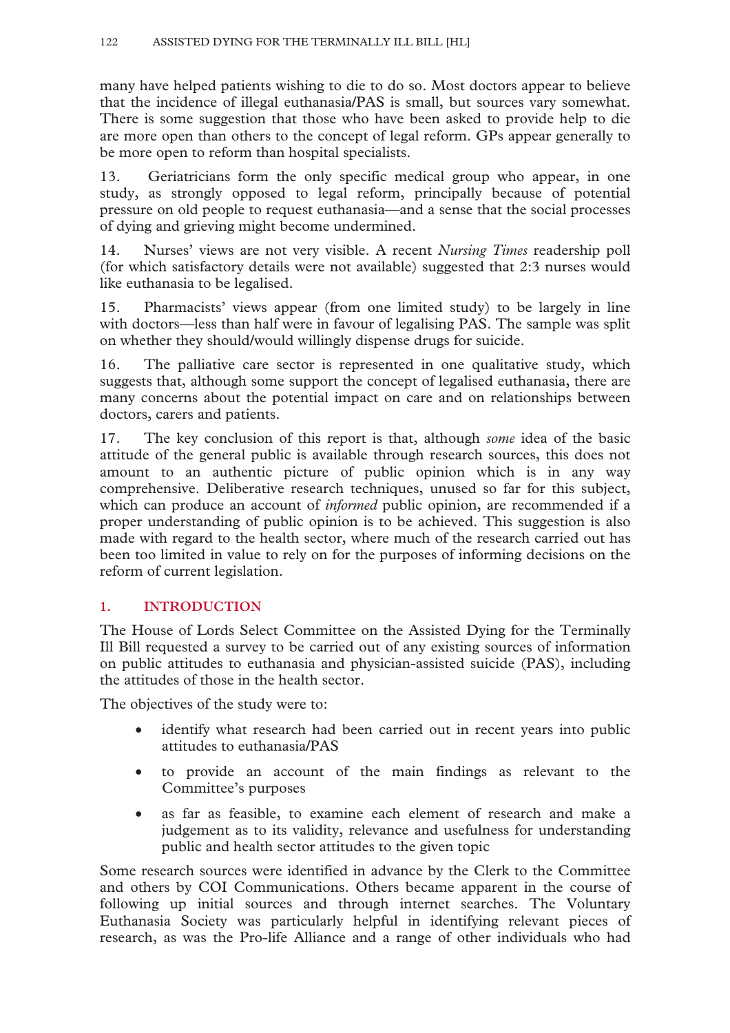many have helped patients wishing to die to do so. Most doctors appear to believe that the incidence of illegal euthanasia/PAS is small, but sources vary somewhat. There is some suggestion that those who have been asked to provide help to die are more open than others to the concept of legal reform. GPs appear generally to be more open to reform than hospital specialists.

13. Geriatricians form the only specific medical group who appear, in one study, as strongly opposed to legal reform, principally because of potential pressure on old people to request euthanasia—and a sense that the social processes of dying and grieving might become undermined.

14. Nurses' views are not very visible. A recent *Nursing Times* readership poll (for which satisfactory details were not available) suggested that 2:3 nurses would like euthanasia to be legalised.

15. Pharmacists' views appear (from one limited study) to be largely in line with doctors—less than half were in favour of legalising PAS. The sample was split on whether they should/would willingly dispense drugs for suicide.

16. The palliative care sector is represented in one qualitative study, which suggests that, although some support the concept of legalised euthanasia, there are many concerns about the potential impact on care and on relationships between doctors, carers and patients.

17. The key conclusion of this report is that, although *some* idea of the basic attitude of the general public is available through research sources, this does not amount to an authentic picture of public opinion which is in any way comprehensive. Deliberative research techniques, unused so far for this subject, which can produce an account of *informed* public opinion, are recommended if a proper understanding of public opinion is to be achieved. This suggestion is also made with regard to the health sector, where much of the research carried out has been too limited in value to rely on for the purposes of informing decisions on the reform of current legislation.

## 1. INTRODUCTION

The House of Lords Select Committee on the Assisted Dying for the Terminally Ill Bill requested a survey to be carried out of any existing sources of information on public attitudes to euthanasia and physician-assisted suicide (PAS), including the attitudes of those in the health sector.

The objectives of the study were to:

- identify what research had been carried out in recent years into public attitudes to euthanasia/PAS
- to provide an account of the main findings as relevant to the Committee's purposes
- as far as feasible, to examine each element of research and make a judgement as to its validity, relevance and usefulness for understanding public and health sector attitudes to the given topic

Some research sources were identified in advance by the Clerk to the Committee and others by COI Communications. Others became apparent in the course of following up initial sources and through internet searches. The Voluntary Euthanasia Society was particularly helpful in identifying relevant pieces of research, as was the Pro-life Alliance and a range of other individuals who had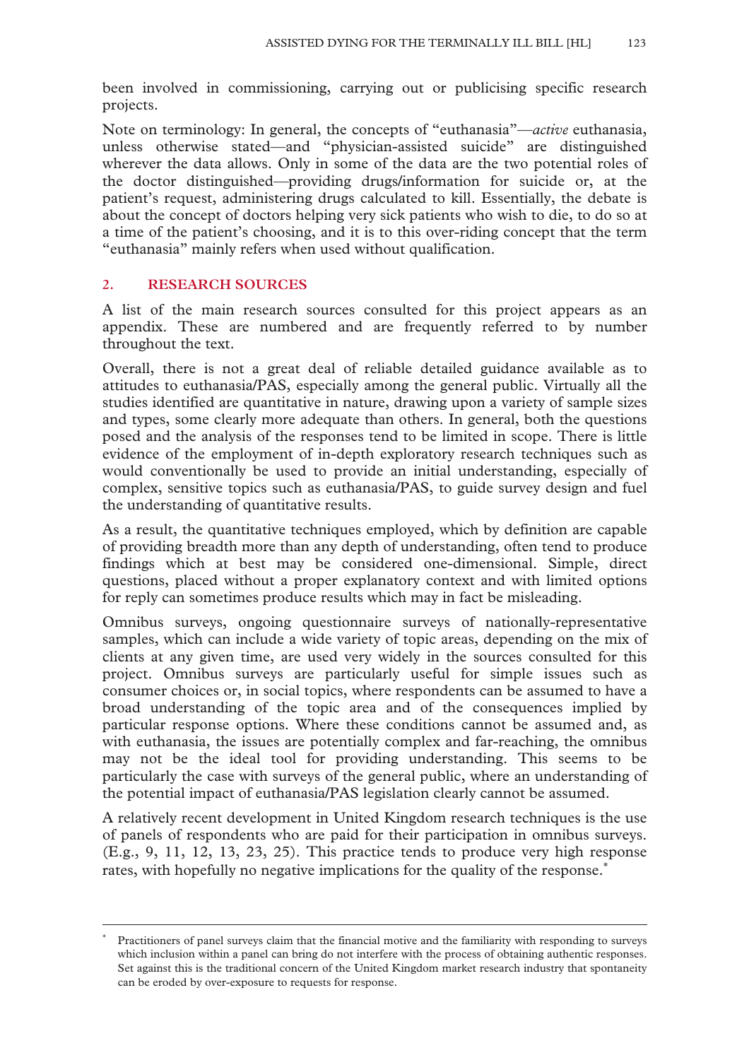been involved in commissioning, carrying out or publicising specific research projects.

Note on terminology: In general, the concepts of "euthanasia"—*active* euthanasia, unless otherwise stated—and "physician-assisted suicide" are distinguished wherever the data allows. Only in some of the data are the two potential roles of the doctor distinguished—providing drugs/information for suicide or, at the patient's request, administering drugs calculated to kill. Essentially, the debate is about the concept of doctors helping very sick patients who wish to die, to do so at a time of the patient's choosing, and it is to this over-riding concept that the term "euthanasia" mainly refers when used without qualification.

## 2. RESEARCH SOURCES

A list of the main research sources consulted for this project appears as an appendix. These are numbered and are frequently referred to by number throughout the text.

Overall, there is not a great deal of reliable detailed guidance available as to attitudes to euthanasia/PAS, especially among the general public. Virtually all the studies identified are quantitative in nature, drawing upon a variety of sample sizes and types, some clearly more adequate than others. In general, both the questions posed and the analysis of the responses tend to be limited in scope. There is little evidence of the employment of in-depth exploratory research techniques such as would conventionally be used to provide an initial understanding, especially of complex, sensitive topics such as euthanasia/PAS, to guide survey design and fuel the understanding of quantitative results.

As a result, the quantitative techniques employed, which by definition are capable of providing breadth more than any depth of understanding, often tend to produce findings which at best may be considered one-dimensional. Simple, direct questions, placed without a proper explanatory context and with limited options for reply can sometimes produce results which may in fact be misleading.

Omnibus surveys, ongoing questionnaire surveys of nationally-representative samples, which can include a wide variety of topic areas, depending on the mix of clients at any given time, are used very widely in the sources consulted for this project. Omnibus surveys are particularly useful for simple issues such as consumer choices or, in social topics, where respondents can be assumed to have a broad understanding of the topic area and of the consequences implied by particular response options. Where these conditions cannot be assumed and, as with euthanasia, the issues are potentially complex and far-reaching, the omnibus may not be the ideal tool for providing understanding. This seems to be particularly the case with surveys of the general public, where an understanding of the potential impact of euthanasia/PAS legislation clearly cannot be assumed.

A relatively recent development in United Kingdom research techniques is the use of panels of respondents who are paid for their participation in omnibus surveys. (E.g., 9, 11, 12, 13, 23, 25). This practice tends to produce very high response rates, with hopefully no negative implications for the quality of the response.*

---

* Practitioners of panel surveys claim that the financial motive and the familiarity with responding to surveys which inclusion within a panel can bring do not interfere with the process of obtaining authentic responses. Set against this is the traditional concern of the United Kingdom market research industry that spontaneity can be eroded by over-exposure to requests for response.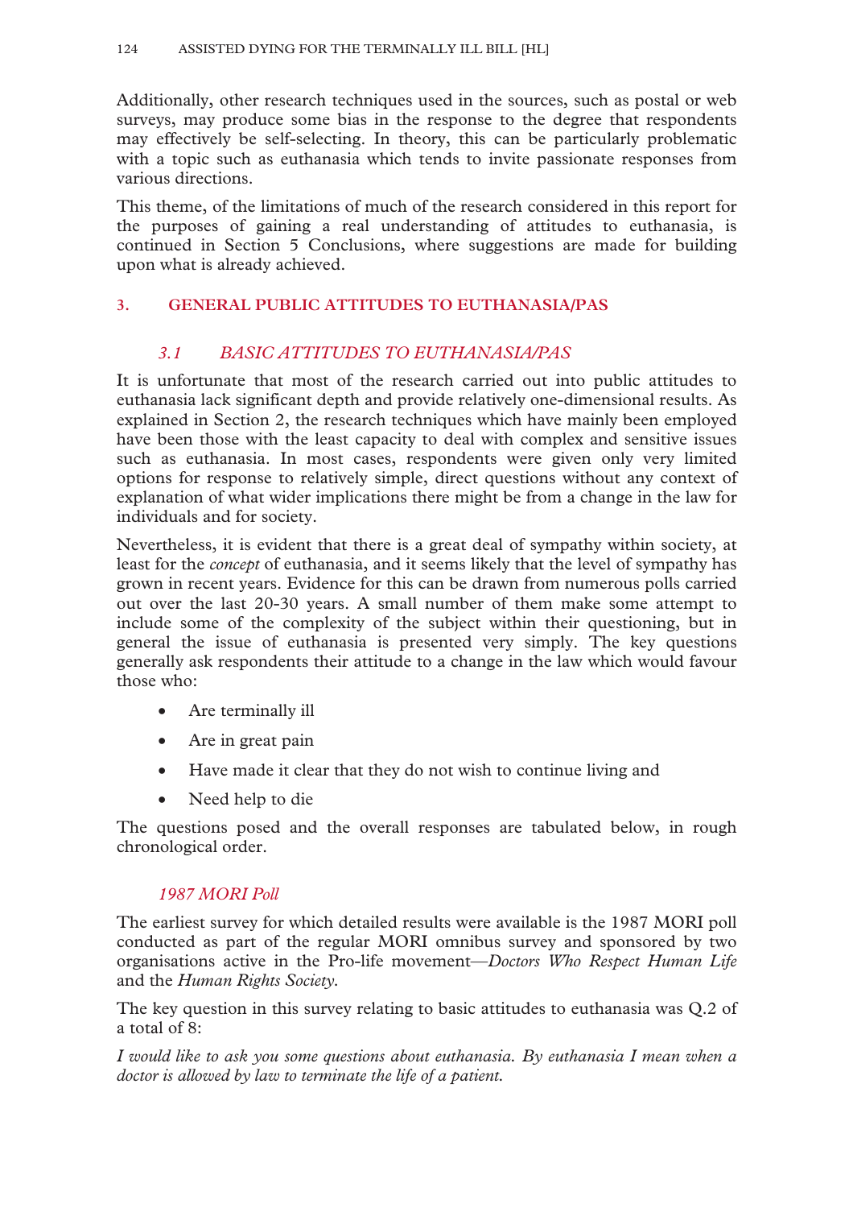Additionally, other research techniques used in the sources, such as postal or web surveys, may produce some bias in the response to the degree that respondents may effectively be self-selecting. In theory, this can be particularly problematic with a topic such as euthanasia which tends to invite passionate responses from various directions.

This theme, of the limitations of much of the research considered in this report for the purposes of gaining a real understanding of attitudes to euthanasia, is continued in Section 5 Conclusions, where suggestions are made for building upon what is already achieved.

## 3. GENERAL PUBLIC ATTITUDES TO EUTHANASIA/PAS

### *3.1 BASIC ATTITUDES TO EUTHANASIA/PAS*

It is unfortunate that most of the research carried out into public attitudes to euthanasia lack significant depth and provide relatively one-dimensional results. As explained in Section 2, the research techniques which have mainly been employed have been those with the least capacity to deal with complex and sensitive issues such as euthanasia. In most cases, respondents were given only very limited options for response to relatively simple, direct questions without any context of explanation of what wider implications there might be from a change in the law for individuals and for society.

Nevertheless, it is evident that there is a great deal of sympathy within society, at least for the *concept* of euthanasia, and it seems likely that the level of sympathy has grown in recent years. Evidence for this can be drawn from numerous polls carried out over the last 20-30 years. A small number of them make some attempt to include some of the complexity of the subject within their questioning, but in general the issue of euthanasia is presented very simply. The key questions generally ask respondents their attitude to a change in the law which would favour those who:

- Are terminally ill
- Are in great pain
- Have made it clear that they do not wish to continue living and
- Need help to die

The questions posed and the overall responses are tabulated below, in rough chronological order.

#### *1987 MORI Poll*

The earliest survey for which detailed results were available is the 1987 MORI poll conducted as part of the regular MORI omnibus survey and sponsored by two organisations active in the Pro-life movement—*Doctors Who Respect Human Life* and the *Human Rights Society*.

The key question in this survey relating to basic attitudes to euthanasia was Q.2 of a total of 8:

*I would like to ask you some questions about euthanasia. By euthanasia I mean when a doctor is allowed by law to terminate the life of a patient.*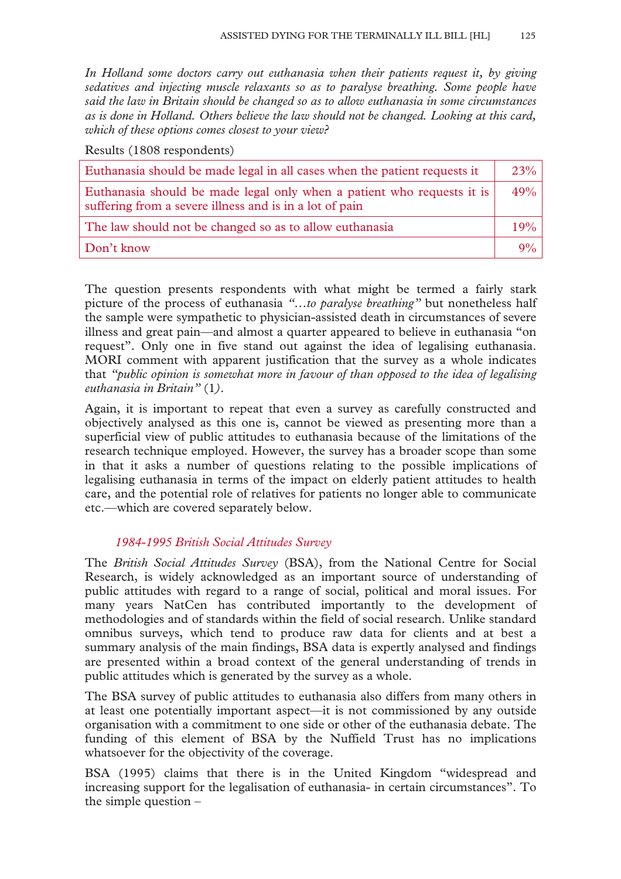*In Holland some doctors carry out euthanasia when their patients request it, by giving sedatives and injecting muscle relaxants so as to paralyse breathing. Some people have said the law in Britain should be changed so as to allow euthanasia in some circumstances as is done in Holland. Others believe the law should not be changed. Looking at this card, which of these options comes closest to your view?*

Results (1808 respondents)

| | |
|---|---|
| Euthanasia should be made legal in all cases when the patient requests it | 23% |
| Euthanasia should be made legal only when a patient who requests it is suffering from a severe illness and is in a lot of pain | 49% |
| The law should not be changed so as to allow euthanasia | 19% |
| Don't know | 9% |

The question presents respondents with what might be termed a fairly stark picture of the process of euthanasia *"…to paralyse breathing"* but nonetheless half the sample were sympathetic to physician-assisted death in circumstances of severe illness and great pain—and almost a quarter appeared to believe in euthanasia "on request". Only one in five stand out against the idea of legalising euthanasia. MORI comment with apparent justification that the survey as a whole indicates that *"public opinion is somewhat more in favour of than opposed to the idea of legalising euthanasia in Britain"* (1).

Again, it is important to repeat that even a survey as carefully constructed and objectively analysed as this one is, cannot be viewed as presenting more than a superficial view of public attitudes to euthanasia because of the limitations of the research technique employed. However, the survey has a broader scope than some in that it asks a number of questions relating to the possible implications of legalising euthanasia in terms of the impact on elderly patient attitudes to health care, and the potential role of relatives for patients no longer able to communicate etc.—which are covered separately below.

### *1984-1995 British Social Attitudes Survey*

The *British Social Attitudes Survey* (BSA), from the National Centre for Social Research, is widely acknowledged as an important source of understanding of public attitudes with regard to a range of social, political and moral issues. For many years NatCen has contributed importantly to the development of methodologies and of standards within the field of social research. Unlike standard omnibus surveys, which tend to produce raw data for clients and at best a summary analysis of the main findings, BSA data is expertly analysed and findings are presented within a broad context of the general understanding of trends in public attitudes which is generated by the survey as a whole.

The BSA survey of public attitudes to euthanasia also differs from many others in at least one potentially important aspect—it is not commissioned by any outside organisation with a commitment to one side or other of the euthanasia debate. The funding of this element of BSA by the Nuffield Trust has no implications whatsoever for the objectivity of the coverage.

BSA (1995) claims that there is in the United Kingdom "widespread and increasing support for the legalisation of euthanasia- in certain circumstances". To the simple question –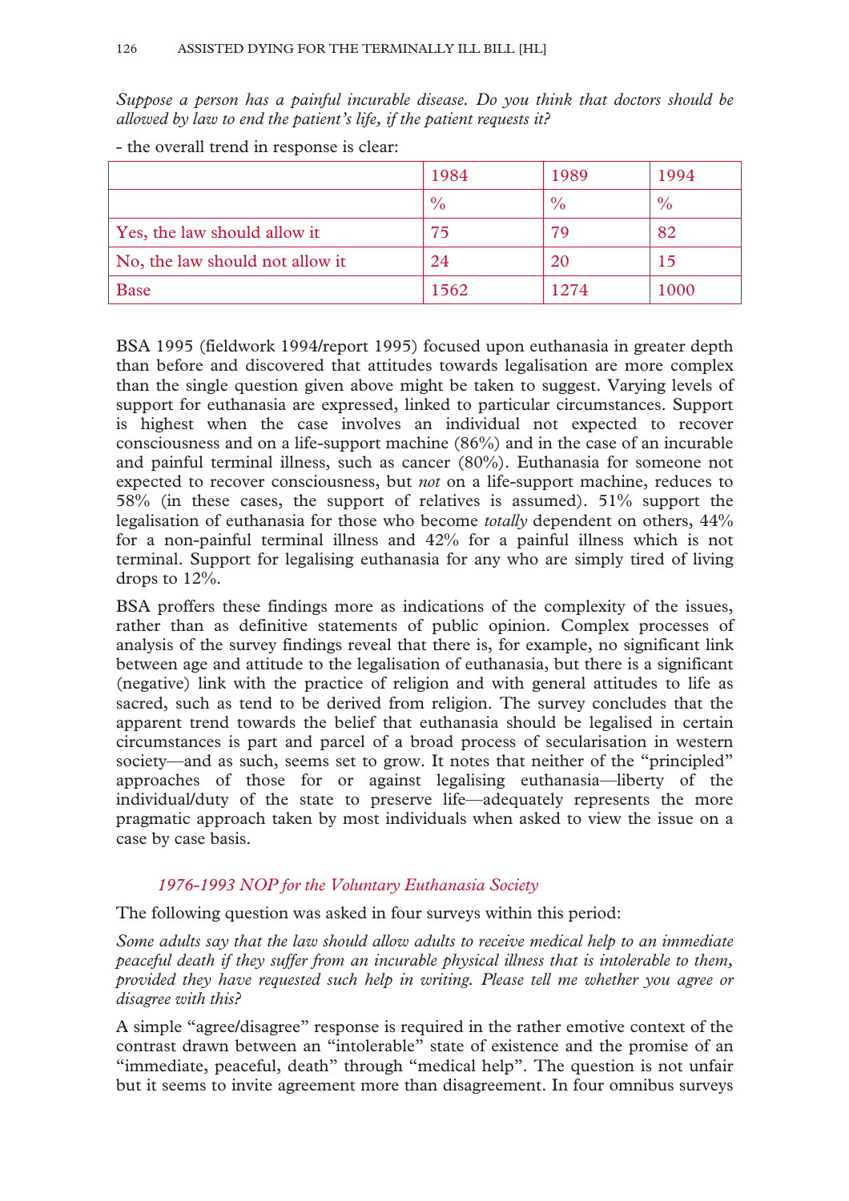*Suppose a person has a painful incurable disease. Do you think that doctors should be allowed by law to end the patient's life, if the patient requests it?*

- the overall trend in response is clear:

| | 1984 | 1989 | 1994 |
|---|---|---|---|
| | % | % | % |
| Yes, the law should allow it | 75 | 79 | 82 |
| No, the law should not allow it | 24 | 20 | 15 |
| Base | 1562 | 1274 | 1000 |

BSA 1995 (fieldwork 1994/report 1995) focused upon euthanasia in greater depth than before and discovered that attitudes towards legalisation are more complex than the single question given above might be taken to suggest. Varying levels of support for euthanasia are expressed, linked to particular circumstances. Support is highest when the case involves an individual not expected to recover consciousness and on a life-support machine (86%) and in the case of an incurable and painful terminal illness, such as cancer (80%). Euthanasia for someone not expected to recover consciousness, but *not* on a life-support machine, reduces to 58% (in these cases, the support of relatives is assumed). 51% support the legalisation of euthanasia for those who become *totally* dependent on others, 44% for a non-painful terminal illness and 42% for a painful illness which is not terminal. Support for legalising euthanasia for any who are simply tired of living drops to 12%.

BSA proffers these findings more as indications of the complexity of the issues, rather than as definitive statements of public opinion. Complex processes of analysis of the survey findings reveal that there is, for example, no significant link between age and attitude to the legalisation of euthanasia, but there is a significant (negative) link with the practice of religion and with general attitudes to life as sacred, such as tend to be derived from religion. The survey concludes that the apparent trend towards the belief that euthanasia should be legalised in certain circumstances is part and parcel of a broad process of secularisation in western society—and as such, seems set to grow. It notes that neither of the "principled" approaches of those for or against legalising euthanasia—liberty of the individual/duty of the state to preserve life—adequately represents the more pragmatic approach taken by most individuals when asked to view the issue on a case by case basis.

*1976-1993 NOP for the Voluntary Euthanasia Society*

The following question was asked in four surveys within this period:

*Some adults say that the law should allow adults to receive medical help to an immediate peaceful death if they suffer from an incurable physical illness that is intolerable to them, provided they have requested such help in writing. Please tell me whether you agree or disagree with this?*

A simple "agree/disagree" response is required in the rather emotive context of the contrast drawn between an "intolerable" state of existence and the promise of an "immediate, peaceful, death" through "medical help". The question is not unfair but it seems to invite agreement more than disagreement. In four omnibus surveys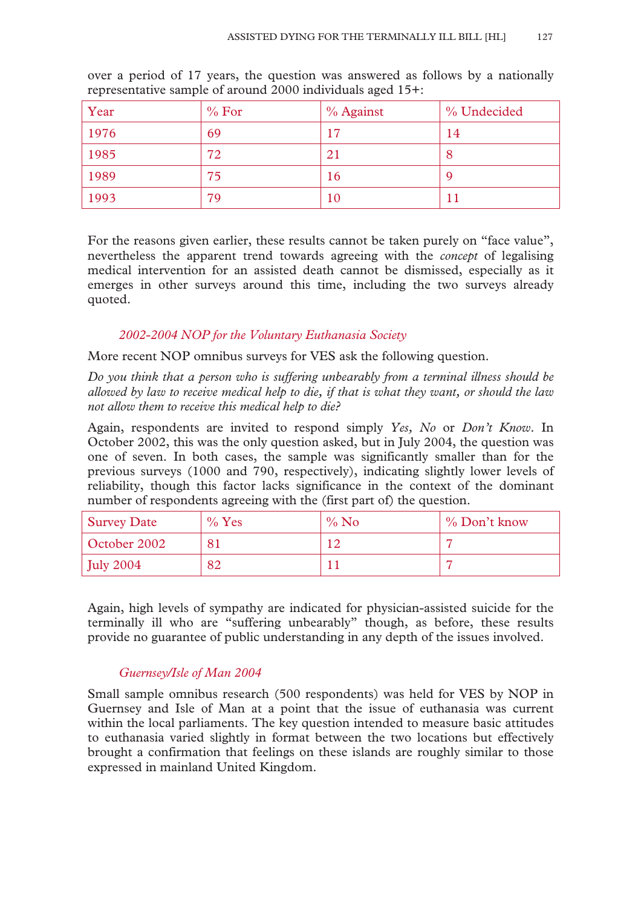over a period of 17 years, the question was answered as follows by a nationally representative sample of around 2000 individuals aged 15+:

| Year | % For | % Against | % Undecided |
|---|---|---|---|
| 1976 | 69 | 17 | 14 |
| 1985 | 72 | 21 | 8 |
| 1989 | 75 | 16 | 9 |
| 1993 | 79 | 10 | 11 |

For the reasons given earlier, these results cannot be taken purely on "face value", nevertheless the apparent trend towards agreeing with the *concept* of legalising medical intervention for an assisted death cannot be dismissed, especially as it emerges in other surveys around this time, including the two surveys already quoted.

### *2002-2004 NOP for the Voluntary Euthanasia Society*

More recent NOP omnibus surveys for VES ask the following question.

*Do you think that a person who is suffering unbearably from a terminal illness should be allowed by law to receive medical help to die, if that is what they want, or should the law not allow them to receive this medical help to die?*

Again, respondents are invited to respond simply *Yes, No* or *Don't Know*. In October 2002, this was the only question asked, but in July 2004, the question was one of seven. In both cases, the sample was significantly smaller than for the previous surveys (1000 and 790, respectively), indicating slightly lower levels of reliability, though this factor lacks significance in the context of the dominant number of respondents agreeing with the (first part of) the question.

| Survey Date | % Yes | % No | % Don't know |
|---|---|---|---|
| October 2002 | 81 | 12 | 7 |
| July 2004 | 82 | 11 | 7 |

Again, high levels of sympathy are indicated for physician-assisted suicide for the terminally ill who are "suffering unbearably" though, as before, these results provide no guarantee of public understanding in any depth of the issues involved.

### *Guernsey/Isle of Man 2004*

Small sample omnibus research (500 respondents) was held for VES by NOP in Guernsey and Isle of Man at a point that the issue of euthanasia was current within the local parliaments. The key question intended to measure basic attitudes to euthanasia varied slightly in format between the two locations but effectively brought a confirmation that feelings on these islands are roughly similar to those expressed in mainland United Kingdom.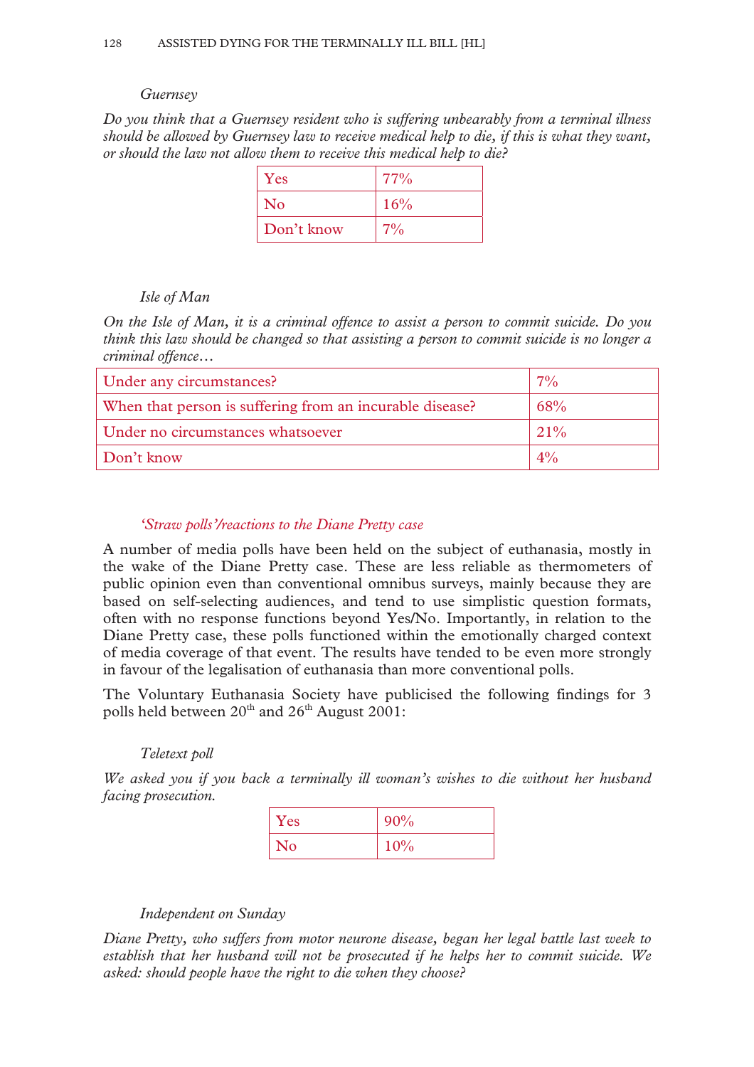*Guernsey*

*Do you think that a Guernsey resident who is suffering unbearably from a terminal illness should be allowed by Guernsey law to receive medical help to die, if this is what they want, or should the law not allow them to receive this medical help to die?*

| | |
|---|---|
| Yes | 77% |
| No | 16% |
| Don't know | 7% |

*Isle of Man*

*On the Isle of Man, it is a criminal offence to assist a person to commit suicide. Do you think this law should be changed so that assisting a person to commit suicide is no longer a criminal offence…*

| | |
|---|---|
| Under any circumstances? | 7% |
| When that person is suffering from an incurable disease? | 68% |
| Under no circumstances whatsoever | 21% |
| Don't know | 4% |

*'Straw polls'/reactions to the Diane Pretty case*

A number of media polls have been held on the subject of euthanasia, mostly in the wake of the Diane Pretty case. These are less reliable as thermometers of public opinion even than conventional omnibus surveys, mainly because they are based on self-selecting audiences, and tend to use simplistic question formats, often with no response functions beyond Yes/No. Importantly, in relation to the Diane Pretty case, these polls functioned within the emotionally charged context of media coverage of that event. The results have tended to be even more strongly in favour of the legalisation of euthanasia than more conventional polls.

The Voluntary Euthanasia Society have publicised the following findings for 3 polls held between 20th and 26th August 2001:

*Teletext poll*

*We asked you if you back a terminally ill woman's wishes to die without her husband facing prosecution.*

| | |
|---|---|
| Yes | 90% |
| No | 10% |

*Independent on Sunday*

*Diane Pretty, who suffers from motor neurone disease, began her legal battle last week to establish that her husband will not be prosecuted if he helps her to commit suicide. We asked: should people have the right to die when they choose?*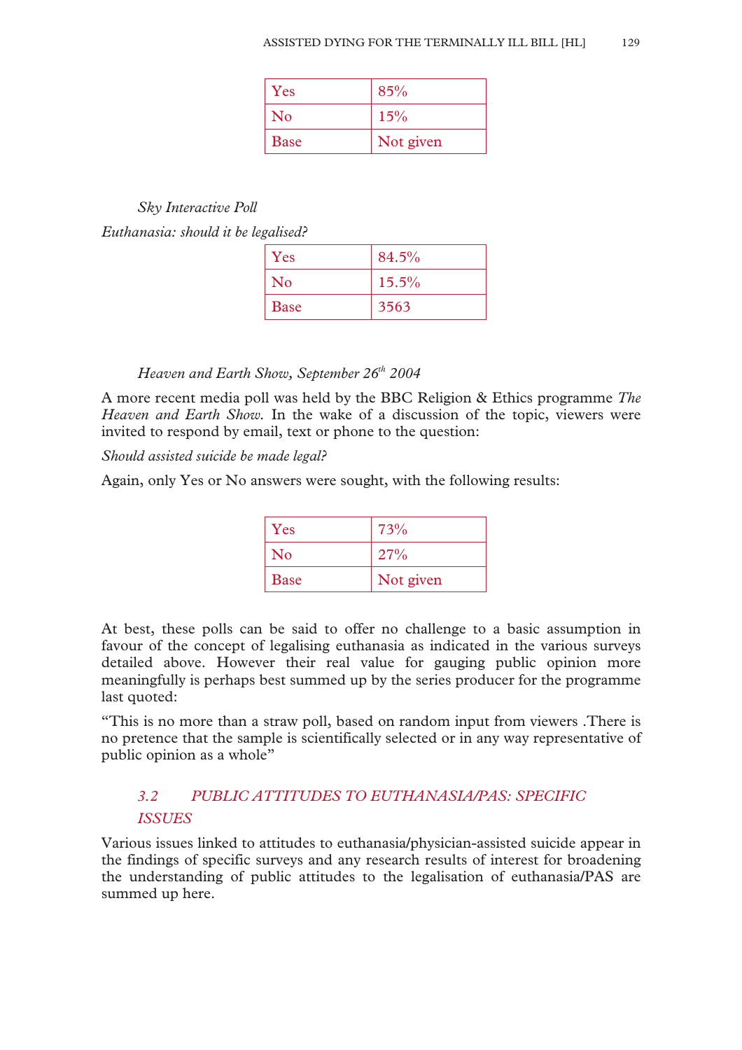| Yes | 85% |
|---|---|
| No | 15% |
| Base | Not given |

*Sky Interactive Poll*

*Euthanasia: should it be legalised?*

| Yes | 84.5% |
|---|---|
| No | 15.5% |
| Base | 3563 |

*Heaven and Earth Show, September 26th 2004*

A more recent media poll was held by the BBC Religion & Ethics programme *The Heaven and Earth Show*. In the wake of a discussion of the topic, viewers were invited to respond by email, text or phone to the question:

*Should assisted suicide be made legal?*

Again, only Yes or No answers were sought, with the following results:

| Yes | 73% |
|---|---|
| No | 27% |
| Base | Not given |

At best, these polls can be said to offer no challenge to a basic assumption in favour of the concept of legalising euthanasia as indicated in the various surveys detailed above. However their real value for gauging public opinion more meaningfully is perhaps best summed up by the series producer for the programme last quoted:

"This is no more than a straw poll, based on random input from viewers .There is no pretence that the sample is scientifically selected or in any way representative of public opinion as a whole"

### *3.2 PUBLIC ATTITUDES TO EUTHANASIA/PAS: SPECIFIC ISSUES*

Various issues linked to attitudes to euthanasia/physician-assisted suicide appear in the findings of specific surveys and any research results of interest for broadening the understanding of public attitudes to the legalisation of euthanasia/PAS are summed up here.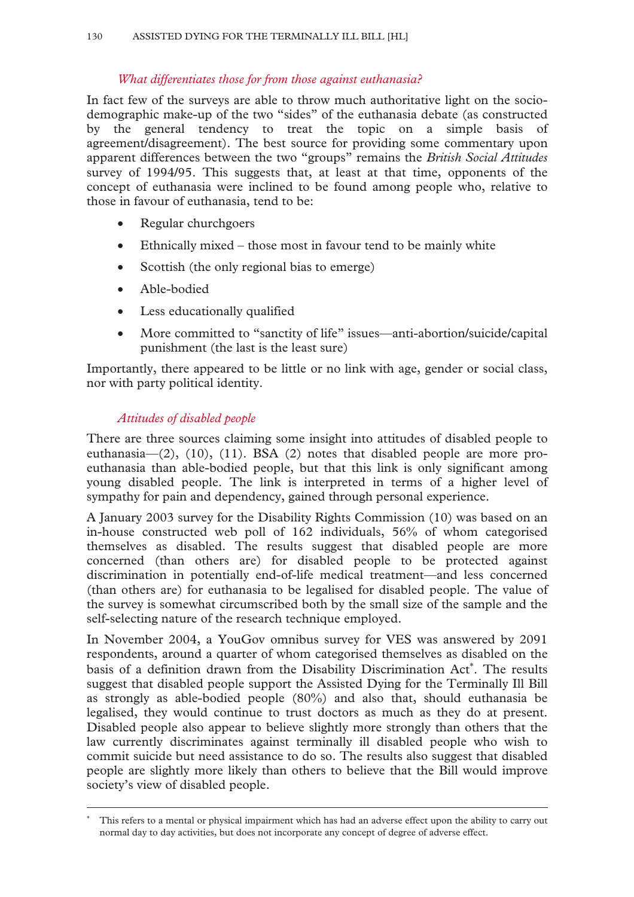### *What differentiates those for from those against euthanasia?*

In fact few of the surveys are able to throw much authoritative light on the socio-demographic make-up of the two "sides" of the euthanasia debate (as constructed by the general tendency to treat the topic on a simple basis of agreement/disagreement). The best source for providing some commentary upon apparent differences between the two "groups" remains the *British Social Attitudes* survey of 1994/95. This suggests that, at least at that time, opponents of the concept of euthanasia were inclined to be found among people who, relative to those in favour of euthanasia, tend to be:

- Regular churchgoers
- Ethnically mixed – those most in favour tend to be mainly white
- Scottish (the only regional bias to emerge)
- Able-bodied
- Less educationally qualified
- More committed to "sanctity of life" issues—anti-abortion/suicide/capital punishment (the last is the least sure)

Importantly, there appeared to be little or no link with age, gender or social class, nor with party political identity.

### *Attitudes of disabled people*

There are three sources claiming some insight into attitudes of disabled people to euthanasia—(2), (10), (11). BSA (2) notes that disabled people are more pro-euthanasia than able-bodied people, but that this link is only significant among young disabled people. The link is interpreted in terms of a higher level of sympathy for pain and dependency, gained through personal experience.

A January 2003 survey for the Disability Rights Commission (10) was based on an in-house constructed web poll of 162 individuals, 56% of whom categorised themselves as disabled. The results suggest that disabled people are more concerned (than others are) for disabled people to be protected against discrimination in potentially end-of-life medical treatment—and less concerned (than others are) for euthanasia to be legalised for disabled people. The value of the survey is somewhat circumscribed both by the small size of the sample and the self-selecting nature of the research technique employed.

In November 2004, a YouGov omnibus survey for VES was answered by 2091 respondents, around a quarter of whom categorised themselves as disabled on the basis of a definition drawn from the Disability Discrimination Act*. The results suggest that disabled people support the Assisted Dying for the Terminally Ill Bill as strongly as able-bodied people (80%) and also that, should euthanasia be legalised, they would continue to trust doctors as much as they do at present. Disabled people also appear to believe slightly more strongly than others that the law currently discriminates against terminally ill disabled people who wish to commit suicide but need assistance to do so. The results also suggest that disabled people are slightly more likely than others to believe that the Bill would improve society's view of disabled people.

---

* This refers to a mental or physical impairment which has had an adverse effect upon the ability to carry out normal day to day activities, but does not incorporate any concept of degree of adverse effect.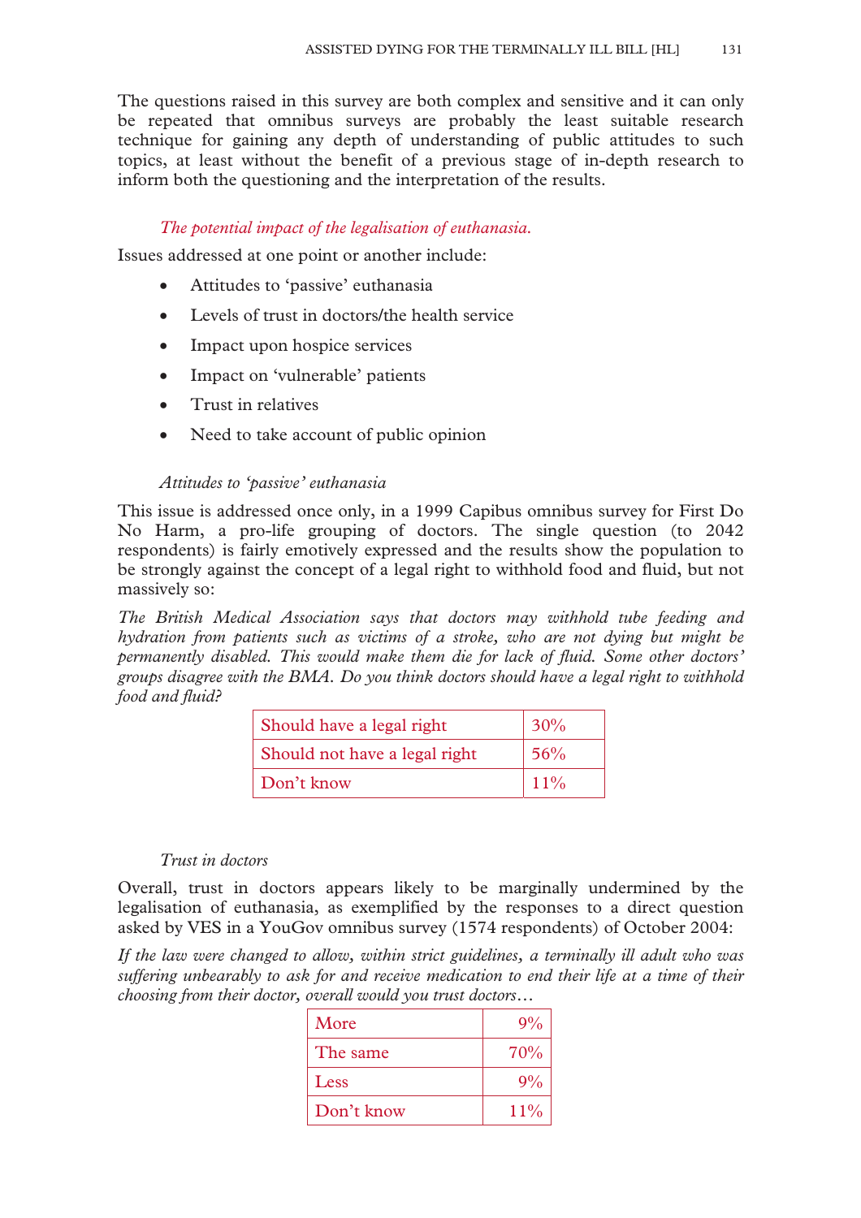The questions raised in this survey are both complex and sensitive and it can only be repeated that omnibus surveys are probably the least suitable research technique for gaining any depth of understanding of public attitudes to such topics, at least without the benefit of a previous stage of in-depth research to inform both the questioning and the interpretation of the results.

*The potential impact of the legalisation of euthanasia.*

Issues addressed at one point or another include:

- Attitudes to 'passive' euthanasia
- Levels of trust in doctors/the health service
- Impact upon hospice services
- Impact on 'vulnerable' patients
- Trust in relatives
- Need to take account of public opinion

*Attitudes to 'passive' euthanasia*

This issue is addressed once only, in a 1999 Capibus omnibus survey for First Do No Harm, a pro-life grouping of doctors. The single question (to 2042 respondents) is fairly emotively expressed and the results show the population to be strongly against the concept of a legal right to withhold food and fluid, but not massively so:

*The British Medical Association says that doctors may withhold tube feeding and hydration from patients such as victims of a stroke, who are not dying but might be permanently disabled. This would make them die for lack of fluid. Some other doctors' groups disagree with the BMA. Do you think doctors should have a legal right to withhold food and fluid?*

| | |
|---|---|
| Should have a legal right | 30% |
| Should not have a legal right | 56% |
| Don't know | 11% |

*Trust in doctors*

Overall, trust in doctors appears likely to be marginally undermined by the legalisation of euthanasia, as exemplified by the responses to a direct question asked by VES in a YouGov omnibus survey (1574 respondents) of October 2004:

*If the law were changed to allow, within strict guidelines, a terminally ill adult who was suffering unbearably to ask for and receive medication to end their life at a time of their choosing from their doctor, overall would you trust doctors…*

| | |
|---|---|
| More | 9% |
| The same | 70% |
| Less | 9% |
| Don't know | 11% |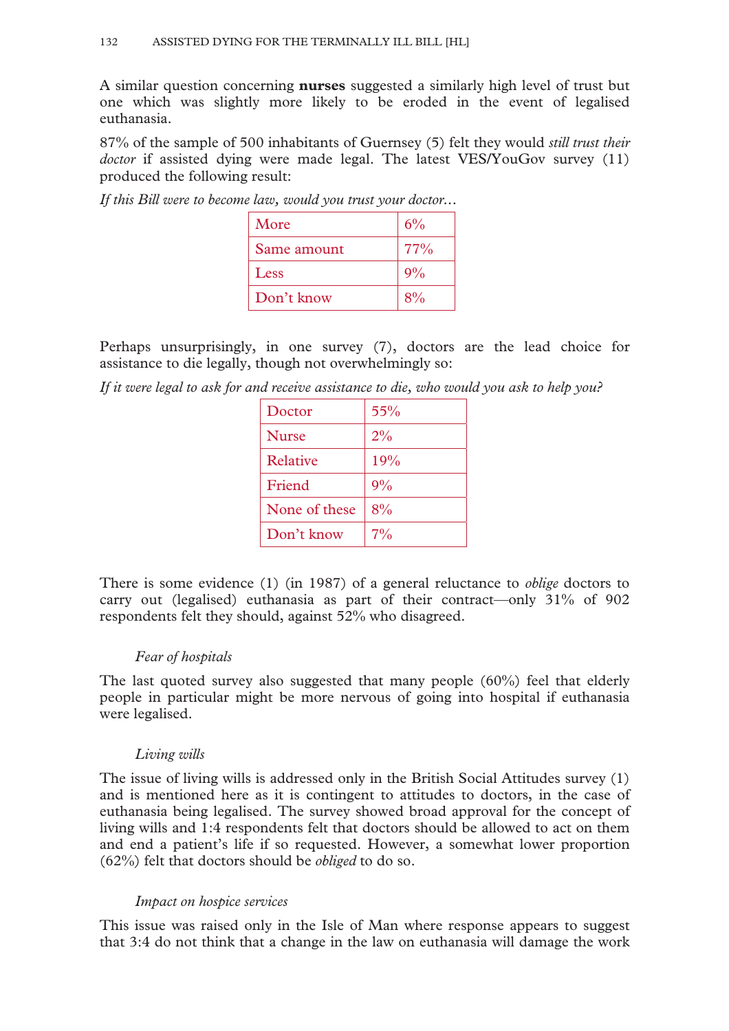A similar question concerning **nurses** suggested a similarly high level of trust but one which was slightly more likely to be eroded in the event of legalised euthanasia.

87% of the sample of 500 inhabitants of Guernsey (5) felt they would *still trust their doctor* if assisted dying were made legal. The latest VES/YouGov survey (11) produced the following result:

*If this Bill were to become law, would you trust your doctor…*

| | |
|---|---|
| More | 6% |
| Same amount | 77% |
| Less | 9% |
| Don't know | 8% |

Perhaps unsurprisingly, in one survey (7), doctors are the lead choice for assistance to die legally, though not overwhelmingly so:

*If it were legal to ask for and receive assistance to die, who would you ask to help you?*

| | |
|---|---|
| Doctor | 55% |
| Nurse | 2% |
| Relative | 19% |
| Friend | 9% |
| None of these | 8% |
| Don't know | 7% |

There is some evidence (1) (in 1987) of a general reluctance to *oblige* doctors to carry out (legalised) euthanasia as part of their contract—only 31% of 902 respondents felt they should, against 52% who disagreed.

*Fear of hospitals*

The last quoted survey also suggested that many people (60%) feel that elderly people in particular might be more nervous of going into hospital if euthanasia were legalised.

*Living wills*

The issue of living wills is addressed only in the British Social Attitudes survey (1) and is mentioned here as it is contingent to attitudes to doctors, in the case of euthanasia being legalised. The survey showed broad approval for the concept of living wills and 1:4 respondents felt that doctors should be allowed to act on them and end a patient's life if so requested. However, a somewhat lower proportion (62%) felt that doctors should be *obliged* to do so.

*Impact on hospice services*

This issue was raised only in the Isle of Man where response appears to suggest that 3:4 do not think that a change in the law on euthanasia will damage the work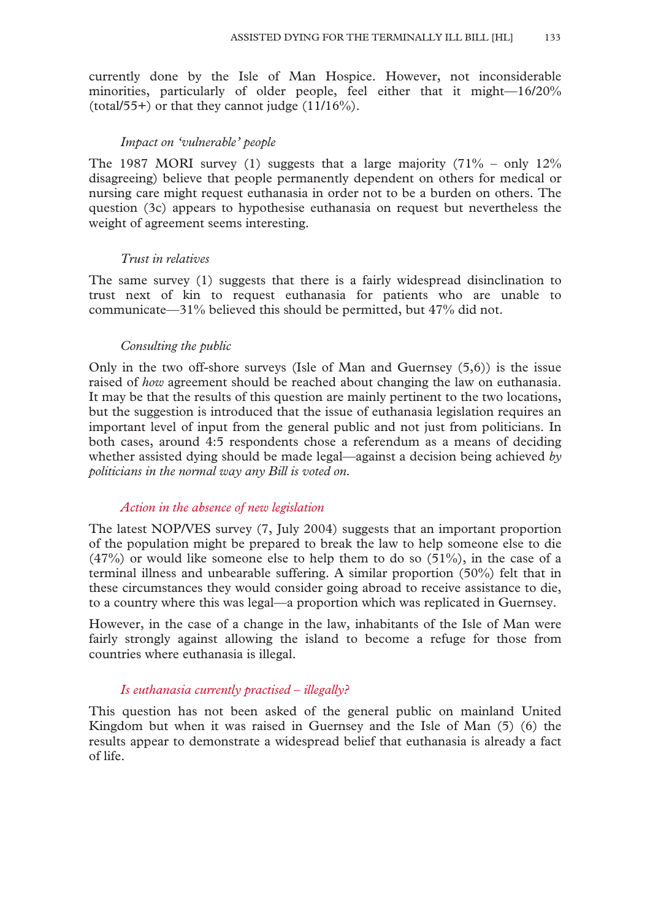currently done by the Isle of Man Hospice. However, not inconsiderable minorities, particularly of older people, feel either that it might—16/20% (total/55+) or that they cannot judge (11/16%).

### *Impact on 'vulnerable' people*

The 1987 MORI survey (1) suggests that a large majority (71% – only 12% disagreeing) believe that people permanently dependent on others for medical or nursing care might request euthanasia in order not to be a burden on others. The question (3c) appears to hypothesise euthanasia on request but nevertheless the weight of agreement seems interesting.

### *Trust in relatives*

The same survey (1) suggests that there is a fairly widespread disinclination to trust next of kin to request euthanasia for patients who are unable to communicate—31% believed this should be permitted, but 47% did not.

### *Consulting the public*

Only in the two off-shore surveys (Isle of Man and Guernsey (5,6)) is the issue raised of *how* agreement should be reached about changing the law on euthanasia. It may be that the results of this question are mainly pertinent to the two locations, but the suggestion is introduced that the issue of euthanasia legislation requires an important level of input from the general public and not just from politicians. In both cases, around 4:5 respondents chose a referendum as a means of deciding whether assisted dying should be made legal—against a decision being achieved *by politicians in the normal way any Bill is voted on.*

### *Action in the absence of new legislation*

The latest NOP/VES survey (7, July 2004) suggests that an important proportion of the population might be prepared to break the law to help someone else to die (47%) or would like someone else to help them to do so (51%), in the case of a terminal illness and unbearable suffering. A similar proportion (50%) felt that in these circumstances they would consider going abroad to receive assistance to die, to a country where this was legal—a proportion which was replicated in Guernsey.

However, in the case of a change in the law, inhabitants of the Isle of Man were fairly strongly against allowing the island to become a refuge for those from countries where euthanasia is illegal.

### *Is euthanasia currently practised – illegally?*

This question has not been asked of the general public on mainland United Kingdom but when it was raised in Guernsey and the Isle of Man (5) (6) the results appear to demonstrate a widespread belief that euthanasia is already a fact of life.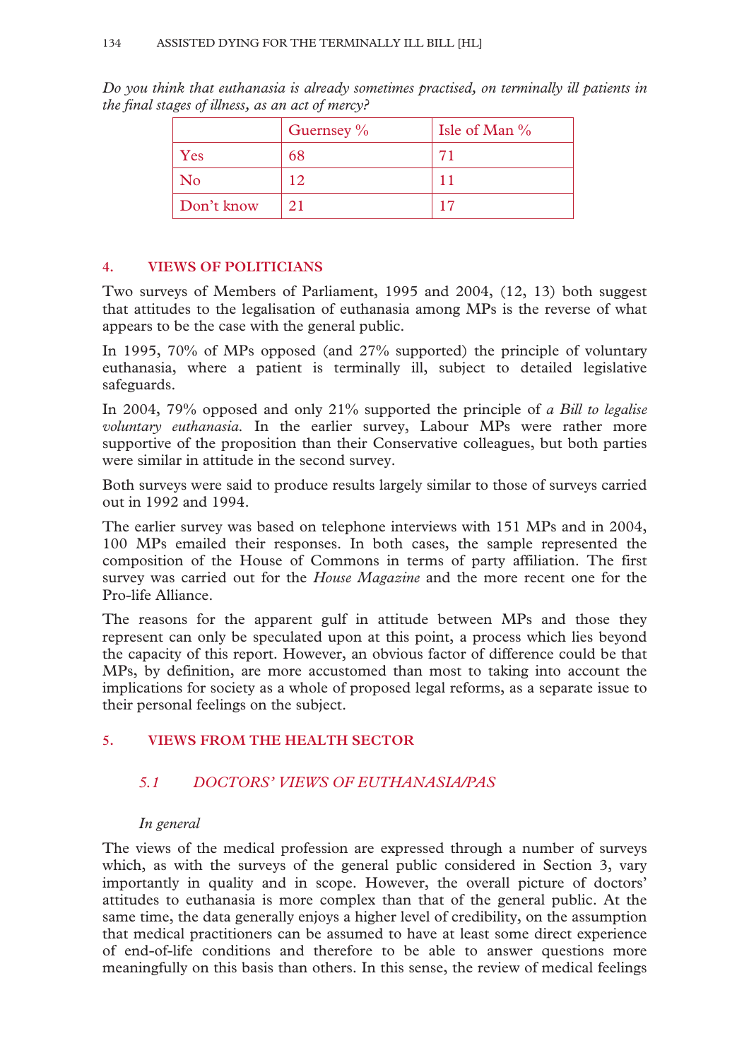*Do you think that euthanasia is already sometimes practised, on terminally ill patients in the final stages of illness, as an act of mercy?*

| | Guernsey % | Isle of Man % |
|---|---|---|
| Yes | 68 | 71 |
| No | 12 | 11 |
| Don't know | 21 | 17 |

## 4. VIEWS OF POLITICIANS

Two surveys of Members of Parliament, 1995 and 2004, (12, 13) both suggest that attitudes to the legalisation of euthanasia among MPs is the reverse of what appears to be the case with the general public.

In 1995, 70% of MPs opposed (and 27% supported) the principle of voluntary euthanasia, where a patient is terminally ill, subject to detailed legislative safeguards.

In 2004, 79% opposed and only 21% supported the principle of *a Bill to legalise voluntary euthanasia.* In the earlier survey, Labour MPs were rather more supportive of the proposition than their Conservative colleagues, but both parties were similar in attitude in the second survey.

Both surveys were said to produce results largely similar to those of surveys carried out in 1992 and 1994.

The earlier survey was based on telephone interviews with 151 MPs and in 2004, 100 MPs emailed their responses. In both cases, the sample represented the composition of the House of Commons in terms of party affiliation. The first survey was carried out for the *House Magazine* and the more recent one for the Pro-life Alliance.

The reasons for the apparent gulf in attitude between MPs and those they represent can only be speculated upon at this point, a process which lies beyond the capacity of this report. However, an obvious factor of difference could be that MPs, by definition, are more accustomed than most to taking into account the implications for society as a whole of proposed legal reforms, as a separate issue to their personal feelings on the subject.

## 5. VIEWS FROM THE HEALTH SECTOR

### *5.1 DOCTORS' VIEWS OF EUTHANASIA/PAS*

*In general*

The views of the medical profession are expressed through a number of surveys which, as with the surveys of the general public considered in Section 3, vary importantly in quality and in scope. However, the overall picture of doctors' attitudes to euthanasia is more complex than that of the general public. At the same time, the data generally enjoys a higher level of credibility, on the assumption that medical practitioners can be assumed to have at least some direct experience of end-of-life conditions and therefore to be able to answer questions more meaningfully on this basis than others. In this sense, the review of medical feelings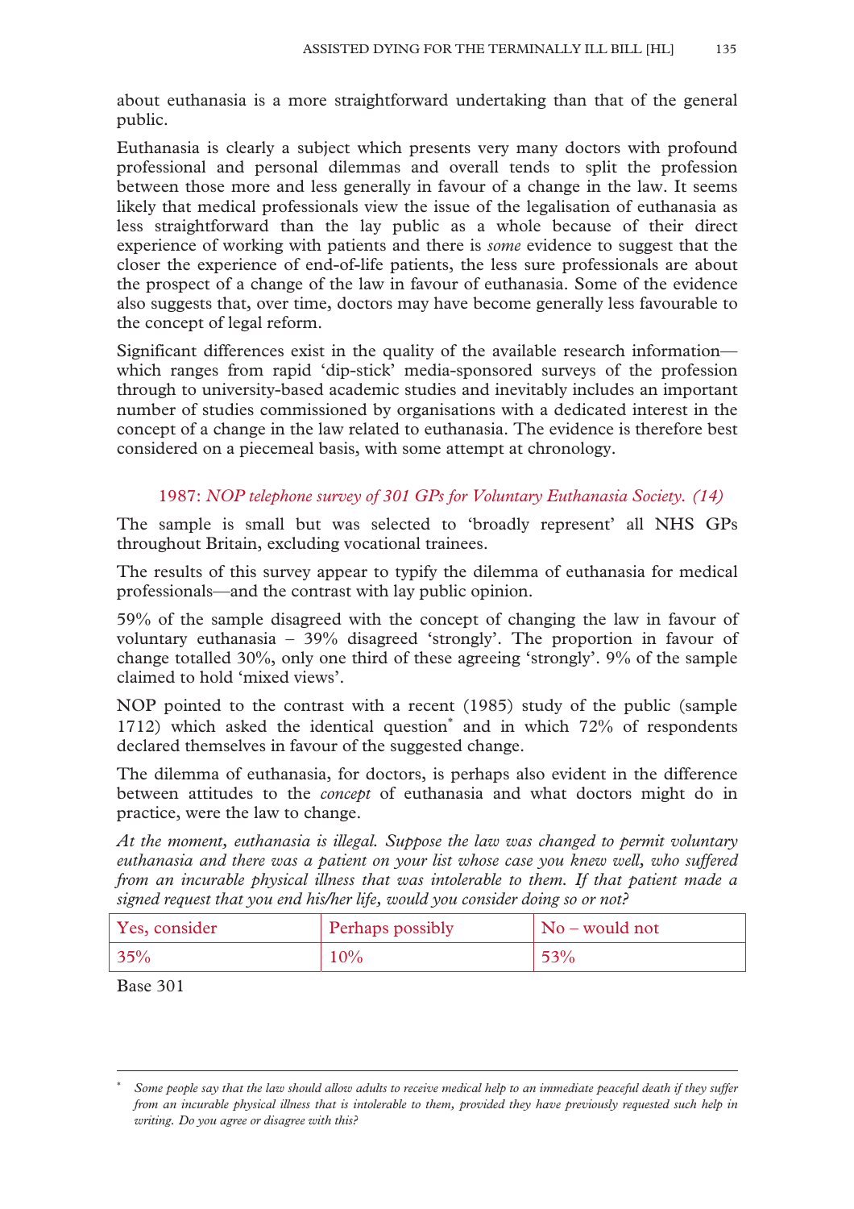about euthanasia is a more straightforward undertaking than that of the general public.

Euthanasia is clearly a subject which presents very many doctors with profound professional and personal dilemmas and overall tends to split the profession between those more and less generally in favour of a change in the law. It seems likely that medical professionals view the issue of the legalisation of euthanasia as less straightforward than the lay public as a whole because of their direct experience of working with patients and there is *some* evidence to suggest that the closer the experience of end-of-life patients, the less sure professionals are about the prospect of a change of the law in favour of euthanasia. Some of the evidence also suggests that, over time, doctors may have become generally less favourable to the concept of legal reform.

Significant differences exist in the quality of the available research information—which ranges from rapid 'dip-stick' media-sponsored surveys of the profession through to university-based academic studies and inevitably includes an important number of studies commissioned by organisations with a dedicated interest in the concept of a change in the law related to euthanasia. The evidence is therefore best considered on a piecemeal basis, with some attempt at chronology.

### 1987: *NOP telephone survey of 301 GPs for Voluntary Euthanasia Society. (14)*

The sample is small but was selected to 'broadly represent' all NHS GPs throughout Britain, excluding vocational trainees.

The results of this survey appear to typify the dilemma of euthanasia for medical professionals—and the contrast with lay public opinion.

59% of the sample disagreed with the concept of changing the law in favour of voluntary euthanasia – 39% disagreed 'strongly'. The proportion in favour of change totalled 30%, only one third of these agreeing 'strongly'. 9% of the sample claimed to hold 'mixed views'.

NOP pointed to the contrast with a recent (1985) study of the public (sample 1712) which asked the identical question* and in which 72% of respondents declared themselves in favour of the suggested change.

The dilemma of euthanasia, for doctors, is perhaps also evident in the difference between attitudes to the *concept* of euthanasia and what doctors might do in practice, were the law to change.

*At the moment, euthanasia is illegal. Suppose the law was changed to permit voluntary euthanasia and there was a patient on your list whose case you knew well, who suffered from an incurable physical illness that was intolerable to them. If that patient made a signed request that you end his/her life, would you consider doing so or not?*

| Yes, consider | Perhaps possibly | No – would not |
|---|---|---|
| 35% | 10% | 53% |

Base 301

---

\* *Some people say that the law should allow adults to receive medical help to an immediate peaceful death if they suffer from an incurable physical illness that is intolerable to them, provided they have previously requested such help in writing. Do you agree or disagree with this?*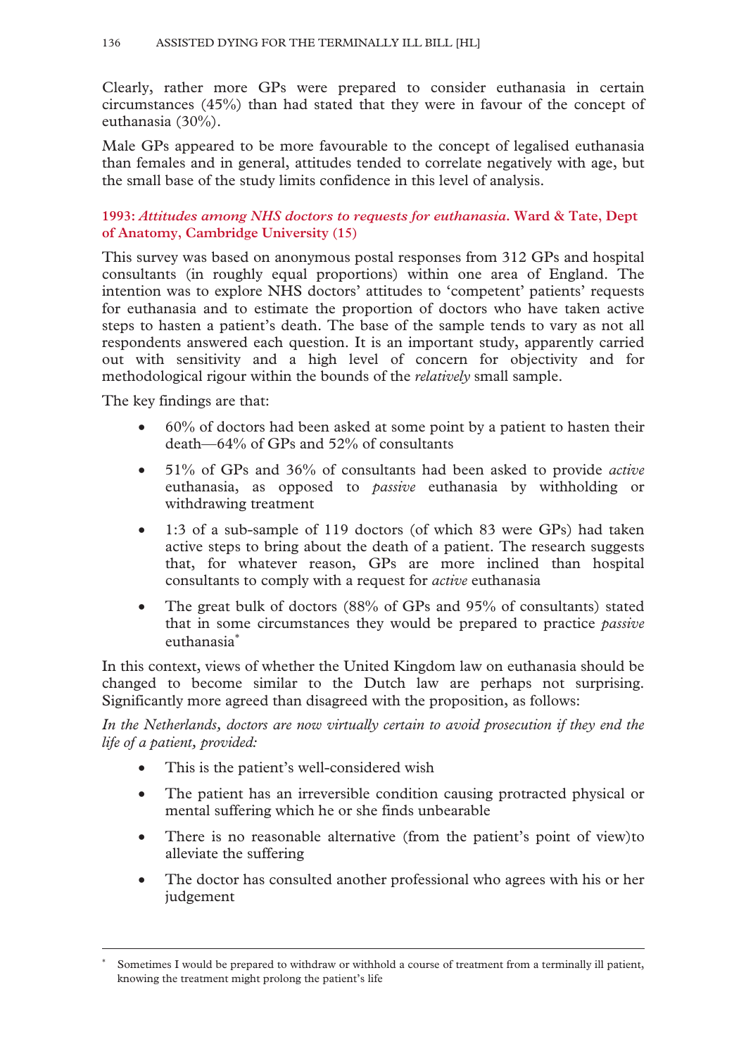Clearly, rather more GPs were prepared to consider euthanasia in certain circumstances (45%) than had stated that they were in favour of the concept of euthanasia (30%).

Male GPs appeared to be more favourable to the concept of legalised euthanasia than females and in general, attitudes tended to correlate negatively with age, but the small base of the study limits confidence in this level of analysis.

**1993: *Attitudes among NHS doctors to requests for euthanasia*. Ward & Tate, Dept of Anatomy, Cambridge University (15)**

This survey was based on anonymous postal responses from 312 GPs and hospital consultants (in roughly equal proportions) within one area of England. The intention was to explore NHS doctors' attitudes to 'competent' patients' requests for euthanasia and to estimate the proportion of doctors who have taken active steps to hasten a patient's death. The base of the sample tends to vary as not all respondents answered each question. It is an important study, apparently carried out with sensitivity and a high level of concern for objectivity and for methodological rigour within the bounds of the *relatively* small sample.

The key findings are that:

- 60% of doctors had been asked at some point by a patient to hasten their death—64% of GPs and 52% of consultants
- 51% of GPs and 36% of consultants had been asked to provide *active* euthanasia, as opposed to *passive* euthanasia by withholding or withdrawing treatment
- 1:3 of a sub-sample of 119 doctors (of which 83 were GPs) had taken active steps to bring about the death of a patient. The research suggests that, for whatever reason, GPs are more inclined than hospital consultants to comply with a request for *active* euthanasia
- The great bulk of doctors (88% of GPs and 95% of consultants) stated that in some circumstances they would be prepared to practice *passive* euthanasia*

In this context, views of whether the United Kingdom law on euthanasia should be changed to become similar to the Dutch law are perhaps not surprising. Significantly more agreed than disagreed with the proposition, as follows:

*In the Netherlands, doctors are now virtually certain to avoid prosecution if they end the life of a patient, provided:*

- This is the patient's well-considered wish
- The patient has an irreversible condition causing protracted physical or mental suffering which he or she finds unbearable
- There is no reasonable alternative (from the patient's point of view)to alleviate the suffering
- The doctor has consulted another professional who agrees with his or her judgement

---

* Sometimes I would be prepared to withdraw or withhold a course of treatment from a terminally ill patient, knowing the treatment might prolong the patient's life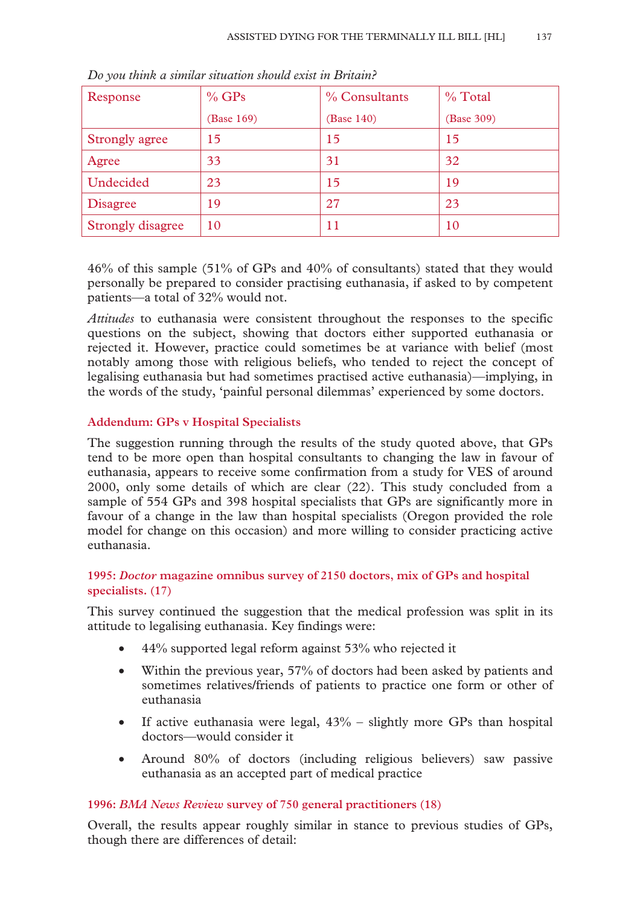*Do you think a similar situation should exist in Britain?*

| Response | % GPs (Base 169) | % Consultants (Base 140) | % Total (Base 309) |
|---|---|---|---|
| Strongly agree | 15 | 15 | 15 |
| Agree | 33 | 31 | 32 |
| Undecided | 23 | 15 | 19 |
| Disagree | 19 | 27 | 23 |
| Strongly disagree | 10 | 11 | 10 |

46% of this sample (51% of GPs and 40% of consultants) stated that they would personally be prepared to consider practising euthanasia, if asked to by competent patients—a total of 32% would not.

*Attitudes* to euthanasia were consistent throughout the responses to the specific questions on the subject, showing that doctors either supported euthanasia or rejected it. However, practice could sometimes be at variance with belief (most notably among those with religious beliefs, who tended to reject the concept of legalising euthanasia but had sometimes practised active euthanasia)—implying, in the words of the study, 'painful personal dilemmas' experienced by some doctors.

#### Addendum: GPs v Hospital Specialists

The suggestion running through the results of the study quoted above, that GPs tend to be more open than hospital consultants to changing the law in favour of euthanasia, appears to receive some confirmation from a study for VES of around 2000, only some details of which are clear (22). This study concluded from a sample of 554 GPs and 398 hospital specialists that GPs are significantly more in favour of a change in the law than hospital specialists (Oregon provided the role model for change on this occasion) and more willing to consider practicing active euthanasia.

#### 1995: *Doctor* magazine omnibus survey of 2150 doctors, mix of GPs and hospital specialists. (17)

This survey continued the suggestion that the medical profession was split in its attitude to legalising euthanasia. Key findings were:

- 44% supported legal reform against 53% who rejected it
- Within the previous year, 57% of doctors had been asked by patients and sometimes relatives/friends of patients to practice one form or other of euthanasia
- If active euthanasia were legal, 43% – slightly more GPs than hospital doctors—would consider it
- Around 80% of doctors (including religious believers) saw passive euthanasia as an accepted part of medical practice

#### 1996: *BMA News Review* survey of 750 general practitioners (18)

Overall, the results appear roughly similar in stance to previous studies of GPs, though there are differences of detail: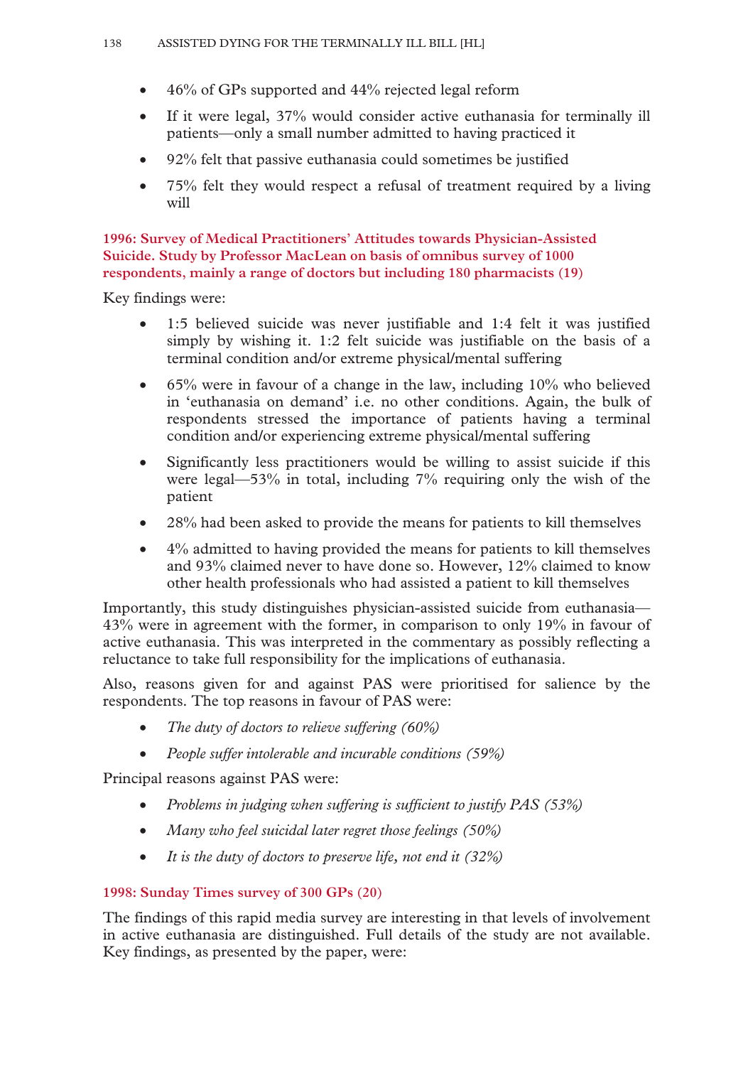- 46% of GPs supported and 44% rejected legal reform
- If it were legal, 37% would consider active euthanasia for terminally ill patients—only a small number admitted to having practiced it
- 92% felt that passive euthanasia could sometimes be justified
- 75% felt they would respect a refusal of treatment required by a living will

**1996: Survey of Medical Practitioners' Attitudes towards Physician-Assisted Suicide. Study by Professor MacLean on basis of omnibus survey of 1000 respondents, mainly a range of doctors but including 180 pharmacists (19)**

Key findings were:

- 1:5 believed suicide was never justifiable and 1:4 felt it was justified simply by wishing it. 1:2 felt suicide was justifiable on the basis of a terminal condition and/or extreme physical/mental suffering
- 65% were in favour of a change in the law, including 10% who believed in 'euthanasia on demand' i.e. no other conditions. Again, the bulk of respondents stressed the importance of patients having a terminal condition and/or experiencing extreme physical/mental suffering
- Significantly less practitioners would be willing to assist suicide if this were legal—53% in total, including 7% requiring only the wish of the patient
- 28% had been asked to provide the means for patients to kill themselves
- 4% admitted to having provided the means for patients to kill themselves and 93% claimed never to have done so. However, 12% claimed to know other health professionals who had assisted a patient to kill themselves

Importantly, this study distinguishes physician-assisted suicide from euthanasia—43% were in agreement with the former, in comparison to only 19% in favour of active euthanasia. This was interpreted in the commentary as possibly reflecting a reluctance to take full responsibility for the implications of euthanasia.

Also, reasons given for and against PAS were prioritised for salience by the respondents. The top reasons in favour of PAS were:

- *The duty of doctors to relieve suffering (60%)*
- *People suffer intolerable and incurable conditions (59%)*

Principal reasons against PAS were:

- *Problems in judging when suffering is sufficient to justify PAS (53%)*
- *Many who feel suicidal later regret those feelings (50%)*
- *It is the duty of doctors to preserve life, not end it (32%)*

**1998: Sunday Times survey of 300 GPs (20)**

The findings of this rapid media survey are interesting in that levels of involvement in active euthanasia are distinguished. Full details of the study are not available. Key findings, as presented by the paper, were: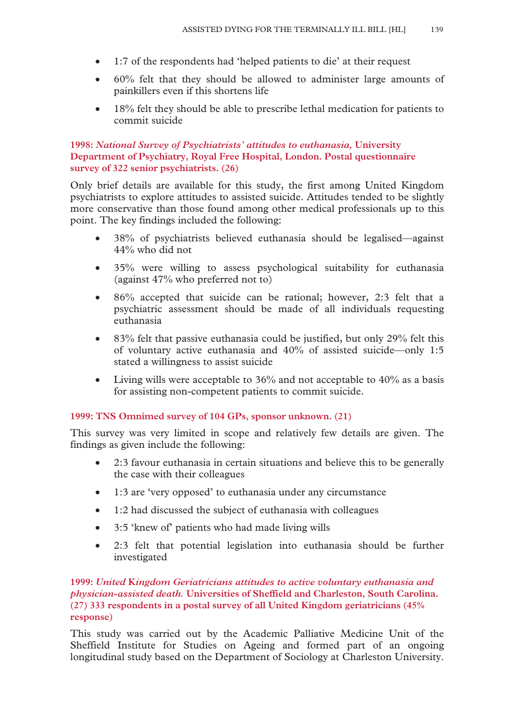- 1:7 of the respondents had 'helped patients to die' at their request
- 60% felt that they should be allowed to administer large amounts of painkillers even if this shortens life
- 18% felt they should be able to prescribe lethal medication for patients to commit suicide

**1998: *National Survey of Psychiatrists' attitudes to euthanasia,* University Department of Psychiatry, Royal Free Hospital, London. Postal questionnaire survey of 322 senior psychiatrists. (26)**

Only brief details are available for this study, the first among United Kingdom psychiatrists to explore attitudes to assisted suicide. Attitudes tended to be slightly more conservative than those found among other medical professionals up to this point. The key findings included the following:

- 38% of psychiatrists believed euthanasia should be legalised—against 44% who did not
- 35% were willing to assess psychological suitability for euthanasia (against 47% who preferred not to)
- 86% accepted that suicide can be rational; however, 2:3 felt that a psychiatric assessment should be made of all individuals requesting euthanasia
- 83% felt that passive euthanasia could be justified, but only 29% felt this of voluntary active euthanasia and 40% of assisted suicide—only 1:5 stated a willingness to assist suicide
- Living wills were acceptable to 36% and not acceptable to 40% as a basis for assisting non-competent patients to commit suicide.

**1999: TNS Omnimed survey of 104 GPs, sponsor unknown. (21)**

This survey was very limited in scope and relatively few details are given. The findings as given include the following:

- 2:3 favour euthanasia in certain situations and believe this to be generally the case with their colleagues
- 1:3 are 'very opposed' to euthanasia under any circumstance
- 1:2 had discussed the subject of euthanasia with colleagues
- 3:5 'knew of' patients who had made living wills
- 2:3 felt that potential legislation into euthanasia should be further investigated

**1999: *United Kingdom Geriatricians attitudes to active voluntary euthanasia and physician-assisted death.* Universities of Sheffield and Charleston, South Carolina. (27) 333 respondents in a postal survey of all United Kingdom geriatricians (45% response)**

This study was carried out by the Academic Palliative Medicine Unit of the Sheffield Institute for Studies on Ageing and formed part of an ongoing longitudinal study based on the Department of Sociology at Charleston University.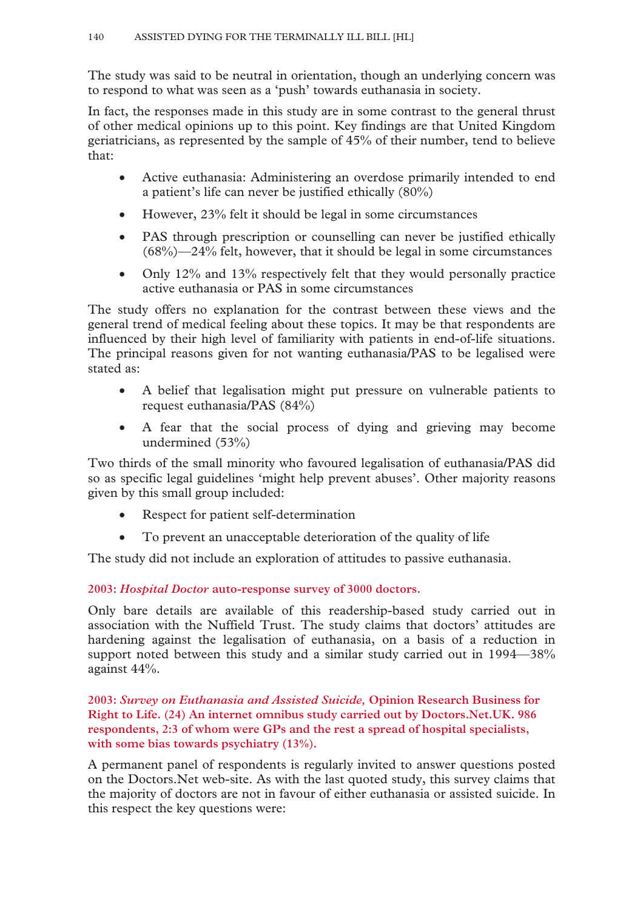The study was said to be neutral in orientation, though an underlying concern was to respond to what was seen as a 'push' towards euthanasia in society.

In fact, the responses made in this study are in some contrast to the general thrust of other medical opinions up to this point. Key findings are that United Kingdom geriatricians, as represented by the sample of 45% of their number, tend to believe that:

- Active euthanasia: Administering an overdose primarily intended to end a patient's life can never be justified ethically (80%)
- However, 23% felt it should be legal in some circumstances
- PAS through prescription or counselling can never be justified ethically (68%)—24% felt, however, that it should be legal in some circumstances
- Only 12% and 13% respectively felt that they would personally practice active euthanasia or PAS in some circumstances

The study offers no explanation for the contrast between these views and the general trend of medical feeling about these topics. It may be that respondents are influenced by their high level of familiarity with patients in end-of-life situations. The principal reasons given for not wanting euthanasia/PAS to be legalised were stated as:

- A belief that legalisation might put pressure on vulnerable patients to request euthanasia/PAS (84%)
- A fear that the social process of dying and grieving may become undermined (53%)

Two thirds of the small minority who favoured legalisation of euthanasia/PAS did so as specific legal guidelines 'might help prevent abuses'. Other majority reasons given by this small group included:

- Respect for patient self-determination
- To prevent an unacceptable deterioration of the quality of life

The study did not include an exploration of attitudes to passive euthanasia.

### 2003: *Hospital Doctor* auto-response survey of 3000 doctors.

Only bare details are available of this readership-based study carried out in association with the Nuffield Trust. The study claims that doctors' attitudes are hardening against the legalisation of euthanasia, on a basis of a reduction in support noted between this study and a similar study carried out in 1994—38% against 44%.

### 2003: *Survey on Euthanasia and Assisted Suicide,* Opinion Research Business for Right to Life. (24) An internet omnibus study carried out by Doctors.Net.UK. 986 respondents, 2:3 of whom were GPs and the rest a spread of hospital specialists, with some bias towards psychiatry (13%).

A permanent panel of respondents is regularly invited to answer questions posted on the Doctors.Net web-site. As with the last quoted study, this survey claims that the majority of doctors are not in favour of either euthanasia or assisted suicide. In this respect the key questions were: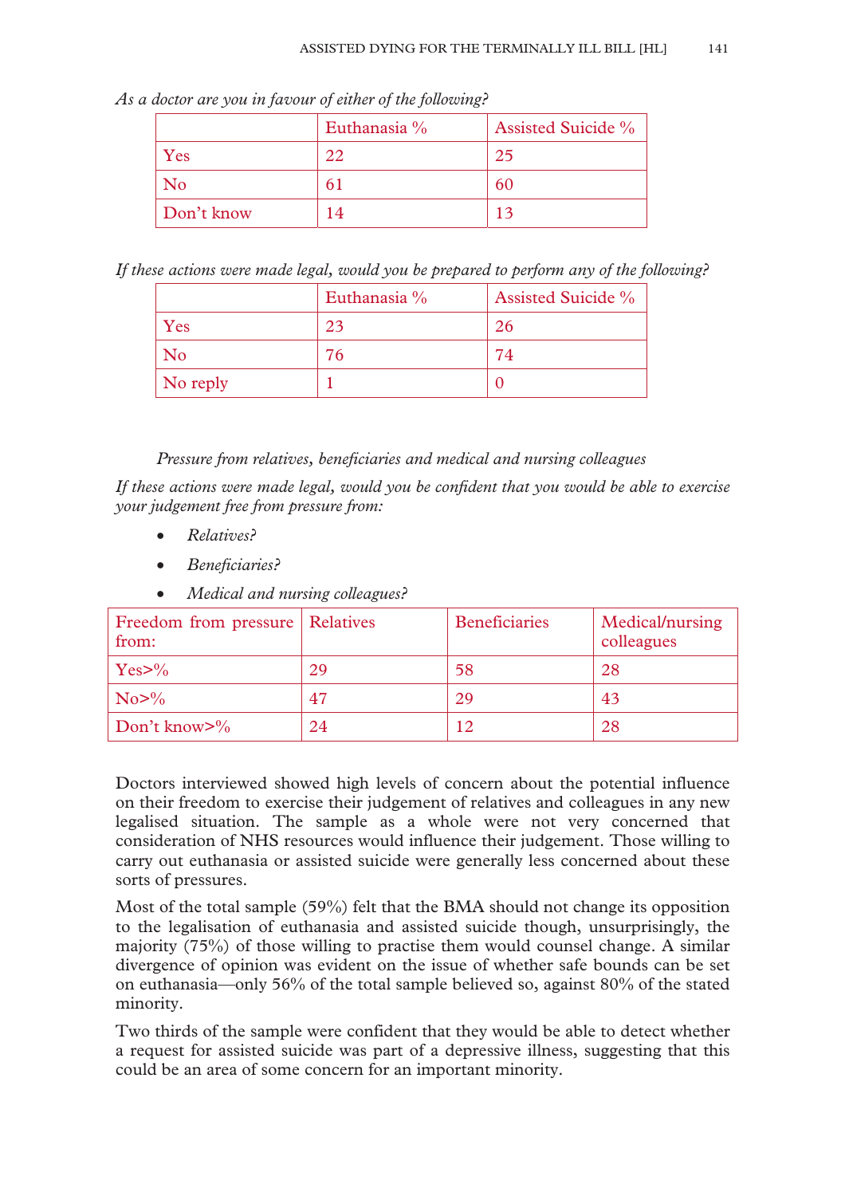*As a doctor are you in favour of either of the following?*

| | Euthanasia % | Assisted Suicide % |
|---|---|---|
| Yes | 22 | 25 |
| No | 61 | 60 |
| Don't know | 14 | 13 |

*If these actions were made legal, would you be prepared to perform any of the following?*

| | Euthanasia % | Assisted Suicide % |
|---|---|---|
| Yes | 23 | 26 |
| No | 76 | 74 |
| No reply | 1 | 0 |

*Pressure from relatives, beneficiaries and medical and nursing colleagues*

*If these actions were made legal, would you be confident that you would be able to exercise your judgement free from pressure from:*

- *Relatives?*
- *Beneficiaries?*
- *Medical and nursing colleagues?*

| Freedom from pressure from: | Relatives | Beneficiaries | Medical/nursing colleagues |
|---|---|---|---|
| Yes>% | 29 | 58 | 28 |
| No>% | 47 | 29 | 43 |
| Don't know>% | 24 | 12 | 28 |

Doctors interviewed showed high levels of concern about the potential influence on their freedom to exercise their judgement of relatives and colleagues in any new legalised situation. The sample as a whole were not very concerned that consideration of NHS resources would influence their judgement. Those willing to carry out euthanasia or assisted suicide were generally less concerned about these sorts of pressures.

Most of the total sample (59%) felt that the BMA should not change its opposition to the legalisation of euthanasia and assisted suicide though, unsurprisingly, the majority (75%) of those willing to practise them would counsel change. A similar divergence of opinion was evident on the issue of whether safe bounds can be set on euthanasia—only 56% of the total sample believed so, against 80% of the stated minority.

Two thirds of the sample were confident that they would be able to detect whether a request for assisted suicide was part of a depressive illness, suggesting that this could be an area of some concern for an important minority.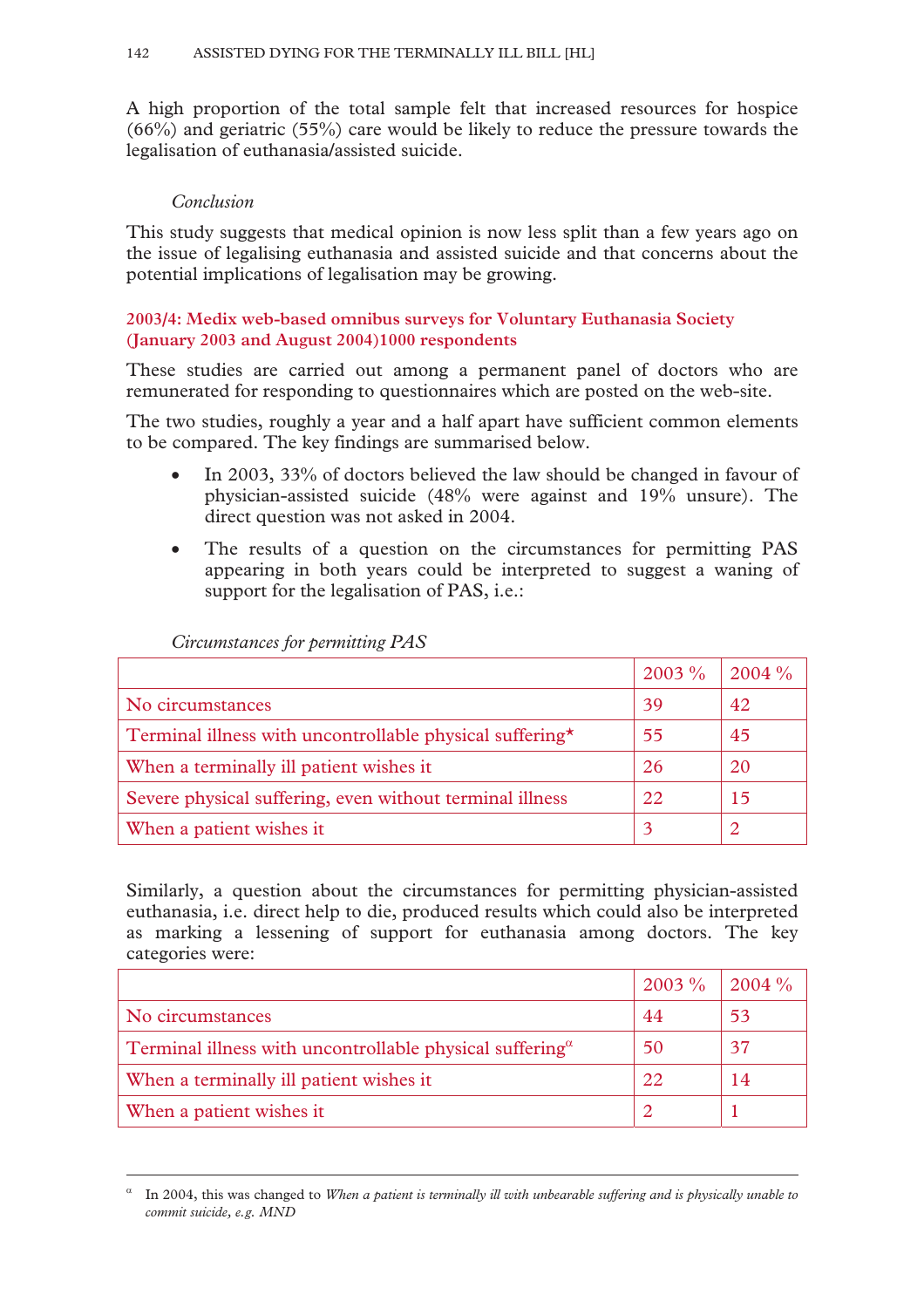A high proportion of the total sample felt that increased resources for hospice (66%) and geriatric (55%) care would be likely to reduce the pressure towards the legalisation of euthanasia/assisted suicide.

*Conclusion*

This study suggests that medical opinion is now less split than a few years ago on the issue of legalising euthanasia and assisted suicide and that concerns about the potential implications of legalisation may be growing.

**2003/4: Medix web-based omnibus surveys for Voluntary Euthanasia Society (January 2003 and August 2004)1000 respondents**

These studies are carried out among a permanent panel of doctors who are remunerated for responding to questionnaires which are posted on the web-site.

The two studies, roughly a year and a half apart have sufficient common elements to be compared. The key findings are summarised below.

- In 2003, 33% of doctors believed the law should be changed in favour of physician-assisted suicide (48% were against and 19% unsure). The direct question was not asked in 2004.
- The results of a question on the circumstances for permitting PAS appearing in both years could be interpreted to suggest a waning of support for the legalisation of PAS, i.e.:

*Circumstances for permitting PAS*

| | 2003 % | 2004 % |
|---|---|---|
| No circumstances | 39 | 42 |
| Terminal illness with uncontrollable physical suffering* | 55 | 45 |
| When a terminally ill patient wishes it | 26 | 20 |
| Severe physical suffering, even without terminal illness | 22 | 15 |
| When a patient wishes it | 3 | 2 |

Similarly, a question about the circumstances for permitting physician-assisted euthanasia, i.e. direct help to die, produced results which could also be interpreted as marking a lessening of support for euthanasia among doctors. The key categories were:

| | 2003 % | 2004 % |
|---|---|---|
| No circumstances | 44 | 53 |
| Terminal illness with uncontrollable physical suffering[α] | 50 | 37 |
| When a terminally ill patient wishes it | 22 | 14 |
| When a patient wishes it | 2 | 1 |

---

[α] In 2004, this was changed to *When a patient is terminally ill with unbearable suffering and is physically unable to commit suicide, e.g. MND*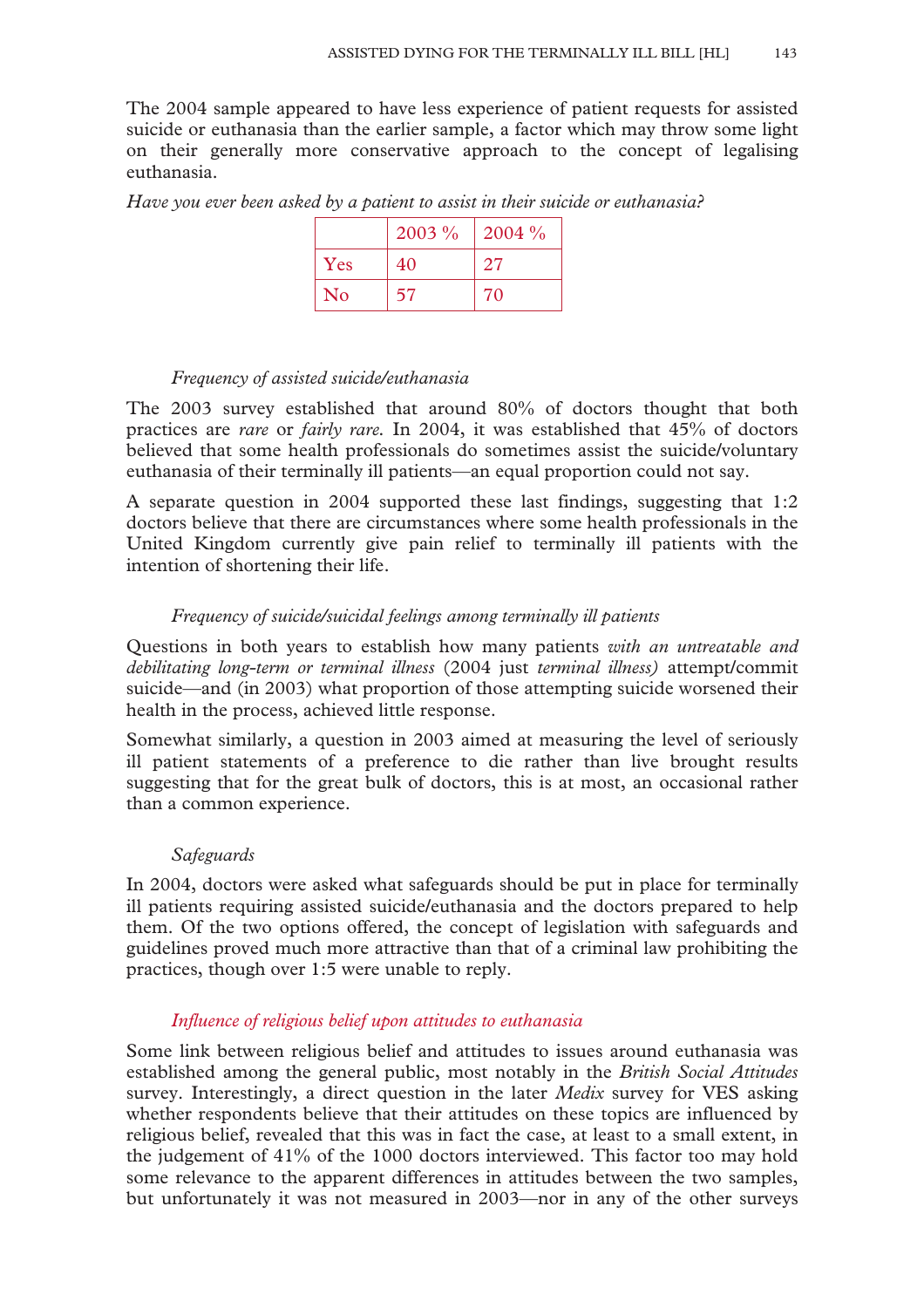The 2004 sample appeared to have less experience of patient requests for assisted suicide or euthanasia than the earlier sample, a factor which may throw some light on their generally more conservative approach to the concept of legalising euthanasia.

*Have you ever been asked by a patient to assist in their suicide or euthanasia?*

| | 2003 % | 2004 % |
|---|---|---|
| Yes | 40 | 27 |
| No | 57 | 70 |

*Frequency of assisted suicide/euthanasia*

The 2003 survey established that around 80% of doctors thought that both practices are *rare* or *fairly rare*. In 2004, it was established that 45% of doctors believed that some health professionals do sometimes assist the suicide/voluntary euthanasia of their terminally ill patients—an equal proportion could not say.

A separate question in 2004 supported these last findings, suggesting that 1:2 doctors believe that there are circumstances where some health professionals in the United Kingdom currently give pain relief to terminally ill patients with the intention of shortening their life.

*Frequency of suicide/suicidal feelings among terminally ill patients*

Questions in both years to establish how many patients *with an untreatable and debilitating long-term or terminal illness* (2004 just *terminal illness)* attempt/commit suicide—and (in 2003) what proportion of those attempting suicide worsened their health in the process, achieved little response.

Somewhat similarly, a question in 2003 aimed at measuring the level of seriously ill patient statements of a preference to die rather than live brought results suggesting that for the great bulk of doctors, this is at most, an occasional rather than a common experience.

*Safeguards*

In 2004, doctors were asked what safeguards should be put in place for terminally ill patients requiring assisted suicide/euthanasia and the doctors prepared to help them. Of the two options offered, the concept of legislation with safeguards and guidelines proved much more attractive than that of a criminal law prohibiting the practices, though over 1:5 were unable to reply.

*Influence of religious belief upon attitudes to euthanasia*

Some link between religious belief and attitudes to issues around euthanasia was established among the general public, most notably in the *British Social Attitudes* survey. Interestingly, a direct question in the later *Medix* survey for VES asking whether respondents believe that their attitudes on these topics are influenced by religious belief, revealed that this was in fact the case, at least to a small extent, in the judgement of 41% of the 1000 doctors interviewed. This factor too may hold some relevance to the apparent differences in attitudes between the two samples, but unfortunately it was not measured in 2003—nor in any of the other surveys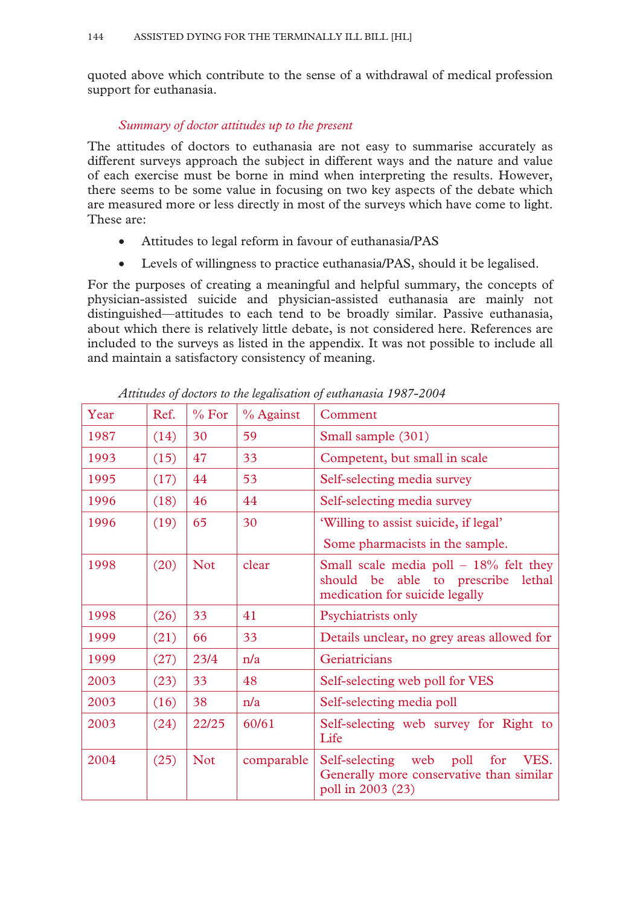quoted above which contribute to the sense of a withdrawal of medical profession support for euthanasia.

*Summary of doctor attitudes up to the present*

The attitudes of doctors to euthanasia are not easy to summarise accurately as different surveys approach the subject in different ways and the nature and value of each exercise must be borne in mind when interpreting the results. However, there seems to be some value in focusing on two key aspects of the debate which are measured more or less directly in most of the surveys which have come to light. These are:

- Attitudes to legal reform in favour of euthanasia/PAS
- Levels of willingness to practice euthanasia/PAS, should it be legalised.

For the purposes of creating a meaningful and helpful summary, the concepts of physician-assisted suicide and physician-assisted euthanasia are mainly not distinguished—attitudes to each tend to be broadly similar. Passive euthanasia, about which there is relatively little debate, is not considered here. References are included to the surveys as listed in the appendix. It was not possible to include all and maintain a satisfactory consistency of meaning.

*Attitudes of doctors to the legalisation of euthanasia 1987-2004*

| Year | Ref. | % For | % Against | Comment |
|---|---|---|---|---|
| 1987 | (14) | 30 | 59 | Small sample (301) |
| 1993 | (15) | 47 | 33 | Competent, but small in scale |
| 1995 | (17) | 44 | 53 | Self-selecting media survey |
| 1996 | (18) | 46 | 44 | Self-selecting media survey |
| 1996 | (19) | 65 | 30 | 'Willing to assist suicide, if legal' Some pharmacists in the sample. |
| 1998 | (20) | Not | clear | Small scale media poll – 18% felt they should be able to prescribe lethal medication for suicide legally |
| 1998 | (26) | 33 | 41 | Psychiatrists only |
| 1999 | (21) | 66 | 33 | Details unclear, no grey areas allowed for |
| 1999 | (27) | 23/4 | n/a | Geriatricians |
| 2003 | (23) | 33 | 48 | Self-selecting web poll for VES |
| 2003 | (16) | 38 | n/a | Self-selecting media poll |
| 2003 | (24) | 22/25 | 60/61 | Self-selecting web survey for Right to Life |
| 2004 | (25) | Not | comparable | Self-selecting web poll for VES. Generally more conservative than similar poll in 2003 (23) |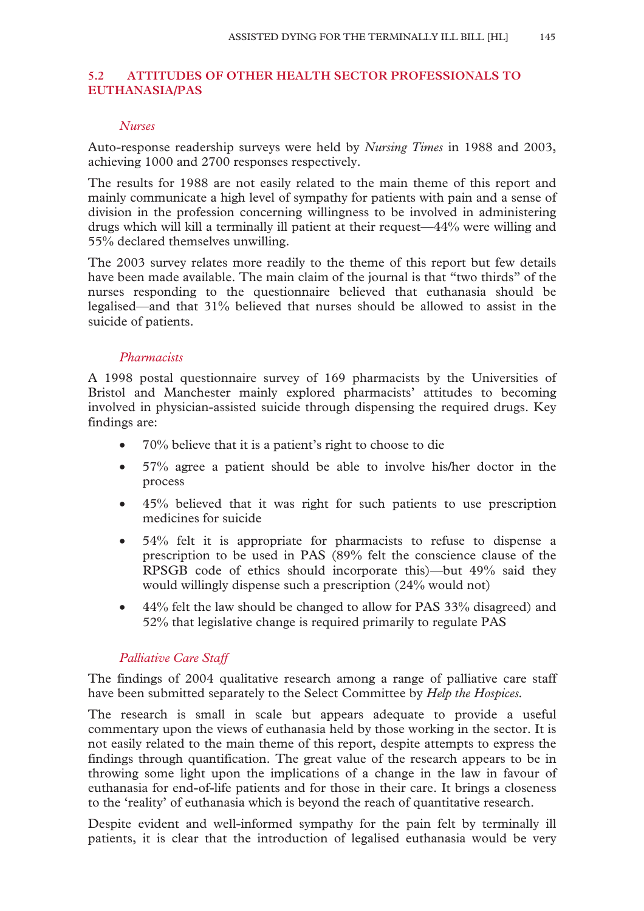## 5.2 ATTITUDES OF OTHER HEALTH SECTOR PROFESSIONALS TO EUTHANASIA/PAS

### *Nurses*

Auto-response readership surveys were held by *Nursing Times* in 1988 and 2003, achieving 1000 and 2700 responses respectively.

The results for 1988 are not easily related to the main theme of this report and mainly communicate a high level of sympathy for patients with pain and a sense of division in the profession concerning willingness to be involved in administering drugs which will kill a terminally ill patient at their request—44% were willing and 55% declared themselves unwilling.

The 2003 survey relates more readily to the theme of this report but few details have been made available. The main claim of the journal is that "two thirds" of the nurses responding to the questionnaire believed that euthanasia should be legalised—and that 31% believed that nurses should be allowed to assist in the suicide of patients.

### *Pharmacists*

A 1998 postal questionnaire survey of 169 pharmacists by the Universities of Bristol and Manchester mainly explored pharmacists' attitudes to becoming involved in physician-assisted suicide through dispensing the required drugs. Key findings are:

- 70% believe that it is a patient's right to choose to die
- 57% agree a patient should be able to involve his/her doctor in the process
- 45% believed that it was right for such patients to use prescription medicines for suicide
- 54% felt it is appropriate for pharmacists to refuse to dispense a prescription to be used in PAS (89% felt the conscience clause of the RPSGB code of ethics should incorporate this)—but 49% said they would willingly dispense such a prescription (24% would not)
- 44% felt the law should be changed to allow for PAS 33% disagreed) and 52% that legislative change is required primarily to regulate PAS

### *Palliative Care Staff*

The findings of 2004 qualitative research among a range of palliative care staff have been submitted separately to the Select Committee by *Help the Hospices.*

The research is small in scale but appears adequate to provide a useful commentary upon the views of euthanasia held by those working in the sector. It is not easily related to the main theme of this report, despite attempts to express the findings through quantification. The great value of the research appears to be in throwing some light upon the implications of a change in the law in favour of euthanasia for end-of-life patients and for those in their care. It brings a closeness to the 'reality' of euthanasia which is beyond the reach of quantitative research.

Despite evident and well-informed sympathy for the pain felt by terminally ill patients, it is clear that the introduction of legalised euthanasia would be very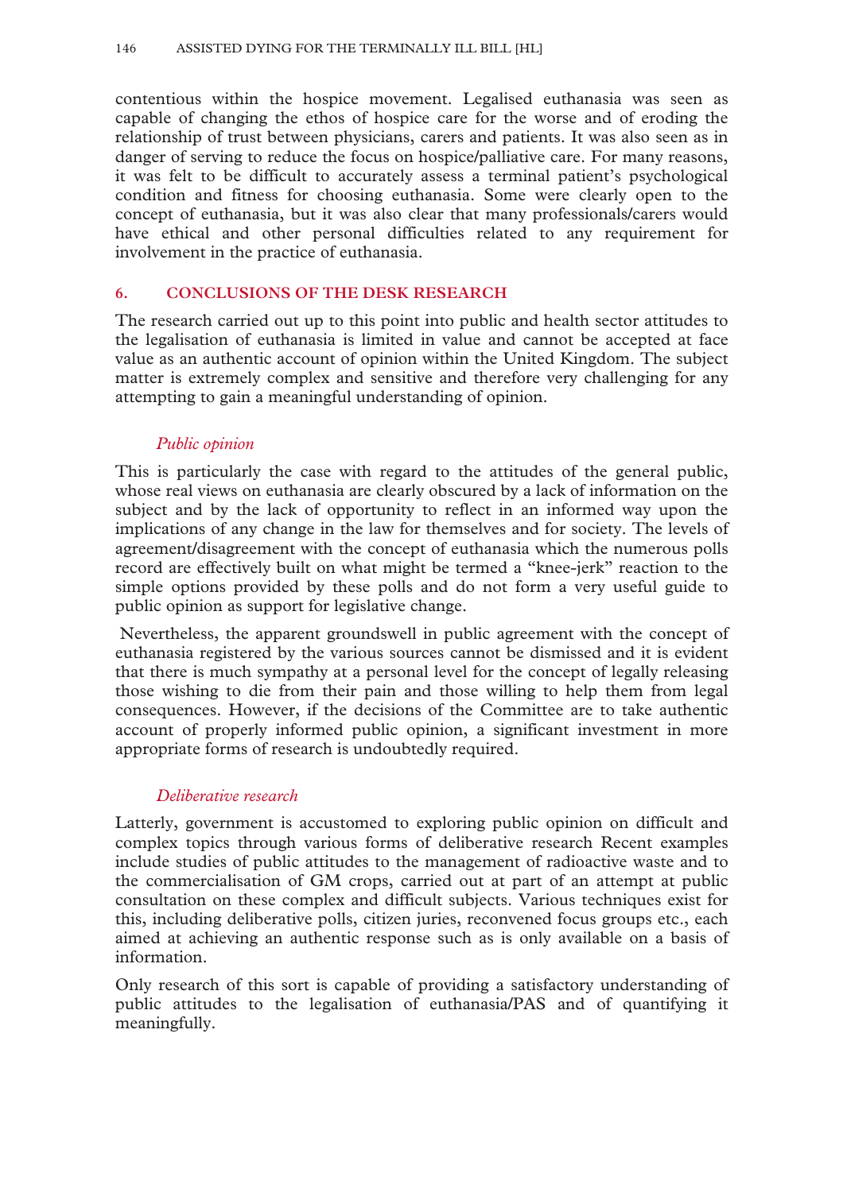contentious within the hospice movement. Legalised euthanasia was seen as capable of changing the ethos of hospice care for the worse and of eroding the relationship of trust between physicians, carers and patients. It was also seen as in danger of serving to reduce the focus on hospice/palliative care. For many reasons, it was felt to be difficult to accurately assess a terminal patient's psychological condition and fitness for choosing euthanasia. Some were clearly open to the concept of euthanasia, but it was also clear that many professionals/carers would have ethical and other personal difficulties related to any requirement for involvement in the practice of euthanasia.

## 6. CONCLUSIONS OF THE DESK RESEARCH

The research carried out up to this point into public and health sector attitudes to the legalisation of euthanasia is limited in value and cannot be accepted at face value as an authentic account of opinion within the United Kingdom. The subject matter is extremely complex and sensitive and therefore very challenging for any attempting to gain a meaningful understanding of opinion.

### *Public opinion*

This is particularly the case with regard to the attitudes of the general public, whose real views on euthanasia are clearly obscured by a lack of information on the subject and by the lack of opportunity to reflect in an informed way upon the implications of any change in the law for themselves and for society. The levels of agreement/disagreement with the concept of euthanasia which the numerous polls record are effectively built on what might be termed a "knee-jerk" reaction to the simple options provided by these polls and do not form a very useful guide to public opinion as support for legislative change.

Nevertheless, the apparent groundswell in public agreement with the concept of euthanasia registered by the various sources cannot be dismissed and it is evident that there is much sympathy at a personal level for the concept of legally releasing those wishing to die from their pain and those willing to help them from legal consequences. However, if the decisions of the Committee are to take authentic account of properly informed public opinion, a significant investment in more appropriate forms of research is undoubtedly required.

### *Deliberative research*

Latterly, government is accustomed to exploring public opinion on difficult and complex topics through various forms of deliberative research Recent examples include studies of public attitudes to the management of radioactive waste and to the commercialisation of GM crops, carried out at part of an attempt at public consultation on these complex and difficult subjects. Various techniques exist for this, including deliberative polls, citizen juries, reconvened focus groups etc., each aimed at achieving an authentic response such as is only available on a basis of information.

Only research of this sort is capable of providing a satisfactory understanding of public attitudes to the legalisation of euthanasia/PAS and of quantifying it meaningfully.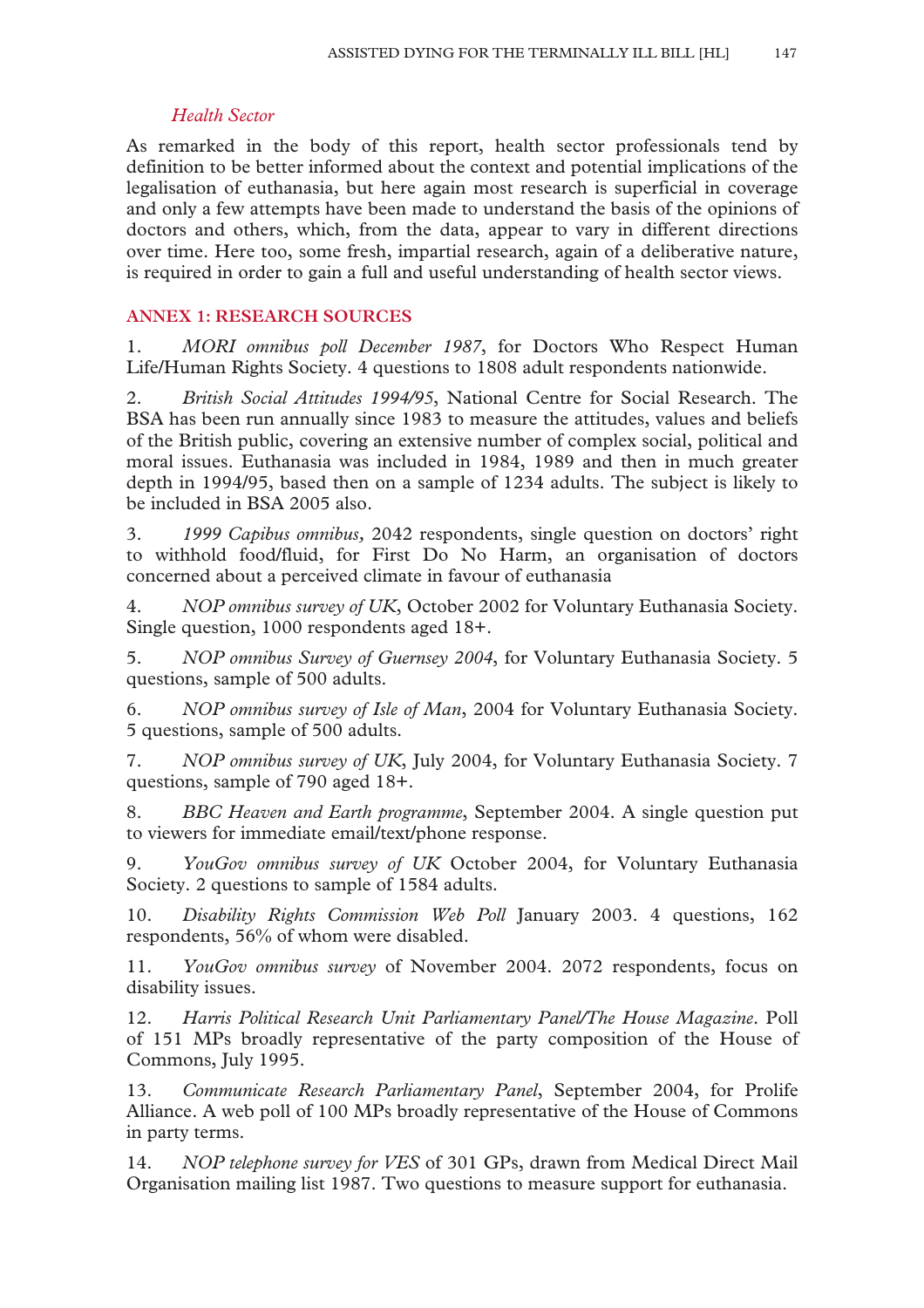### *Health Sector*

As remarked in the body of this report, health sector professionals tend by definition to be better informed about the context and potential implications of the legalisation of euthanasia, but here again most research is superficial in coverage and only a few attempts have been made to understand the basis of the opinions of doctors and others, which, from the data, appear to vary in different directions over time. Here too, some fresh, impartial research, again of a deliberative nature, is required in order to gain a full and useful understanding of health sector views.

## ANNEX 1: RESEARCH SOURCES

1. *MORI omnibus poll December 1987*, for Doctors Who Respect Human Life/Human Rights Society. 4 questions to 1808 adult respondents nationwide.

2. *British Social Attitudes 1994/95*, National Centre for Social Research. The BSA has been run annually since 1983 to measure the attitudes, values and beliefs of the British public, covering an extensive number of complex social, political and moral issues. Euthanasia was included in 1984, 1989 and then in much greater depth in 1994/95, based then on a sample of 1234 adults. The subject is likely to be included in BSA 2005 also.

3. *1999 Capibus omnibus,* 2042 respondents, single question on doctors' right to withhold food/fluid, for First Do No Harm, an organisation of doctors concerned about a perceived climate in favour of euthanasia

4. *NOP omnibus survey of UK*, October 2002 for Voluntary Euthanasia Society. Single question, 1000 respondents aged 18+.

5. *NOP omnibus Survey of Guernsey 2004*, for Voluntary Euthanasia Society. 5 questions, sample of 500 adults.

6. *NOP omnibus survey of Isle of Man*, 2004 for Voluntary Euthanasia Society. 5 questions, sample of 500 adults.

7. *NOP omnibus survey of UK*, July 2004, for Voluntary Euthanasia Society. 7 questions, sample of 790 aged 18+.

8. *BBC Heaven and Earth programme*, September 2004. A single question put to viewers for immediate email/text/phone response.

9. *YouGov omnibus survey of UK* October 2004, for Voluntary Euthanasia Society. 2 questions to sample of 1584 adults.

10. *Disability Rights Commission Web Poll* January 2003. 4 questions, 162 respondents, 56% of whom were disabled.

11. *YouGov omnibus survey* of November 2004. 2072 respondents, focus on disability issues.

12. *Harris Political Research Unit Parliamentary Panel/The House Magazine*. Poll of 151 MPs broadly representative of the party composition of the House of Commons, July 1995.

13. *Communicate Research Parliamentary Panel*, September 2004, for Prolife Alliance. A web poll of 100 MPs broadly representative of the House of Commons in party terms.

14. *NOP telephone survey for VES* of 301 GPs, drawn from Medical Direct Mail Organisation mailing list 1987. Two questions to measure support for euthanasia.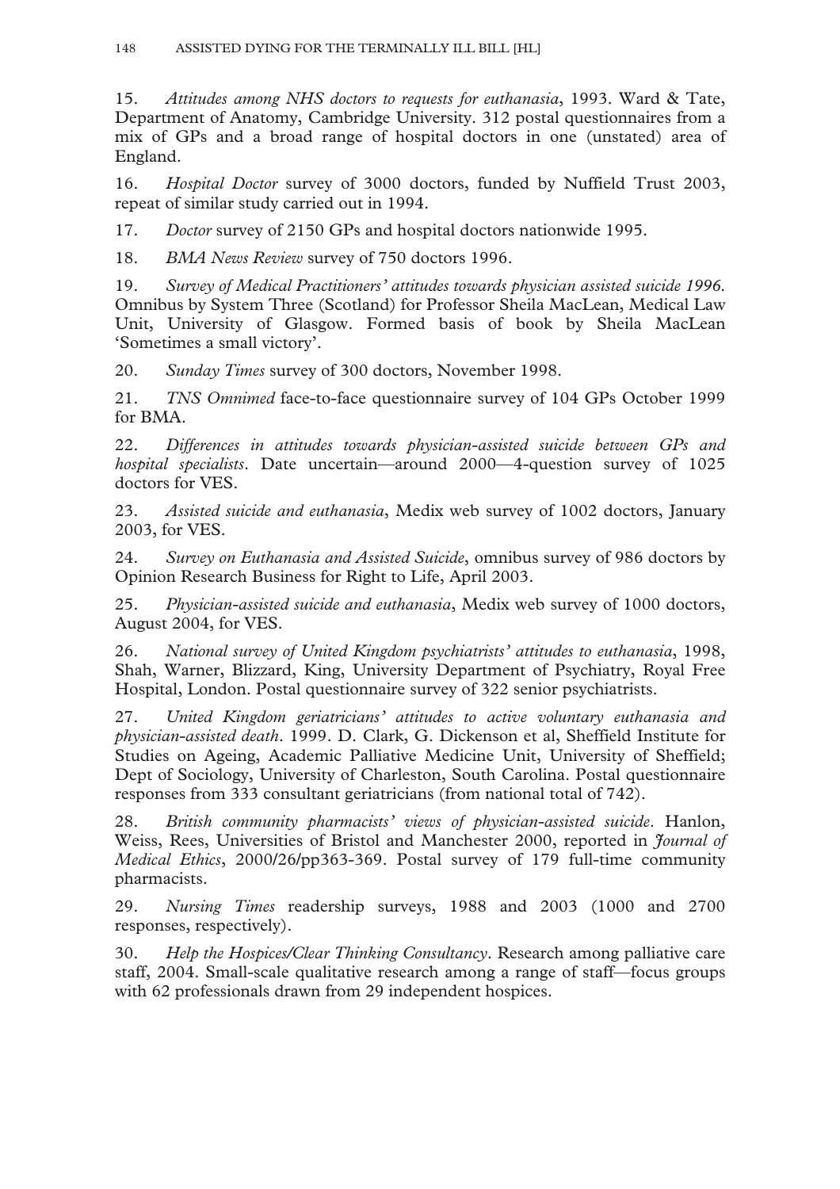15. *Attitudes among NHS doctors to requests for euthanasia*, 1993. Ward & Tate, Department of Anatomy, Cambridge University. 312 postal questionnaires from a mix of GPs and a broad range of hospital doctors in one (unstated) area of England.

16. *Hospital Doctor* survey of 3000 doctors, funded by Nuffield Trust 2003, repeat of similar study carried out in 1994.

17. *Doctor* survey of 2150 GPs and hospital doctors nationwide 1995.

18. *BMA News Review* survey of 750 doctors 1996.

19. *Survey of Medical Practitioners' attitudes towards physician assisted suicide 1996.* Omnibus by System Three (Scotland) for Professor Sheila MacLean, Medical Law Unit, University of Glasgow. Formed basis of book by Sheila MacLean 'Sometimes a small victory'.

20. *Sunday Times* survey of 300 doctors, November 1998.

21. *TNS Omnimed* face-to-face questionnaire survey of 104 GPs October 1999 for BMA.

22. *Differences in attitudes towards physician-assisted suicide between GPs and hospital specialists*. Date uncertain—around 2000—4-question survey of 1025 doctors for VES.

23. *Assisted suicide and euthanasia*, Medix web survey of 1002 doctors, January 2003, for VES.

24. *Survey on Euthanasia and Assisted Suicide*, omnibus survey of 986 doctors by Opinion Research Business for Right to Life, April 2003.

25. *Physician-assisted suicide and euthanasia*, Medix web survey of 1000 doctors, August 2004, for VES.

26. *National survey of United Kingdom psychiatrists' attitudes to euthanasia*, 1998, Shah, Warner, Blizzard, King, University Department of Psychiatry, Royal Free Hospital, London. Postal questionnaire survey of 322 senior psychiatrists.

27. *United Kingdom geriatricians' attitudes to active voluntary euthanasia and physician-assisted death*. 1999. D. Clark, G. Dickenson et al, Sheffield Institute for Studies on Ageing, Academic Palliative Medicine Unit, University of Sheffield; Dept of Sociology, University of Charleston, South Carolina. Postal questionnaire responses from 333 consultant geriatricians (from national total of 742).

28. *British community pharmacists' views of physician-assisted suicide*. Hanlon, Weiss, Rees, Universities of Bristol and Manchester 2000, reported in *Journal of Medical Ethics*, 2000/26/pp363-369. Postal survey of 179 full-time community pharmacists.

29. *Nursing Times* readership surveys, 1988 and 2003 (1000 and 2700 responses, respectively).

30. *Help the Hospices/Clear Thinking Consultancy*. Research among palliative care staff, 2004. Small-scale qualitative research among a range of staff—focus groups with 62 professionals drawn from 29 independent hospices.